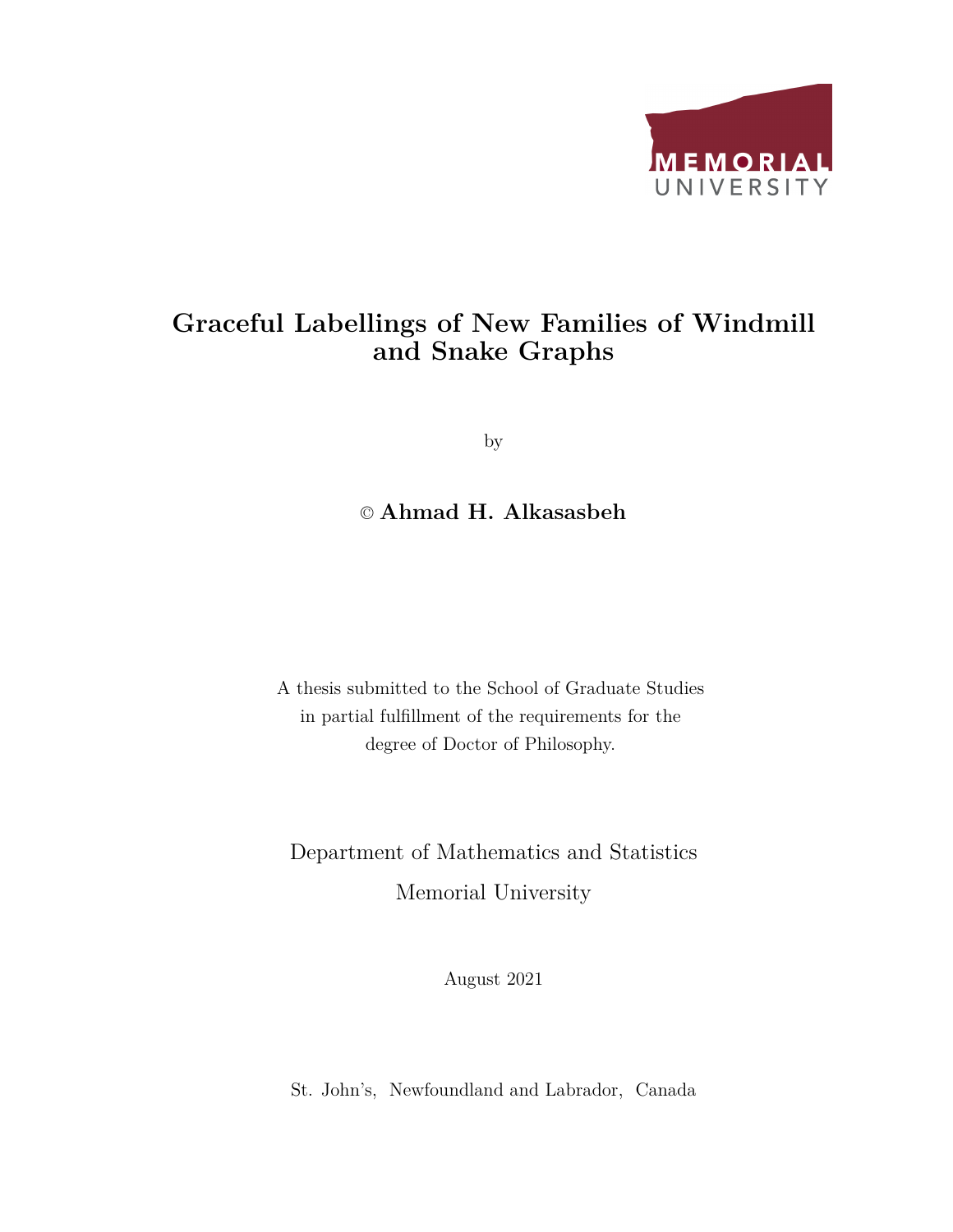MEMORIAL UNIVERSITY

# Graceful Labellings of New Families of Windmill and Snake Graphs

by

© **Ahmad H. Alkasasbeh**

A thesis submitted to the School of Graduate Studies
in partial fulfillment of the requirements for the
degree of Doctor of Philosophy.

Department of Mathematics and Statistics
Memorial University

August 2021

St. John's, Newfoundland and Labrador, Canada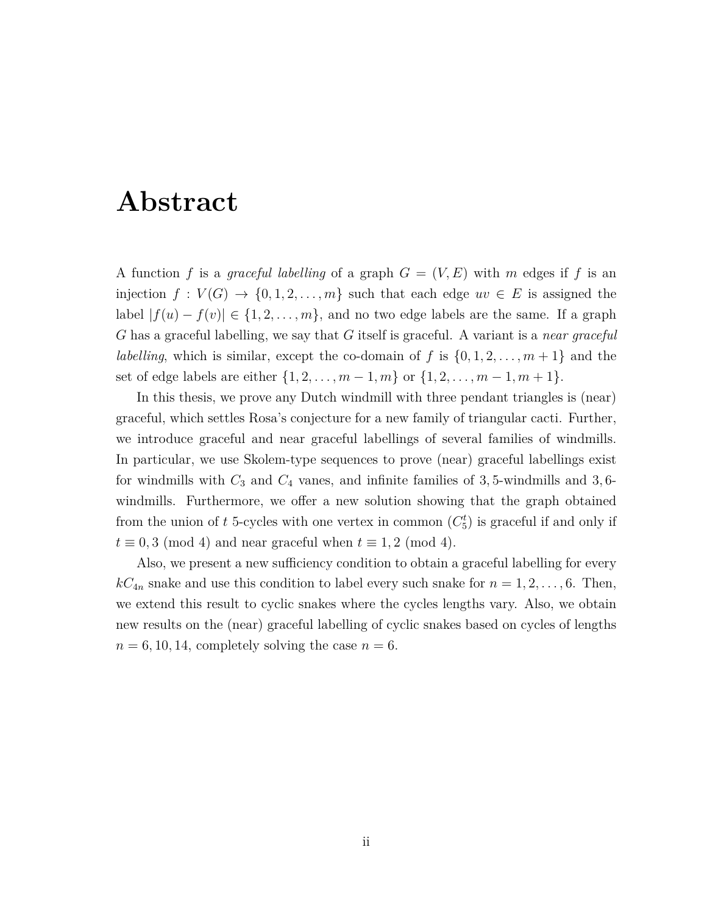# Abstract

A function $f$ is a *graceful labelling* of a graph $G = (V, E)$ with $m$ edges if $f$ is an injection $f : V(G) \to \{0, 1, 2, \ldots, m\}$ such that each edge $uv \in E$ is assigned the label $|f(u) - f(v)| \in \{1, 2, \ldots, m\}$, and no two edge labels are the same. If a graph $G$ has a graceful labelling, we say that $G$ itself is graceful. A variant is a *near graceful labelling*, which is similar, except the co-domain of $f$ is $\{0, 1, 2, \ldots, m + 1\}$ and the set of edge labels are either $\{1, 2, \ldots, m - 1, m\}$ or $\{1, 2, \ldots, m - 1, m + 1\}$.

In this thesis, we prove any Dutch windmill with three pendant triangles is (near) graceful, which settles Rosa's conjecture for a new family of triangular cacti. Further, we introduce graceful and near graceful labellings of several families of windmills. In particular, we use Skolem-type sequences to prove (near) graceful labellings exist for windmills with $C_3$ and $C_4$ vanes, and infinite families of 3, 5-windmills and 3, 6-windmills. Furthermore, we offer a new solution showing that the graph obtained from the union of $t$ 5-cycles with one vertex in common ($C_5^t$) is graceful if and only if $t \equiv 0, 3 \pmod 4$ and near graceful when $t \equiv 1, 2 \pmod 4$.

Also, we present a new sufficiency condition to obtain a graceful labelling for every $kC_{4n}$ snake and use this condition to label every such snake for $n = 1, 2, \ldots, 6$. Then, we extend this result to cyclic snakes where the cycles lengths vary. Also, we obtain new results on the (near) graceful labelling of cyclic snakes based on cycles of lengths $n = 6, 10, 14$, completely solving the case $n = 6$.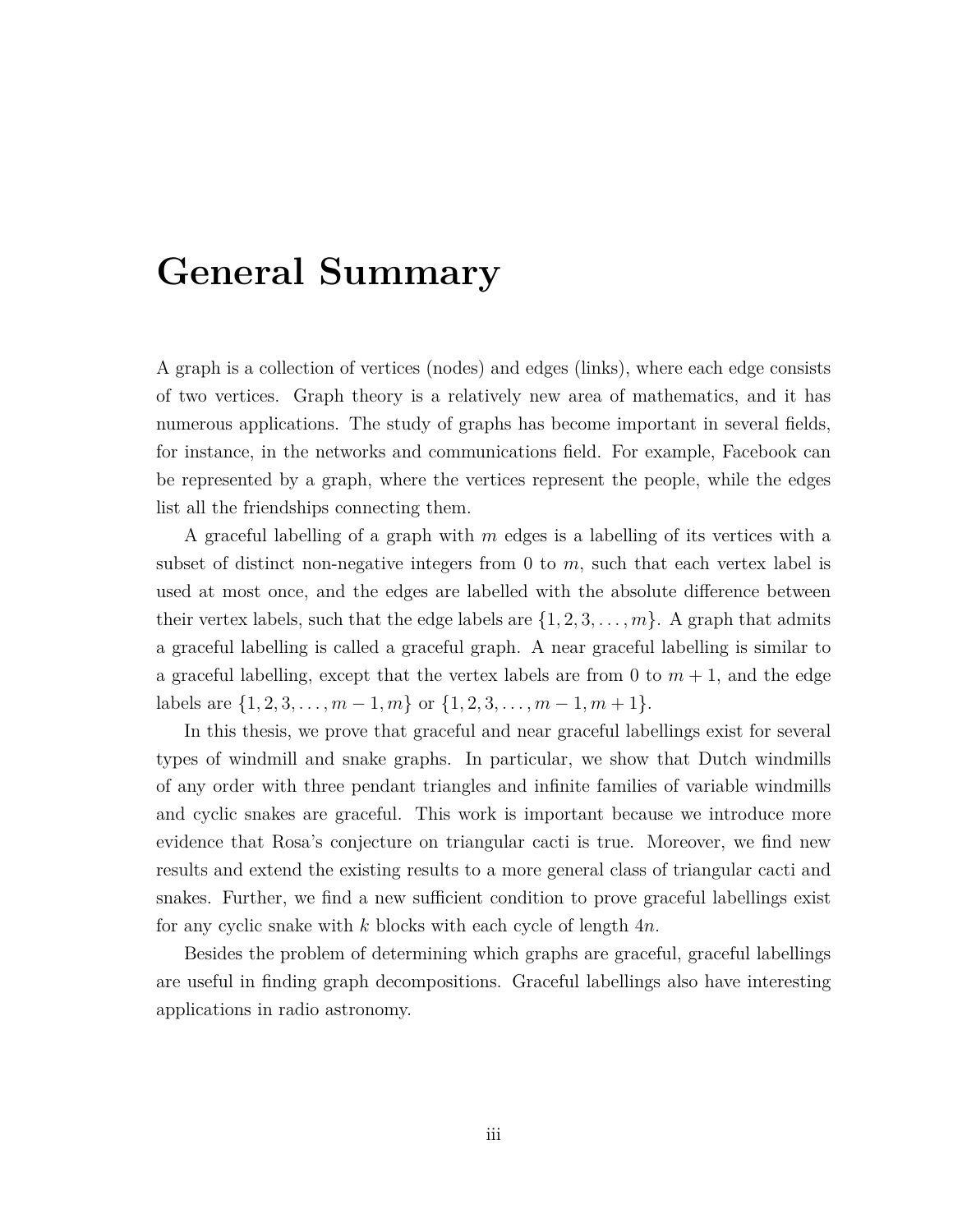# General Summary

A graph is a collection of vertices (nodes) and edges (links), where each edge consists of two vertices. Graph theory is a relatively new area of mathematics, and it has numerous applications. The study of graphs has become important in several fields, for instance, in the networks and communications field. For example, Facebook can be represented by a graph, where the vertices represent the people, while the edges list all the friendships connecting them.

A graceful labelling of a graph with $m$ edges is a labelling of its vertices with a subset of distinct non-negative integers from 0 to $m$, such that each vertex label is used at most once, and the edges are labelled with the absolute difference between their vertex labels, such that the edge labels are $\{1, 2, 3, \ldots, m\}$. A graph that admits a graceful labelling is called a graceful graph. A near graceful labelling is similar to a graceful labelling, except that the vertex labels are from 0 to $m+1$, and the edge labels are $\{1, 2, 3, \ldots, m-1, m\}$ or $\{1, 2, 3, \ldots, m-1, m+1\}$.

In this thesis, we prove that graceful and near graceful labellings exist for several types of windmill and snake graphs. In particular, we show that Dutch windmills of any order with three pendant triangles and infinite families of variable windmills and cyclic snakes are graceful. This work is important because we introduce more evidence that Rosa's conjecture on triangular cacti is true. Moreover, we find new results and extend the existing results to a more general class of triangular cacti and snakes. Further, we find a new sufficient condition to prove graceful labellings exist for any cyclic snake with $k$ blocks with each cycle of length $4n$.

Besides the problem of determining which graphs are graceful, graceful labellings are useful in finding graph decompositions. Graceful labellings also have interesting applications in radio astronomy.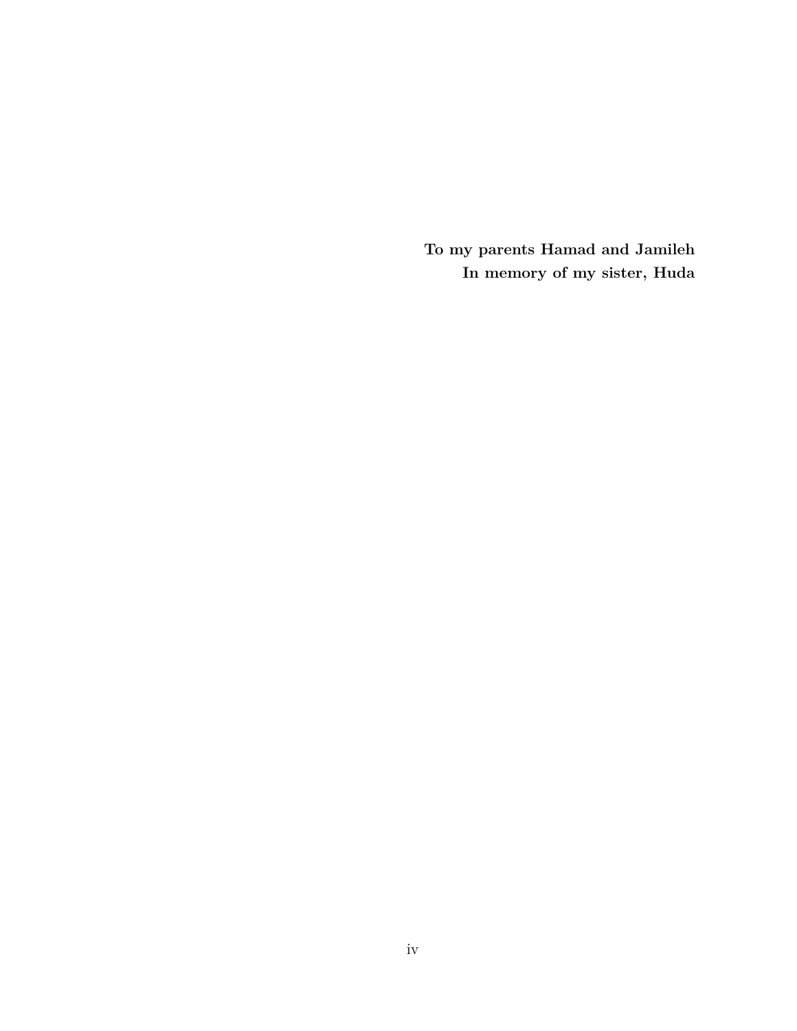**To my parents Hamad and Jamileh**
**In memory of my sister, Huda**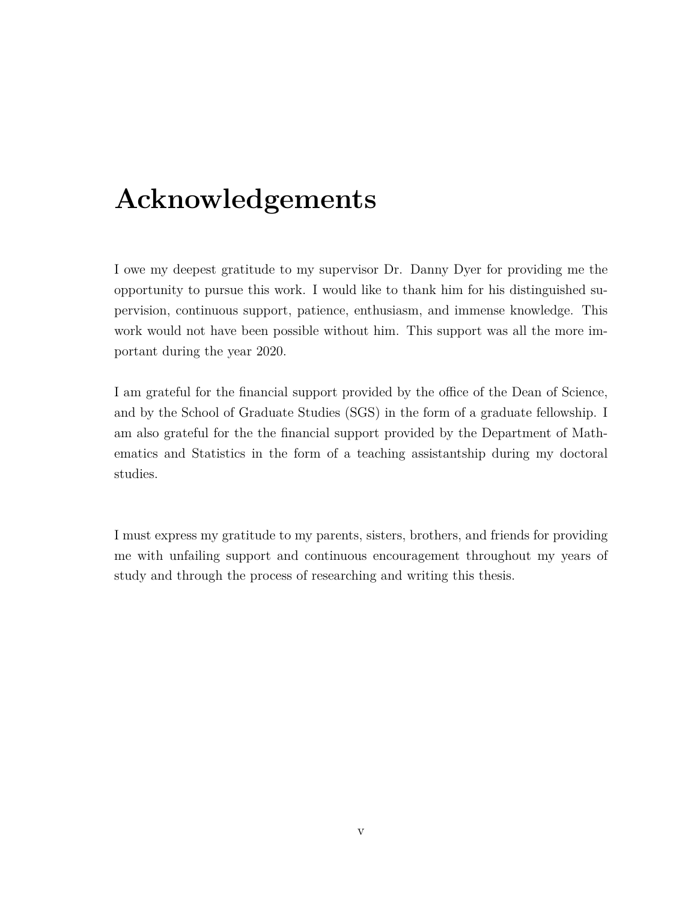# Acknowledgements

I owe my deepest gratitude to my supervisor Dr. Danny Dyer for providing me the opportunity to pursue this work. I would like to thank him for his distinguished supervision, continuous support, patience, enthusiasm, and immense knowledge. This work would not have been possible without him. This support was all the more important during the year 2020.

I am grateful for the financial support provided by the office of the Dean of Science, and by the School of Graduate Studies (SGS) in the form of a graduate fellowship. I am also grateful for the the financial support provided by the Department of Mathematics and Statistics in the form of a teaching assistantship during my doctoral studies.

I must express my gratitude to my parents, sisters, brothers, and friends for providing me with unfailing support and continuous encouragement throughout my years of study and through the process of researching and writing this thesis.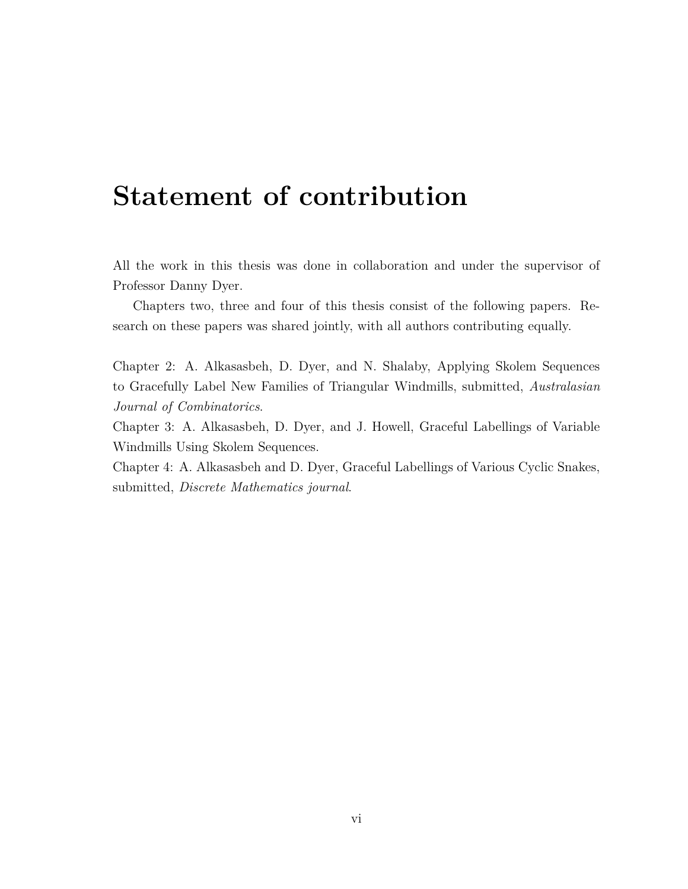# Statement of contribution

All the work in this thesis was done in collaboration and under the supervisor of Professor Danny Dyer.

Chapters two, three and four of this thesis consist of the following papers. Research on these papers was shared jointly, with all authors contributing equally.

Chapter 2: A. Alkasasbeh, D. Dyer, and N. Shalaby, Applying Skolem Sequences to Gracefully Label New Families of Triangular Windmills, submitted, *Australasian Journal of Combinatorics*.
Chapter 3: A. Alkasasbeh, D. Dyer, and J. Howell, Graceful Labellings of Variable Windmills Using Skolem Sequences.
Chapter 4: A. Alkasasbeh and D. Dyer, Graceful Labellings of Various Cyclic Snakes, submitted, *Discrete Mathematics journal*.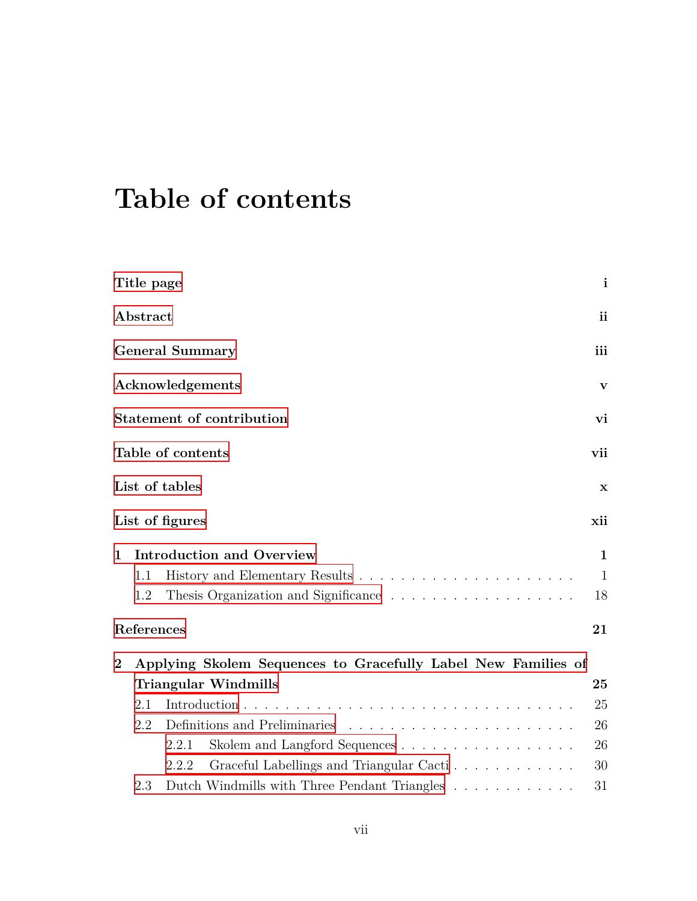# Table of contents

**Title page** **i**

**Abstract** **ii**

**General Summary** **iii**

**Acknowledgements** **v**

**Statement of contribution** **vi**

**Table of contents** **vii**

**List of tables** **x**

**List of figures** **xii**

**1 Introduction and Overview** **1**

1.1 History and Elementary Results . . . . . . . . . . . . . . . . . . . . . 1

1.2 Thesis Organization and Significance . . . . . . . . . . . . . . . . . . 18

**References** **21**

**2 Applying Skolem Sequences to Gracefully Label New Families of Triangular Windmills** **25**

2.1 Introduction . . . . . . . . . . . . . . . . . . . . . . . . . . . . . . . . 25

2.2 Definitions and Preliminaries . . . . . . . . . . . . . . . . . . . . . . 26

2.2.1 Skolem and Langford Sequences . . . . . . . . . . . . . . . . . 26

2.2.2 Graceful Labellings and Triangular Cacti . . . . . . . . . . . . 30

2.3 Dutch Windmills with Three Pendant Triangles . . . . . . . . . . . . 31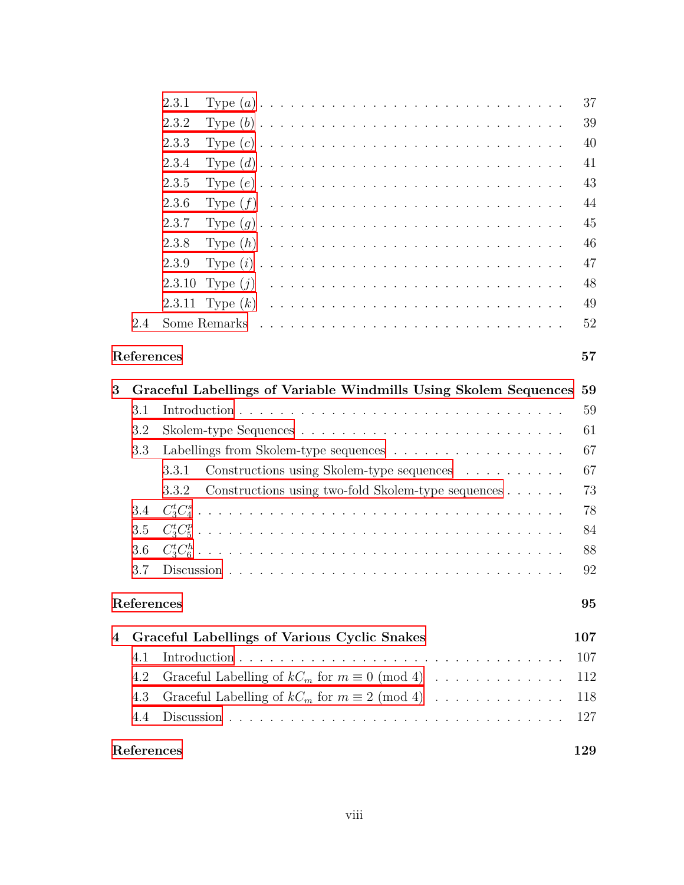2.3.1 Type $(a)$ . . . . . . . . . . . . . . . . . . . . . . . . . . . . . 37
2.3.2 Type $(b)$ . . . . . . . . . . . . . . . . . . . . . . . . . . . . . 39
2.3.3 Type $(c)$ . . . . . . . . . . . . . . . . . . . . . . . . . . . . . 40
2.3.4 Type $(d)$ . . . . . . . . . . . . . . . . . . . . . . . . . . . . . 41
2.3.5 Type $(e)$ . . . . . . . . . . . . . . . . . . . . . . . . . . . . . 43
2.3.6 Type $(f)$ . . . . . . . . . . . . . . . . . . . . . . . . . . . . . 44
2.3.7 Type $(g)$ . . . . . . . . . . . . . . . . . . . . . . . . . . . . . 45
2.3.8 Type $(h)$ . . . . . . . . . . . . . . . . . . . . . . . . . . . . . 46
2.3.9 Type $(i)$ . . . . . . . . . . . . . . . . . . . . . . . . . . . . . 47
2.3.10 Type $(j)$ . . . . . . . . . . . . . . . . . . . . . . . . . . . . . 48
2.3.11 Type $(k)$ . . . . . . . . . . . . . . . . . . . . . . . . . . . . . 49
2.4 Some Remarks . . . . . . . . . . . . . . . . . . . . . . . . . . . . . 52

**References** **57**

**3 Graceful Labellings of Variable Windmills Using Skolem Sequences** **59**
3.1 Introduction . . . . . . . . . . . . . . . . . . . . . . . . . . . . . 59
3.2 Skolem-type Sequences . . . . . . . . . . . . . . . . . . . . . . . . 61
3.3 Labellings from Skolem-type sequences . . . . . . . . . . . . . . . . 67
3.3.1 Constructions using Skolem-type sequences . . . . . . . . . . 67
3.3.2 Constructions using two-fold Skolem-type sequences . . . . . . 73
3.4 $C_3^t C_4^s$ . . . . . . . . . . . . . . . . . . . . . . . . . . . . . . . 78
3.5 $C_3^t C_5^p$ . . . . . . . . . . . . . . . . . . . . . . . . . . . . . . . 84
3.6 $C_3^t C_6^h$ . . . . . . . . . . . . . . . . . . . . . . . . . . . . . . . 88
3.7 Discussion . . . . . . . . . . . . . . . . . . . . . . . . . . . . . . 92

**References** **95**

**4 Graceful Labellings of Various Cyclic Snakes** **107**
4.1 Introduction . . . . . . . . . . . . . . . . . . . . . . . . . . . . . 107
4.2 Graceful Labelling of $kC_m$ for $m \equiv 0 \pmod 4$ . . . . . . . . . . . . 112
4.3 Graceful Labelling of $kC_m$ for $m \equiv 2 \pmod 4$ . . . . . . . . . . . . 118
4.4 Discussion . . . . . . . . . . . . . . . . . . . . . . . . . . . . . . 127

**References** **129**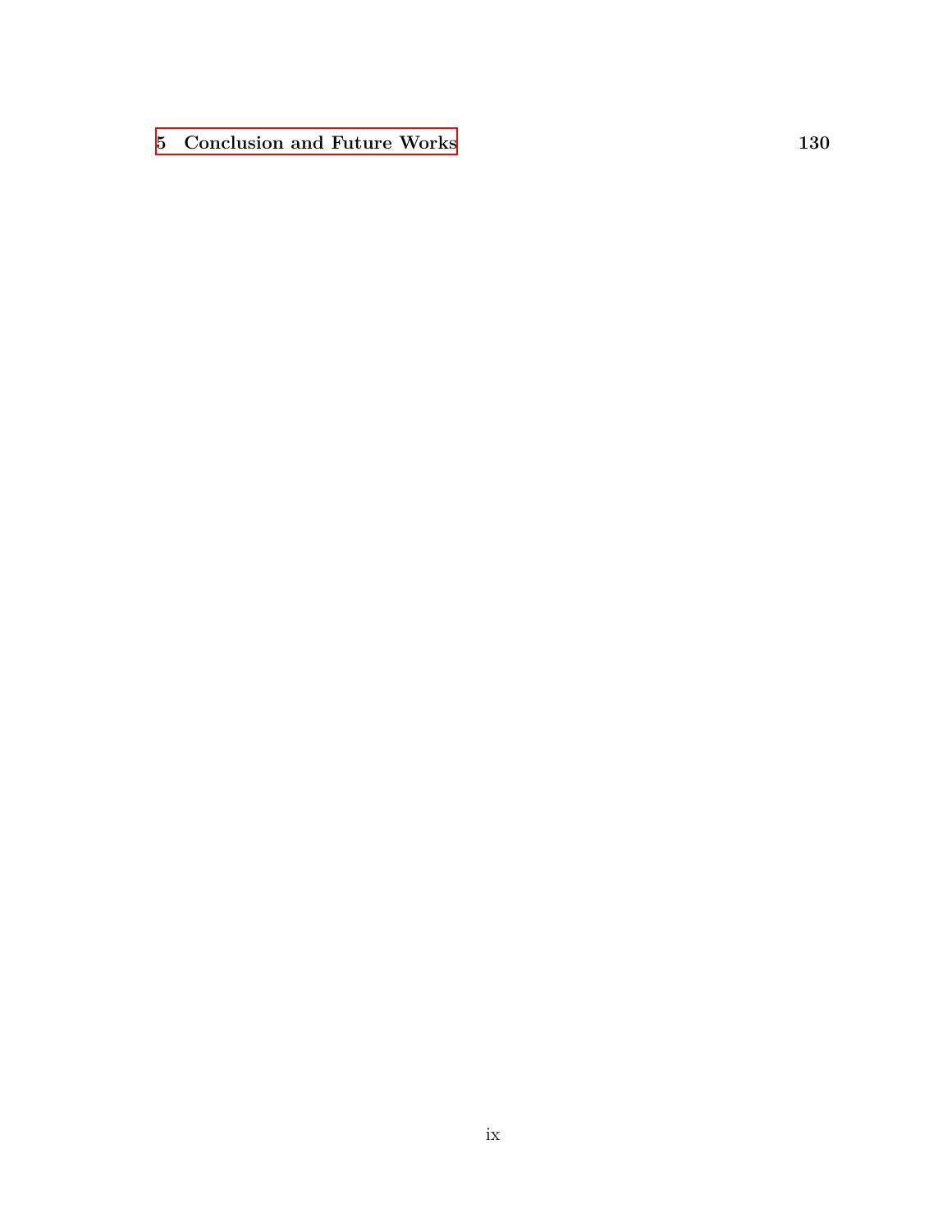**5 Conclusion and Future Works** **130**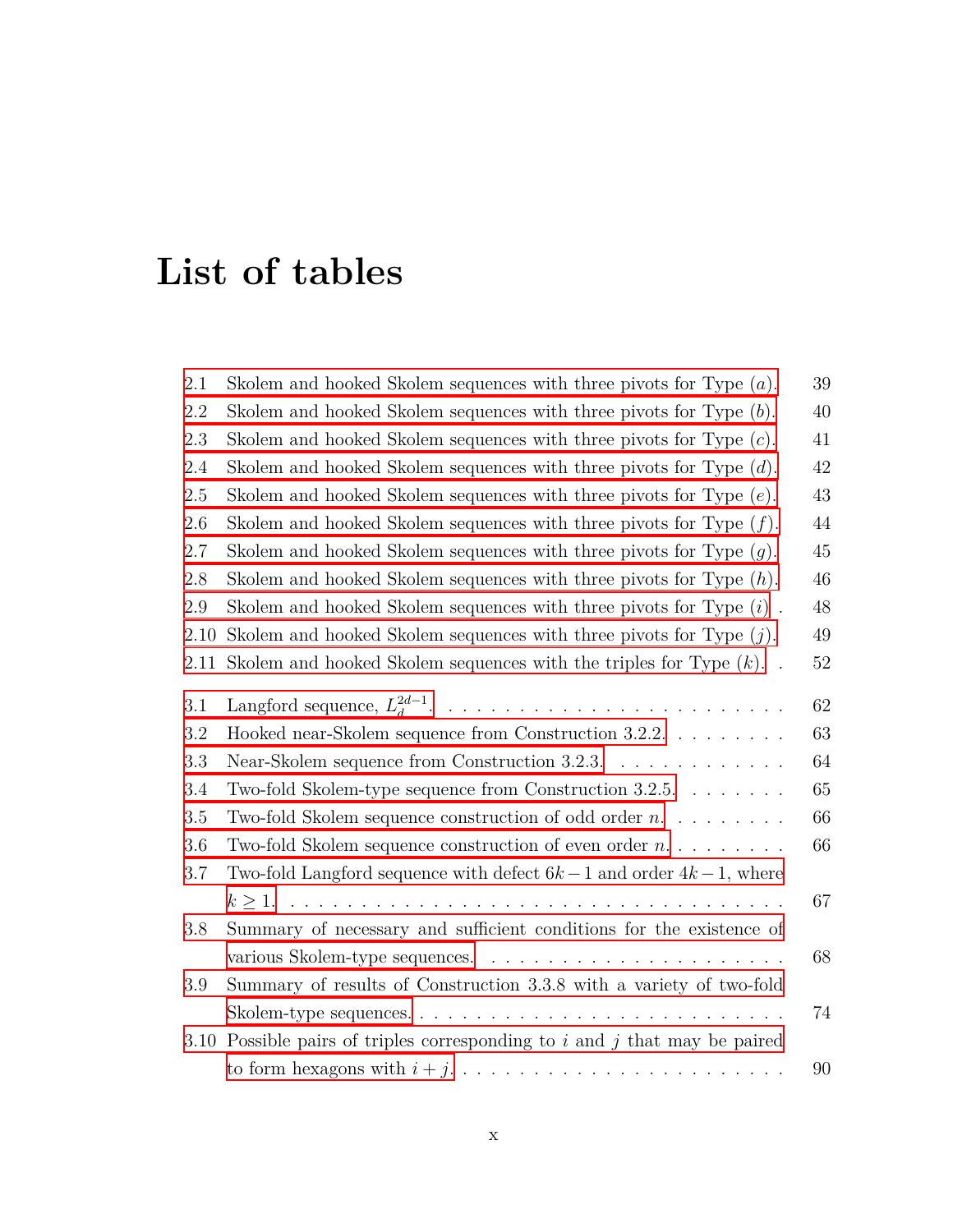# List of tables

2.1 Skolem and hooked Skolem sequences with three pivots for Type $(a)$. 39

2.2 Skolem and hooked Skolem sequences with three pivots for Type $(b)$. 40

2.3 Skolem and hooked Skolem sequences with three pivots for Type $(c)$. 41

2.4 Skolem and hooked Skolem sequences with three pivots for Type $(d)$. 42

2.5 Skolem and hooked Skolem sequences with three pivots for Type $(e)$. 43

2.6 Skolem and hooked Skolem sequences with three pivots for Type $(f)$. 44

2.7 Skolem and hooked Skolem sequences with three pivots for Type $(g)$. 45

2.8 Skolem and hooked Skolem sequences with three pivots for Type $(h)$. 46

2.9 Skolem and hooked Skolem sequences with three pivots for Type $(i)$ . 48

2.10 Skolem and hooked Skolem sequences with three pivots for Type $(j)$. 49

2.11 Skolem and hooked Skolem sequences with the triples for Type $(k)$. . 52

3.1 Langford sequence, $L_d^{2d-1}$. . . . . . . . . . . . . . . . . . . . . . . . . 62

3.2 Hooked near-Skolem sequence from Construction 3.2.2. . . . . . . . . 63

3.3 Near-Skolem sequence from Construction 3.2.3. . . . . . . . . . . . . 64

3.4 Two-fold Skolem-type sequence from Construction 3.2.5. . . . . . . . 65

3.5 Two-fold Skolem sequence construction of odd order $n$. . . . . . . . . 66

3.6 Two-fold Skolem sequence construction of even order $n$. . . . . . . . . 66

3.7 Two-fold Langford sequence with defect $6k-1$ and order $4k-1$, where $k \geq 1$. . . . . . . . . . . . . . . . . . . . . . . . . . . . . . . . . . . 67

3.8 Summary of necessary and sufficient conditions for the existence of various Skolem-type sequences. . . . . . . . . . . . . . . . . . . . . . 68

3.9 Summary of results of Construction 3.3.8 with a variety of two-fold Skolem-type sequences. . . . . . . . . . . . . . . . . . . . . . . . . . . 74

3.10 Possible pairs of triples corresponding to $i$ and $j$ that may be paired to form hexagons with $i+j$. . . . . . . . . . . . . . . . . . . . . . . 90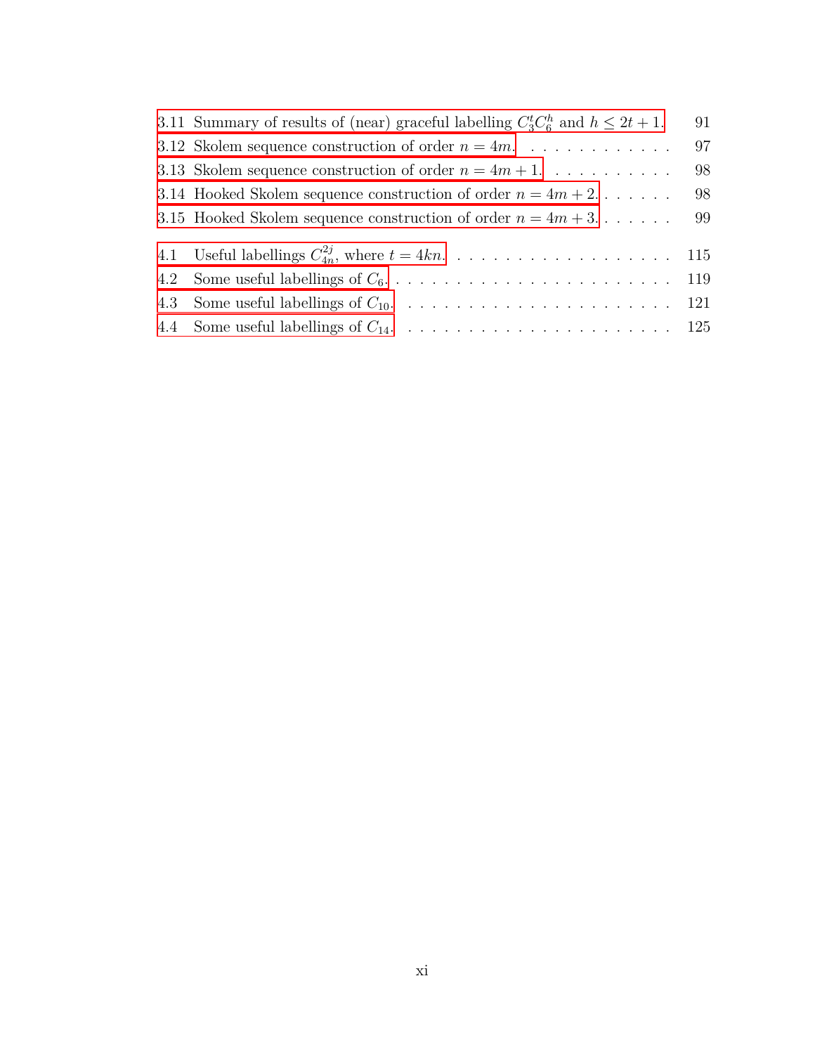3.11 Summary of results of (near) graceful labelling $C_3^t C_6^h$ and $h \leq 2t+1$. . . . 91

3.12 Skolem sequence construction of order $n = 4m$. . . . . . . . . . . . . 97

3.13 Skolem sequence construction of order $n = 4m+1$. . . . . . . . . . . 98

3.14 Hooked Skolem sequence construction of order $n = 4m+2$. . . . . . . 98

3.15 Hooked Skolem sequence construction of order $n = 4m+3$. . . . . . . 99

4.1 Useful labellings $C_{4n}^{2j}$, where $t = 4kn$. . . . . . . . . . . . . . . . . . . 115

4.2 Some useful labellings of $C_6$. . . . . . . . . . . . . . . . . . . . . . . . 119

4.3 Some useful labellings of $C_{10}$. . . . . . . . . . . . . . . . . . . . . . . 121

4.4 Some useful labellings of $C_{14}$. . . . . . . . . . . . . . . . . . . . . . . 125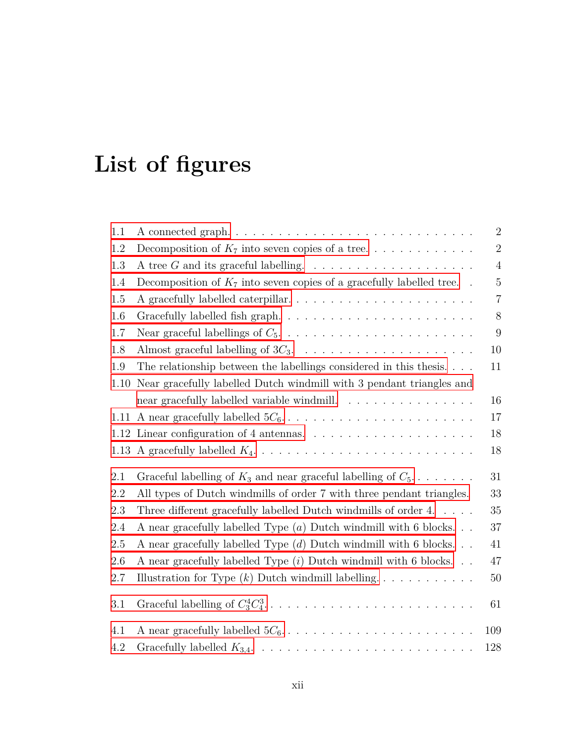# List of figures

1.1 A connected graph. . . . . . . . . . . . . . . . . . . . . . . . . . . . . 2
1.2 Decomposition of $K_7$ into seven copies of a tree. . . . . . . . . . . . . 2
1.3 A tree $G$ and its graceful labelling. . . . . . . . . . . . . . . . . . . . . 4
1.4 Decomposition of $K_7$ into seven copies of a gracefully labelled tree. . 5
1.5 A gracefully labelled caterpillar. . . . . . . . . . . . . . . . . . . . . . . 7
1.6 Gracefully labelled fish graph. . . . . . . . . . . . . . . . . . . . . . . . 8
1.7 Near graceful labellings of $C_5$. . . . . . . . . . . . . . . . . . . . . . . 9
1.8 Almost graceful labelling of $3C_3$. . . . . . . . . . . . . . . . . . . . . 10
1.9 The relationship between the labellings considered in this thesis. . . . 11
1.10 Near gracefully labelled Dutch windmill with 3 pendant triangles and near gracefully labelled variable windmill. . . . . . . . . . . . . . . . . 16
1.11 A near gracefully labelled $5C_6$. . . . . . . . . . . . . . . . . . . . . . 17
1.12 Linear configuration of 4 antennas. . . . . . . . . . . . . . . . . . . . . 18
1.13 A gracefully labelled $K_4$. . . . . . . . . . . . . . . . . . . . . . . . . 18

2.1 Graceful labelling of $K_3$ and near graceful labelling of $C_5$. . . . . . . . 31
2.2 All types of Dutch windmills of order 7 with three pendant triangles. 33
2.3 Three different gracefully labelled Dutch windmills of order 4. . . . . 35
2.4 A near gracefully labelled Type ($a$) Dutch windmill with 6 blocks. . . 37
2.5 A near gracefully labelled Type ($d$) Dutch windmill with 6 blocks. . . 41
2.6 A near gracefully labelled Type ($i$) Dutch windmill with 6 blocks. . . 47
2.7 Illustration for Type ($k$) Dutch windmill labelling. . . . . . . . . . . . 50

3.1 Graceful labelling of $C_3^4C_4^3$. . . . . . . . . . . . . . . . . . . . . . . . 61

4.1 A near gracefully labelled $5C_6$. . . . . . . . . . . . . . . . . . . . . . . 109
4.2 Gracefully labelled $K_{3,4}$. . . . . . . . . . . . . . . . . . . . . . . . . 128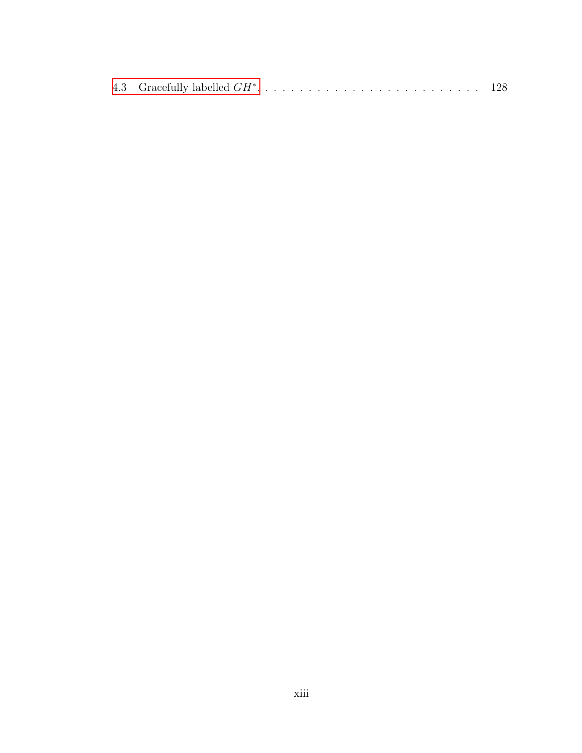4.3 Gracefully labelled $GH^*$. . . . . . . . . . . . . . . . . . . . . . . . . . . 128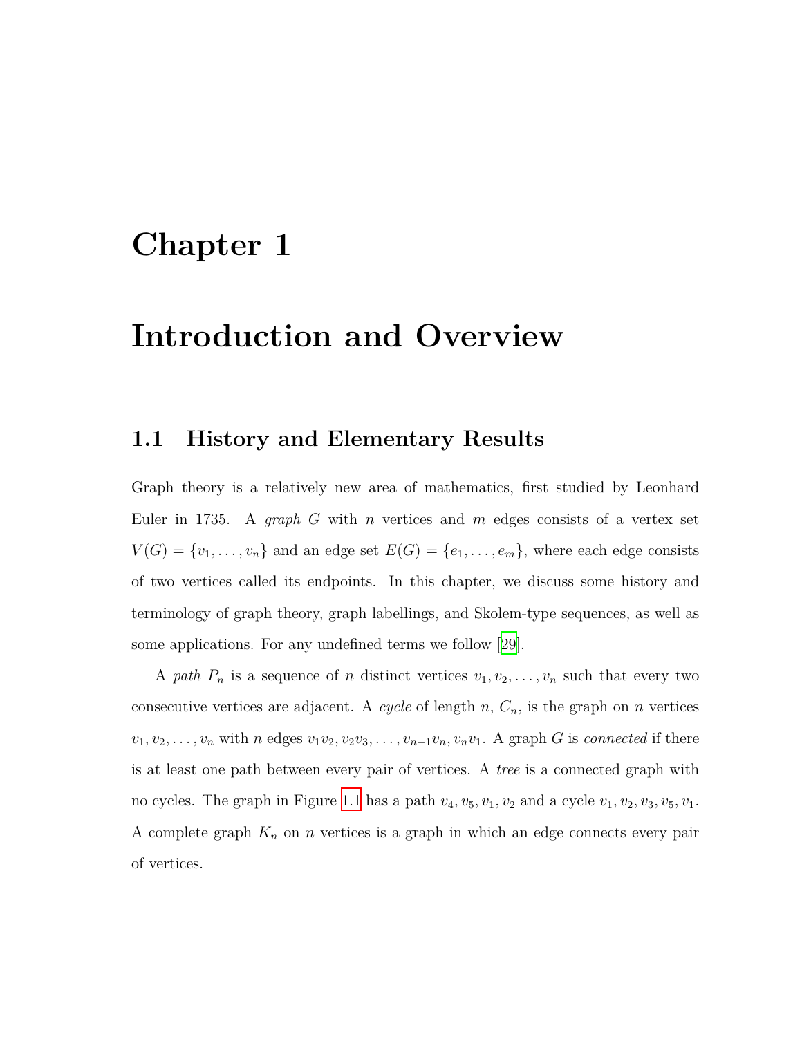# Chapter 1

# Introduction and Overview

## 1.1 History and Elementary Results

Graph theory is a relatively new area of mathematics, first studied by Leonhard Euler in 1735. A *graph* $G$ with $n$ vertices and $m$ edges consists of a vertex set $V(G) = \{v_1, \ldots, v_n\}$ and an edge set $E(G) = \{e_1, \ldots, e_m\}$, where each edge consists of two vertices called its endpoints. In this chapter, we discuss some history and terminology of graph theory, graph labellings, and Skolem-type sequences, as well as some applications. For any undefined terms we follow [29].

A *path* $P_n$ is a sequence of $n$ distinct vertices $v_1, v_2, \ldots, v_n$ such that every two consecutive vertices are adjacent. A *cycle* of length $n$, $C_n$, is the graph on $n$ vertices $v_1, v_2, \ldots, v_n$ with $n$ edges $v_1v_2, v_2v_3, \ldots, v_{n-1}v_n, v_nv_1$. A graph $G$ is *connected* if there is at least one path between every pair of vertices. A *tree* is a connected graph with no cycles. The graph in Figure 1.1 has a path $v_4, v_5, v_1, v_2$ and a cycle $v_1, v_2, v_3, v_5, v_1$. A complete graph $K_n$ on $n$ vertices is a graph in which an edge connects every pair of vertices.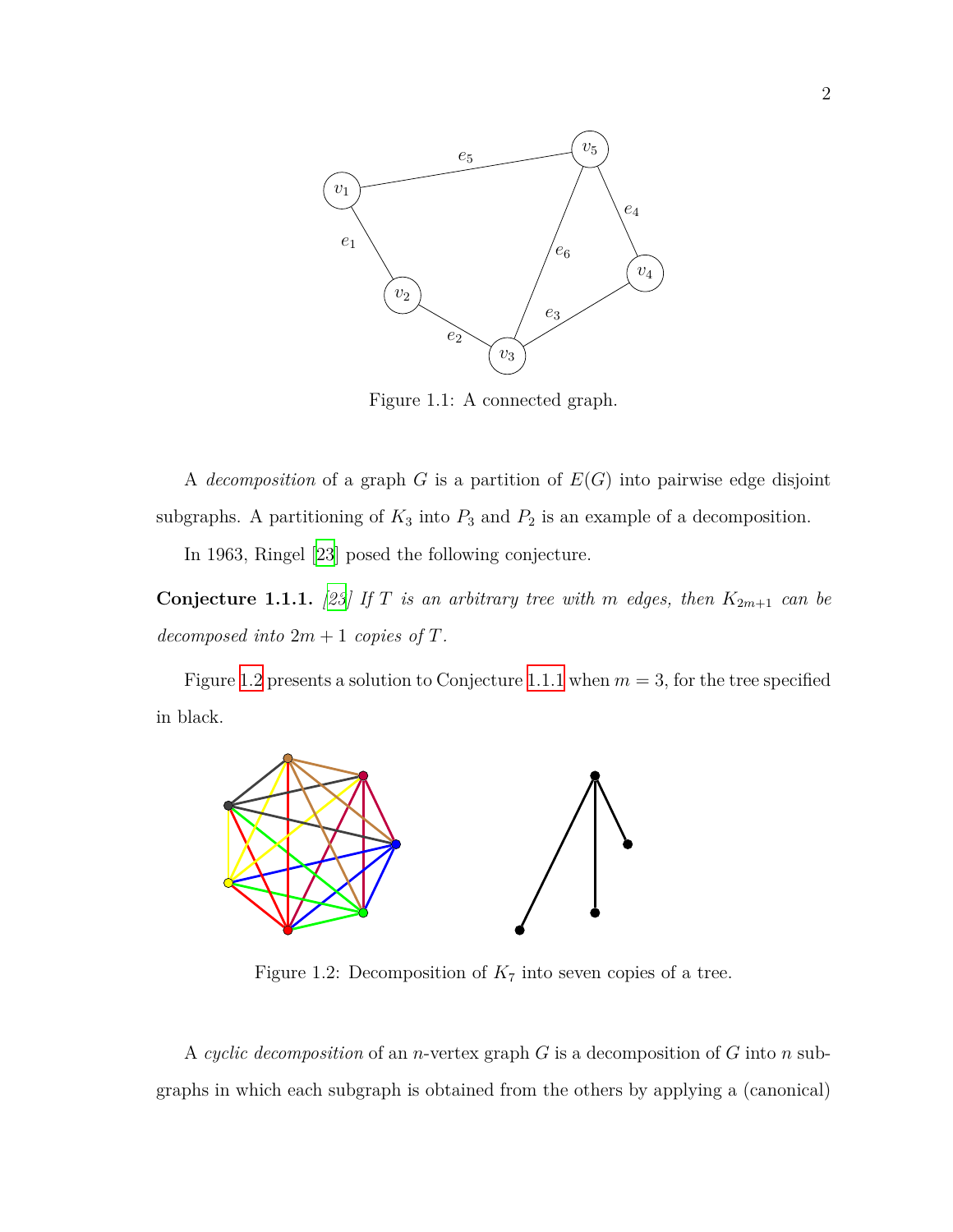Figure 1.1: A connected graph.

A *decomposition* of a graph $G$ is a partition of $E(G)$ into pairwise edge disjoint subgraphs. A partitioning of $K_3$ into $P_3$ and $P_2$ is an example of a decomposition.

In 1963, Ringel [23] posed the following conjecture.

**Conjecture 1.1.1.** *[23] If $T$ is an arbitrary tree with $m$ edges, then $K_{2m+1}$ can be decomposed into $2m+1$ copies of $T$.*

Figure 1.2 presents a solution to Conjecture 1.1.1 when $m = 3$, for the tree specified in black.

Figure 1.2: Decomposition of $K_7$ into seven copies of a tree.

A *cyclic decomposition* of an $n$-vertex graph $G$ is a decomposition of $G$ into $n$ subgraphs in which each subgraph is obtained from the others by applying a (canonical)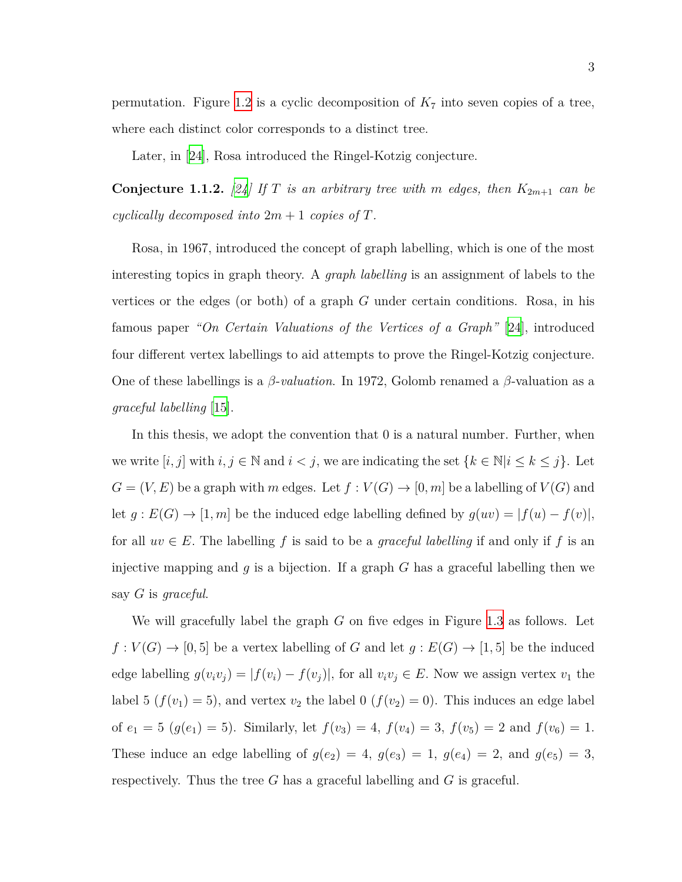permutation. Figure 1.2 is a cyclic decomposition of $K_7$ into seven copies of a tree, where each distinct color corresponds to a distinct tree.

Later, in [24], Rosa introduced the Ringel-Kotzig conjecture.

**Conjecture 1.1.2.** *[24] If $T$ is an arbitrary tree with $m$ edges, then $K_{2m+1}$ can be cyclically decomposed into $2m+1$ copies of $T$.*

Rosa, in 1967, introduced the concept of graph labelling, which is one of the most interesting topics in graph theory. A *graph labelling* is an assignment of labels to the vertices or the edges (or both) of a graph $G$ under certain conditions. Rosa, in his famous paper *"On Certain Valuations of the Vertices of a Graph"* [24], introduced four different vertex labellings to aid attempts to prove the Ringel-Kotzig conjecture. One of these labellings is a *$\beta$-valuation*. In 1972, Golomb renamed a $\beta$-valuation as a *graceful labelling* [15].

In this thesis, we adopt the convention that 0 is a natural number. Further, when we write $[i, j]$ with $i, j \in \mathbb{N}$ and $i < j$, we are indicating the set $\{k \in \mathbb{N} | i \leq k \leq j\}$. Let $G = (V, E)$ be a graph with $m$ edges. Let $f : V(G) \to [0, m]$ be a labelling of $V(G)$ and let $g : E(G) \to [1, m]$ be the induced edge labelling defined by $g(uv) = |f(u) - f(v)|$, for all $uv \in E$. The labelling $f$ is said to be a *graceful labelling* if and only if $f$ is an injective mapping and $g$ is a bijection. If a graph $G$ has a graceful labelling then we say $G$ is *graceful*.

We will gracefully label the graph $G$ on five edges in Figure 1.3 as follows. Let $f : V(G) \to [0, 5]$ be a vertex labelling of $G$ and let $g : E(G) \to [1, 5]$ be the induced edge labelling $g(v_i v_j) = |f(v_i) - f(v_j)|$, for all $v_i v_j \in E$. Now we assign vertex $v_1$ the label 5 ($f(v_1) = 5$), and vertex $v_2$ the label 0 ($f(v_2) = 0$). This induces an edge label of $e_1 = 5$ ($g(e_1) = 5$). Similarly, let $f(v_3) = 4$, $f(v_4) = 3$, $f(v_5) = 2$ and $f(v_6) = 1$. These induce an edge labelling of $g(e_2) = 4$, $g(e_3) = 1$, $g(e_4) = 2$, and $g(e_5) = 3$, respectively. Thus the tree $G$ has a graceful labelling and $G$ is graceful.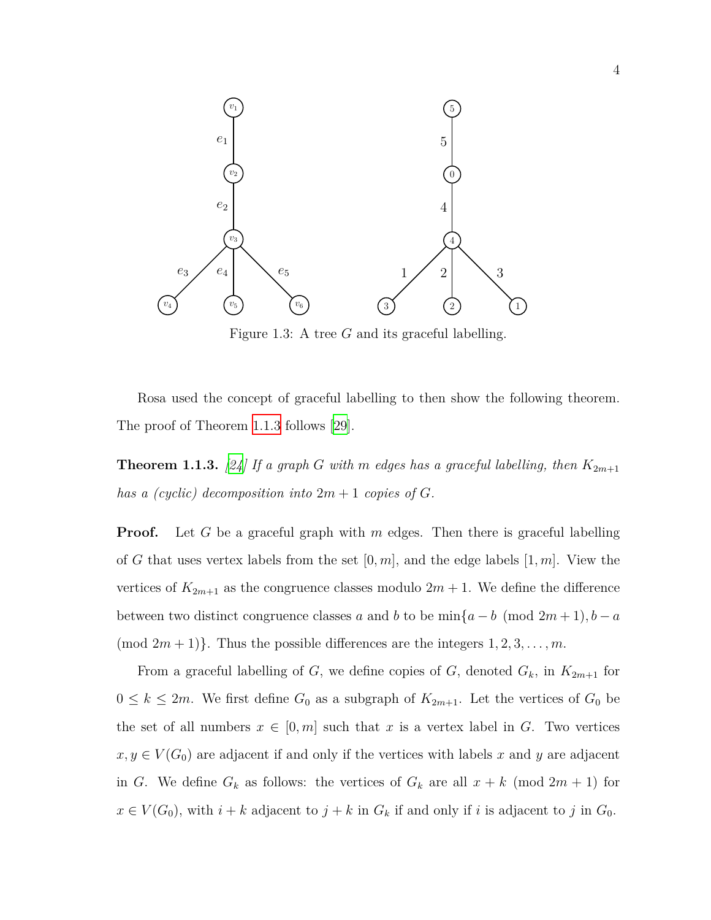Figure 1.3: A tree $G$ and its graceful labelling.

Rosa used the concept of graceful labelling to then show the following theorem. The proof of Theorem 1.1.3 follows [29].

**Theorem 1.1.3.** *[24] If a graph $G$ with $m$ edges has a graceful labelling, then $K_{2m+1}$ has a (cyclic) decomposition into $2m+1$ copies of $G$.*

**Proof.** Let $G$ be a graceful graph with $m$ edges. Then there is graceful labelling of $G$ that uses vertex labels from the set $[0, m]$, and the edge labels $[1, m]$. View the vertices of $K_{2m+1}$ as the congruence classes modulo $2m+1$. We define the difference between two distinct congruence classes $a$ and $b$ to be $\min\{a - b \pmod{2m+1}, b - a \pmod{2m+1}\}$. Thus the possible differences are the integers $1, 2, 3, \ldots, m$.

From a graceful labelling of $G$, we define copies of $G$, denoted $G_k$, in $K_{2m+1}$ for $0 \leq k \leq 2m$. We first define $G_0$ as a subgraph of $K_{2m+1}$. Let the vertices of $G_0$ be the set of all numbers $x \in [0, m]$ such that $x$ is a vertex label in $G$. Two vertices $x, y \in V(G_0)$ are adjacent if and only if the vertices with labels $x$ and $y$ are adjacent in $G$. We define $G_k$ as follows: the vertices of $G_k$ are all $x + k \pmod{2m+1}$ for $x \in V(G_0)$, with $i + k$ adjacent to $j + k$ in $G_k$ if and only if $i$ is adjacent to $j$ in $G_0$.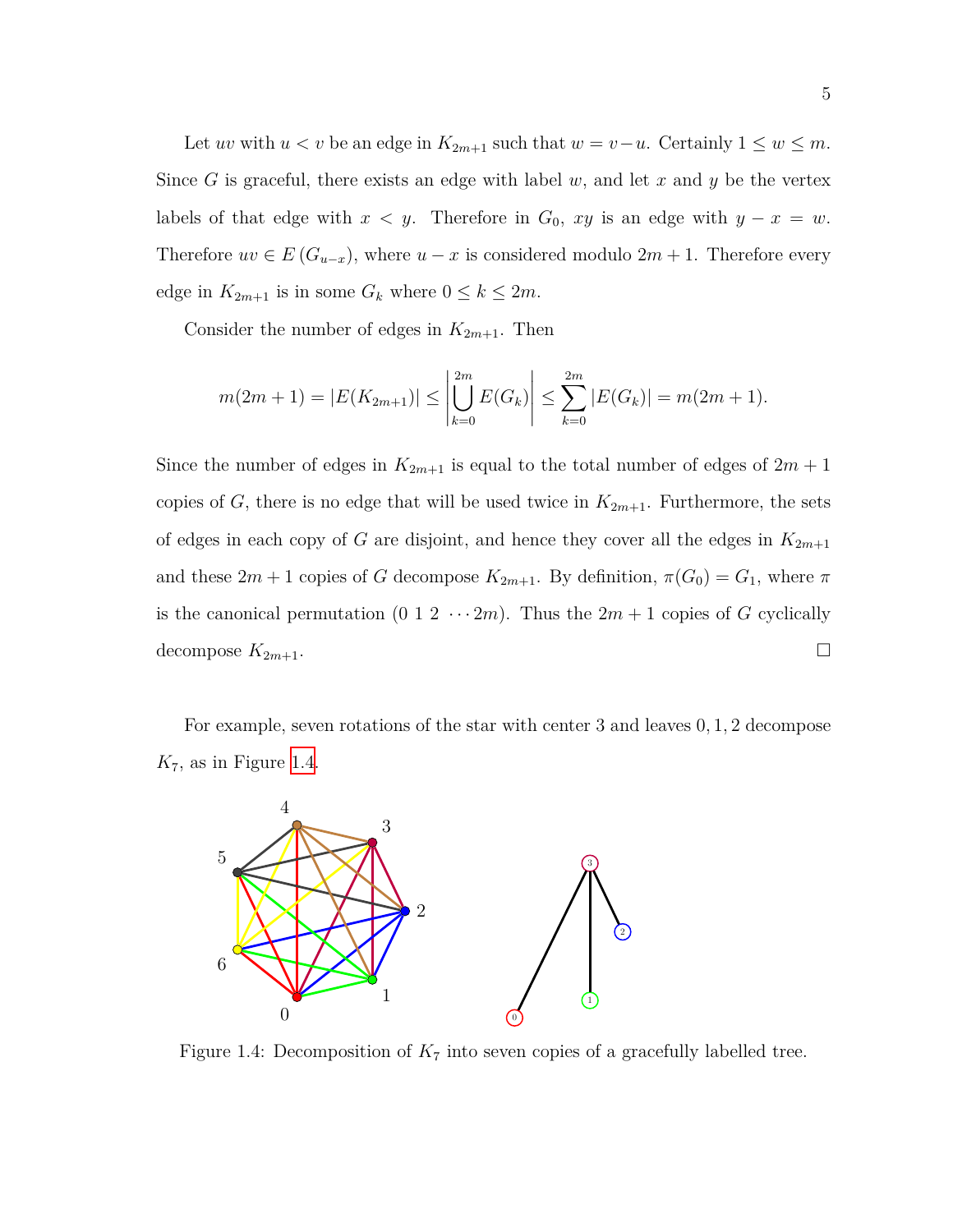Let $uv$ with $u < v$ be an edge in $K_{2m+1}$ such that $w = v - u$. Certainly $1 \leq w \leq m$. Since $G$ is graceful, there exists an edge with label $w$, and let $x$ and $y$ be the vertex labels of that edge with $x < y$. Therefore in $G_0$, $xy$ is an edge with $y - x = w$. Therefore $uv \in E(G_{u-x})$, where $u - x$ is considered modulo $2m+1$. Therefore every edge in $K_{2m+1}$ is in some $G_k$ where $0 \leq k \leq 2m$.

Consider the number of edges in $K_{2m+1}$. Then

$$m(2m+1) = |E(K_{2m+1})| \leq \left| \bigcup_{k=0}^{2m} E(G_k) \right| \leq \sum_{k=0}^{2m} |E(G_k)| = m(2m+1).$$

Since the number of edges in $K_{2m+1}$ is equal to the total number of edges of $2m+1$ copies of $G$, there is no edge that will be used twice in $K_{2m+1}$. Furthermore, the sets of edges in each copy of $G$ are disjoint, and hence they cover all the edges in $K_{2m+1}$ and these $2m+1$ copies of $G$ decompose $K_{2m+1}$. By definition, $\pi(G_0) = G_1$, where $\pi$ is the canonical permutation $(0\ 1\ 2\ \cdots 2m)$. Thus the $2m+1$ copies of $G$ cyclically decompose $K_{2m+1}$. □

For example, seven rotations of the star with center 3 and leaves $0, 1, 2$ decompose $K_7$, as in Figure 1.4.

Figure 1.4: Decomposition of $K_7$ into seven copies of a gracefully labelled tree.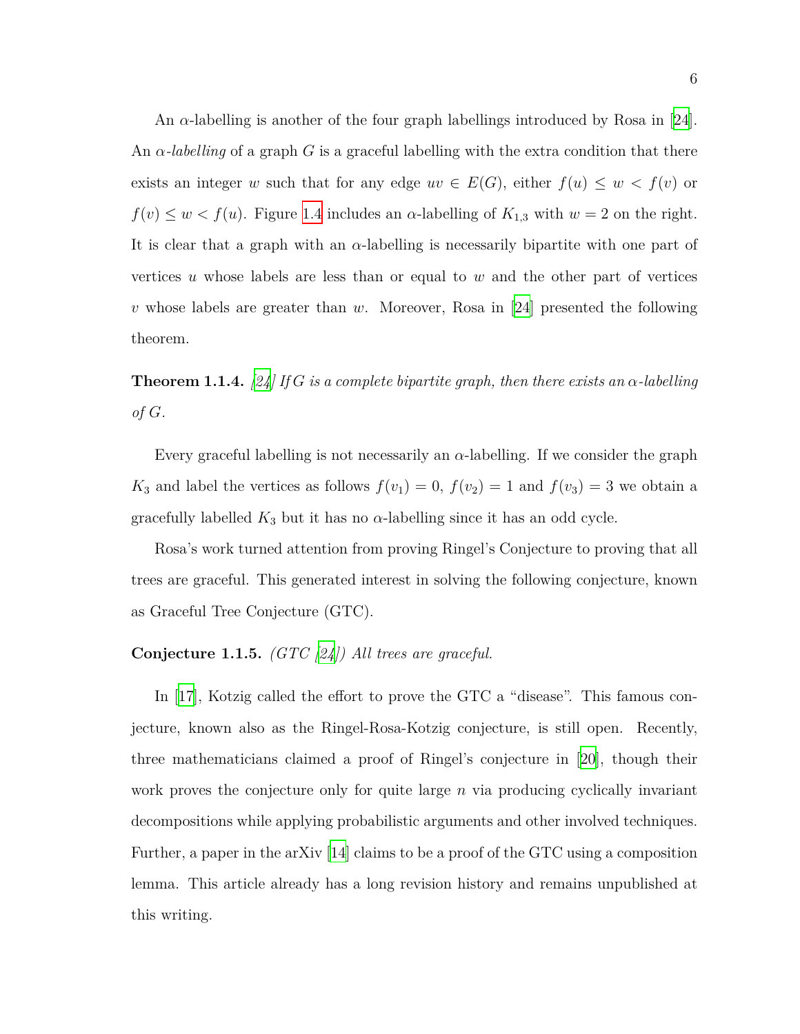An $\alpha$-labelling is another of the four graph labellings introduced by Rosa in [24]. An *$\alpha$-labelling* of a graph $G$ is a graceful labelling with the extra condition that there exists an integer $w$ such that for any edge $uv \in E(G)$, either $f(u) \leq w < f(v)$ or $f(v) \leq w < f(u)$. Figure 1.4 includes an $\alpha$-labelling of $K_{1,3}$ with $w = 2$ on the right. It is clear that a graph with an $\alpha$-labelling is necessarily bipartite with one part of vertices $u$ whose labels are less than or equal to $w$ and the other part of vertices $v$ whose labels are greater than $w$. Moreover, Rosa in [24] presented the following theorem.

**Theorem 1.1.4.** *[24] If $G$ is a complete bipartite graph, then there exists an $\alpha$-labelling of $G$.*

Every graceful labelling is not necessarily an $\alpha$-labelling. If we consider the graph $K_3$ and label the vertices as follows $f(v_1) = 0$, $f(v_2) = 1$ and $f(v_3) = 3$ we obtain a gracefully labelled $K_3$ but it has no $\alpha$-labelling since it has an odd cycle.

Rosa's work turned attention from proving Ringel's Conjecture to proving that all trees are graceful. This generated interest in solving the following conjecture, known as Graceful Tree Conjecture (GTC).

**Conjecture 1.1.5.** *(GTC [24]) All trees are graceful.*

In [17], Kotzig called the effort to prove the GTC a "disease". This famous conjecture, known also as the Ringel-Rosa-Kotzig conjecture, is still open. Recently, three mathematicians claimed a proof of Ringel's conjecture in [20], though their work proves the conjecture only for quite large $n$ via producing cyclically invariant decompositions while applying probabilistic arguments and other involved techniques. Further, a paper in the arXiv [14] claims to be a proof of the GTC using a composition lemma. This article already has a long revision history and remains unpublished at this writing.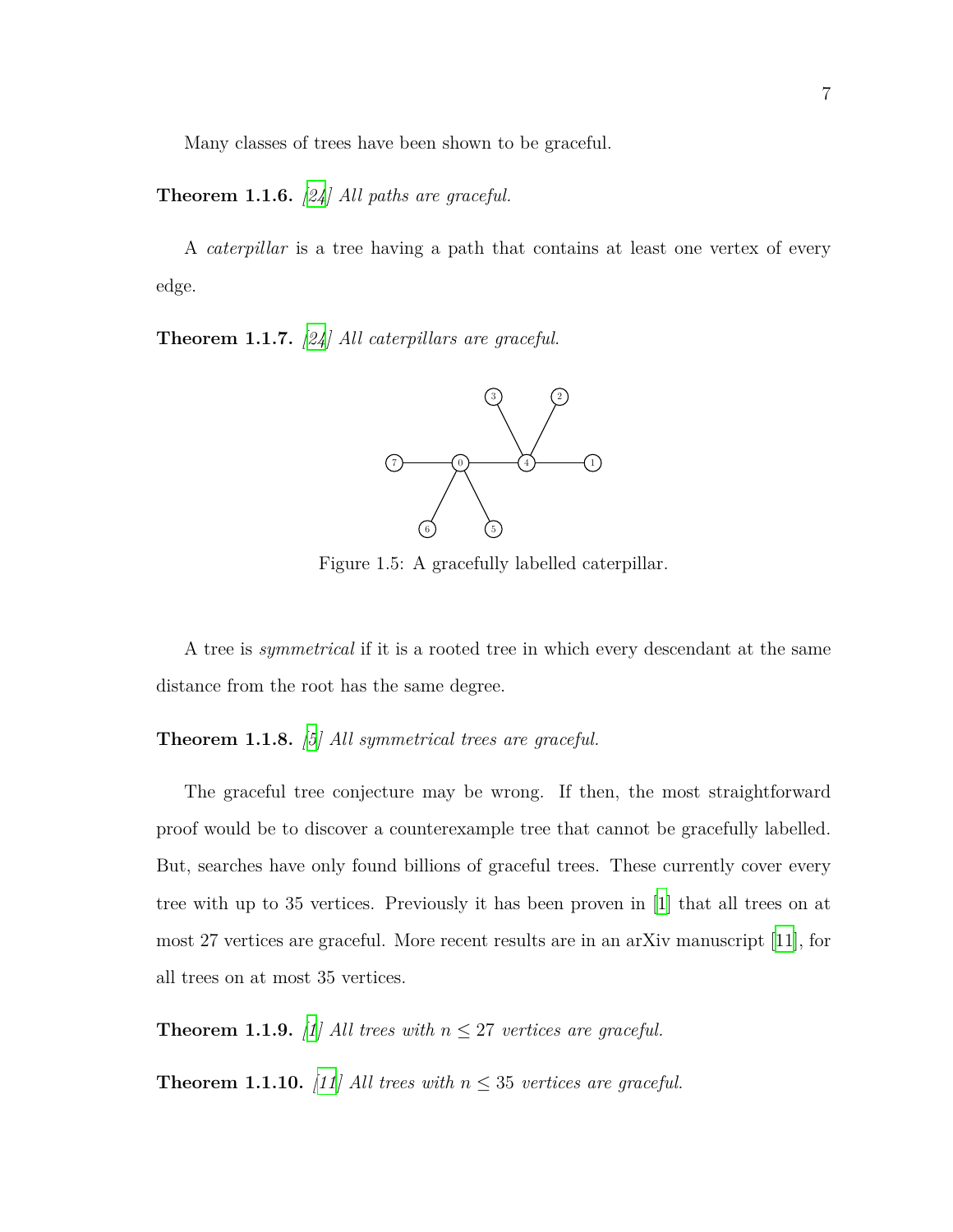Many classes of trees have been shown to be graceful.

**Theorem 1.1.6.** *[24] All paths are graceful.*

A *caterpillar* is a tree having a path that contains at least one vertex of every edge.

**Theorem 1.1.7.** *[24] All caterpillars are graceful.*

3
2
7
0
4
1
6
5

Figure 1.5: A gracefully labelled caterpillar.

A tree is *symmetrical* if it is a rooted tree in which every descendant at the same distance from the root has the same degree.

**Theorem 1.1.8.** *[5] All symmetrical trees are graceful.*

The graceful tree conjecture may be wrong. If then, the most straightforward proof would be to discover a counterexample tree that cannot be gracefully labelled. But, searches have only found billions of graceful trees. These currently cover every tree with up to 35 vertices. Previously it has been proven in [1] that all trees on at most 27 vertices are graceful. More recent results are in an arXiv manuscript [11], for all trees on at most 35 vertices.

**Theorem 1.1.9.** *[1] All trees with $n \leq 27$ vertices are graceful.*

**Theorem 1.1.10.** *[11] All trees with $n \leq 35$ vertices are graceful.*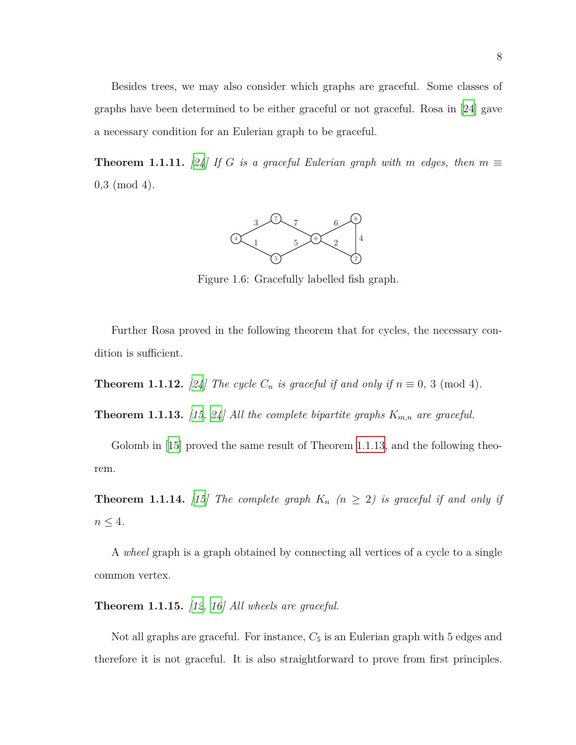Besides trees, we may also consider which graphs are graceful. Some classes of graphs have been determined to be either graceful or not graceful. Rosa in [24] gave a necessary condition for an Eulerian graph to be graceful.

**Theorem 1.1.11.** *[24] If $G$ is a graceful Eulerian graph with $m$ edges, then $m \equiv 0, 3 \pmod 4$.*

Figure 1.6: Gracefully labelled fish graph.

Further Rosa proved in the following theorem that for cycles, the necessary condition is sufficient.

**Theorem 1.1.12.** *[24] The cycle $C_n$ is graceful if and only if $n \equiv 0, 3 \pmod 4$.*

**Theorem 1.1.13.** *[15, 24] All the complete bipartite graphs $K_{m,n}$ are graceful.*

Golomb in [15] proved the same result of Theorem 1.1.13, and the following theorem.

**Theorem 1.1.14.** *[15] The complete graph $K_n$ ($n \geq 2$) is graceful if and only if $n \leq 4$.*

A *wheel* graph is a graph obtained by connecting all vertices of a cycle to a single common vertex.

**Theorem 1.1.15.** *[12, 16] All wheels are graceful.*

Not all graphs are graceful. For instance, $C_5$ is an Eulerian graph with 5 edges and therefore it is not graceful. It is also straightforward to prove from first principles.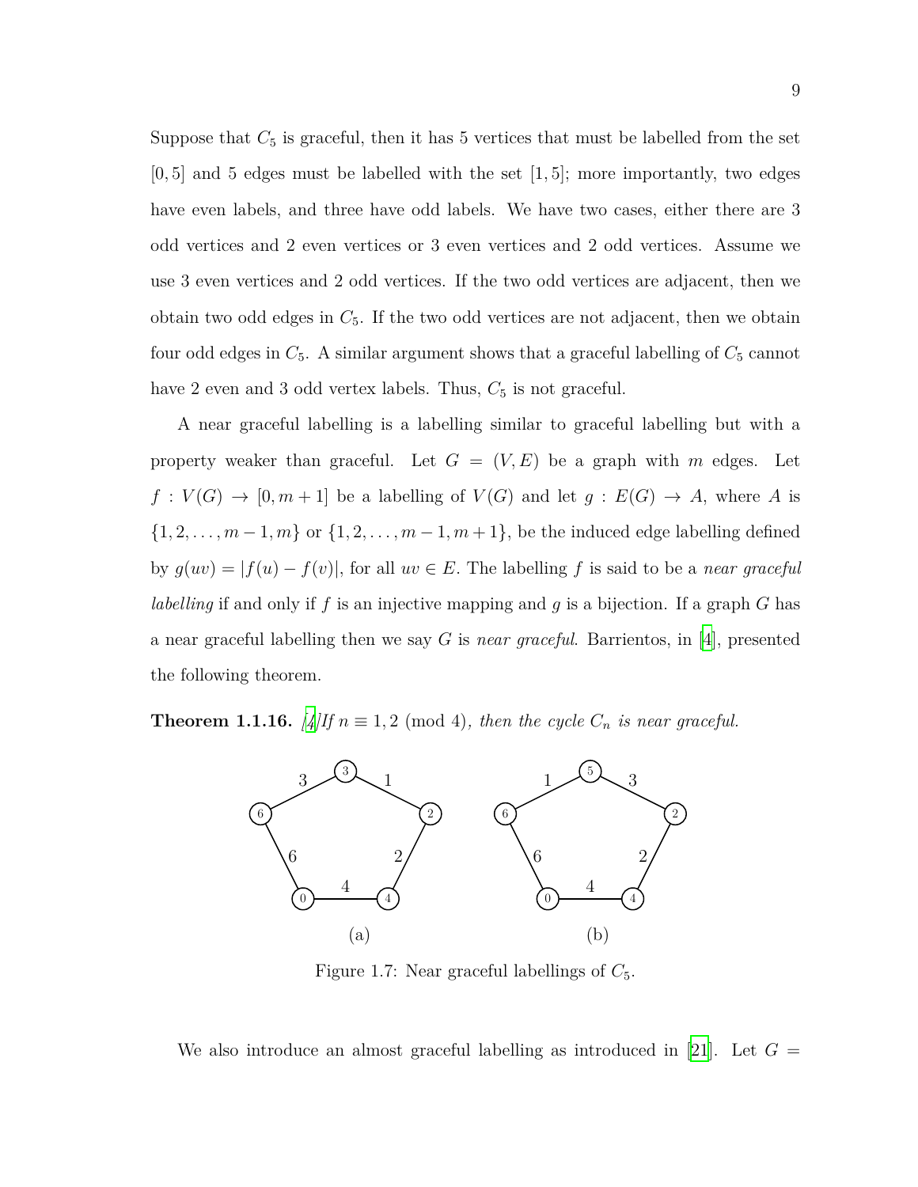Suppose that $C_5$ is graceful, then it has 5 vertices that must be labelled from the set $[0, 5]$ and 5 edges must be labelled with the set $[1, 5]$; more importantly, two edges have even labels, and three have odd labels. We have two cases, either there are 3 odd vertices and 2 even vertices or 3 even vertices and 2 odd vertices. Assume we use 3 even vertices and 2 odd vertices. If the two odd vertices are adjacent, then we obtain two odd edges in $C_5$. If the two odd vertices are not adjacent, then we obtain four odd edges in $C_5$. A similar argument shows that a graceful labelling of $C_5$ cannot have 2 even and 3 odd vertex labels. Thus, $C_5$ is not graceful.

A near graceful labelling is a labelling similar to graceful labelling but with a property weaker than graceful. Let $G = (V, E)$ be a graph with $m$ edges. Let $f : V(G) \to [0, m+1]$ be a labelling of $V(G)$ and let $g : E(G) \to A$, where $A$ is $\{1, 2, \ldots, m-1, m\}$ or $\{1, 2, \ldots, m-1, m+1\}$, be the induced edge labelling defined by $g(uv) = |f(u) - f(v)|$, for all $uv \in E$. The labelling $f$ is said to be a *near graceful labelling* if and only if $f$ is an injective mapping and $g$ is a bijection. If a graph $G$ has a near graceful labelling then we say $G$ is *near graceful*. Barrientos, in [4], presented the following theorem.

**Theorem 1.1.16.** *[4] If $n \equiv 1, 2 \pmod 4$, then the cycle $C_n$ is near graceful.*

3
1
6
2
4
3
6
2
0
4
(a)

1
3
6
2
4
5
6
2
0
4
(b)

Figure 1.7: Near graceful labellings of $C_5$.

We also introduce an almost graceful labelling as introduced in [21]. Let $G =$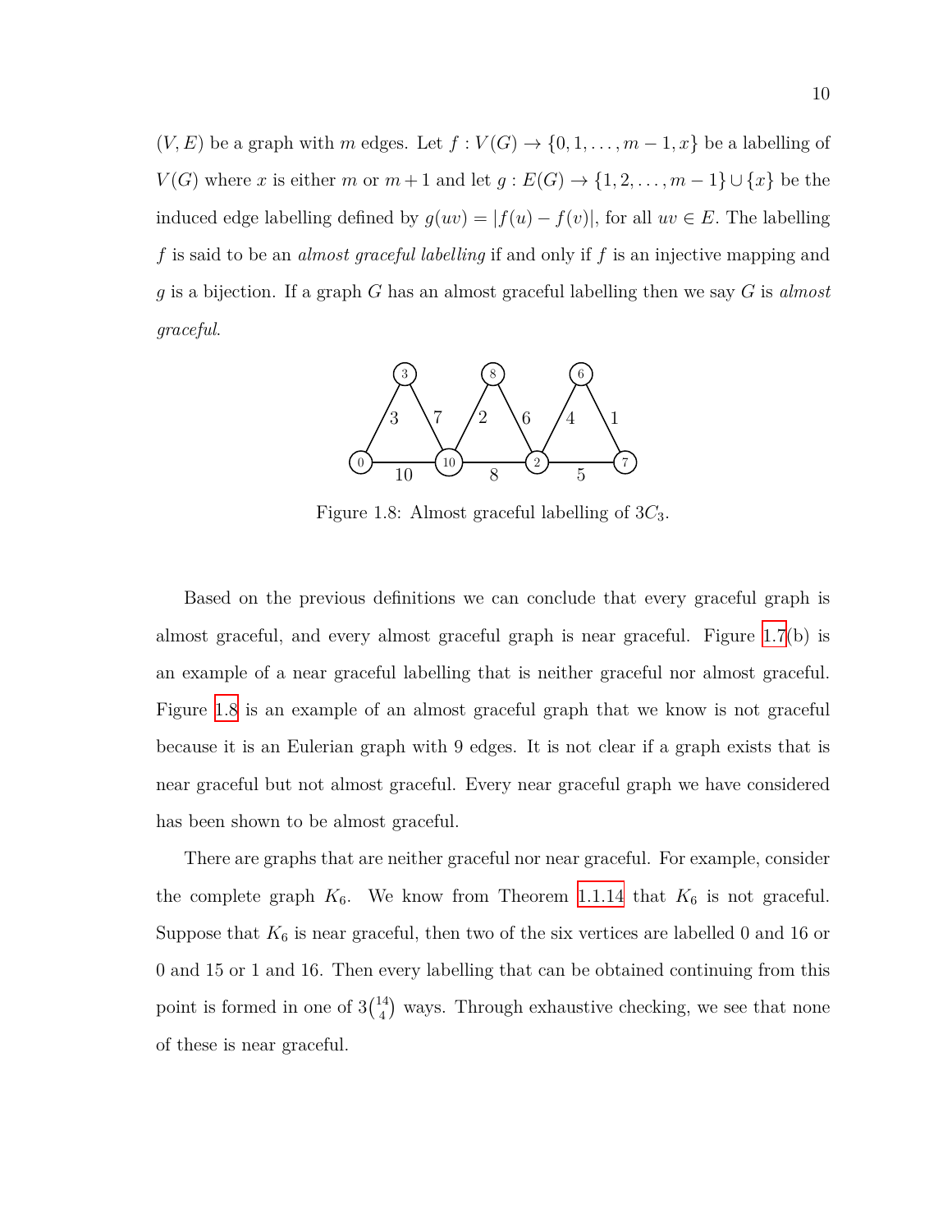$(V, E)$ be a graph with $m$ edges. Let $f : V(G) \to \{0, 1, \ldots, m-1, x\}$ be a labelling of $V(G)$ where $x$ is either $m$ or $m+1$ and let $g : E(G) \to \{1, 2, \ldots, m-1\} \cup \{x\}$ be the induced edge labelling defined by $g(uv) = |f(u) - f(v)|$, for all $uv \in E$. The labelling $f$ is said to be an *almost graceful labelling* if and only if $f$ is an injective mapping and $g$ is a bijection. If a graph $G$ has an almost graceful labelling then we say $G$ is *almost graceful*.

Figure 1.8: Almost graceful labelling of $3C_3$.

Based on the previous definitions we can conclude that every graceful graph is almost graceful, and every almost graceful graph is near graceful. Figure 1.7(b) is an example of a near graceful labelling that is neither graceful nor almost graceful. Figure 1.8 is an example of an almost graceful graph that we know is not graceful because it is an Eulerian graph with 9 edges. It is not clear if a graph exists that is near graceful but not almost graceful. Every near graceful graph we have considered has been shown to be almost graceful.

There are graphs that are neither graceful nor near graceful. For example, consider the complete graph $K_6$. We know from Theorem 1.1.14 that $K_6$ is not graceful. Suppose that $K_6$ is near graceful, then two of the six vertices are labelled 0 and 16 or 0 and 15 or 1 and 16. Then every labelling that can be obtained continuing from this point is formed in one of $3\binom{14}{4}$ ways. Through exhaustive checking, we see that none of these is near graceful.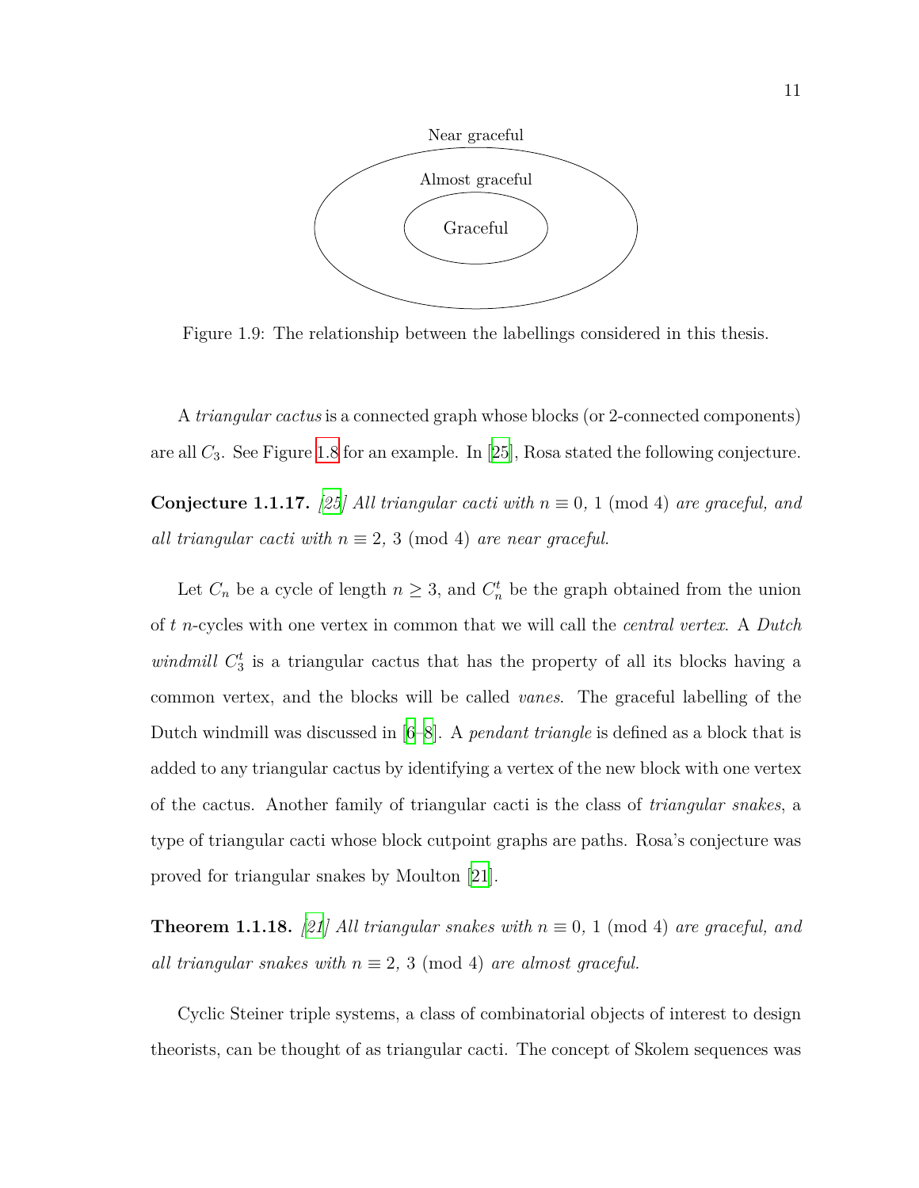Near graceful

Almost graceful

Graceful

Figure 1.9: The relationship between the labellings considered in this thesis.

A *triangular cactus* is a connected graph whose blocks (or 2-connected components) are all $C_3$. See Figure 1.8 for an example. In [25], Rosa stated the following conjecture.

**Conjecture 1.1.17.** *[25] All triangular cacti with $n \equiv 0$, 1 (mod 4) are graceful, and all triangular cacti with $n \equiv 2$, 3 (mod 4) are near graceful.*

Let $C_n$ be a cycle of length $n \geq 3$, and $C_n^t$ be the graph obtained from the union of $t$ $n$-cycles with one vertex in common that we will call the *central vertex*. A *Dutch windmill* $C_3^t$ is a triangular cactus that has the property of all its blocks having a common vertex, and the blocks will be called *vanes*. The graceful labelling of the Dutch windmill was discussed in [6–8]. A *pendant triangle* is defined as a block that is added to any triangular cactus by identifying a vertex of the new block with one vertex of the cactus. Another family of triangular cacti is the class of *triangular snakes*, a type of triangular cacti whose block cutpoint graphs are paths. Rosa's conjecture was proved for triangular snakes by Moulton [21].

**Theorem 1.1.18.** *[21] All triangular snakes with $n \equiv 0$, 1 (mod 4) are graceful, and all triangular snakes with $n \equiv 2$, 3 (mod 4) are almost graceful.*

Cyclic Steiner triple systems, a class of combinatorial objects of interest to design theorists, can be thought of as triangular cacti. The concept of Skolem sequences was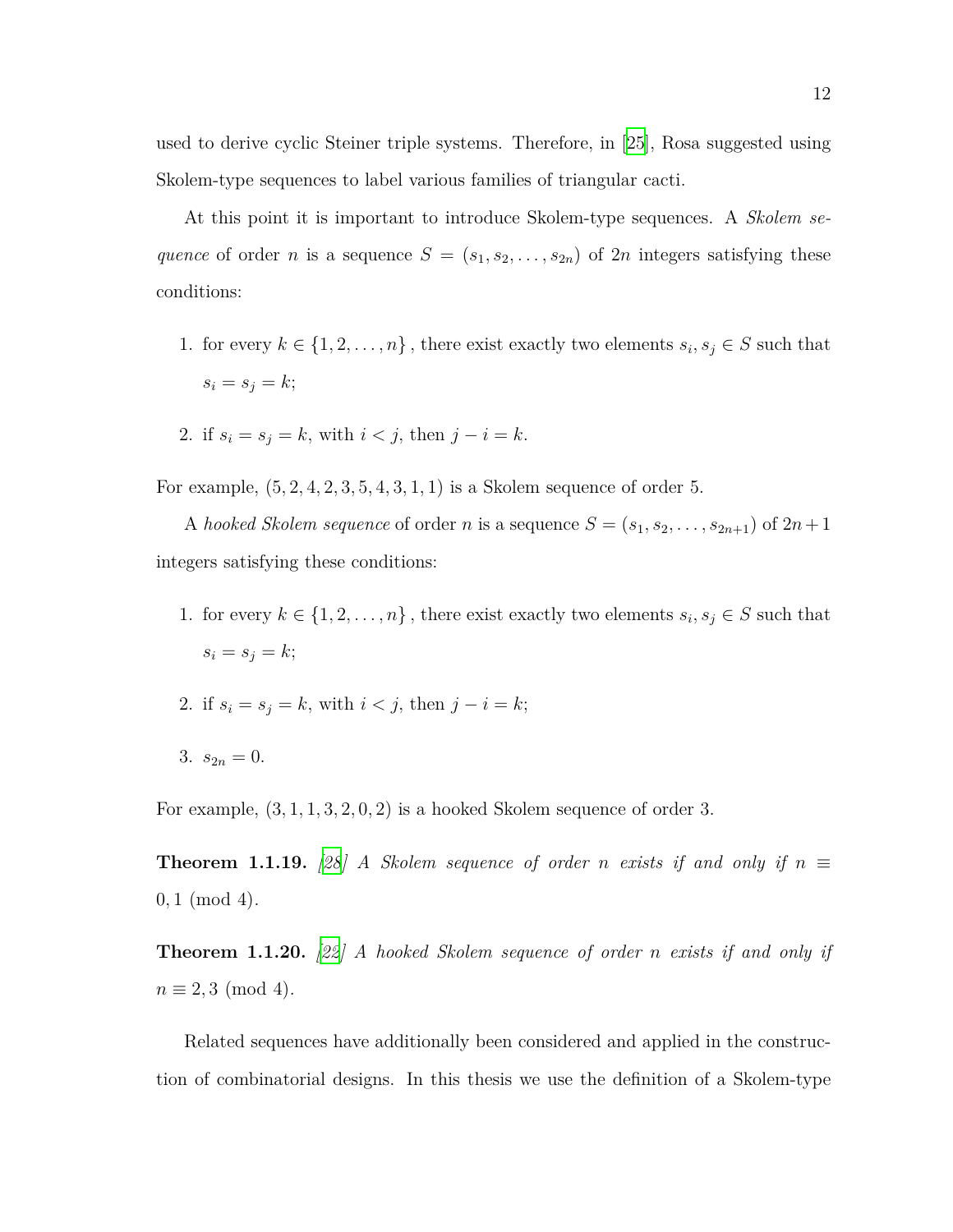used to derive cyclic Steiner triple systems. Therefore, in [25], Rosa suggested using Skolem-type sequences to label various families of triangular cacti.

At this point it is important to introduce Skolem-type sequences. A *Skolem sequence* of order $n$ is a sequence $S = (s_1, s_2, \ldots, s_{2n})$ of $2n$ integers satisfying these conditions:

1. for every $k \in \{1, 2, \ldots, n\}$, there exist exactly two elements $s_i, s_j \in S$ such that $s_i = s_j = k$;

2. if $s_i = s_j = k$, with $i < j$, then $j - i = k$.

For example, $(5, 2, 4, 2, 3, 5, 4, 3, 1, 1)$ is a Skolem sequence of order 5.

A *hooked Skolem sequence* of order $n$ is a sequence $S = (s_1, s_2, \ldots, s_{2n+1})$ of $2n+1$ integers satisfying these conditions:

1. for every $k \in \{1, 2, \ldots, n\}$, there exist exactly two elements $s_i, s_j \in S$ such that $s_i = s_j = k$;

2. if $s_i = s_j = k$, with $i < j$, then $j - i = k$;

3. $s_{2n} = 0$.

For example, $(3, 1, 1, 3, 2, 0, 2)$ is a hooked Skolem sequence of order 3.

**Theorem 1.1.19.** *[28] A Skolem sequence of order $n$ exists if and only if $n \equiv 0, 1 \pmod 4$.*

**Theorem 1.1.20.** *[22] A hooked Skolem sequence of order $n$ exists if and only if $n \equiv 2, 3 \pmod 4$.*

Related sequences have additionally been considered and applied in the construction of combinatorial designs. In this thesis we use the definition of a Skolem-type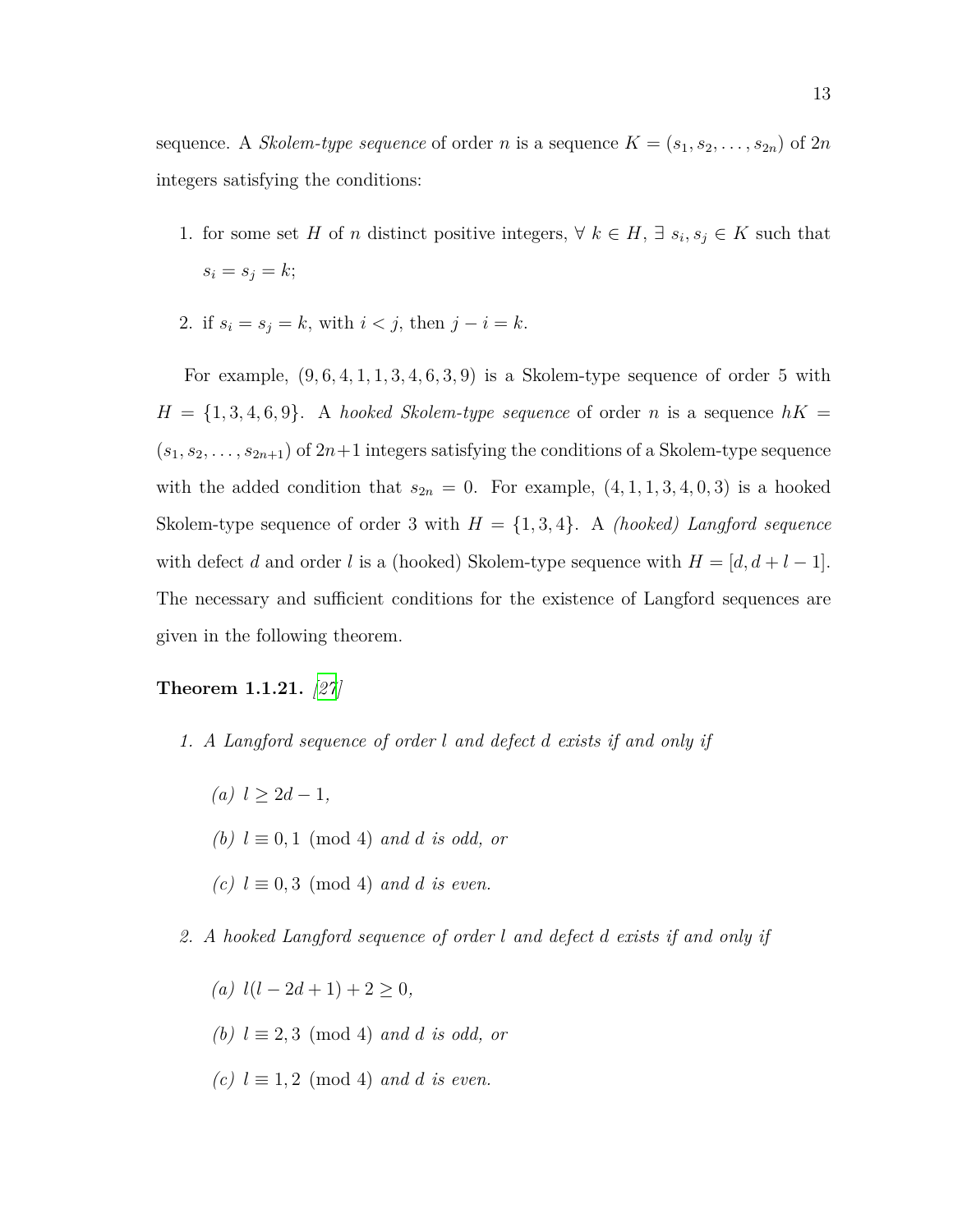sequence. A *Skolem-type sequence* of order $n$ is a sequence $K = (s_1, s_2, \ldots, s_{2n})$ of $2n$ integers satisfying the conditions:

1. for some set $H$ of $n$ distinct positive integers, $\forall\ k \in H$, $\exists\ s_i, s_j \in K$ such that $s_i = s_j = k$;
2. if $s_i = s_j = k$, with $i < j$, then $j - i = k$.

For example, $(9, 6, 4, 1, 1, 3, 4, 6, 3, 9)$ is a Skolem-type sequence of order 5 with $H = \{1, 3, 4, 6, 9\}$. A *hooked Skolem-type sequence* of order $n$ is a sequence $hK = (s_1, s_2, \ldots, s_{2n+1})$ of $2n+1$ integers satisfying the conditions of a Skolem-type sequence with the added condition that $s_{2n} = 0$. For example, $(4, 1, 1, 3, 4, 0, 3)$ is a hooked Skolem-type sequence of order 3 with $H = \{1, 3, 4\}$. A *(hooked) Langford sequence* with defect $d$ and order $l$ is a (hooked) Skolem-type sequence with $H = [d, d + l - 1]$. The necessary and sufficient conditions for the existence of Langford sequences are given in the following theorem.

**Theorem 1.1.21.** *[27]*

1. *A Langford sequence of order $l$ and defect $d$ exists if and only if*
   - *(a) $l \geq 2d - 1$,*
   - *(b) $l \equiv 0, 1 \pmod 4$ and $d$ is odd, or*
   - *(c) $l \equiv 0, 3 \pmod 4$ and $d$ is even.*
2. *A hooked Langford sequence of order $l$ and defect $d$ exists if and only if*
   - *(a) $l(l - 2d + 1) + 2 \geq 0$,*
   - *(b) $l \equiv 2, 3 \pmod 4$ and $d$ is odd, or*
   - *(c) $l \equiv 1, 2 \pmod 4$ and $d$ is even.*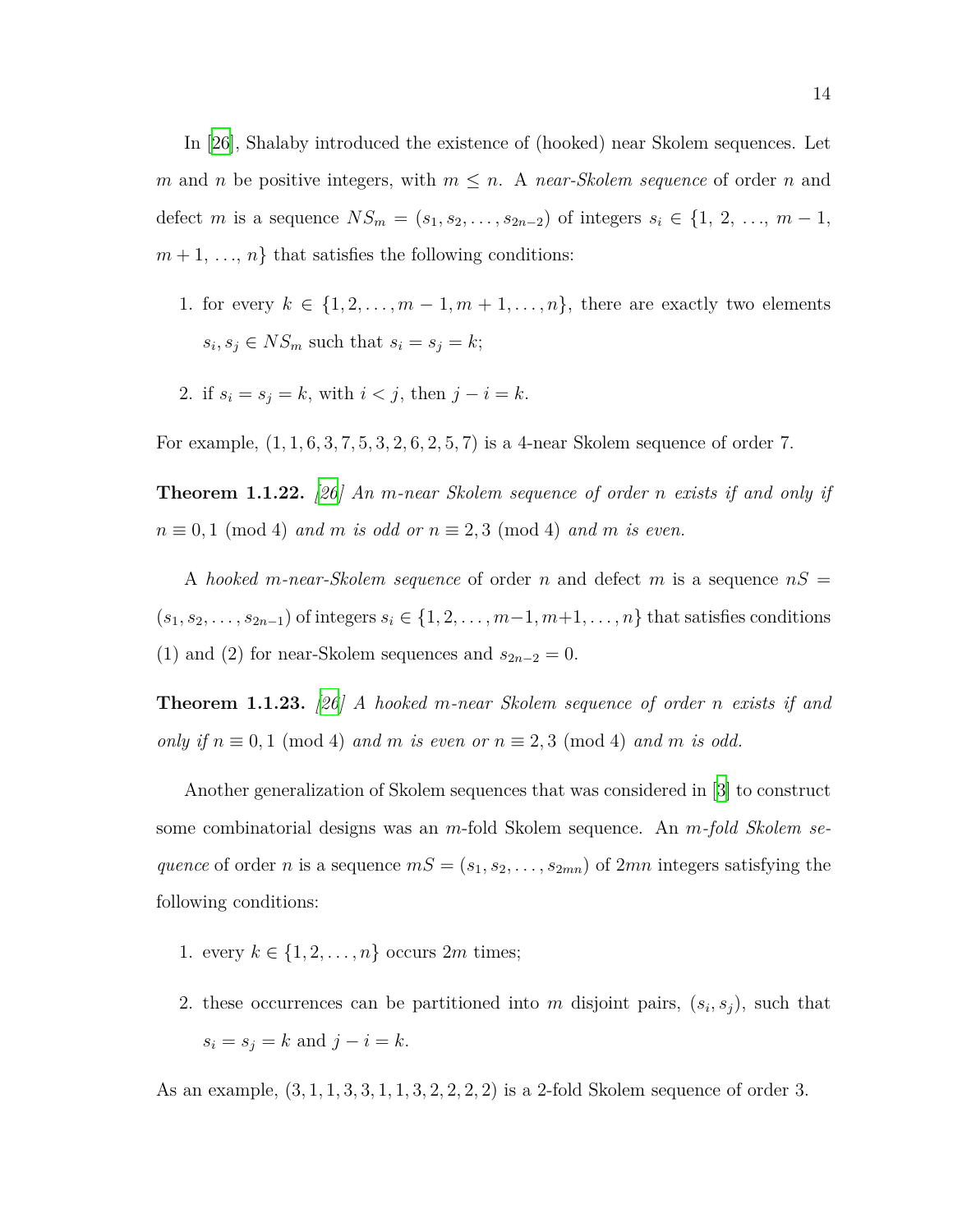In [26], Shalaby introduced the existence of (hooked) near Skolem sequences. Let $m$ and $n$ be positive integers, with $m \leq n$. A *near-Skolem sequence* of order $n$ and defect $m$ is a sequence $NS_m = (s_1, s_2, \ldots, s_{2n-2})$ of integers $s_i \in \{1, 2, \ldots, m-1, m+1, \ldots, n\}$ that satisfies the following conditions:

1. for every $k \in \{1, 2, \ldots, m-1, m+1, \ldots, n\}$, there are exactly two elements $s_i, s_j \in NS_m$ such that $s_i = s_j = k$;
2. if $s_i = s_j = k$, with $i < j$, then $j - i = k$.

For example, $(1, 1, 6, 3, 7, 5, 3, 2, 6, 2, 5, 7)$ is a 4-near Skolem sequence of order 7.

**Theorem 1.1.22.** *[26] An $m$-near Skolem sequence of order $n$ exists if and only if $n \equiv 0, 1 \pmod 4$ and $m$ is odd or $n \equiv 2, 3 \pmod 4$ and $m$ is even.*

A *hooked $m$-near-Skolem sequence* of order $n$ and defect $m$ is a sequence $nS = (s_1, s_2, \ldots, s_{2n-1})$ of integers $s_i \in \{1, 2, \ldots, m-1, m+1, \ldots, n\}$ that satisfies conditions (1) and (2) for near-Skolem sequences and $s_{2n-2} = 0$.

**Theorem 1.1.23.** *[26] A hooked $m$-near Skolem sequence of order $n$ exists if and only if $n \equiv 0, 1 \pmod 4$ and $m$ is even or $n \equiv 2, 3 \pmod 4$ and $m$ is odd.*

Another generalization of Skolem sequences that was considered in [3] to construct some combinatorial designs was an $m$-fold Skolem sequence. An *$m$-fold Skolem sequence* of order $n$ is a sequence $mS = (s_1, s_2, \ldots, s_{2mn})$ of $2mn$ integers satisfying the following conditions:

1. every $k \in \{1, 2, \ldots, n\}$ occurs $2m$ times;
2. these occurrences can be partitioned into $m$ disjoint pairs, $(s_i, s_j)$, such that $s_i = s_j = k$ and $j - i = k$.

As an example, $(3, 1, 1, 3, 3, 1, 1, 3, 2, 2, 2, 2)$ is a 2-fold Skolem sequence of order 3.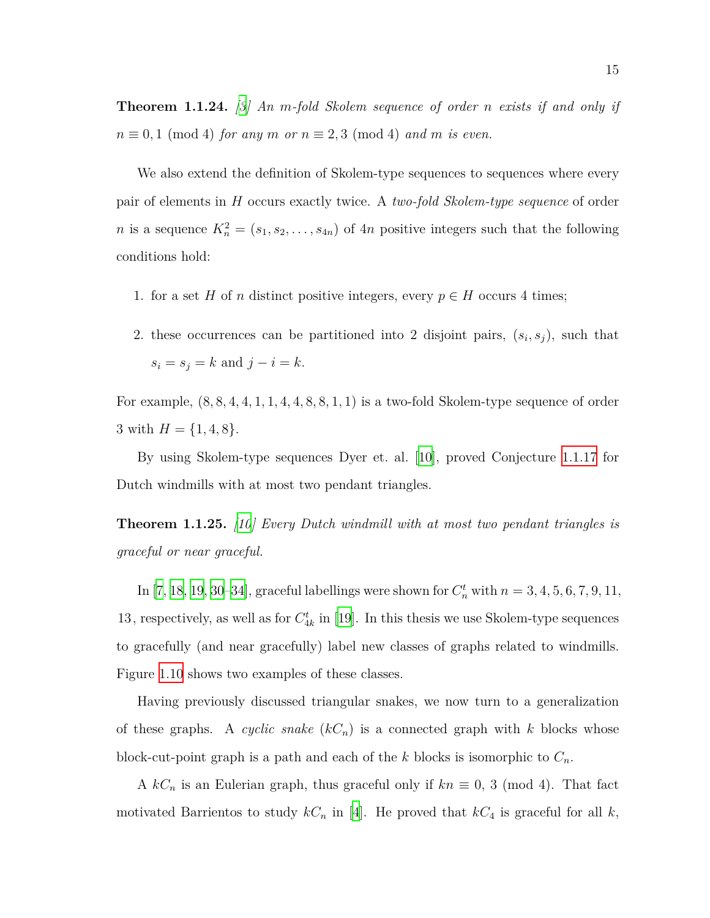**Theorem 1.1.24.** *[3] An m-fold Skolem sequence of order n exists if and only if $n \equiv 0, 1 \pmod 4$ for any m or $n \equiv 2, 3 \pmod 4$ and m is even.*

We also extend the definition of Skolem-type sequences to sequences where every pair of elements in $H$ occurs exactly twice. A *two-fold Skolem-type sequence* of order $n$ is a sequence $K_n^2 = (s_1, s_2, \ldots, s_{4n})$ of $4n$ positive integers such that the following conditions hold:

1. for a set $H$ of $n$ distinct positive integers, every $p \in H$ occurs 4 times;

2. these occurrences can be partitioned into 2 disjoint pairs, $(s_i, s_j)$, such that $s_i = s_j = k$ and $j - i = k$.

For example, $(8, 8, 4, 4, 1, 1, 4, 4, 8, 8, 1, 1)$ is a two-fold Skolem-type sequence of order 3 with $H = \{1, 4, 8\}$.

By using Skolem-type sequences Dyer et. al. [10], proved Conjecture 1.1.17 for Dutch windmills with at most two pendant triangles.

**Theorem 1.1.25.** *[10] Every Dutch windmill with at most two pendant triangles is graceful or near graceful.*

In [7, 18, 19, 30–34], graceful labellings were shown for $C_n^t$ with $n = 3, 4, 5, 6, 7, 9, 11, 13$, respectively, as well as for $C_{4k}^t$ in [19]. In this thesis we use Skolem-type sequences to gracefully (and near gracefully) label new classes of graphs related to windmills. Figure 1.10 shows two examples of these classes.

Having previously discussed triangular snakes, we now turn to a generalization of these graphs. A *cyclic snake* ($kC_n$) is a connected graph with $k$ blocks whose block-cut-point graph is a path and each of the $k$ blocks is isomorphic to $C_n$.

A $kC_n$ is an Eulerian graph, thus graceful only if $kn \equiv 0, 3 \pmod 4$. That fact motivated Barrientos to study $kC_n$ in [4]. He proved that $kC_4$ is graceful for all $k$,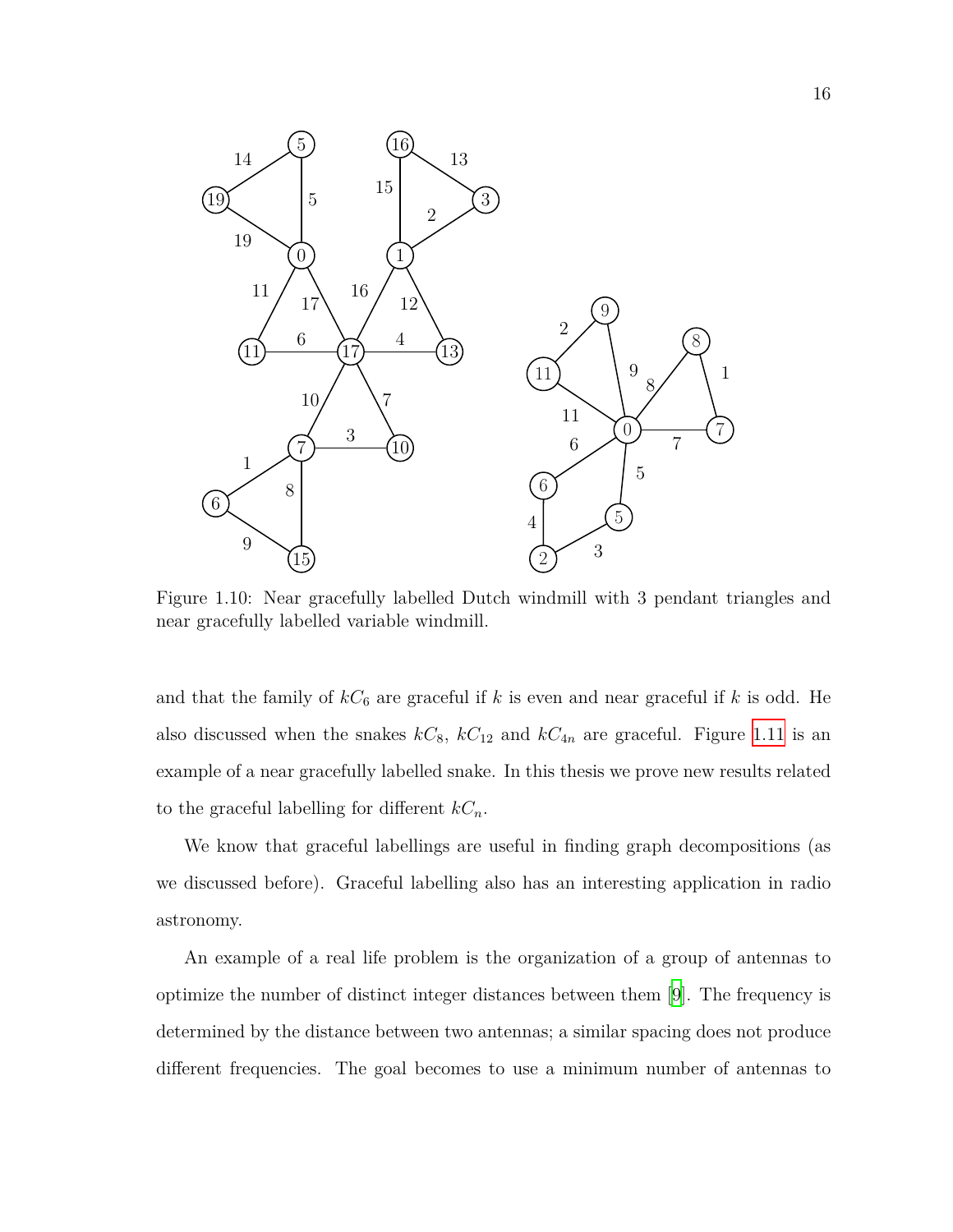Figure 1.10: Near gracefully labelled Dutch windmill with 3 pendant triangles and near gracefully labelled variable windmill.

and that the family of $kC_6$ are graceful if $k$ is even and near graceful if $k$ is odd. He also discussed when the snakes $kC_8$, $kC_{12}$ and $kC_{4n}$ are graceful. Figure 1.11 is an example of a near gracefully labelled snake. In this thesis we prove new results related to the graceful labelling for different $kC_n$.

We know that graceful labellings are useful in finding graph decompositions (as we discussed before). Graceful labelling also has an interesting application in radio astronomy.

An example of a real life problem is the organization of a group of antennas to optimize the number of distinct integer distances between them [9]. The frequency is determined by the distance between two antennas; a similar spacing does not produce different frequencies. The goal becomes to use a minimum number of antennas to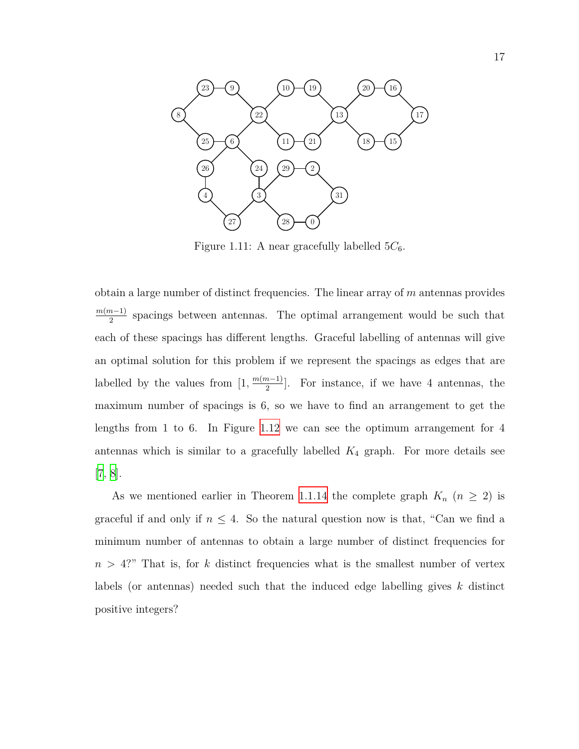Figure 1.11: A near gracefully labelled $5C_6$.

obtain a large number of distinct frequencies. The linear array of $m$ antennas provides $\frac{m(m-1)}{2}$ spacings between antennas. The optimal arrangement would be such that each of these spacings has different lengths. Graceful labelling of antennas will give an optimal solution for this problem if we represent the spacings as edges that are labelled by the values from $[1, \frac{m(m-1)}{2}]$. For instance, if we have 4 antennas, the maximum number of spacings is 6, so we have to find an arrangement to get the lengths from 1 to 6. In Figure 1.12 we can see the optimum arrangement for 4 antennas which is similar to a gracefully labelled $K_4$ graph. For more details see [7, 8].

As we mentioned earlier in Theorem 1.1.14 the complete graph $K_n$ $(n \geq 2)$ is graceful if and only if $n \leq 4$. So the natural question now is that, "Can we find a minimum number of antennas to obtain a large number of distinct frequencies for $n > 4$?" That is, for $k$ distinct frequencies what is the smallest number of vertex labels (or antennas) needed such that the induced edge labelling gives $k$ distinct positive integers?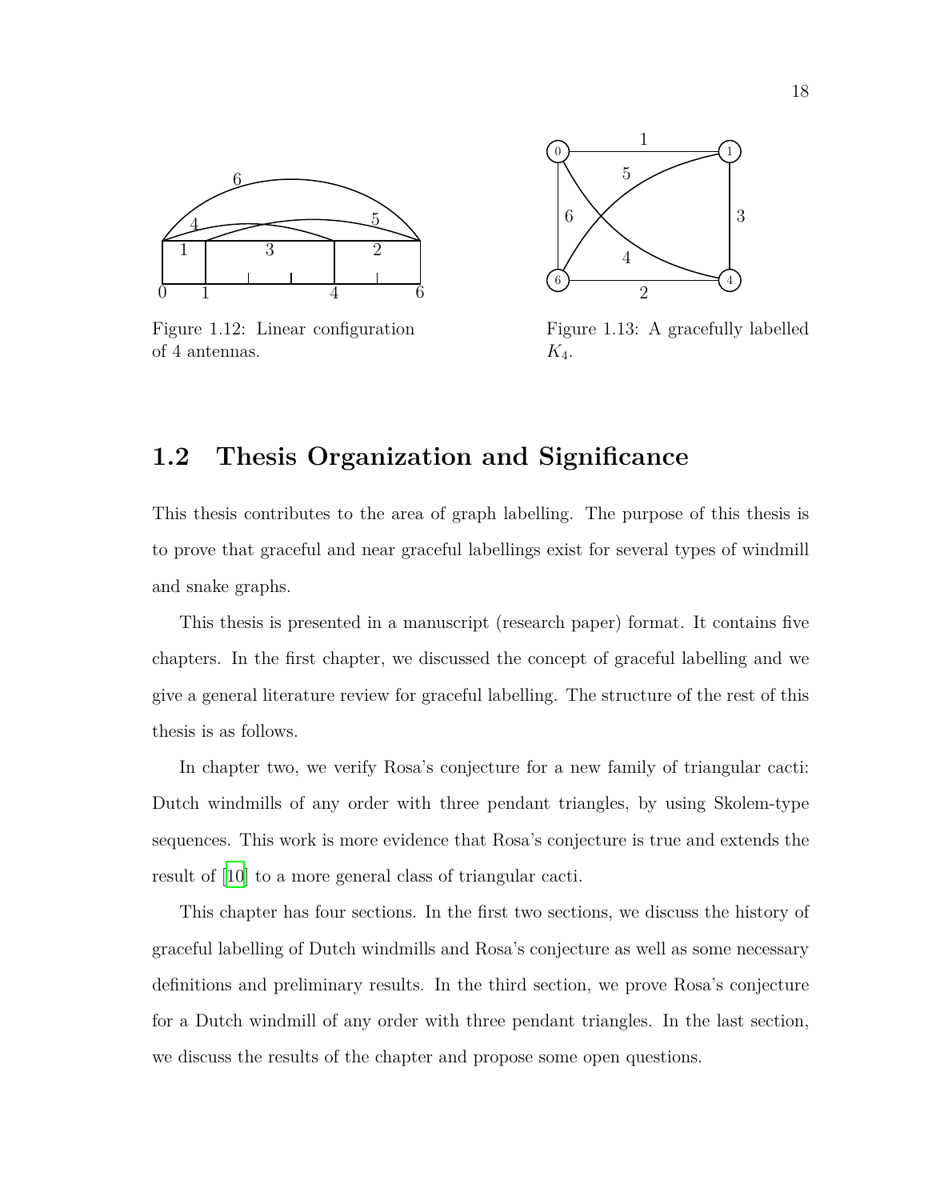6

4 5

1 3 2

0 1 4 6

Figure 1.12: Linear configuration of 4 antennas.

1

5

6 3

4

2

0 1 6 4

Figure 1.13: A gracefully labelled $K_4$.

## 1.2 Thesis Organization and Significance

This thesis contributes to the area of graph labelling. The purpose of this thesis is to prove that graceful and near graceful labellings exist for several types of windmill and snake graphs.

This thesis is presented in a manuscript (research paper) format. It contains five chapters. In the first chapter, we discussed the concept of graceful labelling and we give a general literature review for graceful labelling. The structure of the rest of this thesis is as follows.

In chapter two, we verify Rosa's conjecture for a new family of triangular cacti: Dutch windmills of any order with three pendant triangles, by using Skolem-type sequences. This work is more evidence that Rosa's conjecture is true and extends the result of [10] to a more general class of triangular cacti.

This chapter has four sections. In the first two sections, we discuss the history of graceful labelling of Dutch windmills and Rosa's conjecture as well as some necessary definitions and preliminary results. In the third section, we prove Rosa's conjecture for a Dutch windmill of any order with three pendant triangles. In the last section, we discuss the results of the chapter and propose some open questions.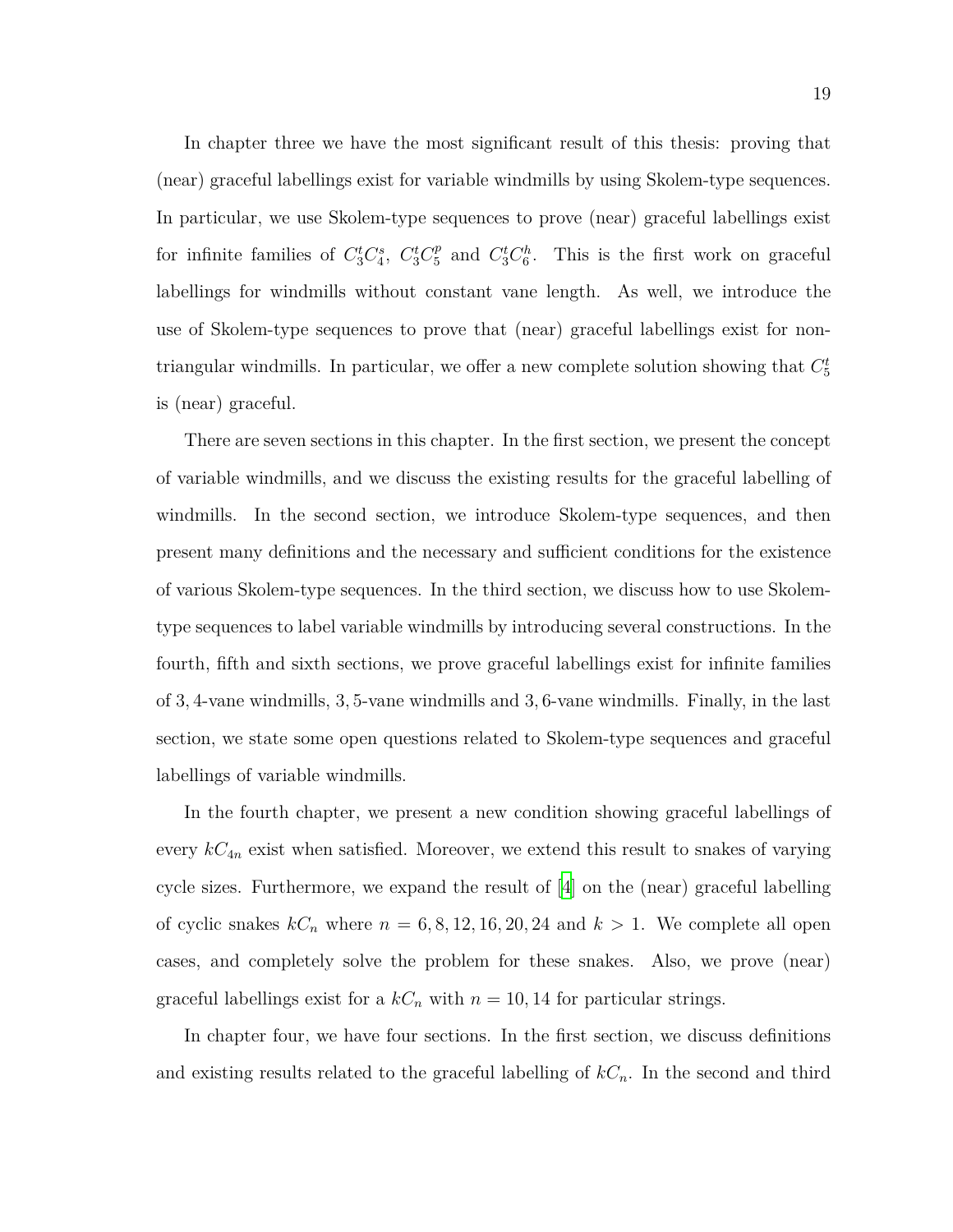In chapter three we have the most significant result of this thesis: proving that (near) graceful labellings exist for variable windmills by using Skolem-type sequences. In particular, we use Skolem-type sequences to prove (near) graceful labellings exist for infinite families of $C_3^tC_4^s$, $C_3^tC_5^p$ and $C_3^tC_6^h$. This is the first work on graceful labellings for windmills without constant vane length. As well, we introduce the use of Skolem-type sequences to prove that (near) graceful labellings exist for non-triangular windmills. In particular, we offer a new complete solution showing that $C_5^t$ is (near) graceful.

There are seven sections in this chapter. In the first section, we present the concept of variable windmills, and we discuss the existing results for the graceful labelling of windmills. In the second section, we introduce Skolem-type sequences, and then present many definitions and the necessary and sufficient conditions for the existence of various Skolem-type sequences. In the third section, we discuss how to use Skolem-type sequences to label variable windmills by introducing several constructions. In the fourth, fifth and sixth sections, we prove graceful labellings exist for infinite families of $3, 4$-vane windmills, $3, 5$-vane windmills and $3, 6$-vane windmills. Finally, in the last section, we state some open questions related to Skolem-type sequences and graceful labellings of variable windmills.

In the fourth chapter, we present a new condition showing graceful labellings of every $kC_{4n}$ exist when satisfied. Moreover, we extend this result to snakes of varying cycle sizes. Furthermore, we expand the result of [4] on the (near) graceful labelling of cyclic snakes $kC_n$ where $n = 6, 8, 12, 16, 20, 24$ and $k > 1$. We complete all open cases, and completely solve the problem for these snakes. Also, we prove (near) graceful labellings exist for a $kC_n$ with $n = 10, 14$ for particular strings.

In chapter four, we have four sections. In the first section, we discuss definitions and existing results related to the graceful labelling of $kC_n$. In the second and third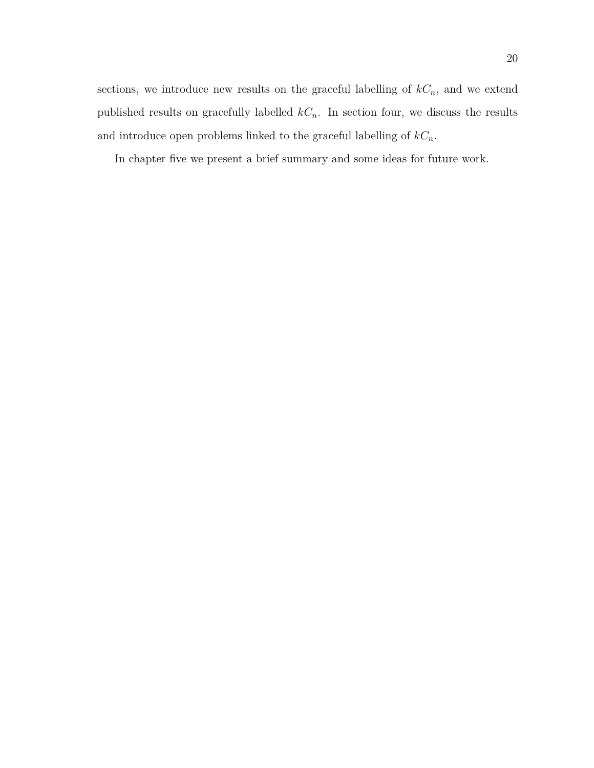sections, we introduce new results on the graceful labelling of $kC_n$, and we extend published results on gracefully labelled $kC_n$. In section four, we discuss the results and introduce open problems linked to the graceful labelling of $kC_n$.

In chapter five we present a brief summary and some ideas for future work.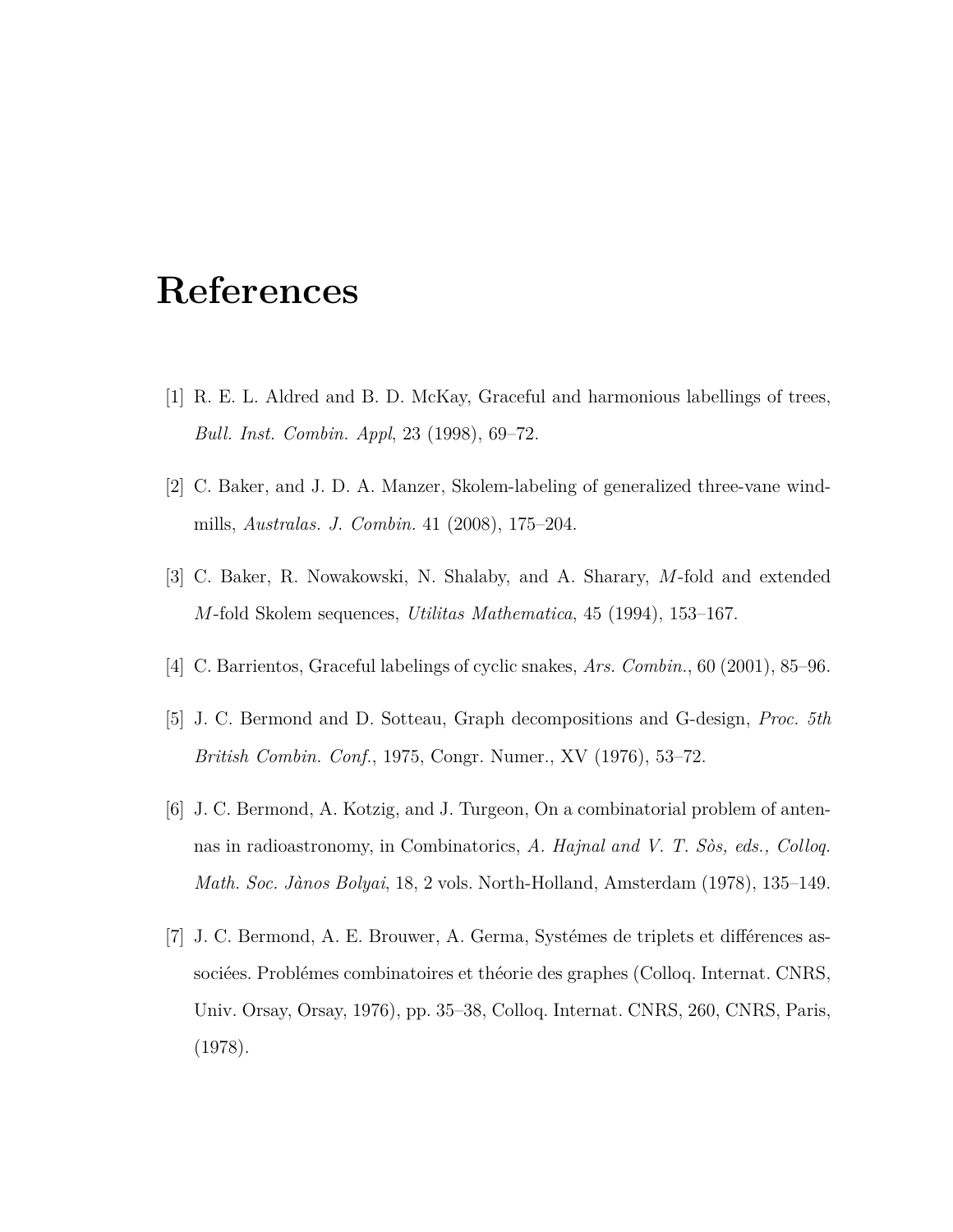# References

[1] R. E. L. Aldred and B. D. McKay, Graceful and harmonious labellings of trees, *Bull. Inst. Combin. Appl*, 23 (1998), 69–72.

[2] C. Baker, and J. D. A. Manzer, Skolem-labeling of generalized three-vane windmills, *Australas. J. Combin.* 41 (2008), 175–204.

[3] C. Baker, R. Nowakowski, N. Shalaby, and A. Sharary, $M$-fold and extended $M$-fold Skolem sequences, *Utilitas Mathematica*, 45 (1994), 153–167.

[4] C. Barrientos, Graceful labelings of cyclic snakes, *Ars. Combin.*, 60 (2001), 85–96.

[5] J. C. Bermond and D. Sotteau, Graph decompositions and G-design, *Proc. 5th British Combin. Conf.*, 1975, Congr. Numer., XV (1976), 53–72.

[6] J. C. Bermond, A. Kotzig, and J. Turgeon, On a combinatorial problem of antennas in radioastronomy, in Combinatorics, *A. Hajnal and V. T. Sòs, eds., Colloq. Math. Soc. Jànos Bolyai*, 18, 2 vols. North-Holland, Amsterdam (1978), 135–149.

[7] J. C. Bermond, A. E. Brouwer, A. Germa, Systémes de triplets et différences associées. Problémes combinatoires et théorie des graphes (Colloq. Internat. CNRS, Univ. Orsay, Orsay, 1976), pp. 35–38, Colloq. Internat. CNRS, 260, CNRS, Paris, (1978).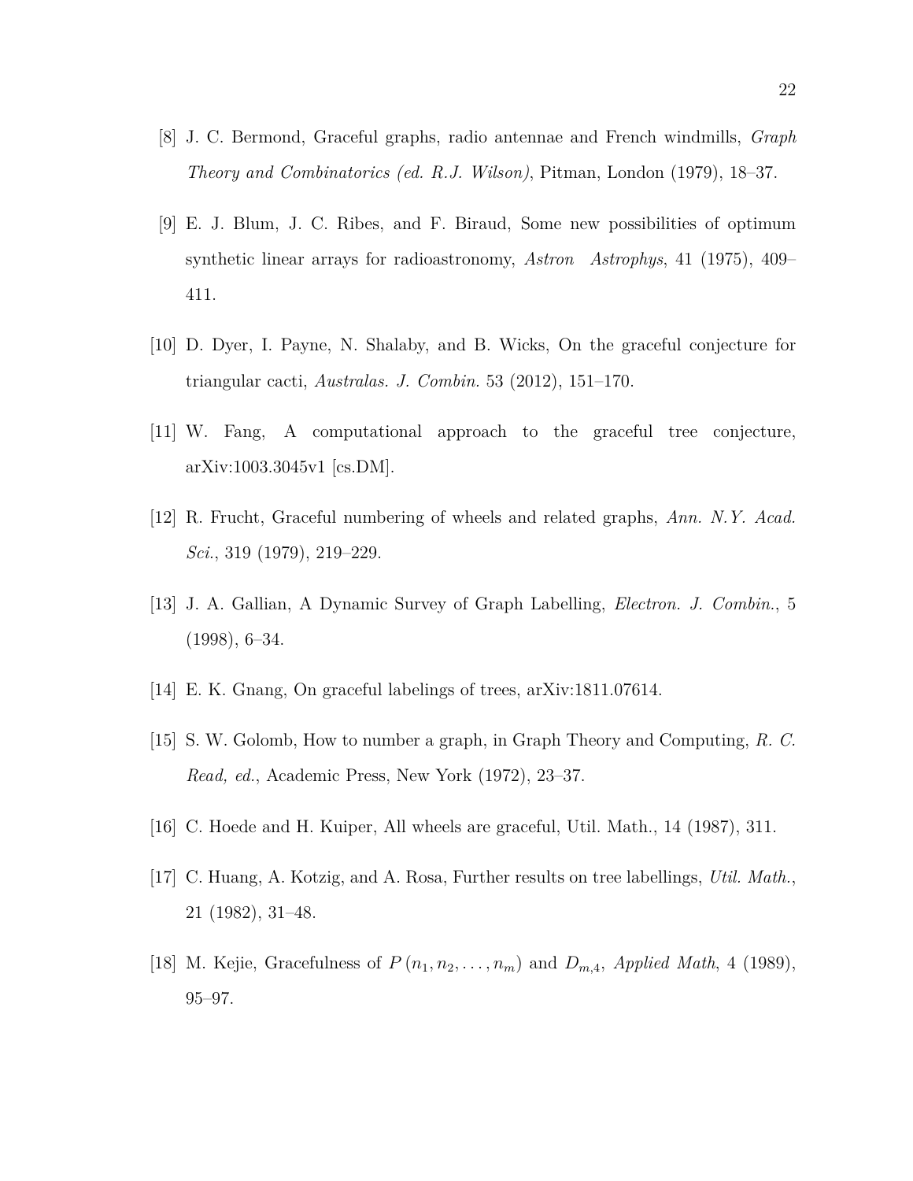[8] J. C. Bermond, Graceful graphs, radio antennae and French windmills, *Graph Theory and Combinatorics (ed. R.J. Wilson)*, Pitman, London (1979), 18–37.

[9] E. J. Blum, J. C. Ribes, and F. Biraud, Some new possibilities of optimum synthetic linear arrays for radioastronomy, *Astron Astrophys*, 41 (1975), 409–411.

[10] D. Dyer, I. Payne, N. Shalaby, and B. Wicks, On the graceful conjecture for triangular cacti, *Australas. J. Combin.* 53 (2012), 151–170.

[11] W. Fang, A computational approach to the graceful tree conjecture, arXiv:1003.3045v1 [cs.DM].

[12] R. Frucht, Graceful numbering of wheels and related graphs, *Ann. N.Y. Acad. Sci.*, 319 (1979), 219–229.

[13] J. A. Gallian, A Dynamic Survey of Graph Labelling, *Electron. J. Combin.*, 5 (1998), 6–34.

[14] E. K. Gnang, On graceful labelings of trees, arXiv:1811.07614.

[15] S. W. Golomb, How to number a graph, in Graph Theory and Computing, *R. C. Read, ed.*, Academic Press, New York (1972), 23–37.

[16] C. Hoede and H. Kuiper, All wheels are graceful, Util. Math., 14 (1987), 311.

[17] C. Huang, A. Kotzig, and A. Rosa, Further results on tree labellings, *Util. Math.*, 21 (1982), 31–48.

[18] M. Kejie, Gracefulness of $P(n_1, n_2, \ldots, n_m)$ and $D_{m,4}$, *Applied Math*, 4 (1989), 95–97.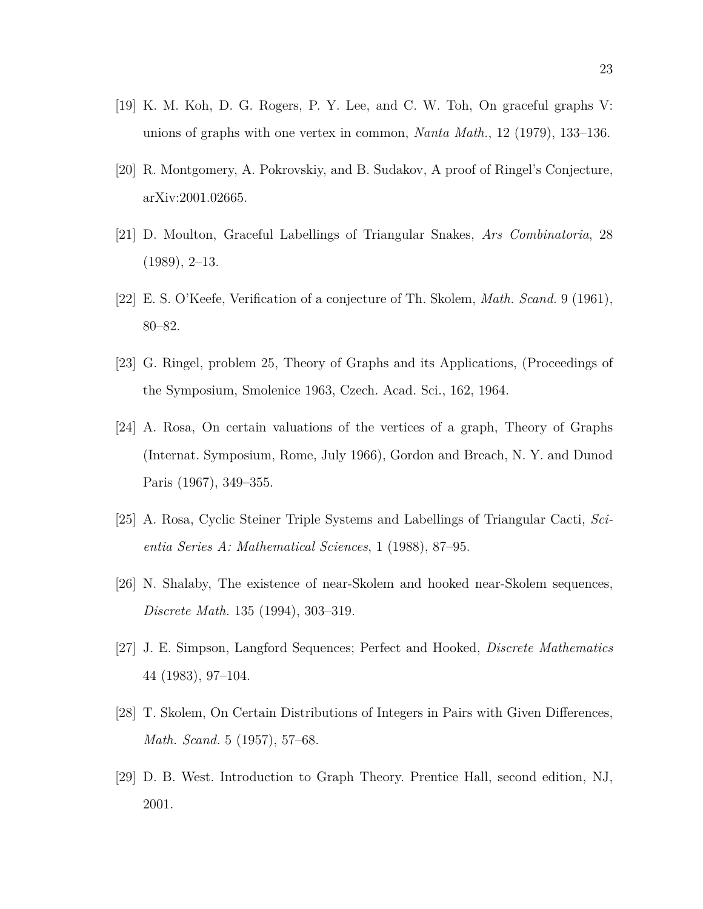[19] K. M. Koh, D. G. Rogers, P. Y. Lee, and C. W. Toh, On graceful graphs V: unions of graphs with one vertex in common, *Nanta Math.*, 12 (1979), 133–136.

[20] R. Montgomery, A. Pokrovskiy, and B. Sudakov, A proof of Ringel's Conjecture, arXiv:2001.02665.

[21] D. Moulton, Graceful Labellings of Triangular Snakes, *Ars Combinatoria*, 28 (1989), 2–13.

[22] E. S. O'Keefe, Verification of a conjecture of Th. Skolem, *Math. Scand.* 9 (1961), 80–82.

[23] G. Ringel, problem 25, Theory of Graphs and its Applications, (Proceedings of the Symposium, Smolenice 1963, Czech. Acad. Sci., 162, 1964.

[24] A. Rosa, On certain valuations of the vertices of a graph, Theory of Graphs (Internat. Symposium, Rome, July 1966), Gordon and Breach, N. Y. and Dunod Paris (1967), 349–355.

[25] A. Rosa, Cyclic Steiner Triple Systems and Labellings of Triangular Cacti, *Scientia Series A: Mathematical Sciences*, 1 (1988), 87–95.

[26] N. Shalaby, The existence of near-Skolem and hooked near-Skolem sequences, *Discrete Math.* 135 (1994), 303–319.

[27] J. E. Simpson, Langford Sequences; Perfect and Hooked, *Discrete Mathematics* 44 (1983), 97–104.

[28] T. Skolem, On Certain Distributions of Integers in Pairs with Given Differences, *Math. Scand.* 5 (1957), 57–68.

[29] D. B. West. Introduction to Graph Theory. Prentice Hall, second edition, NJ, 2001.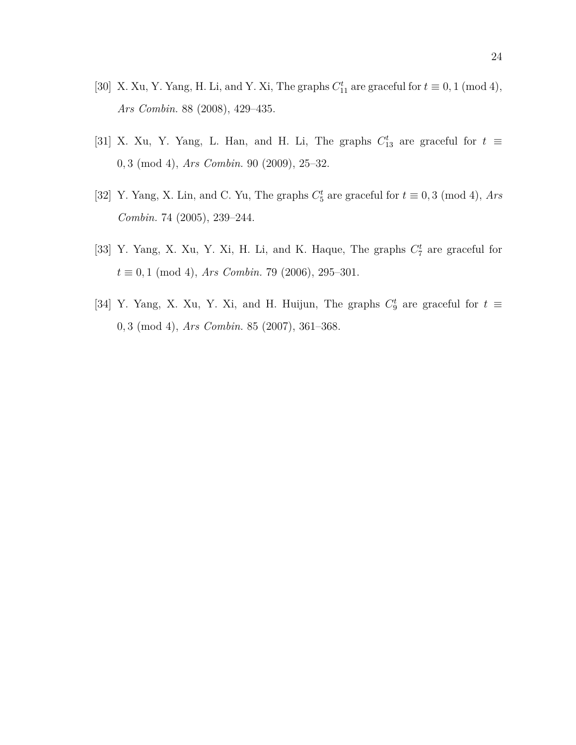[30] X. Xu, Y. Yang, H. Li, and Y. Xi, The graphs $C_{11}^t$ are graceful for $t \equiv 0, 1 \pmod 4$, *Ars Combin.* 88 (2008), 429–435.

[31] X. Xu, Y. Yang, L. Han, and H. Li, The graphs $C_{13}^t$ are graceful for $t \equiv 0, 3 \pmod 4$, *Ars Combin.* 90 (2009), 25–32.

[32] Y. Yang, X. Lin, and C. Yu, The graphs $C_5^t$ are graceful for $t \equiv 0, 3 \pmod 4$, *Ars Combin.* 74 (2005), 239–244.

[33] Y. Yang, X. Xu, Y. Xi, H. Li, and K. Haque, The graphs $C_7^t$ are graceful for $t \equiv 0, 1 \pmod 4$, *Ars Combin.* 79 (2006), 295–301.

[34] Y. Yang, X. Xu, Y. Xi, and H. Huijun, The graphs $C_9^t$ are graceful for $t \equiv 0, 3 \pmod 4$, *Ars Combin.* 85 (2007), 361–368.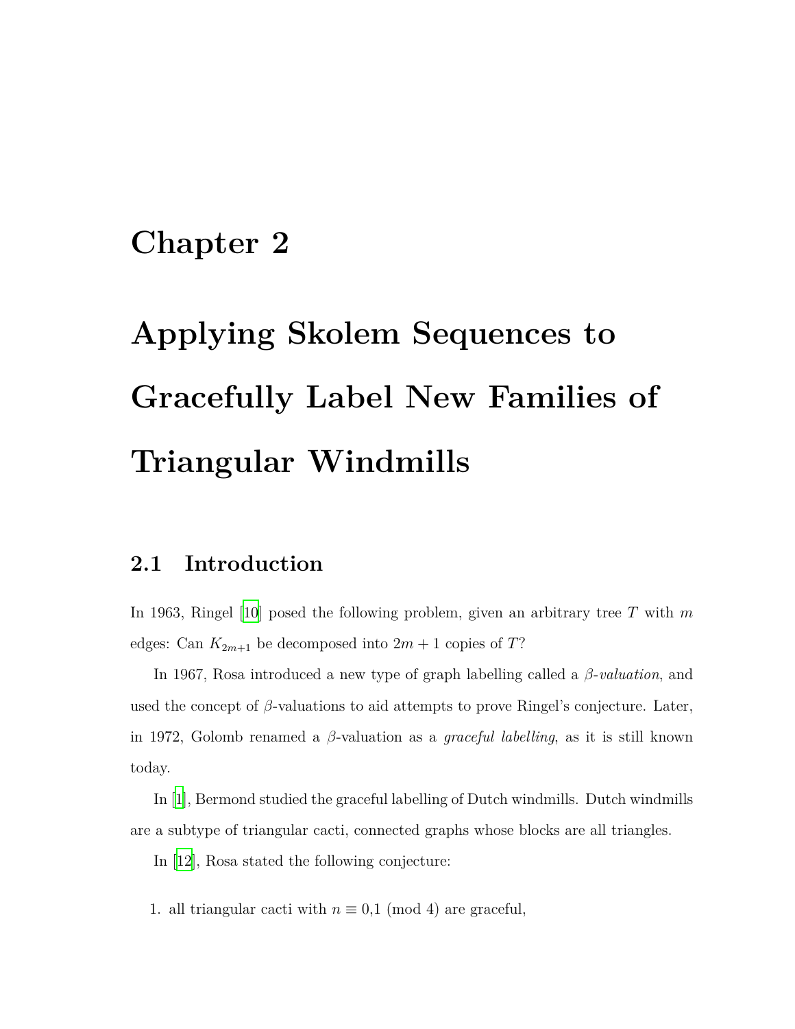# Chapter 2

# Applying Skolem Sequences to Gracefully Label New Families of Triangular Windmills

## 2.1 Introduction

In 1963, Ringel [10] posed the following problem, given an arbitrary tree $T$ with $m$ edges: Can $K_{2m+1}$ be decomposed into $2m + 1$ copies of $T$?

In 1967, Rosa introduced a new type of graph labelling called a *β-valuation*, and used the concept of $\beta$-valuations to aid attempts to prove Ringel's conjecture. Later, in 1972, Golomb renamed a $\beta$-valuation as a *graceful labelling*, as it is still known today.

In [1], Bermond studied the graceful labelling of Dutch windmills. Dutch windmills are a subtype of triangular cacti, connected graphs whose blocks are all triangles.

In [12], Rosa stated the following conjecture:

1. all triangular cacti with $n \equiv 0{,}1 \pmod 4$ are graceful,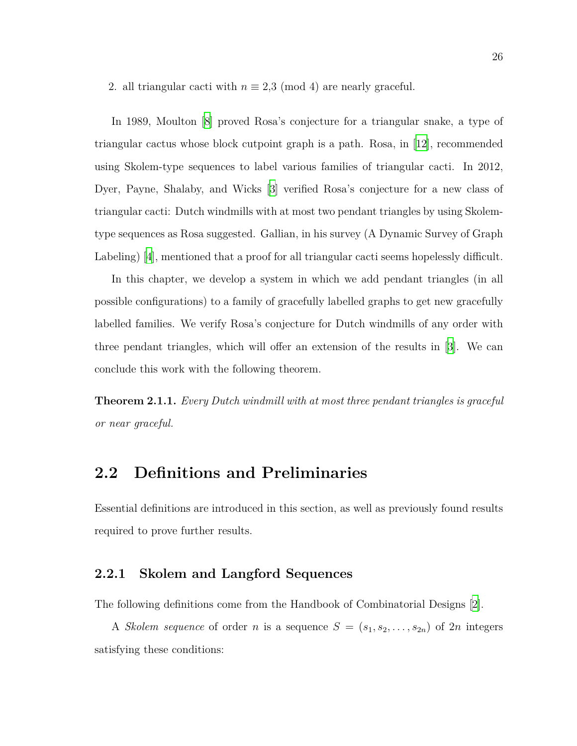2. all triangular cacti with $n \equiv 2,3 \pmod 4$ are nearly graceful.

In 1989, Moulton [8] proved Rosa's conjecture for a triangular snake, a type of triangular cactus whose block cutpoint graph is a path. Rosa, in [12], recommended using Skolem-type sequences to label various families of triangular cacti. In 2012, Dyer, Payne, Shalaby, and Wicks [3] verified Rosa's conjecture for a new class of triangular cacti: Dutch windmills with at most two pendant triangles by using Skolem-type sequences as Rosa suggested. Gallian, in his survey (A Dynamic Survey of Graph Labeling) [4], mentioned that a proof for all triangular cacti seems hopelessly difficult.

In this chapter, we develop a system in which we add pendant triangles (in all possible configurations) to a family of gracefully labelled graphs to get new gracefully labelled families. We verify Rosa's conjecture for Dutch windmills of any order with three pendant triangles, which will offer an extension of the results in [3]. We can conclude this work with the following theorem.

**Theorem 2.1.1.** *Every Dutch windmill with at most three pendant triangles is graceful or near graceful.*

## 2.2 Definitions and Preliminaries

Essential definitions are introduced in this section, as well as previously found results required to prove further results.

### 2.2.1 Skolem and Langford Sequences

The following definitions come from the Handbook of Combinatorial Designs [2].

A *Skolem sequence* of order $n$ is a sequence $S = (s_1, s_2, \ldots, s_{2n})$ of $2n$ integers satisfying these conditions: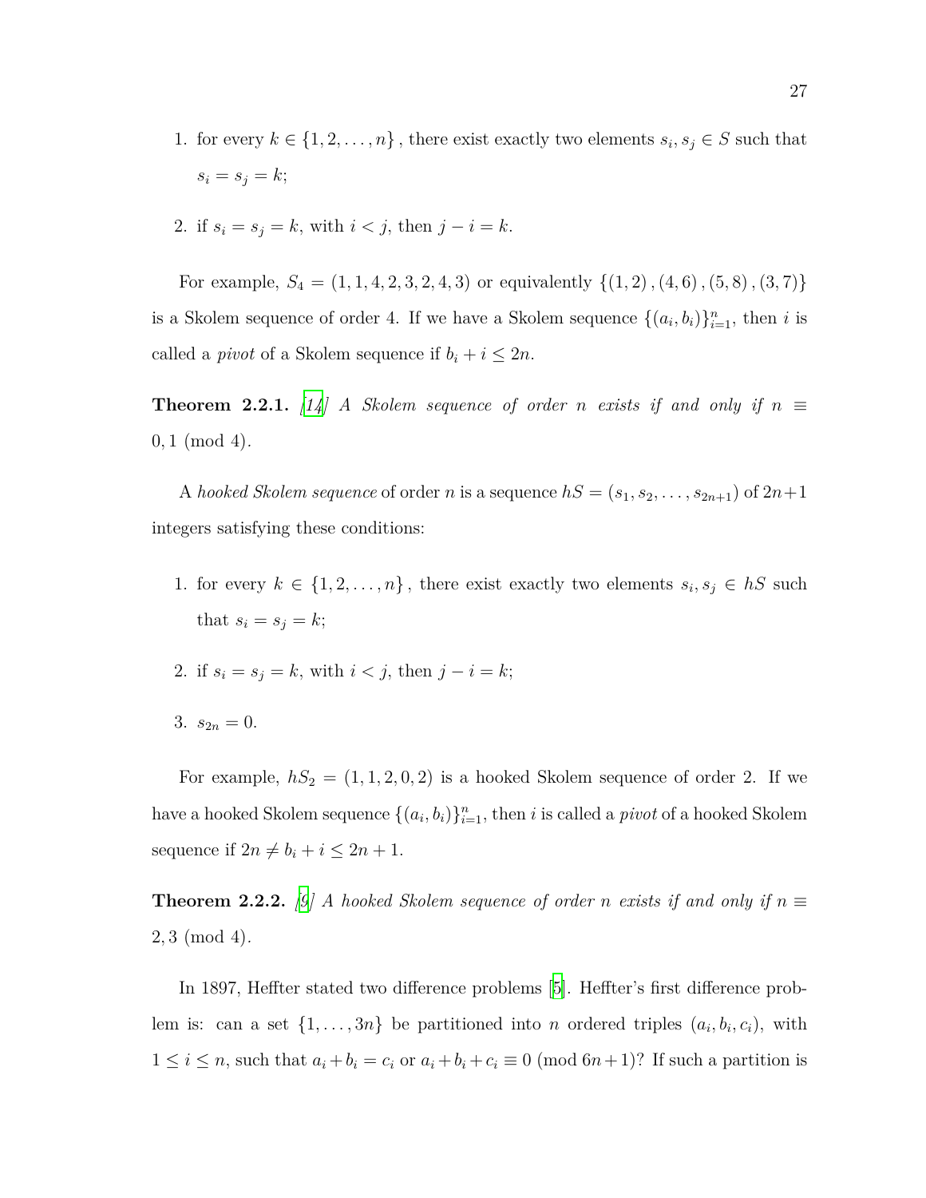1. for every $k \in \{1, 2, \ldots, n\}$, there exist exactly two elements $s_i, s_j \in S$ such that $s_i = s_j = k$;

2. if $s_i = s_j = k$, with $i < j$, then $j - i = k$.

For example, $S_4 = (1, 1, 4, 2, 3, 2, 4, 3)$ or equivalently $\{(1, 2), (4, 6), (5, 8), (3, 7)\}$ is a Skolem sequence of order 4. If we have a Skolem sequence $\{(a_i, b_i)\}_{i=1}^{n}$, then $i$ is called a *pivot* of a Skolem sequence if $b_i + i \leq 2n$.

**Theorem 2.2.1.** *[14] A Skolem sequence of order $n$ exists if and only if $n \equiv 0, 1 \pmod 4$.*

A *hooked Skolem sequence* of order $n$ is a sequence $hS = (s_1, s_2, \ldots, s_{2n+1})$ of $2n+1$ integers satisfying these conditions:

1. for every $k \in \{1, 2, \ldots, n\}$, there exist exactly two elements $s_i, s_j \in hS$ such that $s_i = s_j = k$;

2. if $s_i = s_j = k$, with $i < j$, then $j - i = k$;

3. $s_{2n} = 0$.

For example, $hS_2 = (1, 1, 2, 0, 2)$ is a hooked Skolem sequence of order 2. If we have a hooked Skolem sequence $\{(a_i, b_i)\}_{i=1}^{n}$, then $i$ is called a *pivot* of a hooked Skolem sequence if $2n \neq b_i + i \leq 2n + 1$.

**Theorem 2.2.2.** *[9] A hooked Skolem sequence of order $n$ exists if and only if $n \equiv 2, 3 \pmod 4$.*

In 1897, Heffter stated two difference problems [5]. Heffter's first difference problem is: can a set $\{1, \ldots, 3n\}$ be partitioned into $n$ ordered triples $(a_i, b_i, c_i)$, with $1 \leq i \leq n$, such that $a_i + b_i = c_i$ or $a_i + b_i + c_i \equiv 0 \pmod{6n+1}$? If such a partition is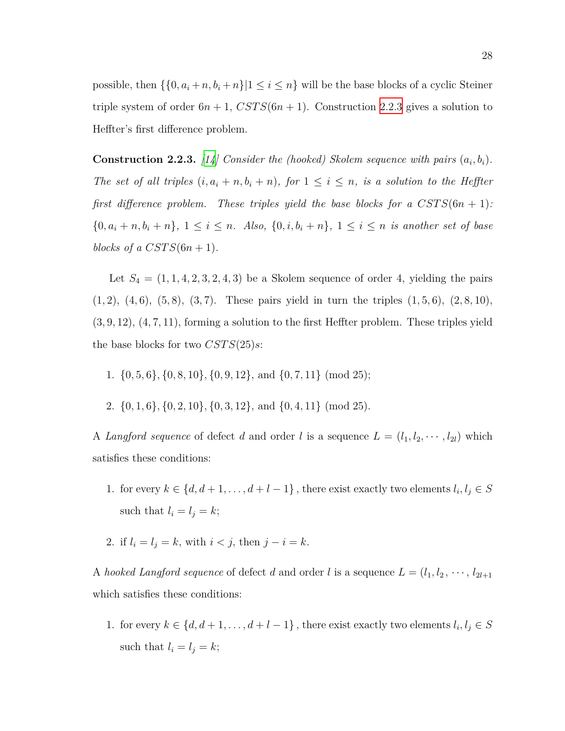possible, then $\{\{0, a_i + n, b_i + n\} | 1 \leq i \leq n\}$ will be the base blocks of a cyclic Steiner triple system of order $6n + 1$, $CSTS(6n + 1)$. Construction 2.2.3 gives a solution to Heffter's first difference problem.

**Construction 2.2.3.** *[14] Consider the (hooked) Skolem sequence with pairs $(a_i, b_i)$. The set of all triples $(i, a_i + n, b_i + n)$, for $1 \leq i \leq n$, is a solution to the Heffter first difference problem. These triples yield the base blocks for a $CSTS(6n + 1)$: $\{0, a_i + n, b_i + n\}$, $1 \leq i \leq n$. Also, $\{0, i, b_i + n\}$, $1 \leq i \leq n$ is another set of base blocks of a $CSTS(6n + 1)$.*

Let $S_4 = (1, 1, 4, 2, 3, 2, 4, 3)$ be a Skolem sequence of order 4, yielding the pairs $(1, 2)$, $(4, 6)$, $(5, 8)$, $(3, 7)$. These pairs yield in turn the triples $(1, 5, 6)$, $(2, 8, 10)$, $(3, 9, 12)$, $(4, 7, 11)$, forming a solution to the first Heffter problem. These triples yield the base blocks for two $CSTS(25)s$:

1. $\{0, 5, 6\}, \{0, 8, 10\}, \{0, 9, 12\}$, and $\{0, 7, 11\}$ (mod 25);

2. $\{0, 1, 6\}, \{0, 2, 10\}, \{0, 3, 12\}$, and $\{0, 4, 11\}$ (mod 25).

A *Langford sequence* of defect $d$ and order $l$ is a sequence $L = (l_1, l_2, \cdots, l_{2l})$ which satisfies these conditions:

1. for every $k \in \{d, d + 1, \ldots, d + l - 1\}$, there exist exactly two elements $l_i, l_j \in S$ such that $l_i = l_j = k$;

2. if $l_i = l_j = k$, with $i < j$, then $j - i = k$.

A *hooked Langford sequence* of defect $d$ and order $l$ is a sequence $L = (l_1, l_2, \cdots, l_{2l+1}$ which satisfies these conditions:

1. for every $k \in \{d, d + 1, \ldots, d + l - 1\}$, there exist exactly two elements $l_i, l_j \in S$ such that $l_i = l_j = k$;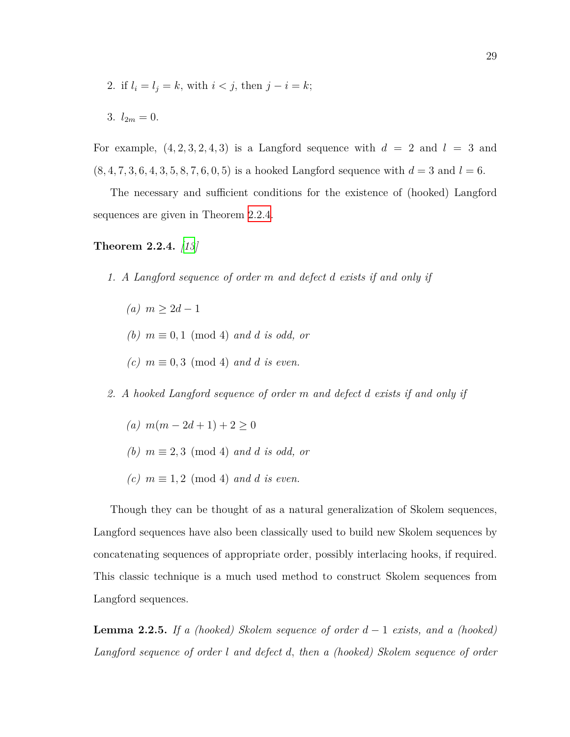2. if $l_i = l_j = k$, with $i < j$, then $j - i = k$;

3. $l_{2m} = 0$.

For example, $(4, 2, 3, 2, 4, 3)$ is a Langford sequence with $d = 2$ and $l = 3$ and $(8, 4, 7, 3, 6, 4, 3, 5, 8, 7, 6, 0, 5)$ is a hooked Langford sequence with $d = 3$ and $l = 6$.

The necessary and sufficient conditions for the existence of (hooked) Langford sequences are given in Theorem 2.2.4.

**Theorem 2.2.4.** *[13]*

1. *A Langford sequence of order $m$ and defect $d$ exists if and only if*
   - *(a)* $m \geq 2d - 1$
   - *(b)* $m \equiv 0, 1 \pmod 4$ *and $d$ is odd, or*
   - *(c)* $m \equiv 0, 3 \pmod 4$ *and $d$ is even.*

2. *A hooked Langford sequence of order $m$ and defect $d$ exists if and only if*
   - *(a)* $m(m - 2d + 1) + 2 \geq 0$
   - *(b)* $m \equiv 2, 3 \pmod 4$ *and $d$ is odd, or*
   - *(c)* $m \equiv 1, 2 \pmod 4$ *and $d$ is even.*

Though they can be thought of as a natural generalization of Skolem sequences, Langford sequences have also been classically used to build new Skolem sequences by concatenating sequences of appropriate order, possibly interlacing hooks, if required. This classic technique is a much used method to construct Skolem sequences from Langford sequences.

**Lemma 2.2.5.** *If a (hooked) Skolem sequence of order $d - 1$ exists, and a (hooked) Langford sequence of order $l$ and defect $d$, then a (hooked) Skolem sequence of order*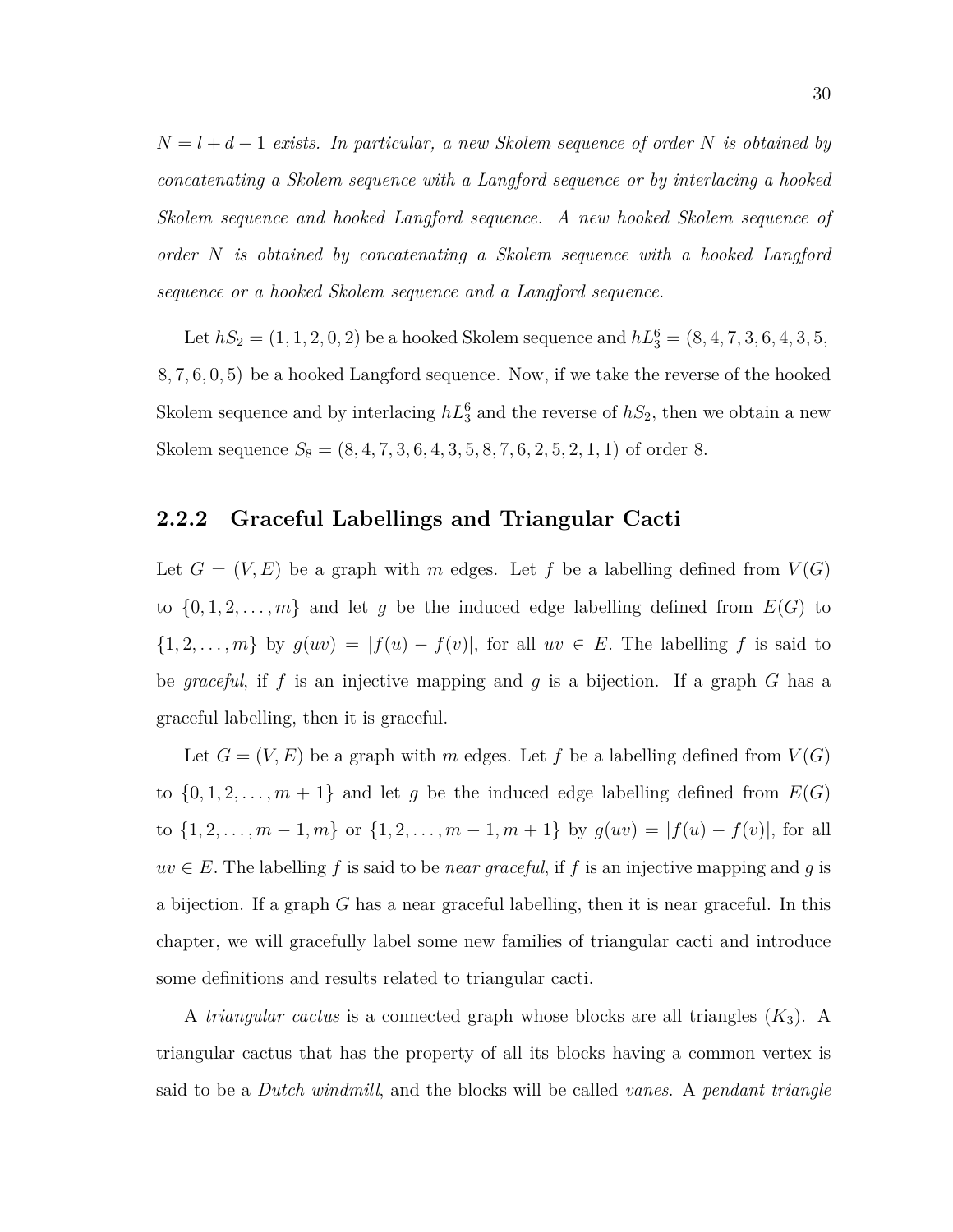*$N = l + d - 1$ exists. In particular, a new Skolem sequence of order $N$ is obtained by concatenating a Skolem sequence with a Langford sequence or by interlacing a hooked Skolem sequence and hooked Langford sequence. A new hooked Skolem sequence of order $N$ is obtained by concatenating a Skolem sequence with a hooked Langford sequence or a hooked Skolem sequence and a Langford sequence.*

Let $hS_2 = (1, 1, 2, 0, 2)$ be a hooked Skolem sequence and $hL_3^6 = (8, 4, 7, 3, 6, 4, 3, 5, 8, 7, 6, 0, 5)$ be a hooked Langford sequence. Now, if we take the reverse of the hooked Skolem sequence and by interlacing $hL_3^6$ and the reverse of $hS_2$, then we obtain a new Skolem sequence $S_8 = (8, 4, 7, 3, 6, 4, 3, 5, 8, 7, 6, 2, 5, 2, 1, 1)$ of order 8.

### 2.2.2 Graceful Labellings and Triangular Cacti

Let $G = (V, E)$ be a graph with $m$ edges. Let $f$ be a labelling defined from $V(G)$ to $\{0, 1, 2, \ldots, m\}$ and let $g$ be the induced edge labelling defined from $E(G)$ to $\{1, 2, \ldots, m\}$ by $g(uv) = |f(u) - f(v)|$, for all $uv \in E$. The labelling $f$ is said to be *graceful*, if $f$ is an injective mapping and $g$ is a bijection. If a graph $G$ has a graceful labelling, then it is graceful.

Let $G = (V, E)$ be a graph with $m$ edges. Let $f$ be a labelling defined from $V(G)$ to $\{0, 1, 2, \ldots, m + 1\}$ and let $g$ be the induced edge labelling defined from $E(G)$ to $\{1, 2, \ldots, m - 1, m\}$ or $\{1, 2, \ldots, m - 1, m + 1\}$ by $g(uv) = |f(u) - f(v)|$, for all $uv \in E$. The labelling $f$ is said to be *near graceful*, if $f$ is an injective mapping and $g$ is a bijection. If a graph $G$ has a near graceful labelling, then it is near graceful. In this chapter, we will gracefully label some new families of triangular cacti and introduce some definitions and results related to triangular cacti.

A *triangular cactus* is a connected graph whose blocks are all triangles ($K_3$). A triangular cactus that has the property of all its blocks having a common vertex is said to be a *Dutch windmill*, and the blocks will be called *vanes*. A *pendant triangle*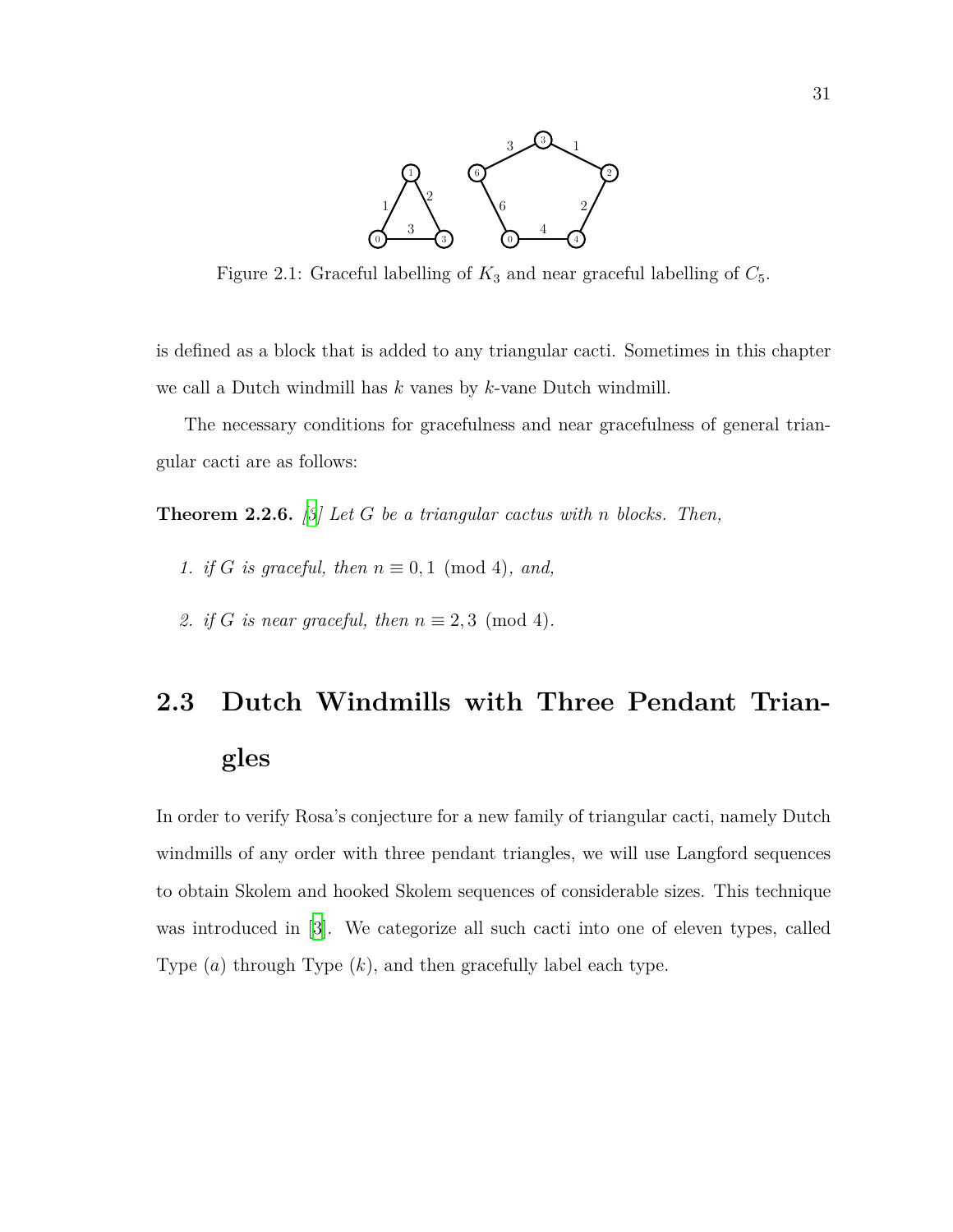Figure 2.1: Graceful labelling of $K_3$ and near graceful labelling of $C_5$.

is defined as a block that is added to any triangular cacti. Sometimes in this chapter we call a Dutch windmill has $k$ vanes by $k$-vane Dutch windmill.

The necessary conditions for gracefulness and near gracefulness of general triangular cacti are as follows:

**Theorem 2.2.6.** *[3] Let $G$ be a triangular cactus with $n$ blocks. Then,*

1. *if $G$ is graceful, then $n \equiv 0, 1 \pmod 4$, and,*
2. *if $G$ is near graceful, then $n \equiv 2, 3 \pmod 4$.*

## 2.3 Dutch Windmills with Three Pendant Triangles

In order to verify Rosa's conjecture for a new family of triangular cacti, namely Dutch windmills of any order with three pendant triangles, we will use Langford sequences to obtain Skolem and hooked Skolem sequences of considerable sizes. This technique was introduced in [3]. We categorize all such cacti into one of eleven types, called Type $(a)$ through Type $(k)$, and then gracefully label each type.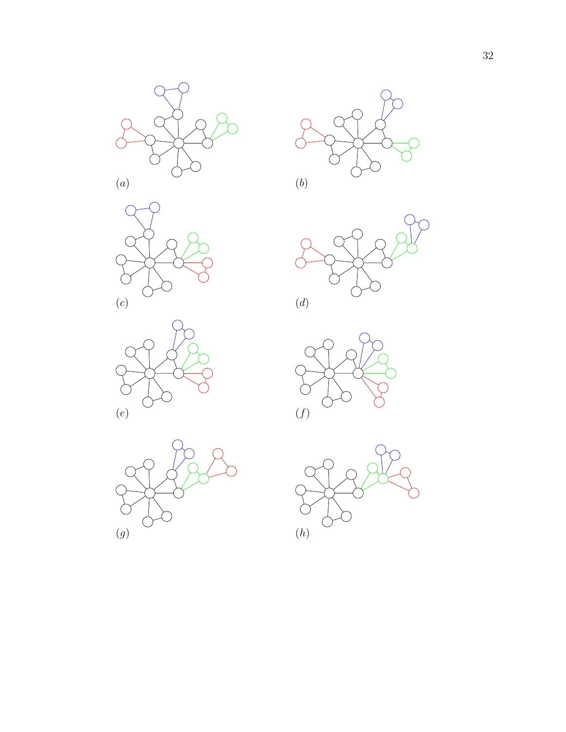$(a)$

$(b)$

$(c)$

$(d)$

$(e)$

$(f)$

$(g)$

$(h)$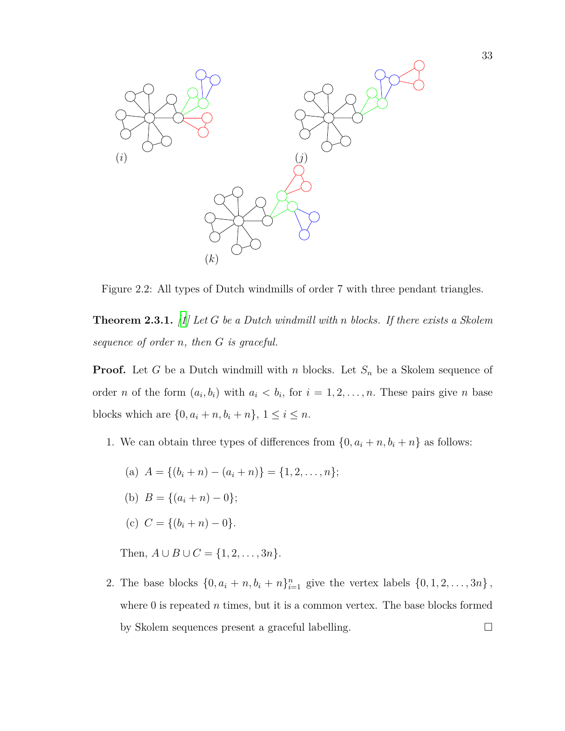(i)

(j)

(k)

Figure 2.2: All types of Dutch windmills of order 7 with three pendant triangles.

**Theorem 2.3.1.** [1] *Let $G$ be a Dutch windmill with $n$ blocks. If there exists a Skolem sequence of order $n$, then $G$ is graceful.*

**Proof.** Let $G$ be a Dutch windmill with $n$ blocks. Let $S_n$ be a Skolem sequence of order $n$ of the form $(a_i, b_i)$ with $a_i < b_i$, for $i = 1, 2, \ldots, n$. These pairs give $n$ base blocks which are $\{0, a_i + n, b_i + n\}$, $1 \leq i \leq n$.

1. We can obtain three types of differences from $\{0, a_i + n, b_i + n\}$ as follows:

   (a) $A = \{(b_i + n) - (a_i + n)\} = \{1, 2, \ldots, n\}$;

   (b) $B = \{(a_i + n) - 0\}$;

   (c) $C = \{(b_i + n) - 0\}$.

   Then, $A \cup B \cup C = \{1, 2, \ldots, 3n\}$.

2. The base blocks $\{0, a_i + n, b_i + n\}_{i=1}^{n}$ give the vertex labels $\{0, 1, 2, \ldots, 3n\}$, where 0 is repeated $n$ times, but it is a common vertex. The base blocks formed by Skolem sequences present a graceful labelling. □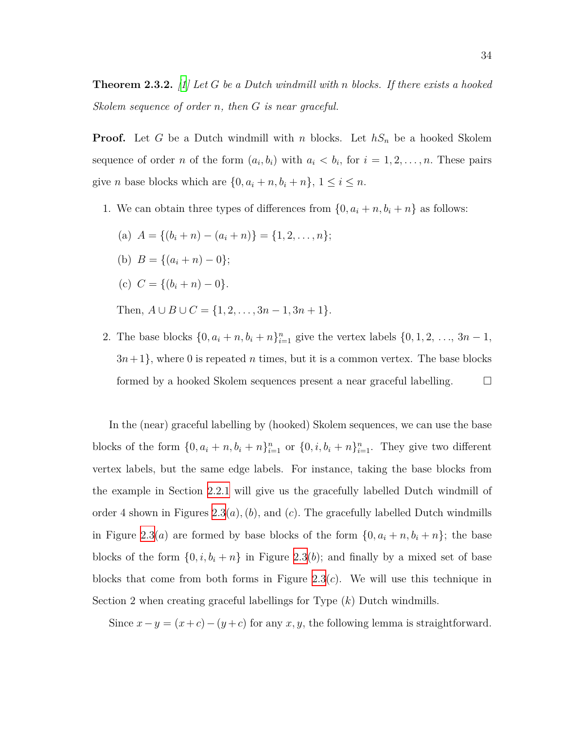**Theorem 2.3.2.** *[1] Let $G$ be a Dutch windmill with $n$ blocks. If there exists a hooked Skolem sequence of order $n$, then $G$ is near graceful.*

**Proof.** Let $G$ be a Dutch windmill with $n$ blocks. Let $hS_n$ be a hooked Skolem sequence of order $n$ of the form $(a_i, b_i)$ with $a_i < b_i$, for $i = 1, 2, \ldots, n$. These pairs give $n$ base blocks which are $\{0, a_i + n, b_i + n\}$, $1 \leq i \leq n$.

1. We can obtain three types of differences from $\{0, a_i + n, b_i + n\}$ as follows:

   (a) $A = \{(b_i + n) - (a_i + n)\} = \{1, 2, \ldots, n\}$;

   (b) $B = \{(a_i + n) - 0\}$;

   (c) $C = \{(b_i + n) - 0\}$.

   Then, $A \cup B \cup C = \{1, 2, \ldots, 3n - 1, 3n + 1\}$.

2. The base blocks $\{0, a_i + n, b_i + n\}_{i=1}^{n}$ give the vertex labels $\{0, 1, 2, \ldots, 3n - 1, 3n+1\}$, where 0 is repeated $n$ times, but it is a common vertex. The base blocks formed by a hooked Skolem sequences present a near graceful labelling. $\square$

In the (near) graceful labelling by (hooked) Skolem sequences, we can use the base blocks of the form $\{0, a_i + n, b_i + n\}_{i=1}^{n}$ or $\{0, i, b_i + n\}_{i=1}^{n}$. They give two different vertex labels, but the same edge labels. For instance, taking the base blocks from the example in Section 2.2.1 will give us the gracefully labelled Dutch windmill of order 4 shown in Figures 2.3$(a)$, $(b)$, and $(c)$. The gracefully labelled Dutch windmills in Figure 2.3$(a)$ are formed by base blocks of the form $\{0, a_i + n, b_i + n\}$; the base blocks of the form $\{0, i, b_i + n\}$ in Figure 2.3$(b)$; and finally by a mixed set of base blocks that come from both forms in Figure 2.3$(c)$. We will use this technique in Section 2 when creating graceful labellings for Type $(k)$ Dutch windmills.

Since $x - y = (x + c) - (y + c)$ for any $x, y$, the following lemma is straightforward.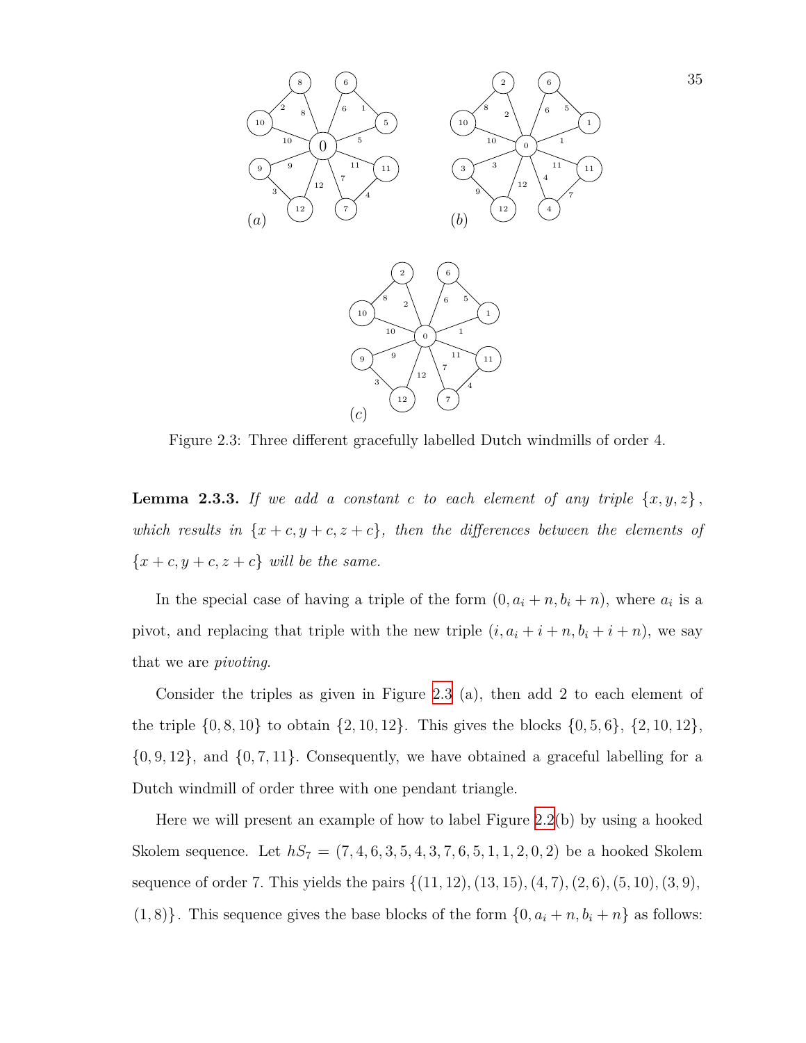(a)

(b)

(c)

Figure 2.3: Three different gracefully labelled Dutch windmills of order 4.

**Lemma 2.3.3.** *If we add a constant $c$ to each element of any triple $\{x, y, z\}$, which results in $\{x+c, y+c, z+c\}$, then the differences between the elements of $\{x+c, y+c, z+c\}$ will be the same.*

In the special case of having a triple of the form $(0, a_i + n, b_i + n)$, where $a_i$ is a pivot, and replacing that triple with the new triple $(i, a_i + i + n, b_i + i + n)$, we say that we are *pivoting*.

Consider the triples as given in Figure 2.3 (a), then add 2 to each element of the triple $\{0, 8, 10\}$ to obtain $\{2, 10, 12\}$. This gives the blocks $\{0, 5, 6\}$, $\{2, 10, 12\}$, $\{0, 9, 12\}$, and $\{0, 7, 11\}$. Consequently, we have obtained a graceful labelling for a Dutch windmill of order three with one pendant triangle.

Here we will present an example of how to label Figure 2.2(b) by using a hooked Skolem sequence. Let $hS_7 = (7, 4, 6, 3, 5, 4, 3, 7, 6, 5, 1, 1, 2, 0, 2)$ be a hooked Skolem sequence of order 7. This yields the pairs $\{(11, 12), (13, 15), (4, 7), (2, 6), (5, 10), (3, 9), (1, 8)\}$. This sequence gives the base blocks of the form $\{0, a_i + n, b_i + n\}$ as follows: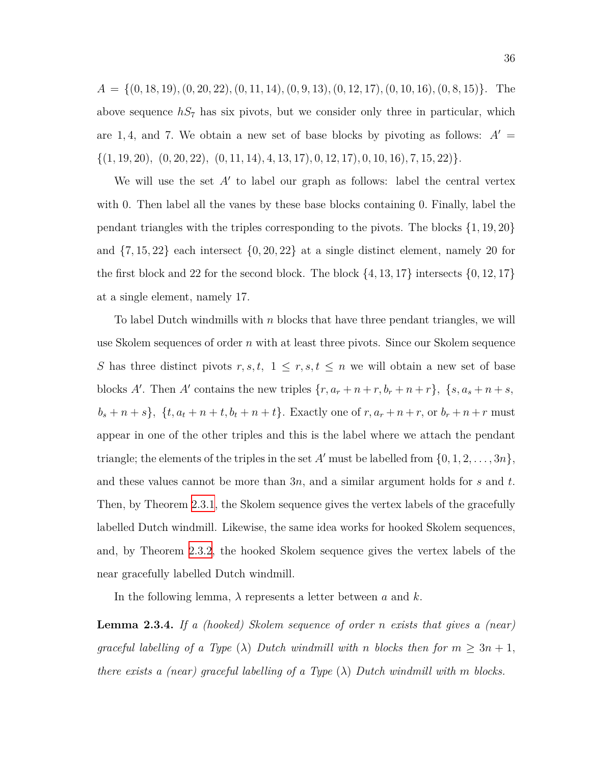$A = \{(0, 18, 19), (0, 20, 22), (0, 11, 14), (0, 9, 13), (0, 12, 17), (0, 10, 16), (0, 8, 15)\}$. The above sequence $hS_7$ has six pivots, but we consider only three in particular, which are $1, 4$, and $7$. We obtain a new set of base blocks by pivoting as follows: $A' = \{(1, 19, 20),\ (0, 20, 22),\ (0, 11, 14), 4, 13, 17), 0, 12, 17), 0, 10, 16), 7, 15, 22)\}$.

We will use the set $A'$ to label our graph as follows: label the central vertex with 0. Then label all the vanes by these base blocks containing 0. Finally, label the pendant triangles with the triples corresponding to the pivots. The blocks $\{1, 19, 20\}$ and $\{7, 15, 22\}$ each intersect $\{0, 20, 22\}$ at a single distinct element, namely 20 for the first block and 22 for the second block. The block $\{4, 13, 17\}$ intersects $\{0, 12, 17\}$ at a single element, namely 17.

To label Dutch windmills with $n$ blocks that have three pendant triangles, we will use Skolem sequences of order $n$ with at least three pivots. Since our Skolem sequence $S$ has three distinct pivots $r, s, t,\ 1 \leq r, s, t \leq n$ we will obtain a new set of base blocks $A'$. Then $A'$ contains the new triples $\{r, a_r + n + r, b_r + n + r\},\ \{s, a_s + n + s, b_s + n + s\},\ \{t, a_t + n + t, b_t + n + t\}$. Exactly one of $r, a_r + n + r$, or $b_r + n + r$ must appear in one of the other triples and this is the label where we attach the pendant triangle; the elements of the triples in the set $A'$ must be labelled from $\{0, 1, 2, \ldots, 3n\}$, and these values cannot be more than $3n$, and a similar argument holds for $s$ and $t$. Then, by Theorem 2.3.1, the Skolem sequence gives the vertex labels of the gracefully labelled Dutch windmill. Likewise, the same idea works for hooked Skolem sequences, and, by Theorem 2.3.2, the hooked Skolem sequence gives the vertex labels of the near gracefully labelled Dutch windmill.

In the following lemma, $\lambda$ represents a letter between $a$ and $k$.

**Lemma 2.3.4.** *If a (hooked) Skolem sequence of order $n$ exists that gives a (near) graceful labelling of a Type $(\lambda)$ Dutch windmill with $n$ blocks then for $m \geq 3n + 1$, there exists a (near) graceful labelling of a Type $(\lambda)$ Dutch windmill with $m$ blocks.*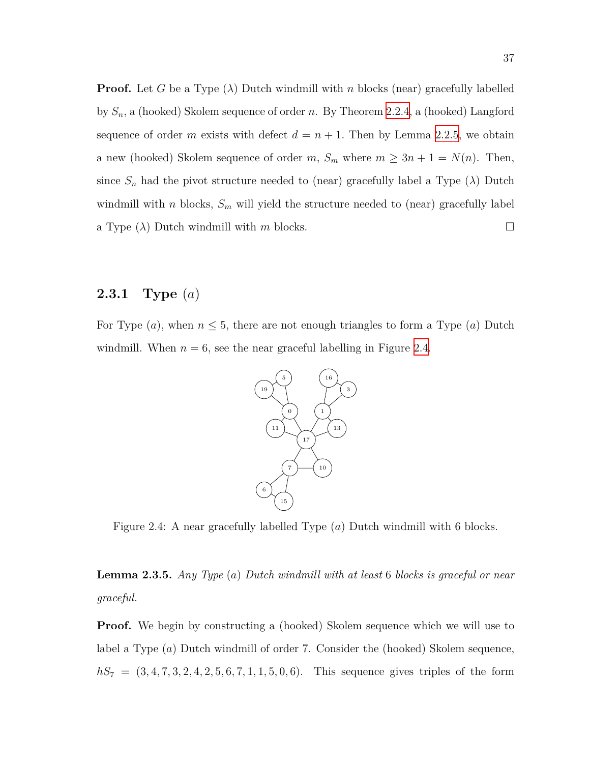**Proof.** Let $G$ be a Type $(\lambda)$ Dutch windmill with $n$ blocks (near) gracefully labelled by $S_n$, a (hooked) Skolem sequence of order $n$. By Theorem 2.2.4, a (hooked) Langford sequence of order $m$ exists with defect $d = n+1$. Then by Lemma 2.2.5, we obtain a new (hooked) Skolem sequence of order $m$, $S_m$ where $m \geq 3n+1 = N(n)$. Then, since $S_n$ had the pivot structure needed to (near) gracefully label a Type $(\lambda)$ Dutch windmill with $n$ blocks, $S_m$ will yield the structure needed to (near) gracefully label a Type $(\lambda)$ Dutch windmill with $m$ blocks. □

### 2.3.1 Type $(a)$

For Type $(a)$, when $n \leq 5$, there are not enough triangles to form a Type $(a)$ Dutch windmill. When $n = 6$, see the near graceful labelling in Figure 2.4.

5
19
16
3
0
1
11
13
17
7
10
6
15

Figure 2.4: A near gracefully labelled Type $(a)$ Dutch windmill with 6 blocks.

**Lemma 2.3.5.** *Any Type $(a)$ Dutch windmill with at least 6 blocks is graceful or near graceful.*

**Proof.** We begin by constructing a (hooked) Skolem sequence which we will use to label a Type $(a)$ Dutch windmill of order 7. Consider the (hooked) Skolem sequence, $hS_7 = (3, 4, 7, 3, 2, 4, 2, 5, 6, 7, 1, 1, 5, 0, 6)$. This sequence gives triples of the form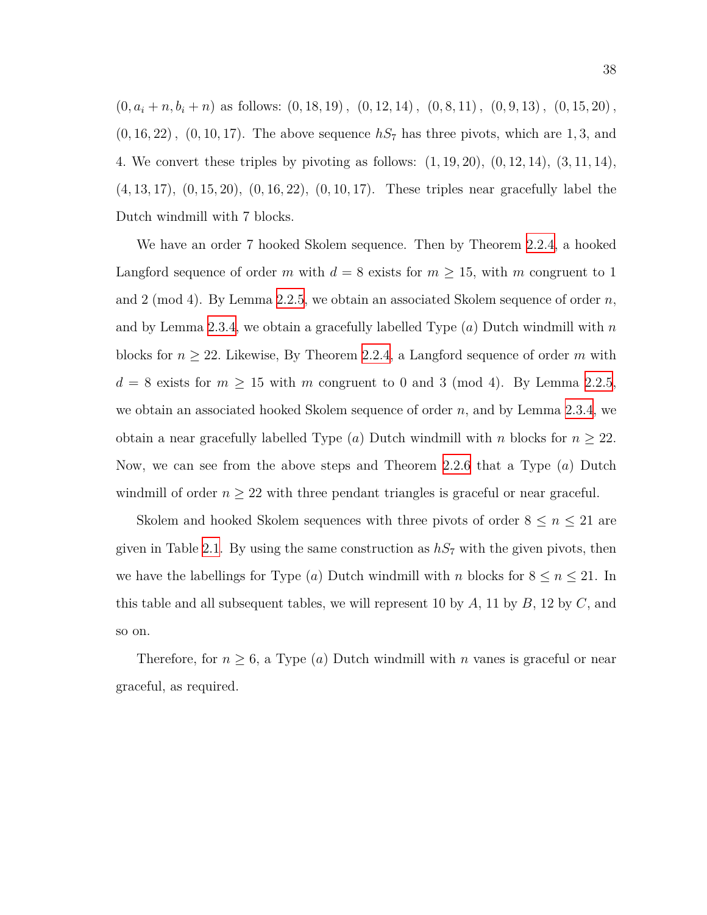$(0, a_i + n, b_i + n)$ as follows: $(0, 18, 19)$, $(0, 12, 14)$, $(0, 8, 11)$, $(0, 9, 13)$, $(0, 15, 20)$, $(0, 16, 22)$, $(0, 10, 17)$. The above sequence $hS_7$ has three pivots, which are $1, 3$, and $4$. We convert these triples by pivoting as follows: $(1, 19, 20)$, $(0, 12, 14)$, $(3, 11, 14)$, $(4, 13, 17)$, $(0, 15, 20)$, $(0, 16, 22)$, $(0, 10, 17)$. These triples near gracefully label the Dutch windmill with 7 blocks.

We have an order 7 hooked Skolem sequence. Then by Theorem 2.2.4, a hooked Langford sequence of order $m$ with $d = 8$ exists for $m \geq 15$, with $m$ congruent to 1 and 2 (mod 4). By Lemma 2.2.5, we obtain an associated Skolem sequence of order $n$, and by Lemma 2.3.4, we obtain a gracefully labelled Type $(a)$ Dutch windmill with $n$ blocks for $n \geq 22$. Likewise, By Theorem 2.2.4, a Langford sequence of order $m$ with $d = 8$ exists for $m \geq 15$ with $m$ congruent to 0 and 3 (mod 4). By Lemma 2.2.5, we obtain an associated hooked Skolem sequence of order $n$, and by Lemma 2.3.4, we obtain a near gracefully labelled Type $(a)$ Dutch windmill with $n$ blocks for $n \geq 22$. Now, we can see from the above steps and Theorem 2.2.6 that a Type $(a)$ Dutch windmill of order $n \geq 22$ with three pendant triangles is graceful or near graceful.

Skolem and hooked Skolem sequences with three pivots of order $8 \leq n \leq 21$ are given in Table 2.1. By using the same construction as $hS_7$ with the given pivots, then we have the labellings for Type $(a)$ Dutch windmill with $n$ blocks for $8 \leq n \leq 21$. In this table and all subsequent tables, we will represent 10 by $A$, 11 by $B$, 12 by $C$, and so on.

Therefore, for $n \geq 6$, a Type $(a)$ Dutch windmill with $n$ vanes is graceful or near graceful, as required.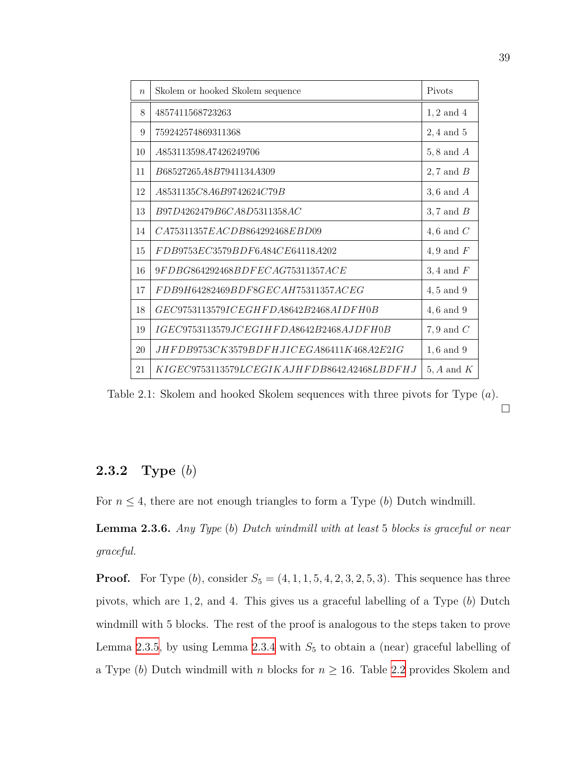| $n$ | Skolem or hooked Skolem sequence | Pivots |
|---|---|---|
| 8 | 4857411568723263 | $1, 2$ and $4$ |
| 9 | 759242574869311368 | $2, 4$ and $5$ |
| 10 | $A$853113598$A$7426249706 | $5, 8$ and $A$ |
| 11 | $B$68527265$A$8$B$7941134$A$309 | $2, 7$ and $B$ |
| 12 | $A$8531135$C$8$A$6$B$9742624$C$79$B$ | $3, 6$ and $A$ |
| 13 | $B$97$D$4262479$B$6$CA$8$D$5311358$AC$ | $3, 7$ and $B$ |
| 14 | $CA$75311357$EACDB$864292468$EBD$09 | $4, 6$ and $C$ |
| 15 | $FDB$9753$EC$3579$BDF$6$A$84$CE$64118$A$202 | $4, 9$ and $F$ |
| 16 | 9$FDBG$864292468$BDFECAG$75311357$ACE$ | $3, 4$ and $F$ |
| 17 | $FDB$9$H$64282469$BDF$8$GECAH$75311357$ACEG$ | $4, 5$ and $9$ |
| 18 | $GEC$9753113579$ICEGHFDA$8642$B$2468$AIDFH$0$B$ | $4, 6$ and $9$ |
| 19 | $IGEC$9753113579$JCEGIHFDA$8642$B$2468$AJDFH$0$B$ | $7, 9$ and $C$ |
| 20 | $JHFDB$9753$CK$3579$BDFHJICEGA$86411$K$468$A$2$E$2$IG$ | $1, 6$ and $9$ |
| 21 | $KIGEC$9753113579$LCEGIKAJHFDB$8642$A$2468$LBDFHJ$ | $5, A$ and $K$ |

Table 2.1: Skolem and hooked Skolem sequences with three pivots for Type $(a)$.

□

### 2.3.2 Type $(b)$

For $n \leq 4$, there are not enough triangles to form a Type $(b)$ Dutch windmill.

**Lemma 2.3.6.** *Any Type $(b)$ Dutch windmill with at least 5 blocks is graceful or near graceful.*

**Proof.** For Type $(b)$, consider $S_5 = (4, 1, 1, 5, 4, 2, 3, 2, 5, 3)$. This sequence has three pivots, which are $1, 2$, and $4$. This gives us a graceful labelling of a Type $(b)$ Dutch windmill with 5 blocks. The rest of the proof is analogous to the steps taken to prove Lemma 2.3.5, by using Lemma 2.3.4 with $S_5$ to obtain a (near) graceful labelling of a Type $(b)$ Dutch windmill with $n$ blocks for $n \geq 16$. Table 2.2 provides Skolem and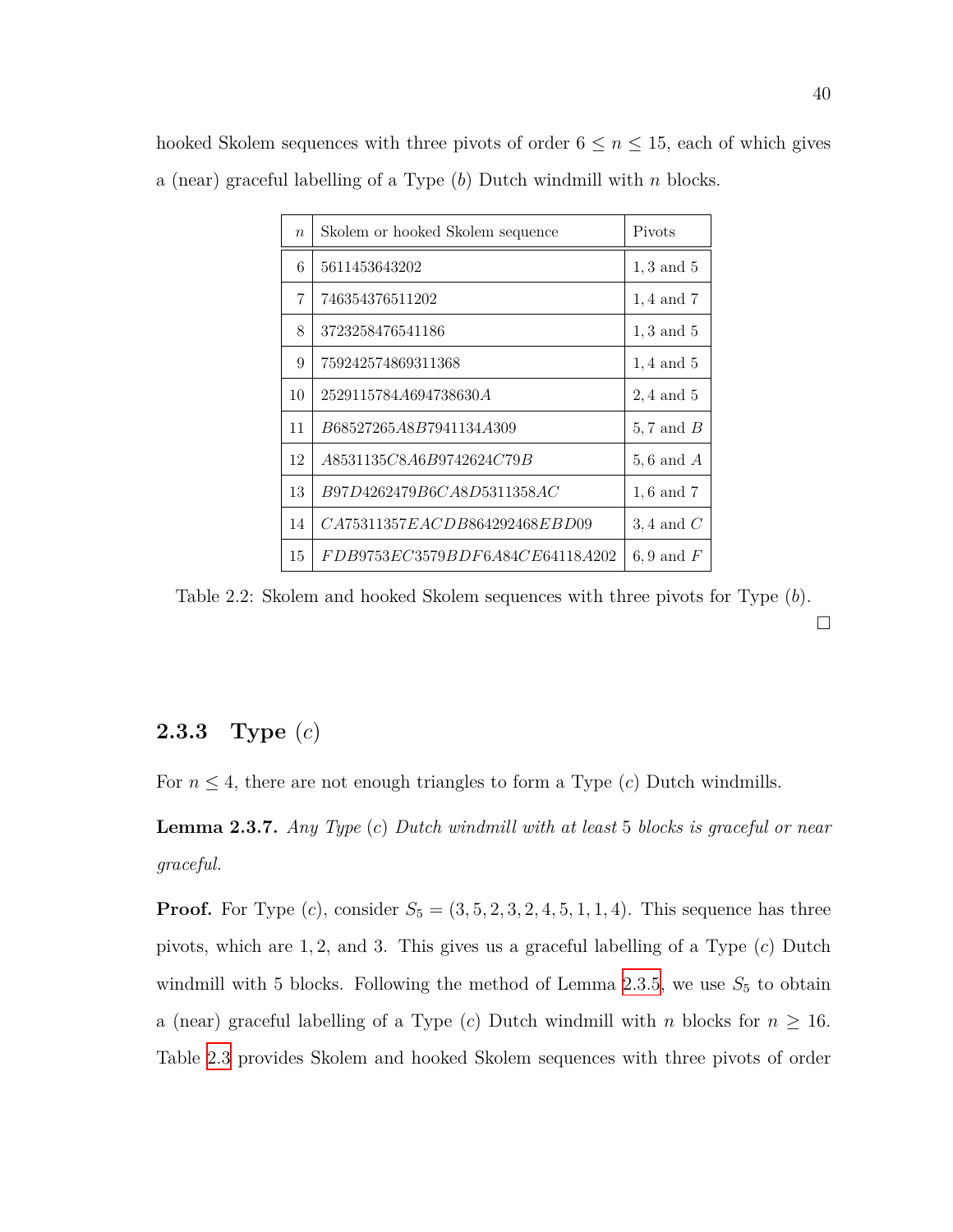hooked Skolem sequences with three pivots of order $6 \leq n \leq 15$, each of which gives a (near) graceful labelling of a Type $(b)$ Dutch windmill with $n$ blocks.

| $n$ | Skolem or hooked Skolem sequence | Pivots |
|---|---|---|
| 6 | 5611453643202 | $1, 3$ and $5$ |
| 7 | 746354376511202 | $1, 4$ and $7$ |
| 8 | 3723258476541186 | $1, 3$ and $5$ |
| 9 | 759242574869311368 | $1, 4$ and $5$ |
| 10 | $2529115784A694738630A$ | $2, 4$ and $5$ |
| 11 | $B68527265A8B7941134A309$ | $5, 7$ and $B$ |
| 12 | $A8531135C8A6B9742624C79B$ | $5, 6$ and $A$ |
| 13 | $B97D4262479B6CA8D5311358AC$ | $1, 6$ and $7$ |
| 14 | $CA75311357EACDB864292468EBD09$ | $3, 4$ and $C$ |
| 15 | $FDB9753EC3579BDF6A84CE64118A202$ | $6, 9$ and $F$ |

Table 2.2: Skolem and hooked Skolem sequences with three pivots for Type $(b)$.

□

### 2.3.3 Type $(c)$

For $n \leq 4$, there are not enough triangles to form a Type $(c)$ Dutch windmills.

**Lemma 2.3.7.** *Any Type $(c)$ Dutch windmill with at least 5 blocks is graceful or near graceful.*

**Proof.** For Type $(c)$, consider $S_5 = (3, 5, 2, 3, 2, 4, 5, 1, 1, 4)$. This sequence has three pivots, which are $1, 2$, and $3$. This gives us a graceful labelling of a Type $(c)$ Dutch windmill with 5 blocks. Following the method of Lemma 2.3.5, we use $S_5$ to obtain a (near) graceful labelling of a Type $(c)$ Dutch windmill with $n$ blocks for $n \geq 16$. Table 2.3 provides Skolem and hooked Skolem sequences with three pivots of order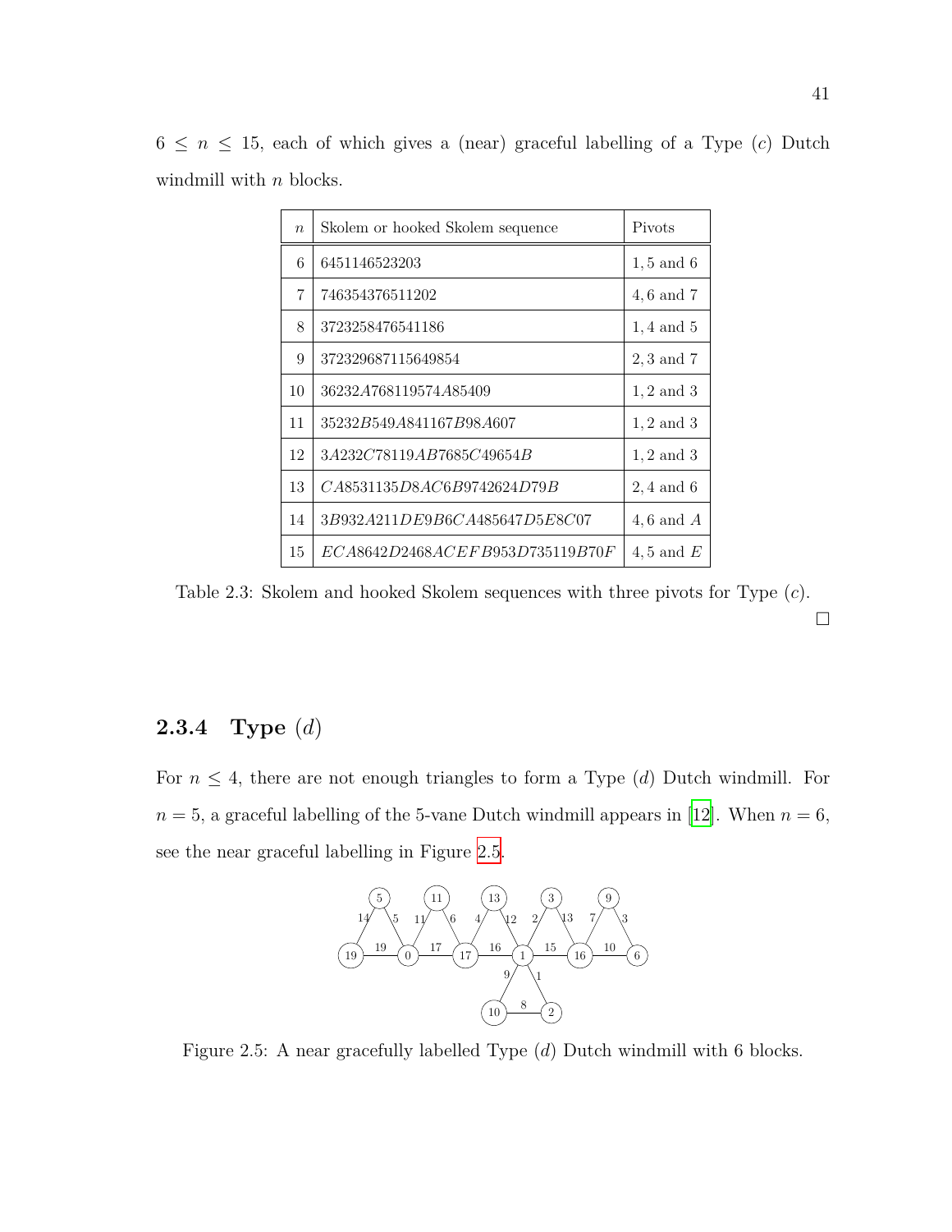$6 \le n \le 15$, each of which gives a (near) graceful labelling of a Type $(c)$ Dutch windmill with $n$ blocks.

| $n$ | Skolem or hooked Skolem sequence | Pivots |
|---|---|---|
| 6 | 6451146523203 | $1, 5$ and $6$ |
| 7 | 746354376511202 | $4, 6$ and $7$ |
| 8 | 3723258476541186 | $1, 4$ and $5$ |
| 9 | 372329687115649854 | $2, 3$ and $7$ |
| 10 | 36232$A$768119574$A$85409 | $1, 2$ and $3$ |
| 11 | 35232$B$549$A$841167$B$98$A$607 | $1, 2$ and $3$ |
| 12 | 3$A$232$C$78119$AB$7685$C$49654$B$ | $1, 2$ and $3$ |
| 13 | $CA$8531135$D$8$AC$6$B$9742624$D$79$B$ | $2, 4$ and $6$ |
| 14 | 3$B$932$A$211$DE$9$B$6$CA$485647$D$5$E$8$C$07 | $4, 6$ and $A$ |
| 15 | $ECA$8642$D$2468$ACEFB$953$D$735119$B$70$F$ | $4, 5$ and $E$ |

Table 2.3: Skolem and hooked Skolem sequences with three pivots for Type $(c)$.

□

### 2.3.4 Type $(d)$

For $n \le 4$, there are not enough triangles to form a Type $(d)$ Dutch windmill. For $n = 5$, a graceful labelling of the 5-vane Dutch windmill appears in [12]. When $n = 6$, see the near graceful labelling in Figure 2.5.

Figure 2.5: A near gracefully labelled Type $(d)$ Dutch windmill with 6 blocks.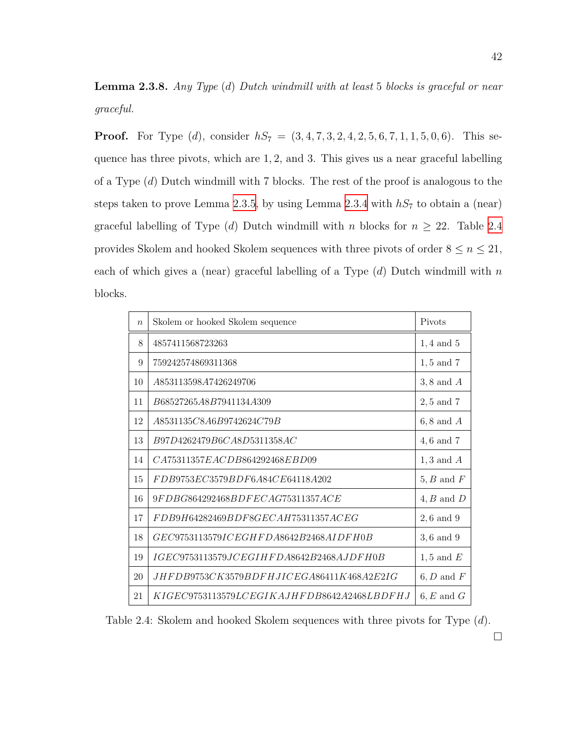**Lemma 2.3.8.** *Any Type* $(d)$ *Dutch windmill with at least* 5 *blocks is graceful or near graceful.*

**Proof.** For Type $(d)$, consider $hS_7 = (3, 4, 7, 3, 2, 4, 2, 5, 6, 7, 1, 1, 5, 0, 6)$. This sequence has three pivots, which are $1, 2$, and $3$. This gives us a near graceful labelling of a Type $(d)$ Dutch windmill with 7 blocks. The rest of the proof is analogous to the steps taken to prove Lemma 2.3.5, by using Lemma 2.3.4 with $hS_7$ to obtain a (near) graceful labelling of Type $(d)$ Dutch windmill with $n$ blocks for $n \geq 22$. Table 2.4 provides Skolem and hooked Skolem sequences with three pivots of order $8 \leq n \leq 21$, each of which gives a (near) graceful labelling of a Type $(d)$ Dutch windmill with $n$ blocks.

| $n$ | Skolem or hooked Skolem sequence | Pivots |
|---|---|---|
| 8 | 4857411568723263 | $1, 4$ and $5$ |
| 9 | 759242574869311368 | $1, 5$ and $7$ |
| 10 | $A$853113598$A$7426249706 | $3, 8$ and $A$ |
| 11 | $B$68527265$A$8$B$7941134$A$309 | $2, 5$ and $7$ |
| 12 | $A$8531135$C$8$A$6$B$9742624$C$79$B$ | $6, 8$ and $A$ |
| 13 | $B$97$D$4262479$B$6$CA$8$D$5311358$AC$ | $4, 6$ and $7$ |
| 14 | $CA$75311357$EACDB$864292468$EBD$09 | $1, 3$ and $A$ |
| 15 | $FDB$9753$EC$3579$BDF$6$A$84$CE$64118$A$202 | $5, B$ and $F$ |
| 16 | 9$FDBG$864292468$BDFECAG$75311357$ACE$ | $4, B$ and $D$ |
| 17 | $FDB$9$H$64282469$BDF$8$GECAH$75311357$ACEG$ | $2, 6$ and $9$ |
| 18 | $GEC$9753113579$ICEGHFDA$8642$B$2468$AIDFH$0$B$ | $3, 6$ and $9$ |
| 19 | $IGEC$9753113579$JCEGIHFDA$8642$B$2468$AJDFH$0$B$ | $1, 5$ and $E$ |
| 20 | $JHFDB$9753$CK$3579$BDFHJICEGA$86411$K$468$A$2$E$2$IG$ | $6, D$ and $F$ |
| 21 | $KIGEC$9753113579$LCEGIKAJHFDB$8642$A$2468$LBDFHJ$ | $6, E$ and $G$ |

Table 2.4: Skolem and hooked Skolem sequences with three pivots for Type $(d)$.

□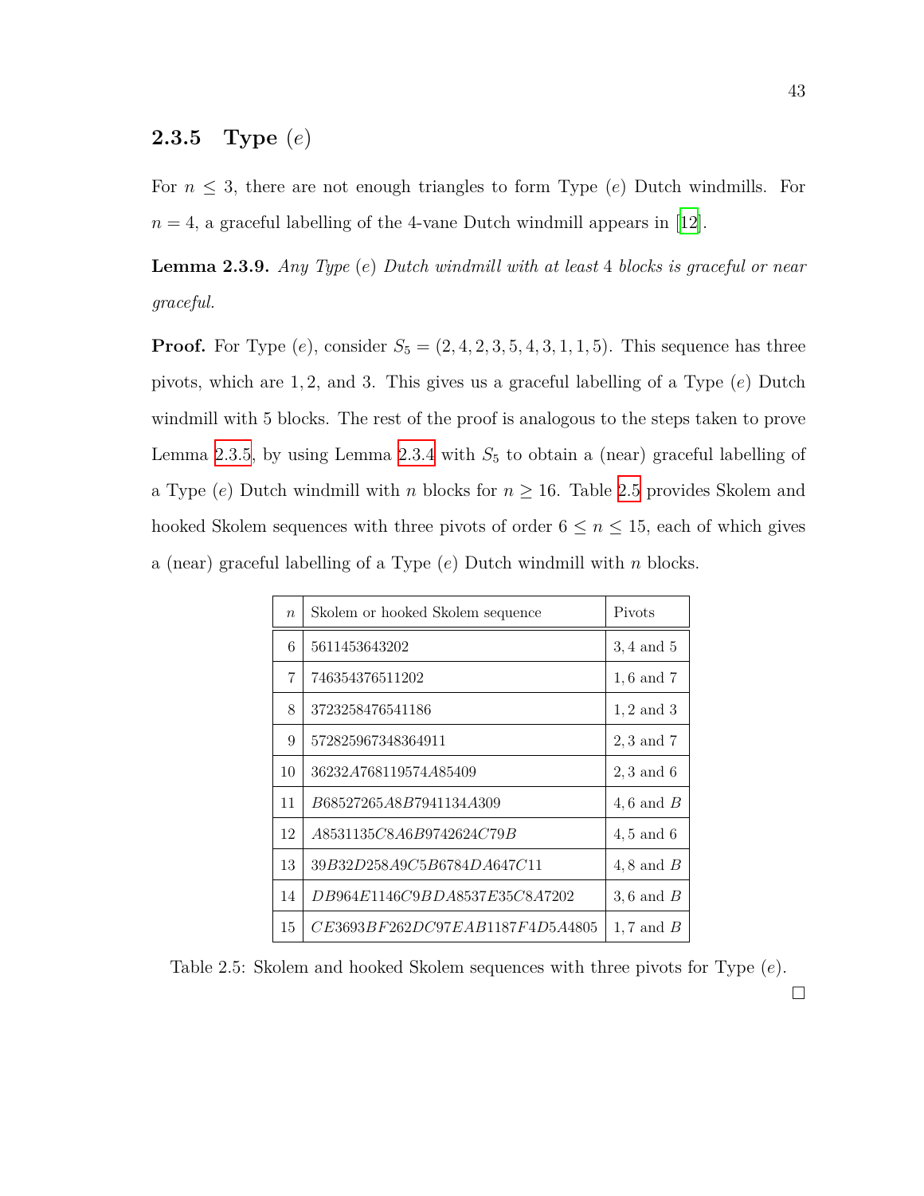### 2.3.5 Type $(e)$

For $n \leq 3$, there are not enough triangles to form Type $(e)$ Dutch windmills. For $n = 4$, a graceful labelling of the 4-vane Dutch windmill appears in [12].

**Lemma 2.3.9.** *Any Type* $(e)$ *Dutch windmill with at least* 4 *blocks is graceful or near graceful.*

**Proof.** For Type $(e)$, consider $S_5 = (2, 4, 2, 3, 5, 4, 3, 1, 1, 5)$. This sequence has three pivots, which are $1, 2$, and $3$. This gives us a graceful labelling of a Type $(e)$ Dutch windmill with 5 blocks. The rest of the proof is analogous to the steps taken to prove Lemma 2.3.5, by using Lemma 2.3.4 with $S_5$ to obtain a (near) graceful labelling of a Type $(e)$ Dutch windmill with $n$ blocks for $n \geq 16$. Table 2.5 provides Skolem and hooked Skolem sequences with three pivots of order $6 \leq n \leq 15$, each of which gives a (near) graceful labelling of a Type $(e)$ Dutch windmill with $n$ blocks.

| $n$ | Skolem or hooked Skolem sequence | Pivots |
|---|---|---|
| 6 | 5611453643202 | $3, 4$ and $5$ |
| 7 | 746354376511202 | $1, 6$ and $7$ |
| 8 | 3723258476541186 | $1, 2$ and $3$ |
| 9 | 572825967348364911 | $2, 3$ and $7$ |
| 10 | 36232$A$768119574$A$85409 | $2, 3$ and $6$ |
| 11 | $B$68527265$A$8$B$7941134$A$309 | $4, 6$ and $B$ |
| 12 | $A$8531135$C$8$A$6$B$9742624$C$79$B$ | $4, 5$ and $6$ |
| 13 | 39$B$32$D$258$A$9$C$5$B$6784$DA$647$C$11 | $4, 8$ and $B$ |
| 14 | $DB$964$E$1146$C$9$BDA$8537$E$35$C$8$A$7202 | $3, 6$ and $B$ |
| 15 | $CE$3693$BF$262$DC$97$EAB$1187$F$4$D$5$A$4805 | $1, 7$ and $B$ |

Table 2.5: Skolem and hooked Skolem sequences with three pivots for Type $(e)$.

□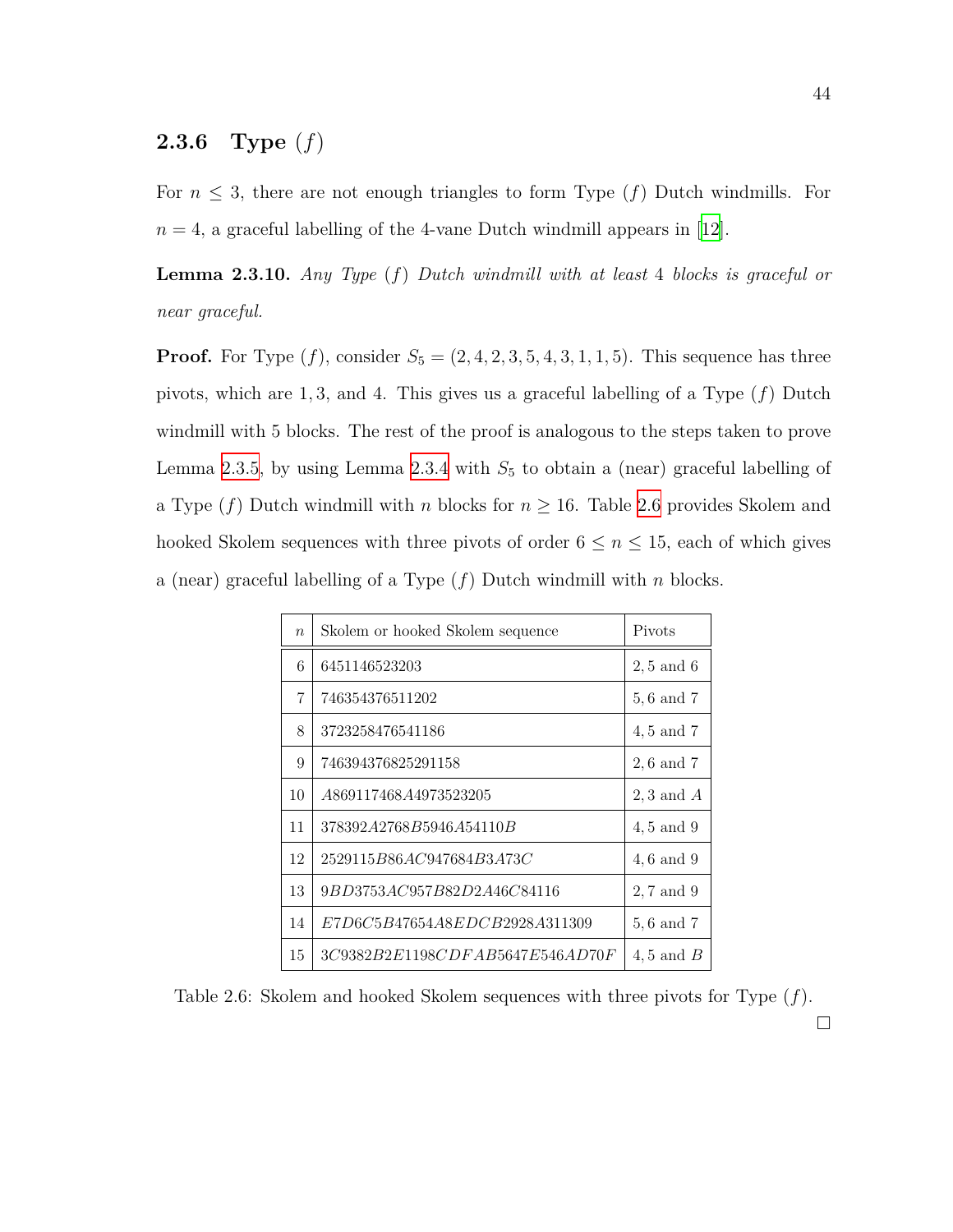### 2.3.6 Type $(f)$

For $n \leq 3$, there are not enough triangles to form Type $(f)$ Dutch windmills. For $n = 4$, a graceful labelling of the 4-vane Dutch windmill appears in [12].

**Lemma 2.3.10.** *Any Type $(f)$ Dutch windmill with at least 4 blocks is graceful or near graceful.*

**Proof.** For Type $(f)$, consider $S_5 = (2, 4, 2, 3, 5, 4, 3, 1, 1, 5)$. This sequence has three pivots, which are $1, 3$, and $4$. This gives us a graceful labelling of a Type $(f)$ Dutch windmill with 5 blocks. The rest of the proof is analogous to the steps taken to prove Lemma 2.3.5, by using Lemma 2.3.4 with $S_5$ to obtain a (near) graceful labelling of a Type $(f)$ Dutch windmill with $n$ blocks for $n \geq 16$. Table 2.6 provides Skolem and hooked Skolem sequences with three pivots of order $6 \leq n \leq 15$, each of which gives a (near) graceful labelling of a Type $(f)$ Dutch windmill with $n$ blocks.

| $n$ | Skolem or hooked Skolem sequence | Pivots |
|---|---|---|
| 6 | 6451146523203 | $2, 5$ and $6$ |
| 7 | 746354376511202 | $5, 6$ and $7$ |
| 8 | 3723258476541186 | $4, 5$ and $7$ |
| 9 | 746394376825291158 | $2, 6$ and $7$ |
| 10 | $A869117468A4973523205$ | $2, 3$ and $A$ |
| 11 | $378392A2768B5946A54110B$ | $4, 5$ and $9$ |
| 12 | $2529115B86AC947684B3A73C$ | $4, 6$ and $9$ |
| 13 | $9BD3753AC957B82D2A46C84116$ | $2, 7$ and $9$ |
| 14 | $E7D6C5B47654A8EDCB2928A311309$ | $5, 6$ and $7$ |
| 15 | $3C9382B2E1198CDFAB5647E546AD70F$ | $4, 5$ and $B$ |

Table 2.6: Skolem and hooked Skolem sequences with three pivots for Type $(f)$.

□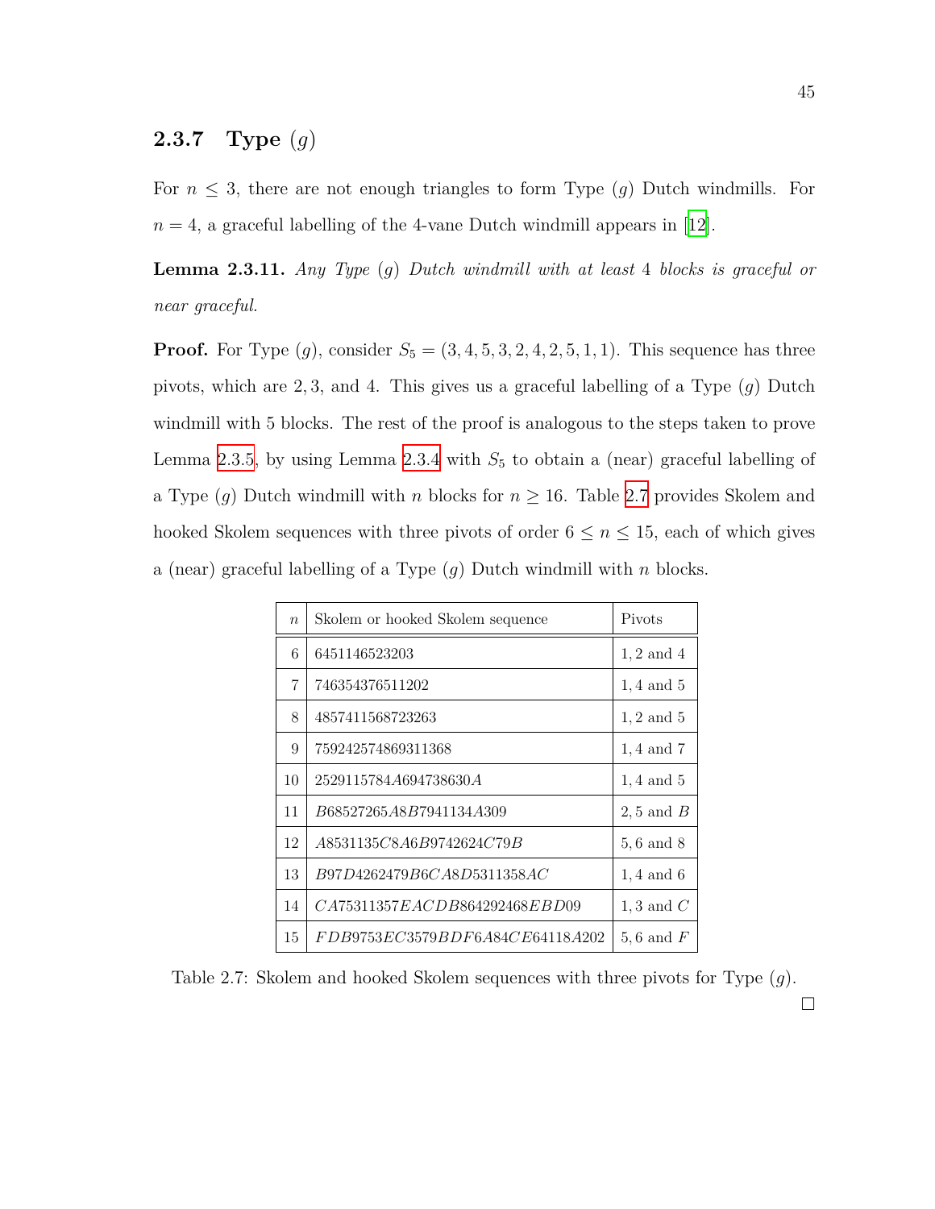### 2.3.7 Type $(g)$

For $n \leq 3$, there are not enough triangles to form Type $(g)$ Dutch windmills. For $n = 4$, a graceful labelling of the 4-vane Dutch windmill appears in [12].

**Lemma 2.3.11.** *Any Type $(g)$ Dutch windmill with at least 4 blocks is graceful or near graceful.*

**Proof.** For Type $(g)$, consider $S_5 = (3, 4, 5, 3, 2, 4, 2, 5, 1, 1)$. This sequence has three pivots, which are $2, 3$, and $4$. This gives us a graceful labelling of a Type $(g)$ Dutch windmill with 5 blocks. The rest of the proof is analogous to the steps taken to prove Lemma 2.3.5, by using Lemma 2.3.4 with $S_5$ to obtain a (near) graceful labelling of a Type $(g)$ Dutch windmill with $n$ blocks for $n \geq 16$. Table 2.7 provides Skolem and hooked Skolem sequences with three pivots of order $6 \leq n \leq 15$, each of which gives a (near) graceful labelling of a Type $(g)$ Dutch windmill with $n$ blocks.

| $n$ | Skolem or hooked Skolem sequence | Pivots |
|---|---|---|
| 6 | 6451146523203 | $1, 2$ and $4$ |
| 7 | 746354376511202 | $1, 4$ and $5$ |
| 8 | 4857411568723263 | $1, 2$ and $5$ |
| 9 | 759242574869311368 | $1, 4$ and $7$ |
| 10 | 2529115784$A$694738630$A$ | $1, 4$ and $5$ |
| 11 | $B$68527265$A$8$B$7941134$A$309 | $2, 5$ and $B$ |
| 12 | $A$8531135$C$8$A$6$B$9742624$C$79$B$ | $5, 6$ and $8$ |
| 13 | $B$97$D$4262479$B$6$CA$8$D$5311358$AC$ | $1, 4$ and $6$ |
| 14 | $CA$75311357$EACDB$864292468$EBD$09 | $1, 3$ and $C$ |
| 15 | $FDB$9753$EC$3579$BDF$6$A$84$CE$64118$A$202 | $5, 6$ and $F$ |

Table 2.7: Skolem and hooked Skolem sequences with three pivots for Type $(g)$.

$\square$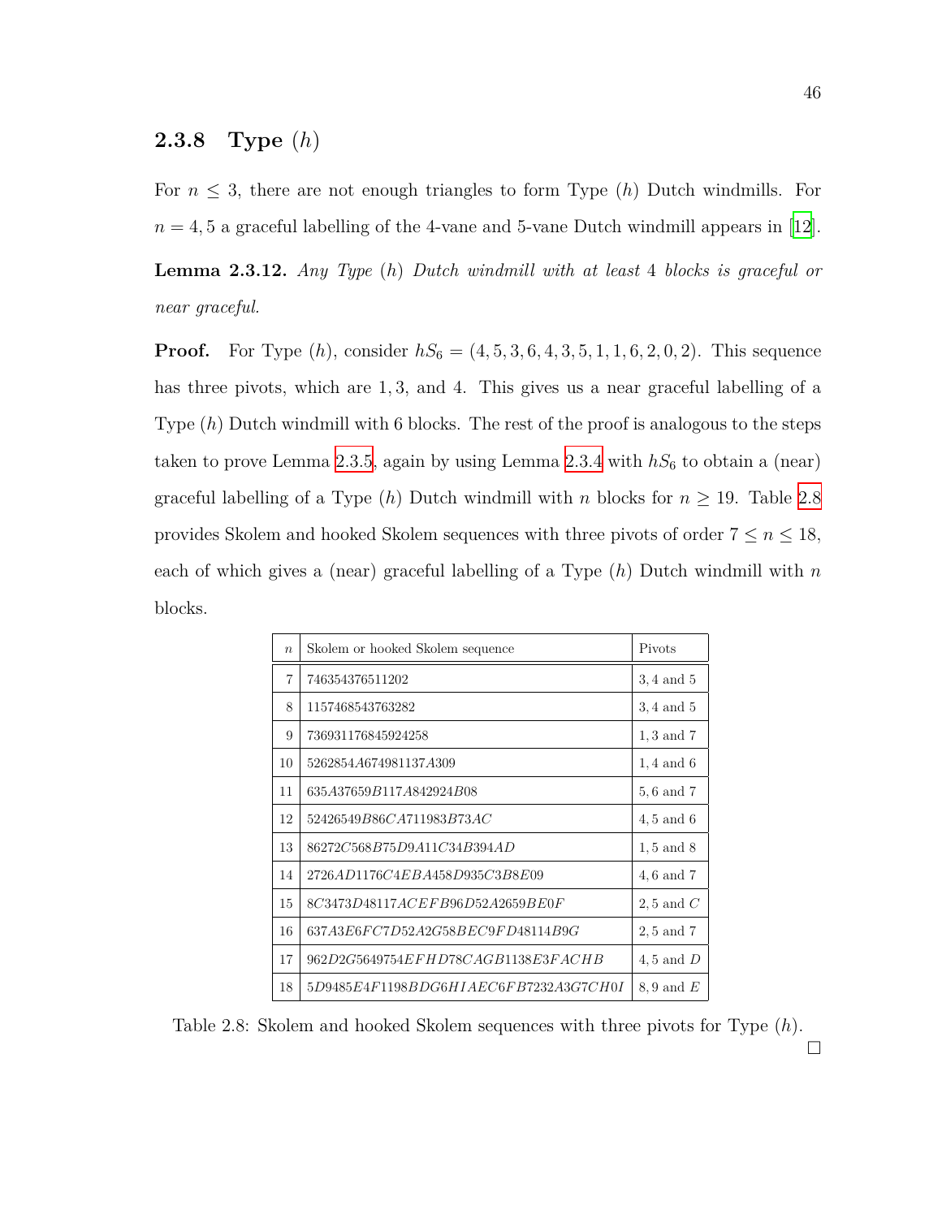### 2.3.8 Type $(h)$

For $n \leq 3$, there are not enough triangles to form Type $(h)$ Dutch windmills. For $n = 4, 5$ a graceful labelling of the 4-vane and 5-vane Dutch windmill appears in [12].

**Lemma 2.3.12.** *Any Type* $(h)$ *Dutch windmill with at least* 4 *blocks is graceful or near graceful.*

**Proof.** For Type $(h)$, consider $hS_6 = (4, 5, 3, 6, 4, 3, 5, 1, 1, 6, 2, 0, 2)$. This sequence has three pivots, which are $1, 3$, and $4$. This gives us a near graceful labelling of a Type $(h)$ Dutch windmill with 6 blocks. The rest of the proof is analogous to the steps taken to prove Lemma 2.3.5, again by using Lemma 2.3.4 with $hS_6$ to obtain a (near) graceful labelling of a Type $(h)$ Dutch windmill with $n$ blocks for $n \geq 19$. Table 2.8 provides Skolem and hooked Skolem sequences with three pivots of order $7 \leq n \leq 18$, each of which gives a (near) graceful labelling of a Type $(h)$ Dutch windmill with $n$ blocks.

| $n$ | Skolem or hooked Skolem sequence | Pivots |
|---|---|---|
| 7 | 746354376511202 | $3, 4$ and $5$ |
| 8 | 1157468543763282 | $3, 4$ and $5$ |
| 9 | 736931176845924258 | $1, 3$ and $7$ |
| 10 | 5262854$A$674981137$A$309 | $1, 4$ and $6$ |
| 11 | 635$A$37659$B$117$A$842924$B$08 | $5, 6$ and $7$ |
| 12 | 52426549$B$86$CA$711983$B$73$AC$ | $4, 5$ and $6$ |
| 13 | 86272$C$568$B$75$D$9$A$11$C$34$B$394$AD$ | $1, 5$ and $8$ |
| 14 | 2726$AD$1176$C$4$EBA$458$D$935$C$3$B$8$E$09 | $4, 6$ and $7$ |
| 15 | 8$C$3473$D$48117$ACEFB$96$D$52$A$2659$BE$0$F$ | $2, 5$ and $C$ |
| 16 | 637$A$3$E$6$FC$7$D$52$A$2$G$58$BEC$9$FD$48114$B$9$G$ | $2, 5$ and $7$ |
| 17 | 962$D$2$G$5649754$EFHD$78$CAGB$1138$E$3$FACHB$ | $4, 5$ and $D$ |
| 18 | 5$D$9485$E$4$F$1198$BDG$6$HIAEC$6$FB$7232$A$3$G$7$CH$0$I$ | $8, 9$ and $E$ |

Table 2.8: Skolem and hooked Skolem sequences with three pivots for Type $(h)$.

$\square$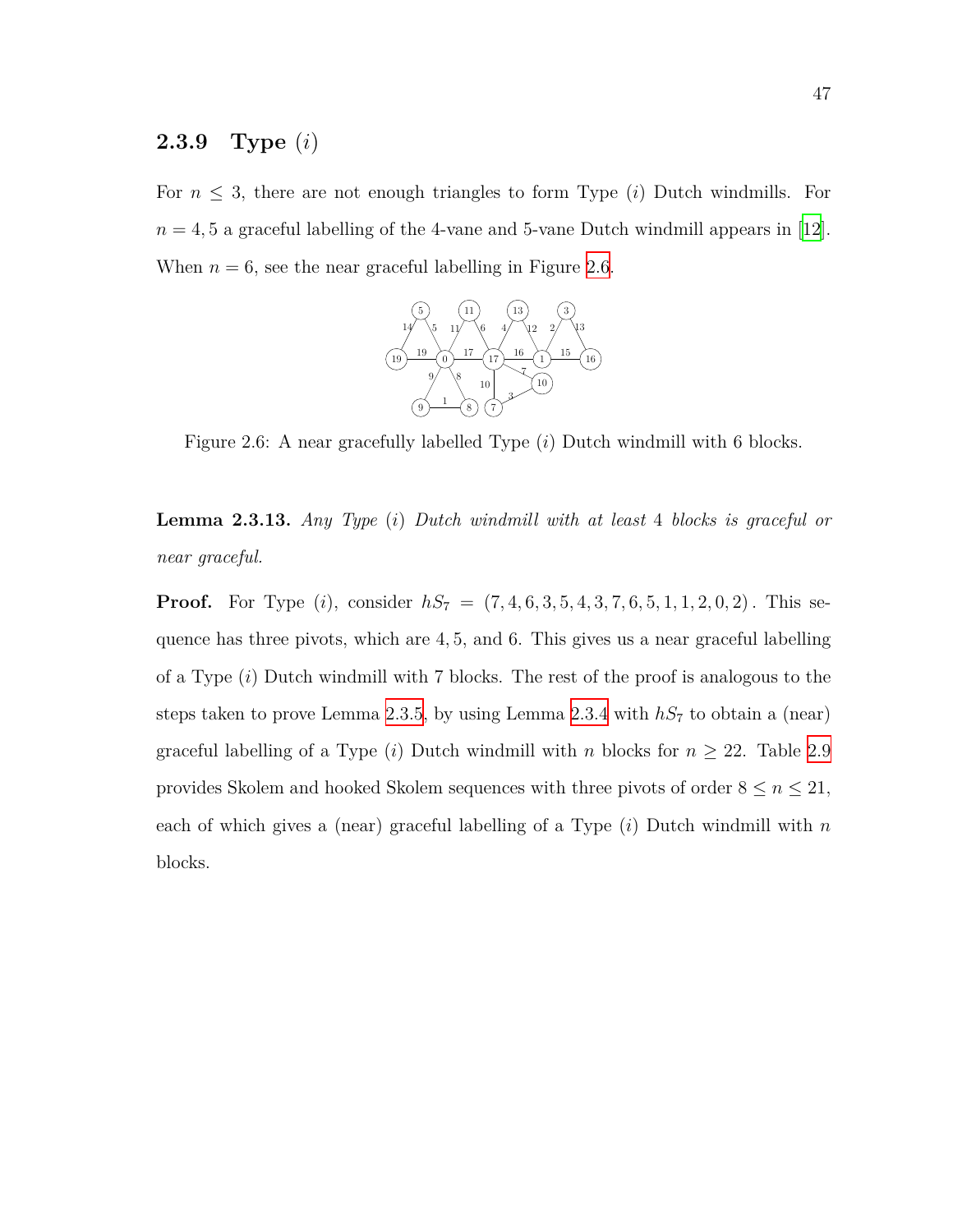### 2.3.9 Type $(i)$

For $n \leq 3$, there are not enough triangles to form Type $(i)$ Dutch windmills. For $n = 4, 5$ a graceful labelling of the 4-vane and 5-vane Dutch windmill appears in [12]. When $n = 6$, see the near graceful labelling in Figure 2.6.

Figure 2.6: A near gracefully labelled Type $(i)$ Dutch windmill with 6 blocks.

**Lemma 2.3.13.** *Any Type $(i)$ Dutch windmill with at least 4 blocks is graceful or near graceful.*

**Proof.** For Type $(i)$, consider $hS_7 = (7, 4, 6, 3, 5, 4, 3, 7, 6, 5, 1, 1, 2, 0, 2)$. This sequence has three pivots, which are 4, 5, and 6. This gives us a near graceful labelling of a Type $(i)$ Dutch windmill with 7 blocks. The rest of the proof is analogous to the steps taken to prove Lemma 2.3.5, by using Lemma 2.3.4 with $hS_7$ to obtain a (near) graceful labelling of a Type $(i)$ Dutch windmill with $n$ blocks for $n \geq 22$. Table 2.9 provides Skolem and hooked Skolem sequences with three pivots of order $8 \leq n \leq 21$, each of which gives a (near) graceful labelling of a Type $(i)$ Dutch windmill with $n$ blocks.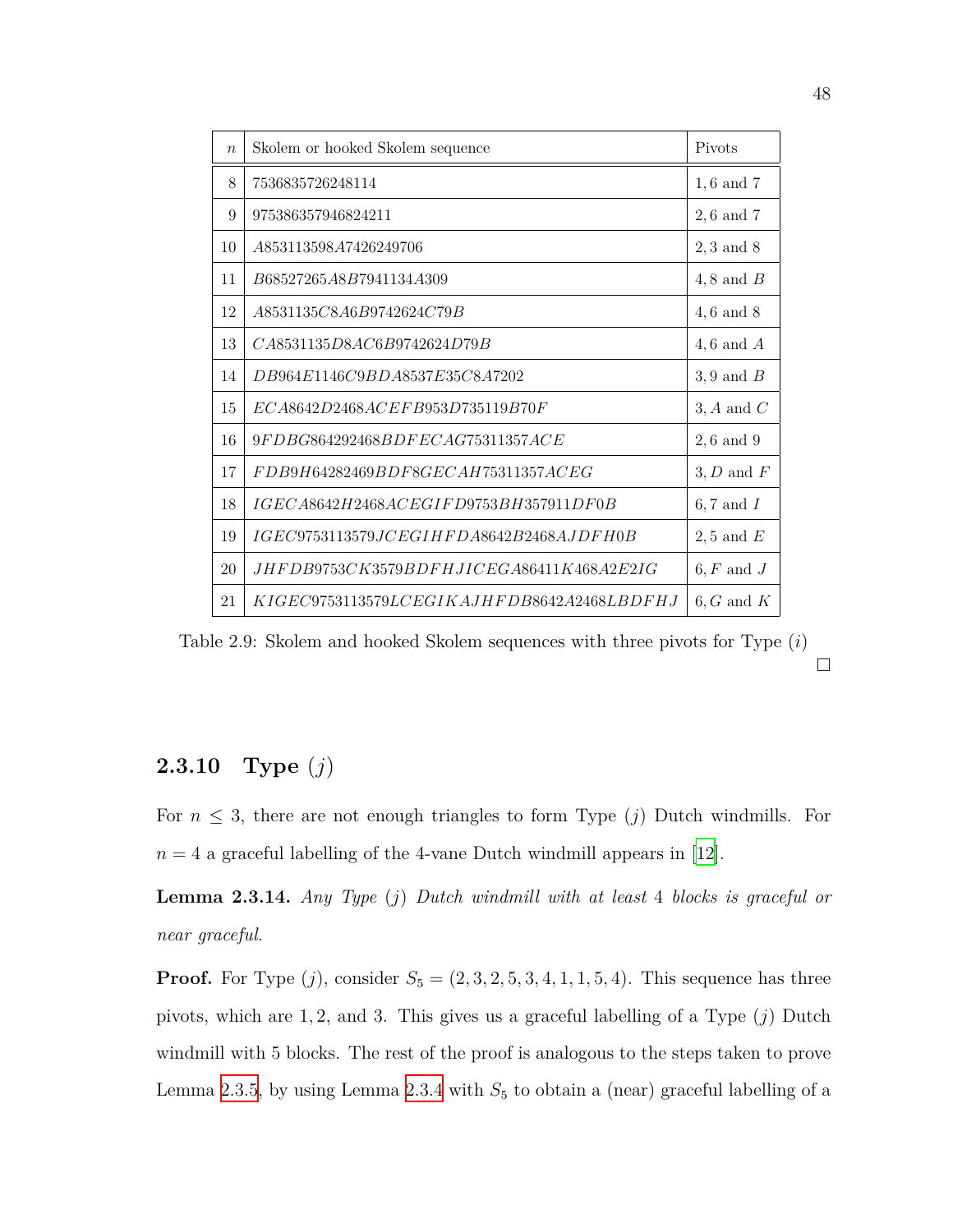| $n$ | Skolem or hooked Skolem sequence | Pivots |
|---|---|---|
| 8 | 7536835726248114 | $1, 6$ and $7$ |
| 9 | 975386357946824211 | $2, 6$ and $7$ |
| 10 | $A$853113598$A$7426249706 | $2, 3$ and $8$ |
| 11 | $B$68527265$A$8$B$7941134$A$309 | $4, 8$ and $B$ |
| 12 | $A$8531135$C$8$A$6$B$9742624$C$79$B$ | $4, 6$ and $8$ |
| 13 | $CA$8531135$D$8$AC$6$B$9742624$D$79$B$ | $4, 6$ and $A$ |
| 14 | $DB$964$E$1146$C$9$BDA$8537$E$35$C$8$A$7202 | $3, 9$ and $B$ |
| 15 | $ECA$8642$D$2468$ACEFB$953$D$735119$B$70$F$ | $3, A$ and $C$ |
| 16 | 9$FDBG$864292468$BDFECAG$75311357$ACE$ | $2, 6$ and $9$ |
| 17 | $FDB$9$H$64282469$BDF$8$GECAH$75311357$ACEG$ | $3, D$ and $F$ |
| 18 | $IGECA$8642$H$2468$ACEGIFD$9753$BH$357911$DF$0$B$ | $6, 7$ and $I$ |
| 19 | $IGEC$9753113579$JCEGIHFDA$8642$B$2468$AJDFH$0$B$ | $2, 5$ and $E$ |
| 20 | $JHFDB$9753$CK$3579$BDFHJICEGA$86411$K$468$A$2$E$2$IG$ | $6, F$ and $J$ |
| 21 | $KIGEC$9753113579$LCEGIKAJHFDB$8642$A$2468$LBDFHJ$ | $6, G$ and $K$ |

Table 2.9: Skolem and hooked Skolem sequences with three pivots for Type $(i)$

□

### 2.3.10 Type $(j)$

For $n \leq 3$, there are not enough triangles to form Type $(j)$ Dutch windmills. For $n = 4$ a graceful labelling of the 4-vane Dutch windmill appears in [12].

**Lemma 2.3.14.** *Any Type $(j)$ Dutch windmill with at least 4 blocks is graceful or near graceful.*

**Proof.** For Type $(j)$, consider $S_5 = (2, 3, 2, 5, 3, 4, 1, 1, 5, 4)$. This sequence has three pivots, which are $1, 2$, and $3$. This gives us a graceful labelling of a Type $(j)$ Dutch windmill with 5 blocks. The rest of the proof is analogous to the steps taken to prove Lemma 2.3.5, by using Lemma 2.3.4 with $S_5$ to obtain a (near) graceful labelling of a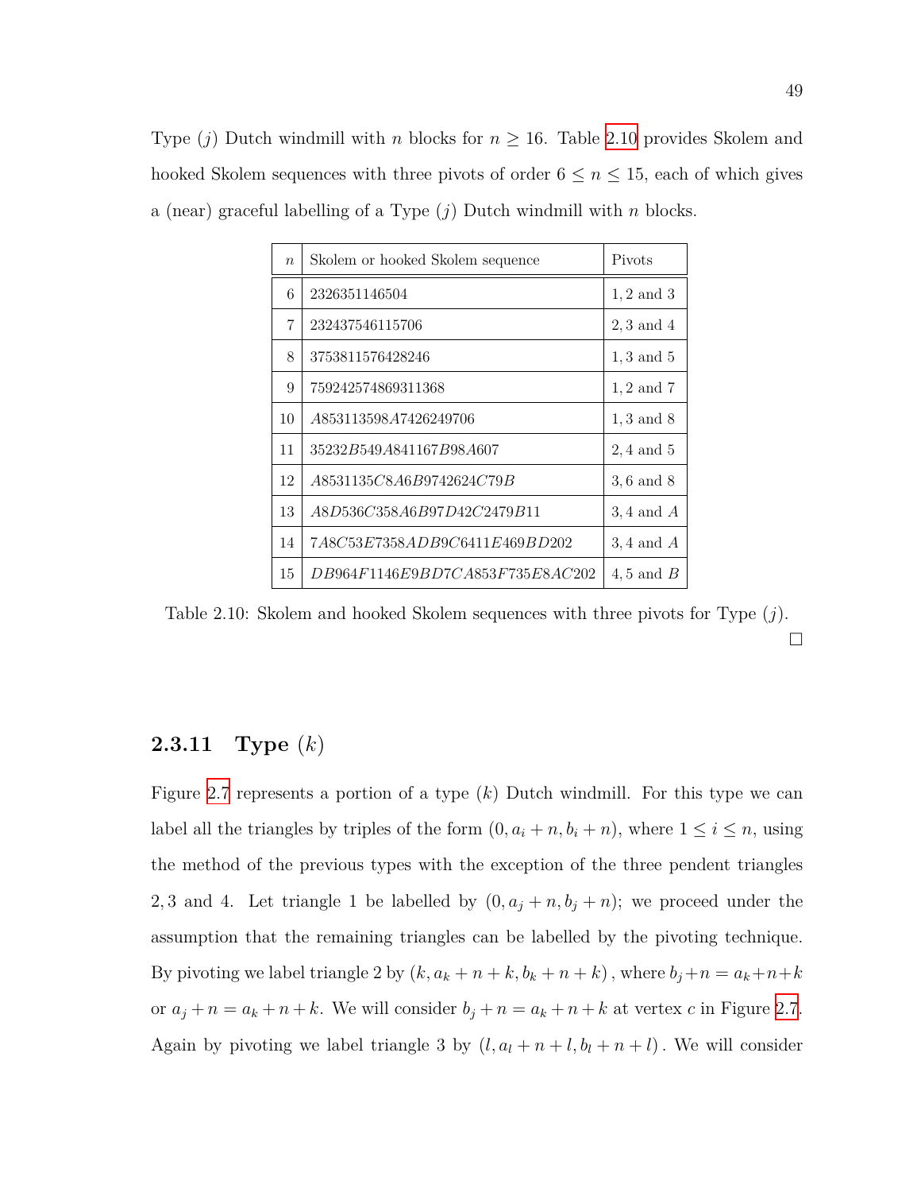Type $(j)$ Dutch windmill with $n$ blocks for $n \geq 16$. Table 2.10 provides Skolem and hooked Skolem sequences with three pivots of order $6 \leq n \leq 15$, each of which gives a (near) graceful labelling of a Type $(j)$ Dutch windmill with $n$ blocks.

| $n$ | Skolem or hooked Skolem sequence | Pivots |
|---|---|---|
| 6 | 2326351146504 | $1, 2$ and $3$ |
| 7 | 232437546115706 | $2, 3$ and $4$ |
| 8 | 3753811576428246 | $1, 3$ and $5$ |
| 9 | 759242574869311368 | $1, 2$ and $7$ |
| 10 | $A853113598A7426249706$ | $1, 3$ and $8$ |
| 11 | $35232B549A841167B98A607$ | $2, 4$ and $5$ |
| 12 | $A8531135C8A6B9742624C79B$ | $3, 6$ and $8$ |
| 13 | $A8D536C358A6B97D42C2479B11$ | $3, 4$ and $A$ |
| 14 | $7A8C53E7358ADB9C6411E469BD202$ | $3, 4$ and $A$ |
| 15 | $DB964F1146E9BD7CA853F735E8AC202$ | $4, 5$ and $B$ |

Table 2.10: Skolem and hooked Skolem sequences with three pivots for Type $(j)$.

□

### 2.3.11 Type $(k)$

Figure 2.7 represents a portion of a type $(k)$ Dutch windmill. For this type we can label all the triangles by triples of the form $(0, a_i + n, b_i + n)$, where $1 \leq i \leq n$, using the method of the previous types with the exception of the three pendent triangles 2, 3 and 4. Let triangle 1 be labelled by $(0, a_j + n, b_j + n)$; we proceed under the assumption that the remaining triangles can be labelled by the pivoting technique. By pivoting we label triangle 2 by $(k, a_k + n + k, b_k + n + k)$, where $b_j + n = a_k + n + k$ or $a_j + n = a_k + n + k$. We will consider $b_j + n = a_k + n + k$ at vertex $c$ in Figure 2.7. Again by pivoting we label triangle 3 by $(l, a_l + n + l, b_l + n + l)$. We will consider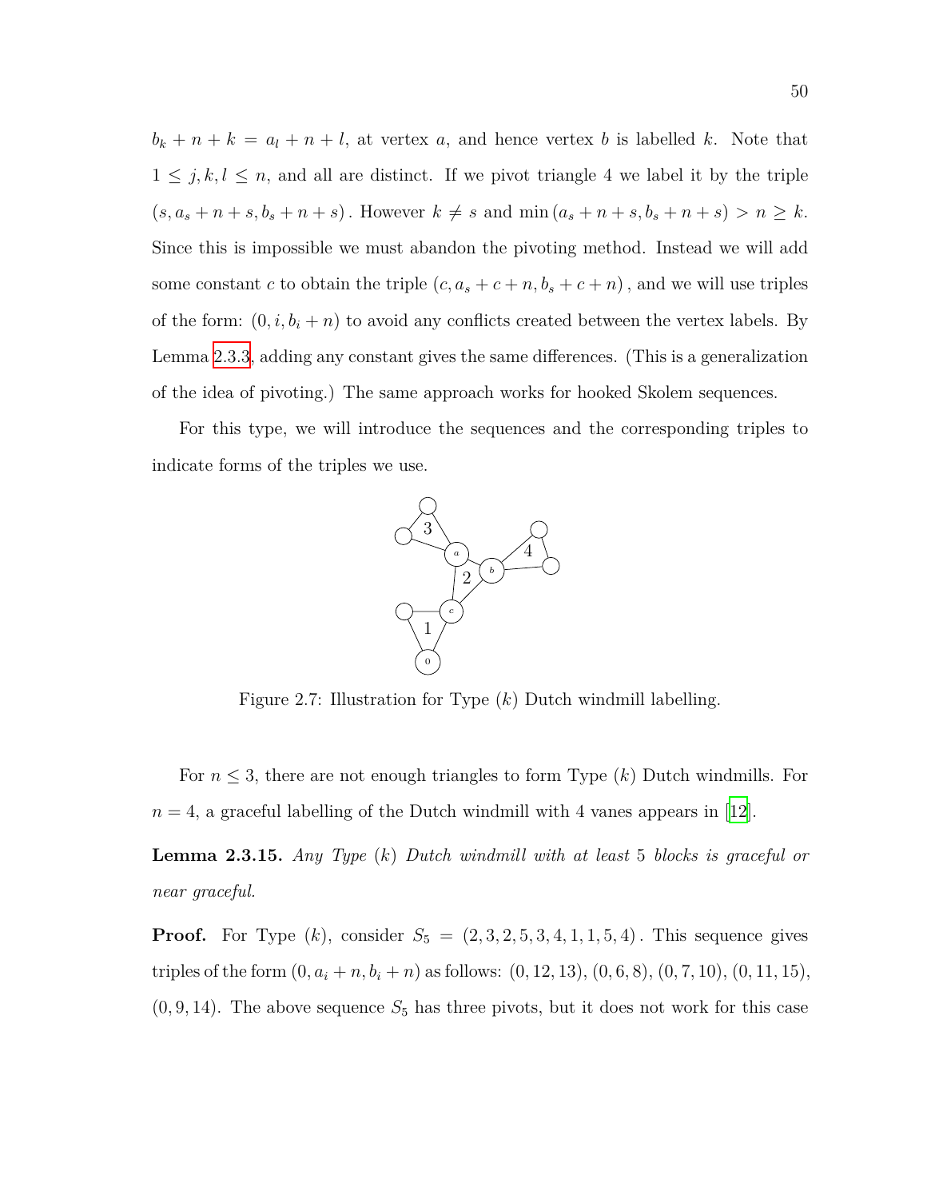$b_k + n + k = a_l + n + l$, at vertex $a$, and hence vertex $b$ is labelled $k$. Note that $1 \leq j, k, l \leq n$, and all are distinct. If we pivot triangle 4 we label it by the triple $(s, a_s + n + s, b_s + n + s)$. However $k \neq s$ and $\min(a_s + n + s, b_s + n + s) > n \geq k$. Since this is impossible we must abandon the pivoting method. Instead we will add some constant $c$ to obtain the triple $(c, a_s + c + n, b_s + c + n)$, and we will use triples of the form: $(0, i, b_i + n)$ to avoid any conflicts created between the vertex labels. By Lemma 2.3.3, adding any constant gives the same differences. (This is a generalization of the idea of pivoting.) The same approach works for hooked Skolem sequences.

For this type, we will introduce the sequences and the corresponding triples to indicate forms of the triples we use.

3
4
a
2
b
c
1
0

Figure 2.7: Illustration for Type $(k)$ Dutch windmill labelling.

For $n \leq 3$, there are not enough triangles to form Type $(k)$ Dutch windmills. For $n = 4$, a graceful labelling of the Dutch windmill with 4 vanes appears in [12].

**Lemma 2.3.15.** *Any Type $(k)$ Dutch windmill with at least 5 blocks is graceful or near graceful.*

**Proof.** For Type $(k)$, consider $S_5 = (2, 3, 2, 5, 3, 4, 1, 1, 5, 4)$. This sequence gives triples of the form $(0, a_i + n, b_i + n)$ as follows: $(0, 12, 13)$, $(0, 6, 8)$, $(0, 7, 10)$, $(0, 11, 15)$, $(0, 9, 14)$. The above sequence $S_5$ has three pivots, but it does not work for this case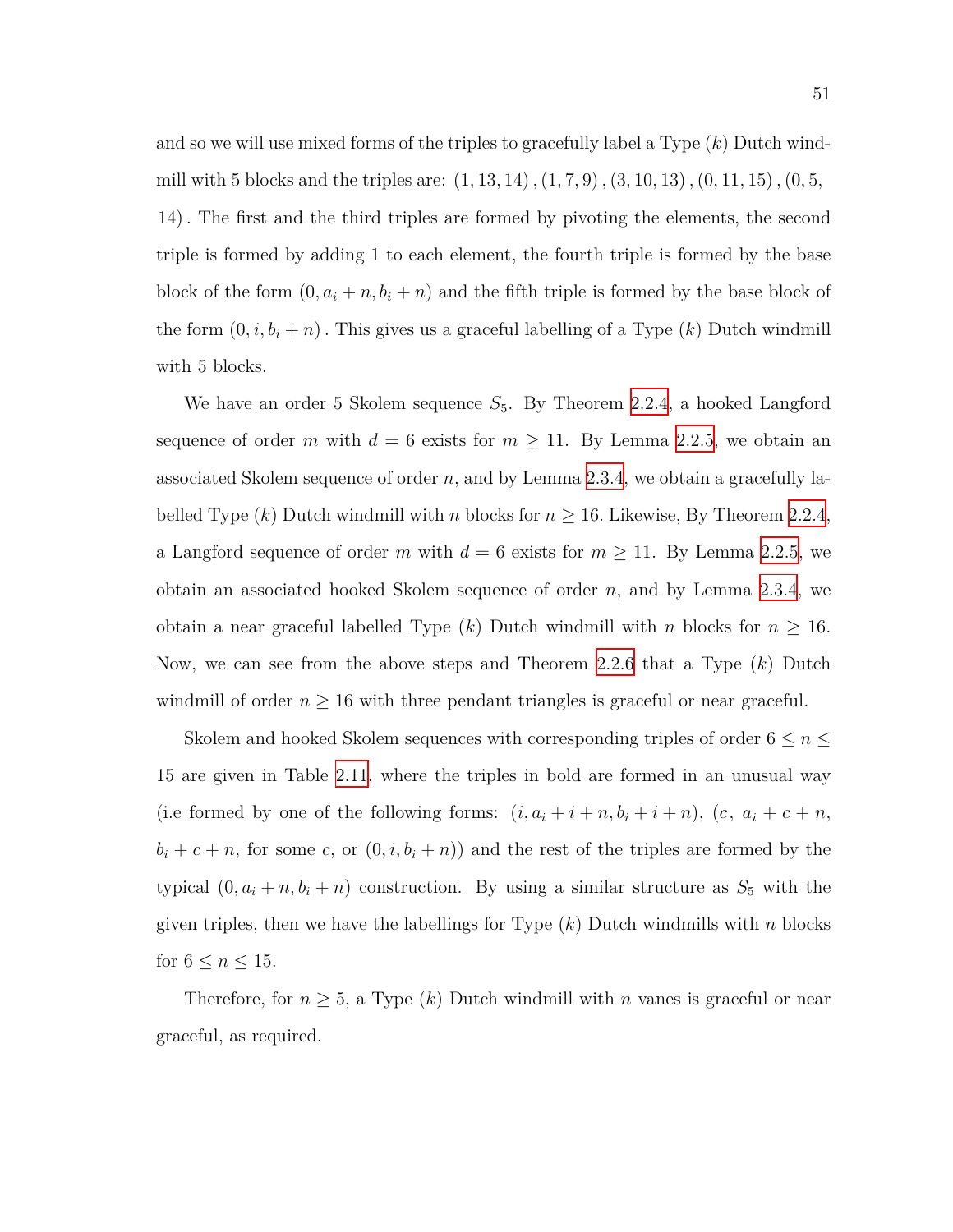and so we will use mixed forms of the triples to gracefully label a Type $(k)$ Dutch windmill with 5 blocks and the triples are: $(1, 13, 14)$, $(1, 7, 9)$, $(3, 10, 13)$, $(0, 11, 15)$, $(0, 5, 14)$. The first and the third triples are formed by pivoting the elements, the second triple is formed by adding 1 to each element, the fourth triple is formed by the base block of the form $(0, a_i + n, b_i + n)$ and the fifth triple is formed by the base block of the form $(0, i, b_i + n)$. This gives us a graceful labelling of a Type $(k)$ Dutch windmill with 5 blocks.

We have an order 5 Skolem sequence $S_5$. By Theorem 2.2.4, a hooked Langford sequence of order $m$ with $d = 6$ exists for $m \geq 11$. By Lemma 2.2.5, we obtain an associated Skolem sequence of order $n$, and by Lemma 2.3.4, we obtain a gracefully labelled Type $(k)$ Dutch windmill with $n$ blocks for $n \geq 16$. Likewise, By Theorem 2.2.4, a Langford sequence of order $m$ with $d = 6$ exists for $m \geq 11$. By Lemma 2.2.5, we obtain an associated hooked Skolem sequence of order $n$, and by Lemma 2.3.4, we obtain a near graceful labelled Type $(k)$ Dutch windmill with $n$ blocks for $n \geq 16$. Now, we can see from the above steps and Theorem 2.2.6 that a Type $(k)$ Dutch windmill of order $n \geq 16$ with three pendant triangles is graceful or near graceful.

Skolem and hooked Skolem sequences with corresponding triples of order $6 \leq n \leq 15$ are given in Table 2.11, where the triples in bold are formed in an unusual way (i.e formed by one of the following forms: $(i, a_i + i + n, b_i + i + n)$, $(c,\ a_i + c + n,$ $b_i + c + n$, for some $c$, or $(0, i, b_i + n)$) and the rest of the triples are formed by the typical $(0, a_i + n, b_i + n)$ construction. By using a similar structure as $S_5$ with the given triples, then we have the labellings for Type $(k)$ Dutch windmills with $n$ blocks for $6 \leq n \leq 15$.

Therefore, for $n \geq 5$, a Type $(k)$ Dutch windmill with $n$ vanes is graceful or near graceful, as required.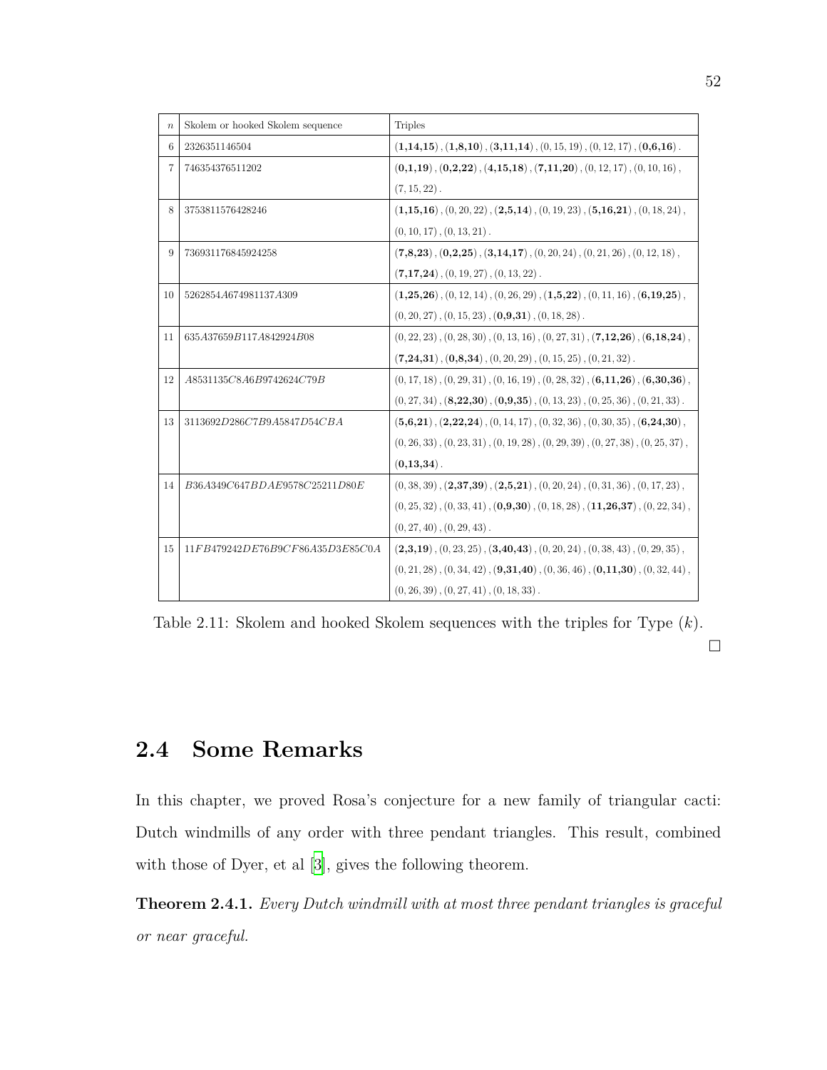| $n$ | Skolem or hooked Skolem sequence | Triples |
|---|---|---|
| 6 | 2326351146504 | $(\mathbf{1,14,15}), (\mathbf{1,8,10}), (\mathbf{3,11,14}), (0,15,19), (0,12,17), (\mathbf{0,6,16})$. |
| 7 | 746354376511202 | $(\mathbf{0,1,19}), (\mathbf{0,2,22}), (\mathbf{4,15,18}), (\mathbf{7,11,20}), (0,12,17), (0,10,16)$, $(7,15,22)$. |
| 8 | 3753811576428246 | $(\mathbf{1,15,16}), (0,20,22), (\mathbf{2,5,14}), (0,19,23), (\mathbf{5,16,21}), (0,18,24)$, $(0,10,17), (0,13,21)$. |
| 9 | 736931176845924258 | $(\mathbf{7,8,23}), (\mathbf{0,2,25}), (\mathbf{3,14,17}), (0,20,24), (0,21,26), (0,12,18)$, $(\mathbf{7,17,24}), (0,19,27), (0,13,22)$. |
| 10 | 5262854$A$674981137$A$309 | $(\mathbf{1,25,26}), (0,12,14), (0,26,29), (\mathbf{1,5,22}), (0,11,16), (\mathbf{6,19,25})$, $(0,20,27), (0,15,23), (\mathbf{0,9,31}), (0,18,28)$. |
| 11 | 635$A$37659$B$117$A$842924$B$08 | $(0,22,23), (0,28,30), (0,13,16), (0,27,31), (\mathbf{7,12,26}), (\mathbf{6,18,24})$, $(\mathbf{7,24,31}), (\mathbf{0,8,34}), (0,20,29), (0,15,25), (0,21,32)$. |
| 12 | $A$8531135$C$8$A$6$B$9742624$C$79$B$ | $(0,17,18), (0,29,31), (0,16,19), (0,28,32), (\mathbf{6,11,26}), (\mathbf{6,30,36})$, $(0,27,34), (\mathbf{8,22,30}), (\mathbf{0,9,35}), (0,13,23), (0,25,36), (0,21,33)$. |
| 13 | 3113692$D$286$C$7$B$9$A$5847$D$54$CBA$ | $(\mathbf{5,6,21}), (\mathbf{2,22,24}), (0,14,17), (0,32,36), (0,30,35), (\mathbf{6,24,30})$, $(0,26,33), (0,23,31), (0,19,28), (0,29,39), (0,27,38), (0,25,37)$, $(\mathbf{0,13,34})$. |
| 14 | $B$36$A$349$C$647$BDAE$9578$C$25211$D$80$E$ | $(0,38,39), (\mathbf{2,37,39}), (\mathbf{2,5,21}), (0,20,24), (0,31,36), (0,17,23)$, $(0,25,32), (0,33,41), (\mathbf{0,9,30}), (0,18,28), (\mathbf{11,26,37}), (0,22,34)$, $(0,27,40), (0,29,43)$. |
| 15 | 11$FB$479242$DE$76$B$9$CF$86$A$35$D$3$E$85$C$0$A$ | $(\mathbf{2,3,19}), (0,23,25), (\mathbf{3,40,43}), (0,20,24), (0,38,43), (0,29,35)$, $(0,21,28), (0,34,42), (\mathbf{9,31,40}), (0,36,46), (\mathbf{0,11,30}), (0,32,44)$, $(0,26,39), (0,27,41), (0,18,33)$. |

Table 2.11: Skolem and hooked Skolem sequences with the triples for Type $(k)$.

□

## 2.4 Some Remarks

In this chapter, we proved Rosa's conjecture for a new family of triangular cacti: Dutch windmills of any order with three pendant triangles. This result, combined with those of Dyer, et al [3], gives the following theorem.

**Theorem 2.4.1.** *Every Dutch windmill with at most three pendant triangles is graceful or near graceful.*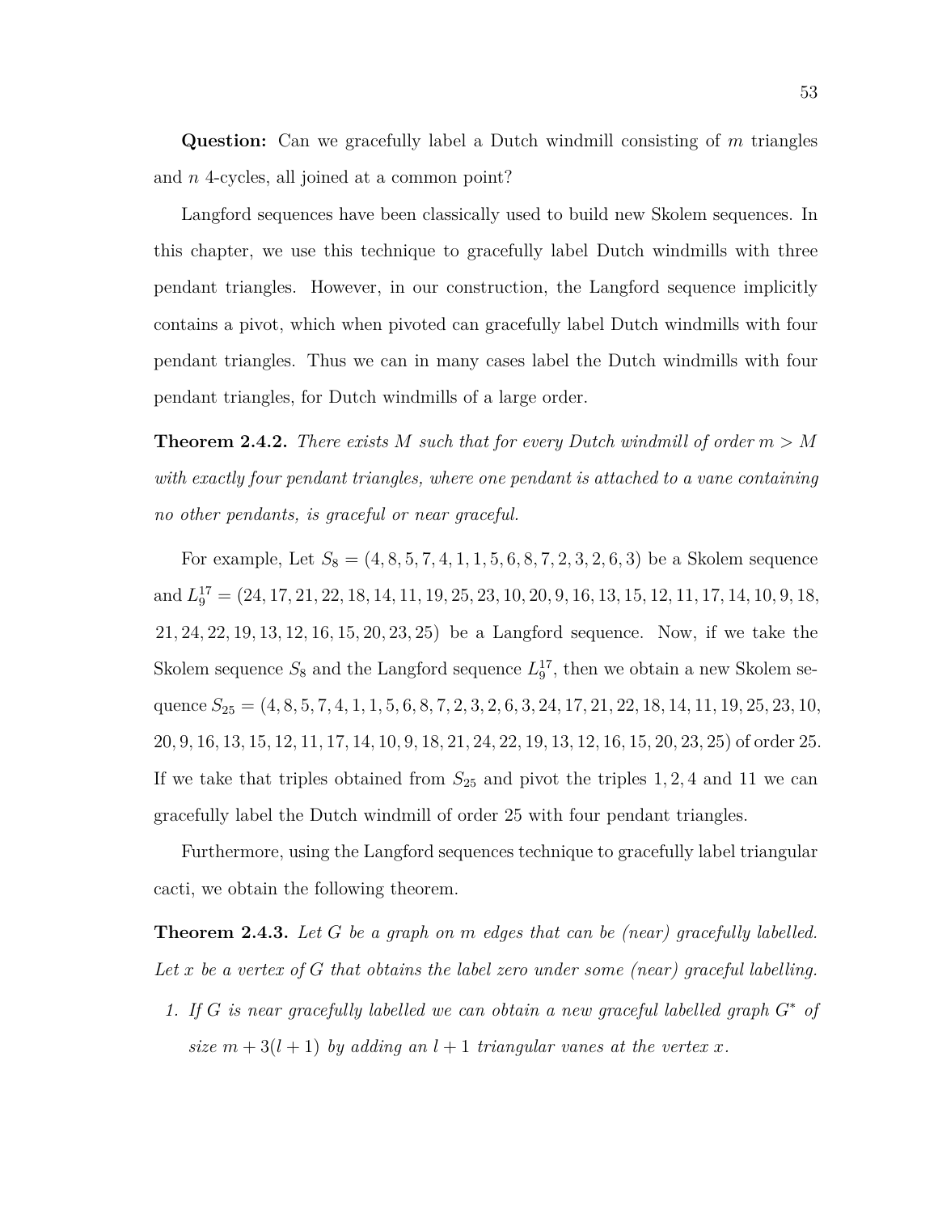**Question:** Can we gracefully label a Dutch windmill consisting of $m$ triangles and $n$ 4-cycles, all joined at a common point?

Langford sequences have been classically used to build new Skolem sequences. In this chapter, we use this technique to gracefully label Dutch windmills with three pendant triangles. However, in our construction, the Langford sequence implicitly contains a pivot, which when pivoted can gracefully label Dutch windmills with four pendant triangles. Thus we can in many cases label the Dutch windmills with four pendant triangles, for Dutch windmills of a large order.

**Theorem 2.4.2.** *There exists $M$ such that for every Dutch windmill of order $m > M$ with exactly four pendant triangles, where one pendant is attached to a vane containing no other pendants, is graceful or near graceful.*

For example, Let $S_8 = (4, 8, 5, 7, 4, 1, 1, 5, 6, 8, 7, 2, 3, 2, 6, 3)$ be a Skolem sequence and $L_9^{17} = (24, 17, 21, 22, 18, 14, 11, 19, 25, 23, 10, 20, 9, 16, 13, 15, 12, 11, 17, 14, 10, 9, 18, 21, 24, 22, 19, 13, 12, 16, 15, 20, 23, 25)$ be a Langford sequence. Now, if we take the Skolem sequence $S_8$ and the Langford sequence $L_9^{17}$, then we obtain a new Skolem sequence $S_{25} = (4, 8, 5, 7, 4, 1, 1, 5, 6, 8, 7, 2, 3, 2, 6, 3, 24, 17, 21, 22, 18, 14, 11, 19, 25, 23, 10, 20, 9, 16, 13, 15, 12, 11, 17, 14, 10, 9, 18, 21, 24, 22, 19, 13, 12, 16, 15, 20, 23, 25)$ of order 25. If we take that triples obtained from $S_{25}$ and pivot the triples $1, 2, 4$ and $11$ we can gracefully label the Dutch windmill of order 25 with four pendant triangles.

Furthermore, using the Langford sequences technique to gracefully label triangular cacti, we obtain the following theorem.

**Theorem 2.4.3.** *Let $G$ be a graph on $m$ edges that can be (near) gracefully labelled. Let $x$ be a vertex of $G$ that obtains the label zero under some (near) graceful labelling.*

1. *If $G$ is near gracefully labelled we can obtain a new graceful labelled graph $G^*$ of size $m + 3(l + 1)$ by adding an $l + 1$ triangular vanes at the vertex $x$.*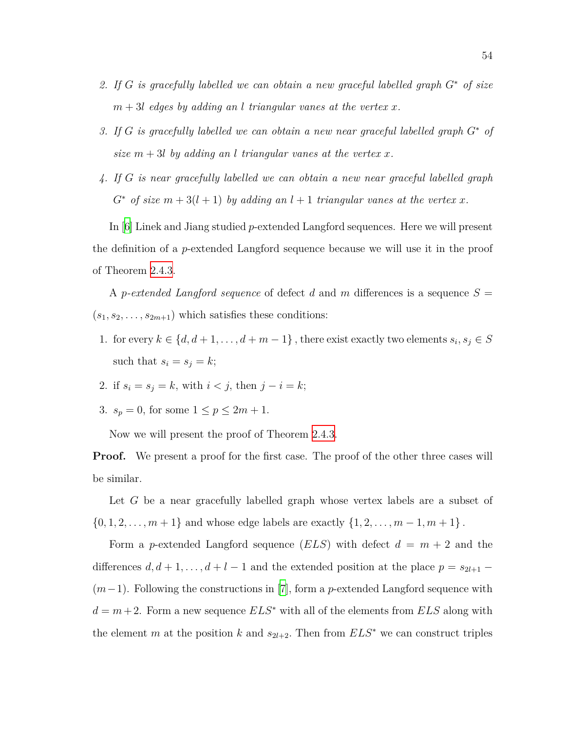2. *If $G$ is gracefully labelled we can obtain a new graceful labelled graph $G^*$ of size $m + 3l$ edges by adding an $l$ triangular vanes at the vertex $x$.*

3. *If $G$ is gracefully labelled we can obtain a new near graceful labelled graph $G^*$ of size $m + 3l$ by adding an $l$ triangular vanes at the vertex $x$.*

4. *If $G$ is near gracefully labelled we can obtain a new near graceful labelled graph $G^*$ of size $m + 3(l + 1)$ by adding an $l + 1$ triangular vanes at the vertex $x$.*

In [6] Linek and Jiang studied $p$-extended Langford sequences. Here we will present the definition of a $p$-extended Langford sequence because we will use it in the proof of Theorem 2.4.3.

A *$p$-extended Langford sequence* of defect $d$ and $m$ differences is a sequence $S = (s_1, s_2, \ldots, s_{2m+1})$ which satisfies these conditions:

1. for every $k \in \{d, d+1, \ldots, d+m-1\}$, there exist exactly two elements $s_i, s_j \in S$ such that $s_i = s_j = k$;
2. if $s_i = s_j = k$, with $i < j$, then $j - i = k$;
3. $s_p = 0$, for some $1 \leq p \leq 2m + 1$.

Now we will present the proof of Theorem 2.4.3.

**Proof.** We present a proof for the first case. The proof of the other three cases will be similar.

Let $G$ be a near gracefully labelled graph whose vertex labels are a subset of $\{0, 1, 2, \ldots, m+1\}$ and whose edge labels are exactly $\{1, 2, \ldots, m-1, m+1\}$.

Form a $p$-extended Langford sequence ($ELS$) with defect $d = m + 2$ and the differences $d, d+1, \ldots, d+l-1$ and the extended position at the place $p = s_{2l+1} - (m-1)$. Following the constructions in [7], form a $p$-extended Langford sequence with $d = m+2$. Form a new sequence $ELS^*$ with all of the elements from $ELS$ along with the element $m$ at the position $k$ and $s_{2l+2}$. Then from $ELS^*$ we can construct triples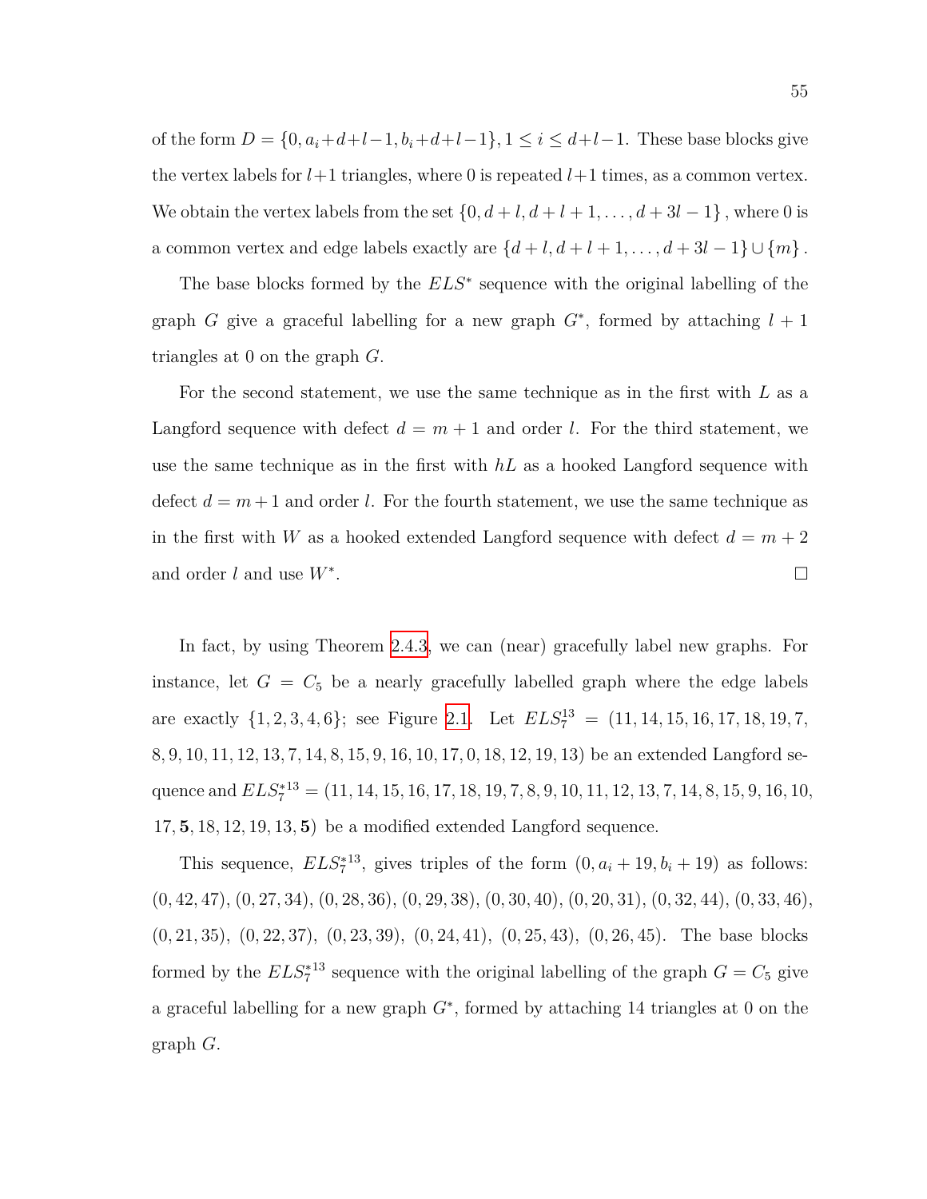of the form $D = \{0, a_i+d+l-1, b_i+d+l-1\}, 1 \leq i \leq d+l-1$. These base blocks give the vertex labels for $l+1$ triangles, where 0 is repeated $l+1$ times, as a common vertex. We obtain the vertex labels from the set $\{0, d+l, d+l+1, \ldots, d+3l-1\}$, where 0 is a common vertex and edge labels exactly are $\{d+l, d+l+1, \ldots, d+3l-1\} \cup \{m\}$.

The base blocks formed by the $ELS^*$ sequence with the original labelling of the graph $G$ give a graceful labelling for a new graph $G^*$, formed by attaching $l+1$ triangles at 0 on the graph $G$.

For the second statement, we use the same technique as in the first with $L$ as a Langford sequence with defect $d = m+1$ and order $l$. For the third statement, we use the same technique as in the first with $hL$ as a hooked Langford sequence with defect $d = m+1$ and order $l$. For the fourth statement, we use the same technique as in the first with $W$ as a hooked extended Langford sequence with defect $d = m+2$ and order $l$ and use $W^*$. □

In fact, by using Theorem 2.4.3, we can (near) gracefully label new graphs. For instance, let $G = C_5$ be a nearly gracefully labelled graph where the edge labels are exactly $\{1, 2, 3, 4, 6\}$; see Figure 2.1. Let $ELS_7^{13} = (11, 14, 15, 16, 17, 18, 19, 7, 8, 9, 10, 11, 12, 13, 7, 14, 8, 15, 9, 16, 10, 17, 0, 18, 12, 19, 13)$ be an extended Langford sequence and $ELS_7^{*13} = (11, 14, 15, 16, 17, 18, 19, 7, 8, 9, 10, 11, 12, 13, 7, 14, 8, 15, 9, 16, 10, 17, \mathbf{5}, 18, 12, 19, 13, \mathbf{5})$ be a modified extended Langford sequence.

This sequence, $ELS_7^{*13}$, gives triples of the form $(0, a_i+19, b_i+19)$ as follows: $(0, 42, 47)$, $(0, 27, 34)$, $(0, 28, 36)$, $(0, 29, 38)$, $(0, 30, 40)$, $(0, 20, 31)$, $(0, 32, 44)$, $(0, 33, 46)$, $(0, 21, 35)$, $(0, 22, 37)$, $(0, 23, 39)$, $(0, 24, 41)$, $(0, 25, 43)$, $(0, 26, 45)$. The base blocks formed by the $ELS_7^{*13}$ sequence with the original labelling of the graph $G = C_5$ give a graceful labelling for a new graph $G^*$, formed by attaching 14 triangles at 0 on the graph $G$.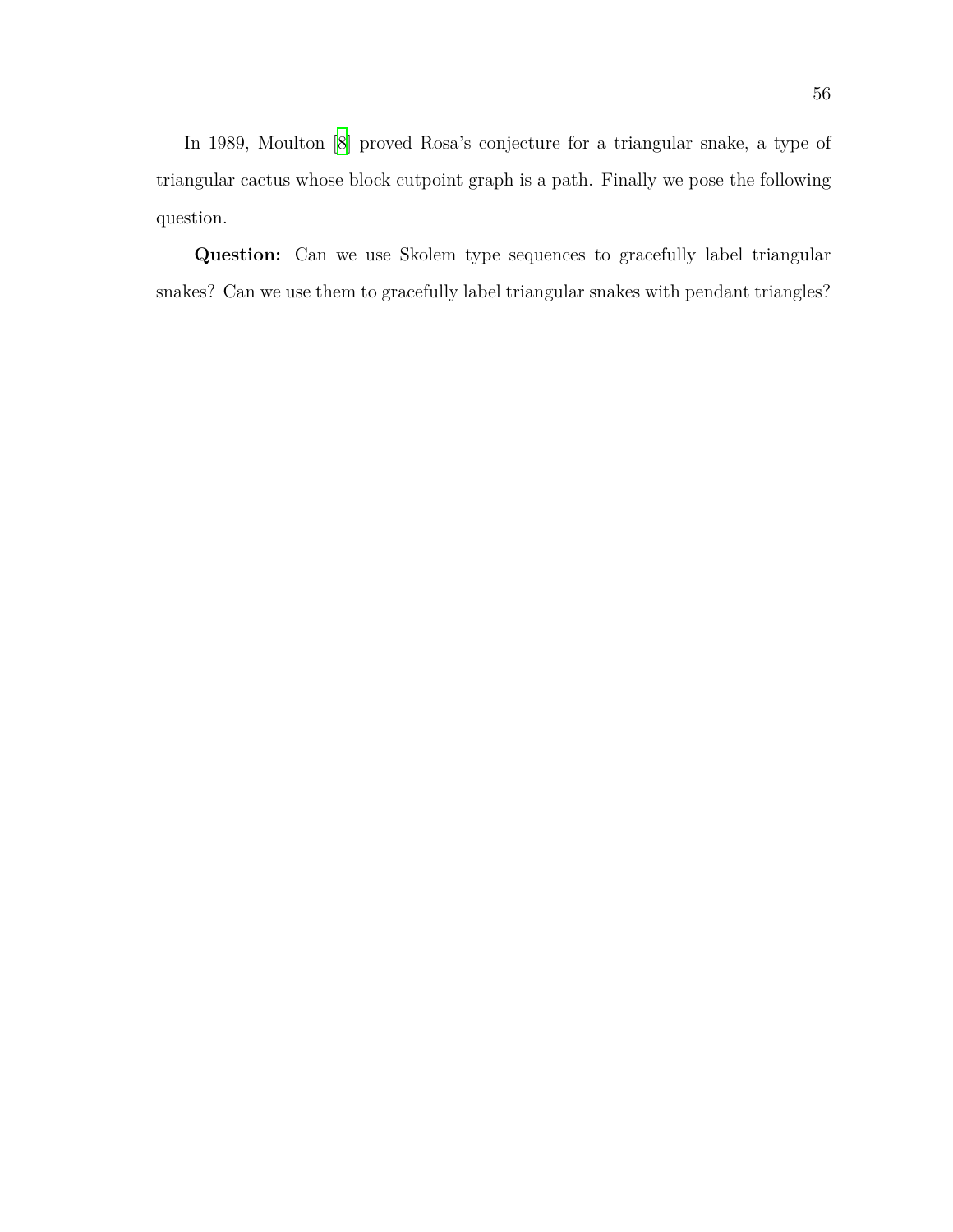In 1989, Moulton [8] proved Rosa's conjecture for a triangular snake, a type of triangular cactus whose block cutpoint graph is a path. Finally we pose the following question.

**Question:** Can we use Skolem type sequences to gracefully label triangular snakes? Can we use them to gracefully label triangular snakes with pendant triangles?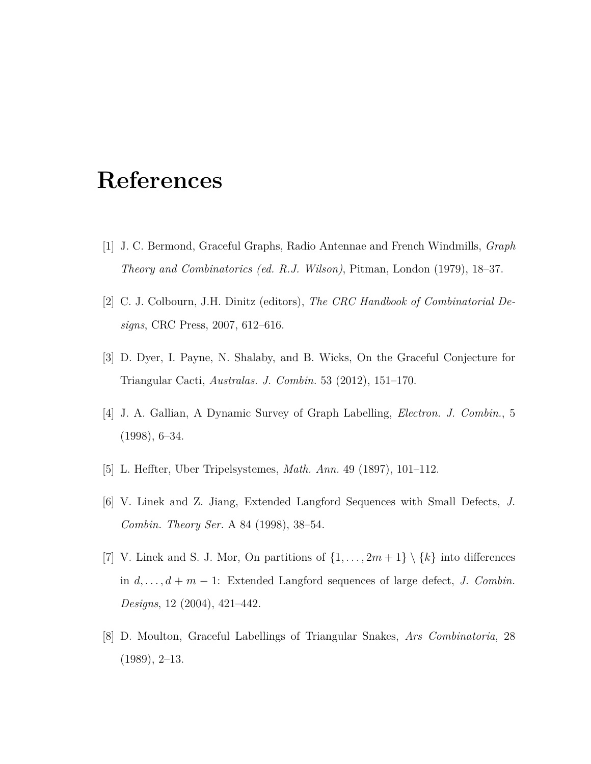# References

[1] J. C. Bermond, Graceful Graphs, Radio Antennae and French Windmills, *Graph Theory and Combinatorics (ed. R.J. Wilson)*, Pitman, London (1979), 18–37.

[2] C. J. Colbourn, J.H. Dinitz (editors), *The CRC Handbook of Combinatorial Designs*, CRC Press, 2007, 612–616.

[3] D. Dyer, I. Payne, N. Shalaby, and B. Wicks, On the Graceful Conjecture for Triangular Cacti, *Australas. J. Combin.* 53 (2012), 151–170.

[4] J. A. Gallian, A Dynamic Survey of Graph Labelling, *Electron. J. Combin.*, 5 (1998), 6–34.

[5] L. Heffter, Uber Tripelsystemes, *Math. Ann.* 49 (1897), 101–112.

[6] V. Linek and Z. Jiang, Extended Langford Sequences with Small Defects, *J. Combin. Theory Ser.* A 84 (1998), 38–54.

[7] V. Linek and S. J. Mor, On partitions of $\{1, \ldots, 2m+1\} \setminus \{k\}$ into differences in $d, \ldots, d+m-1$: Extended Langford sequences of large defect, *J. Combin. Designs*, 12 (2004), 421–442.

[8] D. Moulton, Graceful Labellings of Triangular Snakes, *Ars Combinatoria*, 28 (1989), 2–13.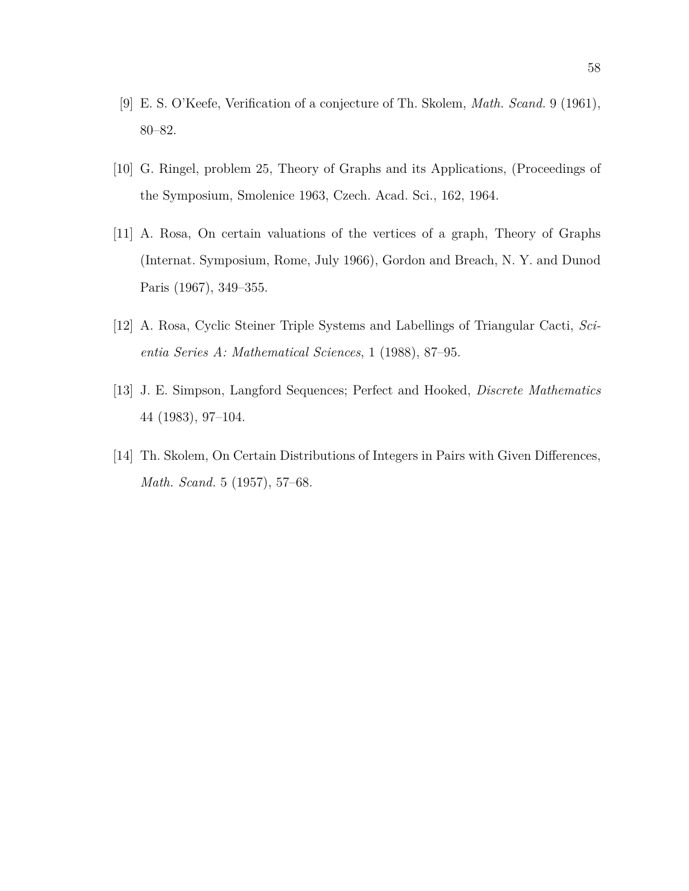[9] E. S. O'Keefe, Verification of a conjecture of Th. Skolem, *Math. Scand.* 9 (1961), 80–82.

[10] G. Ringel, problem 25, Theory of Graphs and its Applications, (Proceedings of the Symposium, Smolenice 1963, Czech. Acad. Sci., 162, 1964.

[11] A. Rosa, On certain valuations of the vertices of a graph, Theory of Graphs (Internat. Symposium, Rome, July 1966), Gordon and Breach, N. Y. and Dunod Paris (1967), 349–355.

[12] A. Rosa, Cyclic Steiner Triple Systems and Labellings of Triangular Cacti, *Scientia Series A: Mathematical Sciences*, 1 (1988), 87–95.

[13] J. E. Simpson, Langford Sequences; Perfect and Hooked, *Discrete Mathematics* 44 (1983), 97–104.

[14] Th. Skolem, On Certain Distributions of Integers in Pairs with Given Differences, *Math. Scand.* 5 (1957), 57–68.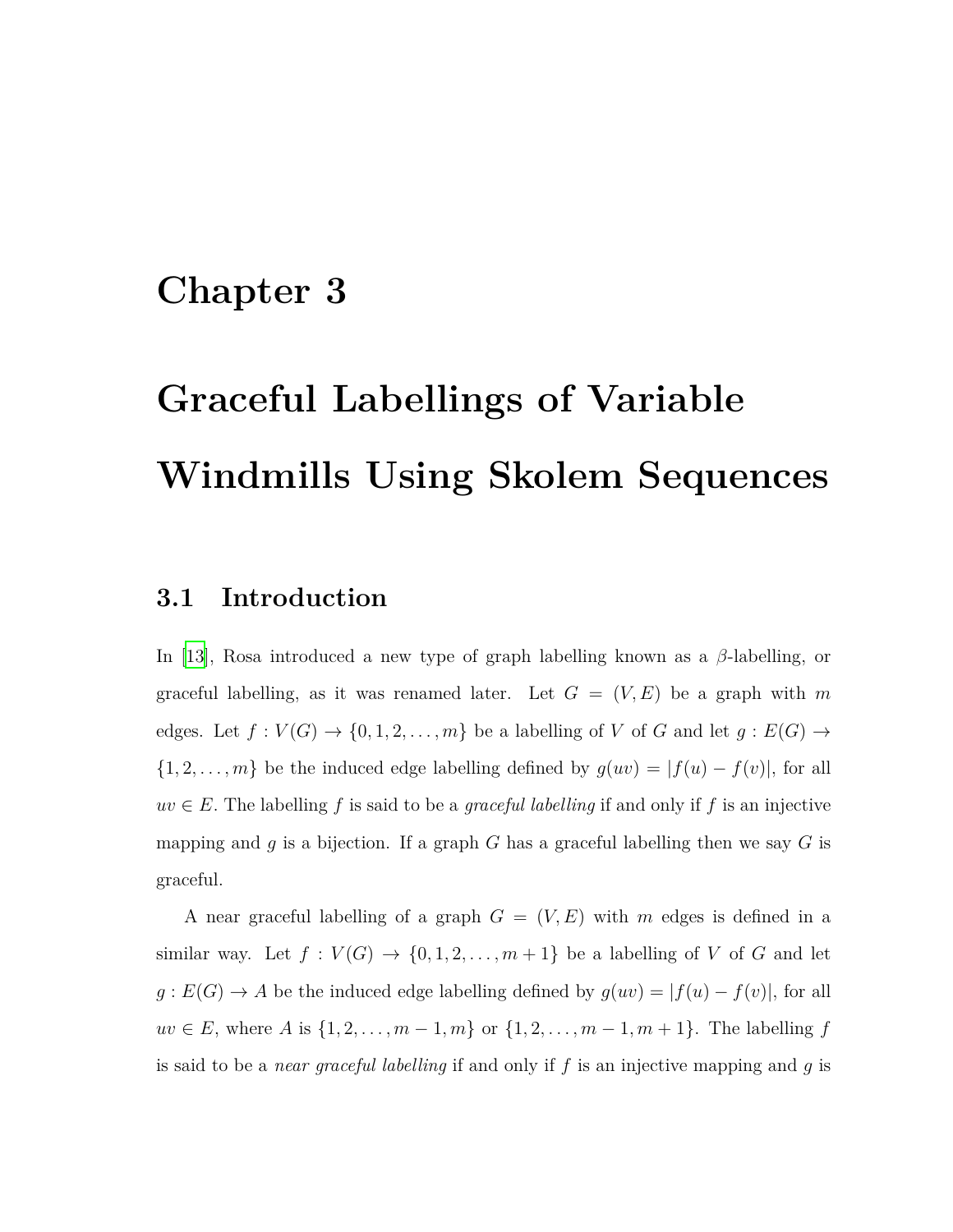# Chapter 3

# Graceful Labellings of Variable Windmills Using Skolem Sequences

## 3.1 Introduction

In [13], Rosa introduced a new type of graph labelling known as a $\beta$-labelling, or graceful labelling, as it was renamed later. Let $G = (V, E)$ be a graph with $m$ edges. Let $f : V(G) \to \{0, 1, 2, \ldots, m\}$ be a labelling of $V$ of $G$ and let $g : E(G) \to \{1, 2, \ldots, m\}$ be the induced edge labelling defined by $g(uv) = |f(u) - f(v)|$, for all $uv \in E$. The labelling $f$ is said to be a *graceful labelling* if and only if $f$ is an injective mapping and $g$ is a bijection. If a graph $G$ has a graceful labelling then we say $G$ is graceful.

A near graceful labelling of a graph $G = (V, E)$ with $m$ edges is defined in a similar way. Let $f : V(G) \to \{0, 1, 2, \ldots, m + 1\}$ be a labelling of $V$ of $G$ and let $g : E(G) \to A$ be the induced edge labelling defined by $g(uv) = |f(u) - f(v)|$, for all $uv \in E$, where $A$ is $\{1, 2, \ldots, m - 1, m\}$ or $\{1, 2, \ldots, m - 1, m + 1\}$. The labelling $f$ is said to be a *near graceful labelling* if and only if $f$ is an injective mapping and $g$ is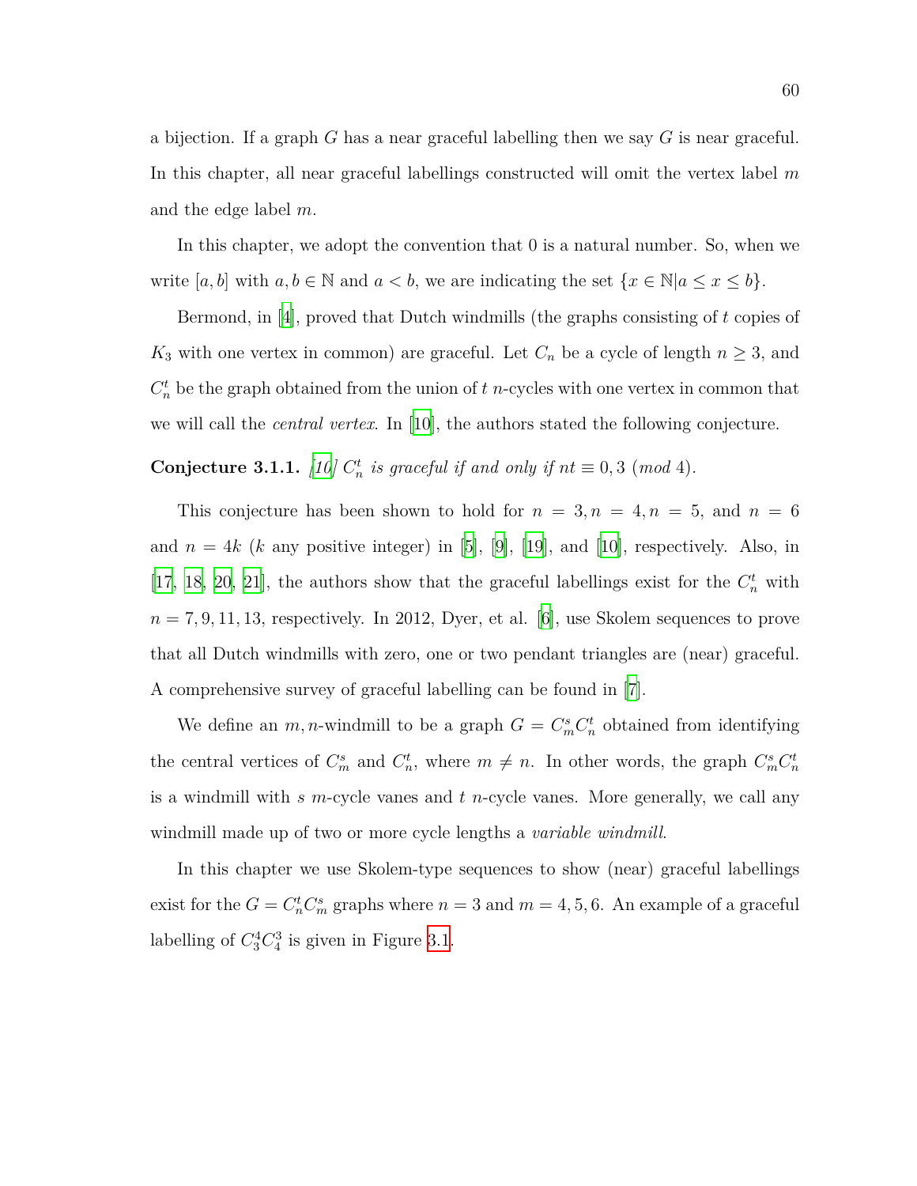a bijection. If a graph $G$ has a near graceful labelling then we say $G$ is near graceful. In this chapter, all near graceful labellings constructed will omit the vertex label $m$ and the edge label $m$.

In this chapter, we adopt the convention that 0 is a natural number. So, when we write $[a, b]$ with $a, b \in \mathbb{N}$ and $a < b$, we are indicating the set $\{x \in \mathbb{N} | a \leq x \leq b\}$.

Bermond, in [4], proved that Dutch windmills (the graphs consisting of $t$ copies of $K_3$ with one vertex in common) are graceful. Let $C_n$ be a cycle of length $n \geq 3$, and $C_n^t$ be the graph obtained from the union of $t$ $n$-cycles with one vertex in common that we will call the *central vertex*. In [10], the authors stated the following conjecture.

**Conjecture 3.1.1.** *[10] $C_n^t$ is graceful if and only if $nt \equiv 0, 3 \pmod 4$.*

This conjecture has been shown to hold for $n = 3, n = 4, n = 5$, and $n = 6$ and $n = 4k$ ($k$ any positive integer) in [5], [9], [19], and [10], respectively. Also, in [17, 18, 20, 21], the authors show that the graceful labellings exist for the $C_n^t$ with $n = 7, 9, 11, 13$, respectively. In 2012, Dyer, et al. [6], use Skolem sequences to prove that all Dutch windmills with zero, one or two pendant triangles are (near) graceful. A comprehensive survey of graceful labelling can be found in [7].

We define an $m, n$-windmill to be a graph $G = C_m^s C_n^t$ obtained from identifying the central vertices of $C_m^s$ and $C_n^t$, where $m \neq n$. In other words, the graph $C_m^s C_n^t$ is a windmill with $s$ $m$-cycle vanes and $t$ $n$-cycle vanes. More generally, we call any windmill made up of two or more cycle lengths a *variable windmill*.

In this chapter we use Skolem-type sequences to show (near) graceful labellings exist for the $G = C_n^t C_m^s$ graphs where $n = 3$ and $m = 4, 5, 6$. An example of a graceful labelling of $C_3^4 C_4^3$ is given in Figure 3.1.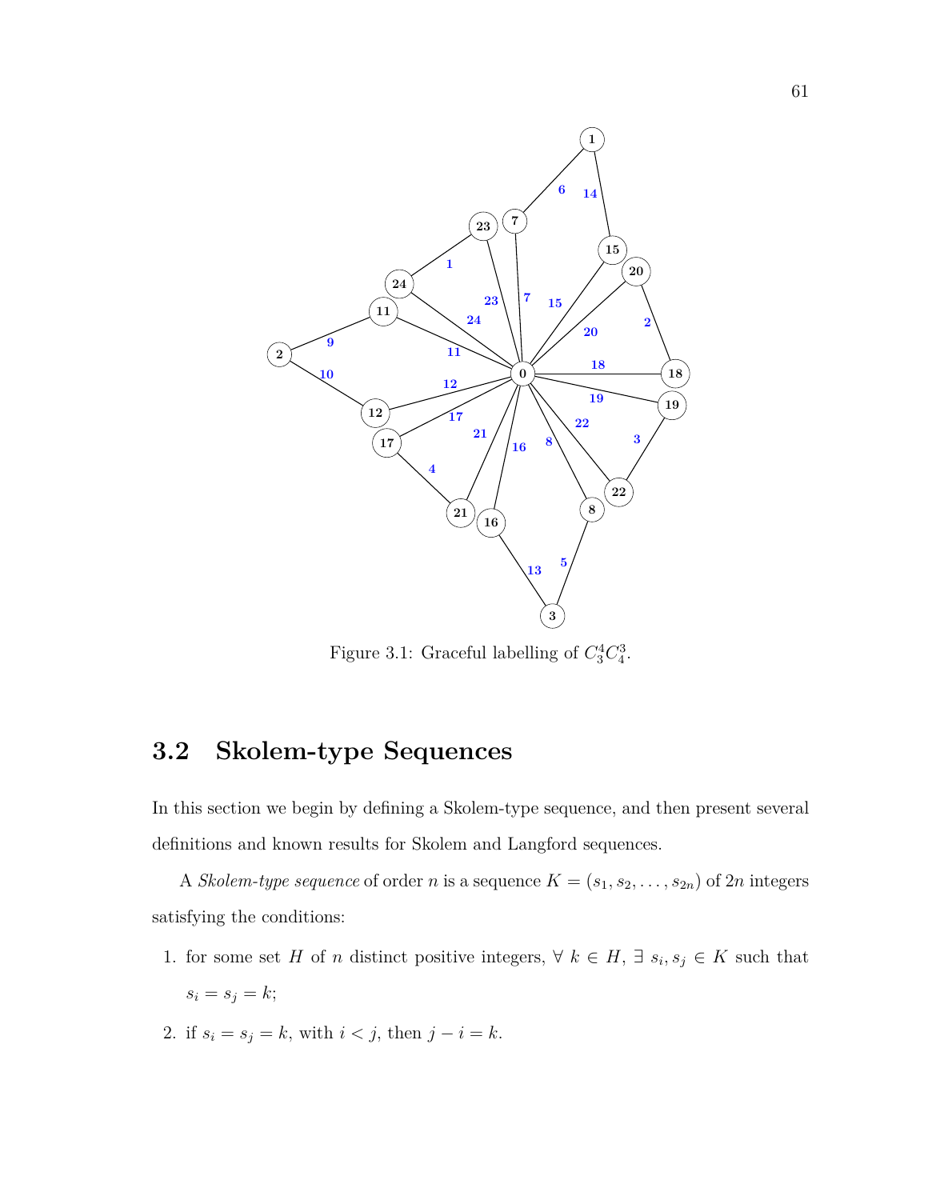Figure 3.1: Graceful labelling of $C_3^4 C_4^3$.

## 3.2 Skolem-type Sequences

In this section we begin by defining a Skolem-type sequence, and then present several definitions and known results for Skolem and Langford sequences.

A *Skolem-type sequence* of order $n$ is a sequence $K = (s_1, s_2, \ldots, s_{2n})$ of $2n$ integers satisfying the conditions:

1. for some set $H$ of $n$ distinct positive integers, $\forall\ k \in H$, $\exists\ s_i, s_j \in K$ such that $s_i = s_j = k$;
2. if $s_i = s_j = k$, with $i < j$, then $j - i = k$.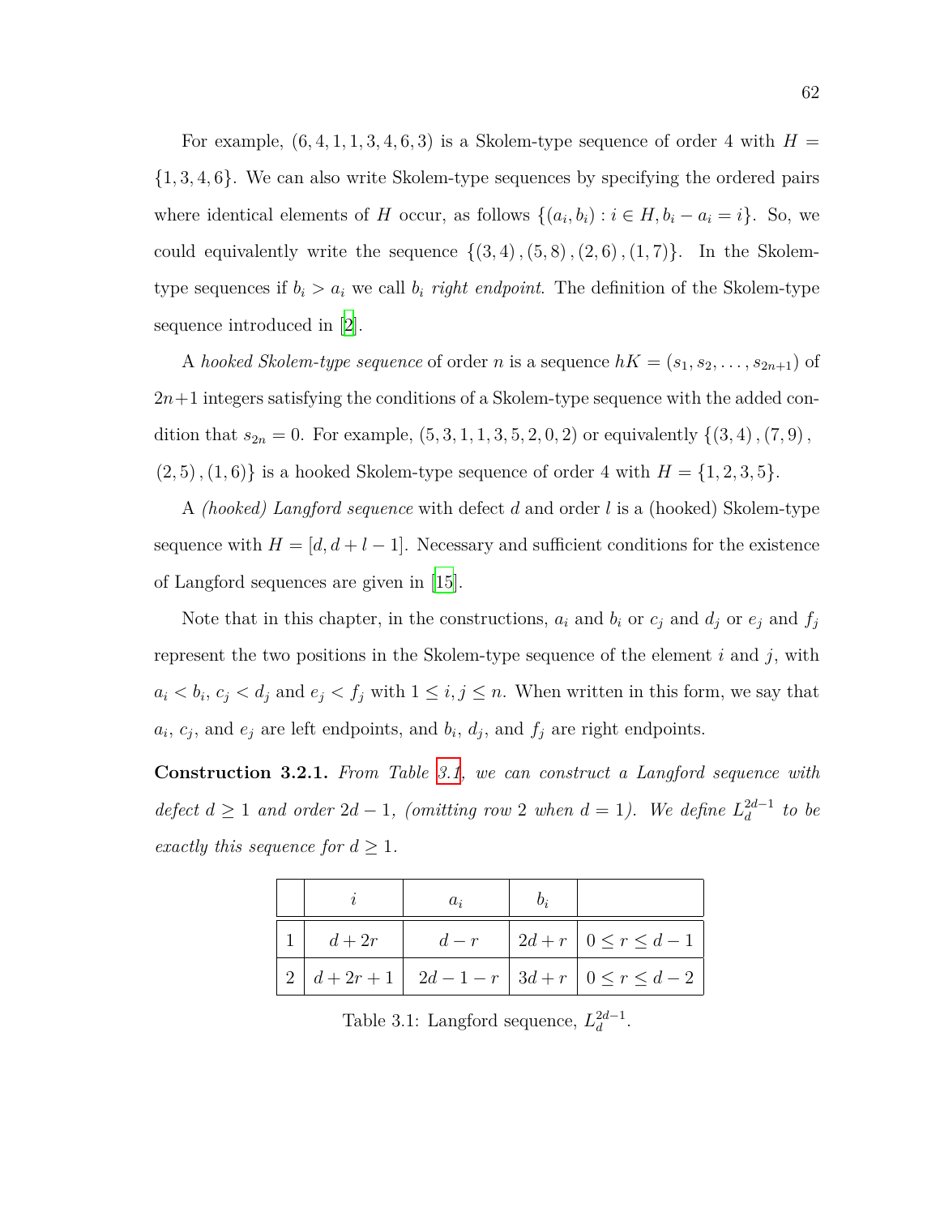For example, $(6, 4, 1, 1, 3, 4, 6, 3)$ is a Skolem-type sequence of order 4 with $H = \{1, 3, 4, 6\}$. We can also write Skolem-type sequences by specifying the ordered pairs where identical elements of $H$ occur, as follows $\{(a_i, b_i) : i \in H, b_i - a_i = i\}$. So, we could equivalently write the sequence $\{(3, 4), (5, 8), (2, 6), (1, 7)\}$. In the Skolem-type sequences if $b_i > a_i$ we call $b_i$ *right endpoint*. The definition of the Skolem-type sequence introduced in [2].

A *hooked Skolem-type sequence* of order $n$ is a sequence $hK = (s_1, s_2, \ldots, s_{2n+1})$ of $2n+1$ integers satisfying the conditions of a Skolem-type sequence with the added condition that $s_{2n} = 0$. For example, $(5, 3, 1, 1, 3, 5, 2, 0, 2)$ or equivalently $\{(3, 4), (7, 9), (2, 5), (1, 6)\}$ is a hooked Skolem-type sequence of order 4 with $H = \{1, 2, 3, 5\}$.

A *(hooked) Langford sequence* with defect $d$ and order $l$ is a (hooked) Skolem-type sequence with $H = [d, d + l - 1]$. Necessary and sufficient conditions for the existence of Langford sequences are given in [15].

Note that in this chapter, in the constructions, $a_i$ and $b_i$ or $c_j$ and $d_j$ or $e_j$ and $f_j$ represent the two positions in the Skolem-type sequence of the element $i$ and $j$, with $a_i < b_i$, $c_j < d_j$ and $e_j < f_j$ with $1 \leq i, j \leq n$. When written in this form, we say that $a_i$, $c_j$, and $e_j$ are left endpoints, and $b_i$, $d_j$, and $f_j$ are right endpoints.

**Construction 3.2.1.** *From Table 3.1, we can construct a Langford sequence with defect $d \geq 1$ and order $2d - 1$, (omitting row 2 when $d = 1$). We define $L_d^{2d-1}$ to be exactly this sequence for $d \geq 1$.*

| | $i$ | $a_i$ | $b_i$ | |
|---|---|---|---|---|
| 1 | $d + 2r$ | $d - r$ | $2d + r$ | $0 \leq r \leq d - 1$ |
| 2 | $d + 2r + 1$ | $2d - 1 - r$ | $3d + r$ | $0 \leq r \leq d - 2$ |

Table 3.1: Langford sequence, $L_d^{2d-1}$.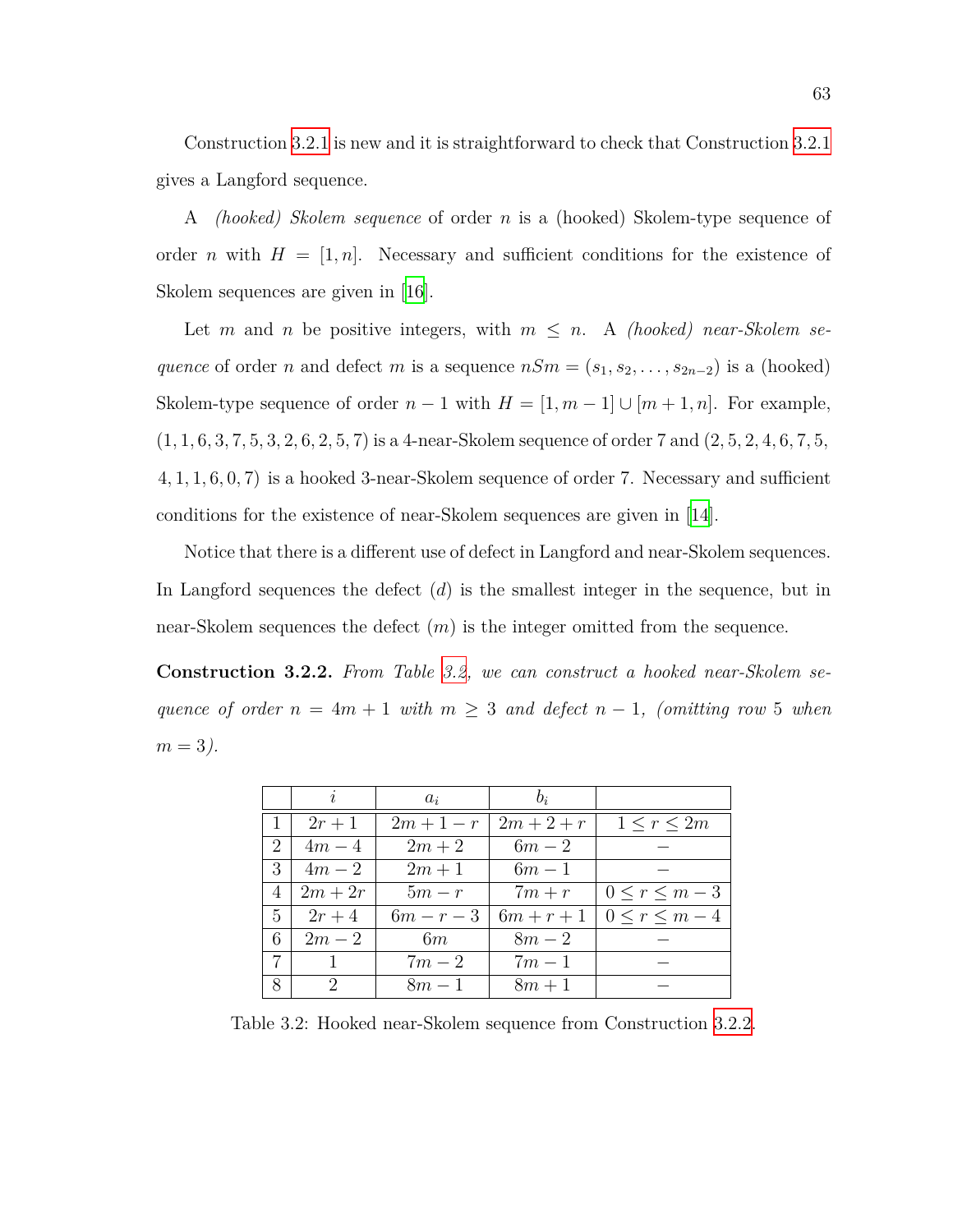Construction 3.2.1 is new and it is straightforward to check that Construction 3.2.1 gives a Langford sequence.

A *(hooked) Skolem sequence* of order $n$ is a (hooked) Skolem-type sequence of order $n$ with $H = [1, n]$. Necessary and sufficient conditions for the existence of Skolem sequences are given in [16].

Let $m$ and $n$ be positive integers, with $m \leq n$. A *(hooked) near-Skolem sequence* of order $n$ and defect $m$ is a sequence $nSm = (s_1, s_2, \ldots, s_{2n-2})$ is a (hooked) Skolem-type sequence of order $n-1$ with $H = [1, m-1] \cup [m+1, n]$. For example, $(1, 1, 6, 3, 7, 5, 3, 2, 6, 2, 5, 7)$ is a 4-near-Skolem sequence of order 7 and $(2, 5, 2, 4, 6, 7, 5, 4, 1, 1, 6, 0, 7)$ is a hooked 3-near-Skolem sequence of order 7. Necessary and sufficient conditions for the existence of near-Skolem sequences are given in [14].

Notice that there is a different use of defect in Langford and near-Skolem sequences. In Langford sequences the defect ($d$) is the smallest integer in the sequence, but in near-Skolem sequences the defect ($m$) is the integer omitted from the sequence.

**Construction 3.2.2.** *From Table 3.2, we can construct a hooked near-Skolem sequence of order $n = 4m + 1$ with $m \geq 3$ and defect $n - 1$, (omitting row 5 when $m = 3$).*

| | $i$ | $a_i$ | $b_i$ | |
|---|---|---|---|---|
| 1 | $2r+1$ | $2m+1-r$ | $2m+2+r$ | $1 \leq r \leq 2m$ |
| 2 | $4m-4$ | $2m+2$ | $6m-2$ | $-$ |
| 3 | $4m-2$ | $2m+1$ | $6m-1$ | $-$ |
| 4 | $2m+2r$ | $5m-r$ | $7m+r$ | $0 \leq r \leq m-3$ |
| 5 | $2r+4$ | $6m-r-3$ | $6m+r+1$ | $0 \leq r \leq m-4$ |
| 6 | $2m-2$ | $6m$ | $8m-2$ | $-$ |
| 7 | $1$ | $7m-2$ | $7m-1$ | $-$ |
| 8 | $2$ | $8m-1$ | $8m+1$ | $-$ |

Table 3.2: Hooked near-Skolem sequence from Construction 3.2.2.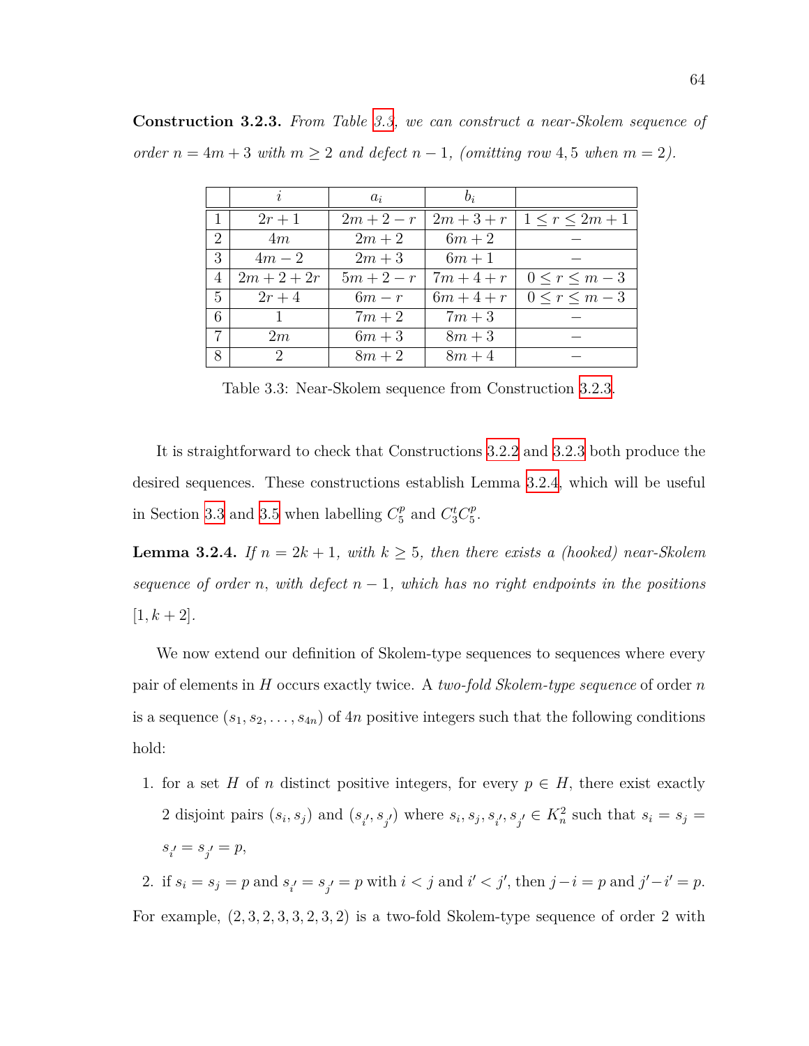**Construction 3.2.3.** *From Table 3.3, we can construct a near-Skolem sequence of order $n = 4m + 3$ with $m \geq 2$ and defect $n - 1$, (omitting row 4, 5 when $m = 2$).*

| | $i$ | $a_i$ | $b_i$ | |
|---|---|---|---|---|
| 1 | $2r + 1$ | $2m + 2 - r$ | $2m + 3 + r$ | $1 \leq r \leq 2m + 1$ |
| 2 | $4m$ | $2m + 2$ | $6m + 2$ | $-$ |
| 3 | $4m - 2$ | $2m + 3$ | $6m + 1$ | $-$ |
| 4 | $2m + 2 + 2r$ | $5m + 2 - r$ | $7m + 4 + r$ | $0 \leq r \leq m - 3$ |
| 5 | $2r + 4$ | $6m - r$ | $6m + 4 + r$ | $0 \leq r \leq m - 3$ |
| 6 | $1$ | $7m + 2$ | $7m + 3$ | $-$ |
| 7 | $2m$ | $6m + 3$ | $8m + 3$ | $-$ |
| 8 | $2$ | $8m + 2$ | $8m + 4$ | $-$ |

Table 3.3: Near-Skolem sequence from Construction 3.2.3.

It is straightforward to check that Constructions 3.2.2 and 3.2.3 both produce the desired sequences. These constructions establish Lemma 3.2.4, which will be useful in Section 3.3 and 3.5 when labelling $C_5^p$ and $C_3^t C_5^p$.

**Lemma 3.2.4.** *If $n = 2k + 1$, with $k \geq 5$, then there exists a (hooked) near-Skolem sequence of order $n$, with defect $n - 1$, which has no right endpoints in the positions $[1, k + 2]$.*

We now extend our definition of Skolem-type sequences to sequences where every pair of elements in $H$ occurs exactly twice. A *two-fold Skolem-type sequence* of order $n$ is a sequence $(s_1, s_2, \ldots, s_{4n})$ of $4n$ positive integers such that the following conditions hold:

1. for a set $H$ of $n$ distinct positive integers, for every $p \in H$, there exist exactly 2 disjoint pairs $(s_i, s_j)$ and $(s_{i'}, s_{j'})$ where $s_i, s_j, s_{i'}, s_{j'} \in K_n^2$ such that $s_i = s_j = s_{i'} = s_{j'} = p$,
2. if $s_i = s_j = p$ and $s_{i'} = s_{j'} = p$ with $i < j$ and $i' < j'$, then $j - i = p$ and $j' - i' = p$.

For example, $(2, 3, 2, 3, 3, 2, 3, 2)$ is a two-fold Skolem-type sequence of order 2 with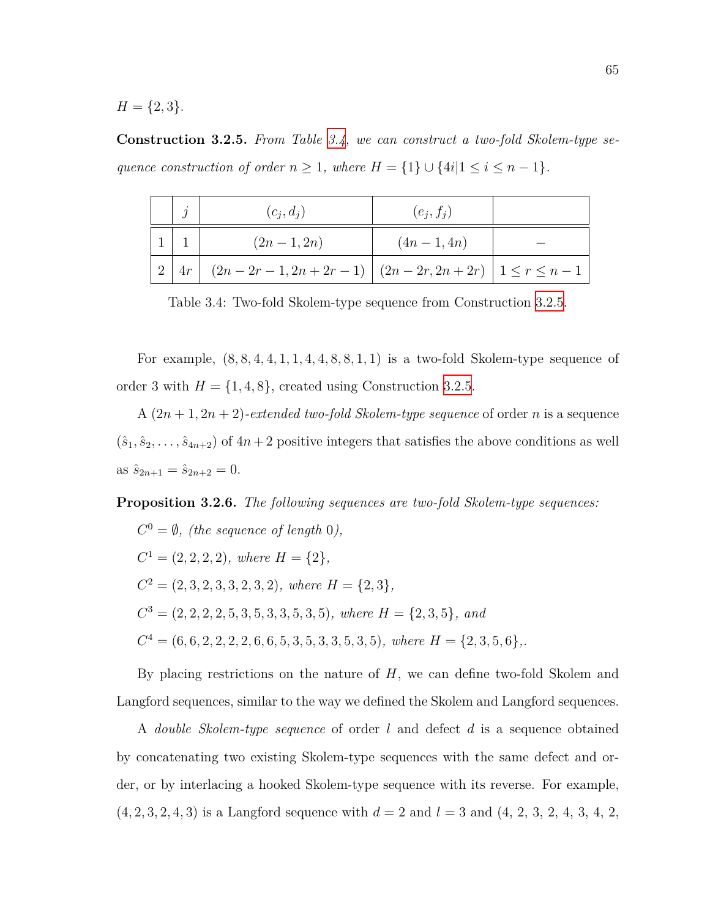$H = \{2, 3\}$.

**Construction 3.2.5.** *From Table 3.4, we can construct a two-fold Skolem-type sequence construction of order $n \geq 1$, where $H = \{1\} \cup \{4i | 1 \leq i \leq n-1\}$.*

| | $j$ | $(c_j, d_j)$ | $(e_j, f_j)$ | |
|---|---|---|---|---|
| 1 | 1 | $(2n-1, 2n)$ | $(4n-1, 4n)$ | $-$ |
| 2 | $4r$ | $(2n-2r-1, 2n+2r-1)$ | $(2n-2r, 2n+2r)$ | $1 \leq r \leq n-1$ |

Table 3.4: Two-fold Skolem-type sequence from Construction 3.2.5.

For example, $(8, 8, 4, 4, 1, 1, 4, 4, 8, 8, 1, 1)$ is a two-fold Skolem-type sequence of order 3 with $H = \{1, 4, 8\}$, created using Construction 3.2.5.

A $(2n+1, 2n+2)$-*extended two-fold Skolem-type sequence* of order $n$ is a sequence $(\hat{s}_1, \hat{s}_2, \ldots, \hat{s}_{4n+2})$ of $4n+2$ positive integers that satisfies the above conditions as well as $\hat{s}_{2n+1} = \hat{s}_{2n+2} = 0$.

**Proposition 3.2.6.** *The following sequences are two-fold Skolem-type sequences:*

*$C^0 = \emptyset$, (the sequence of length 0),*

*$C^1 = (2, 2, 2, 2)$, where $H = \{2\}$,*

*$C^2 = (2, 3, 2, 3, 3, 2, 3, 2)$, where $H = \{2, 3\}$,*

*$C^3 = (2, 2, 2, 2, 5, 3, 5, 3, 3, 5, 3, 5)$, where $H = \{2, 3, 5\}$, and*

*$C^4 = (6, 6, 2, 2, 2, 2, 6, 6, 5, 3, 5, 3, 3, 5, 3, 5)$, where $H = \{2, 3, 5, 6\}$,.*

By placing restrictions on the nature of $H$, we can define two-fold Skolem and Langford sequences, similar to the way we defined the Skolem and Langford sequences.

A *double Skolem-type sequence* of order $l$ and defect $d$ is a sequence obtained by concatenating two existing Skolem-type sequences with the same defect and order, or by interlacing a hooked Skolem-type sequence with its reverse. For example, $(4, 2, 3, 2, 4, 3)$ is a Langford sequence with $d = 2$ and $l = 3$ and (4, 2, 3, 2, 4, 3, 4, 2,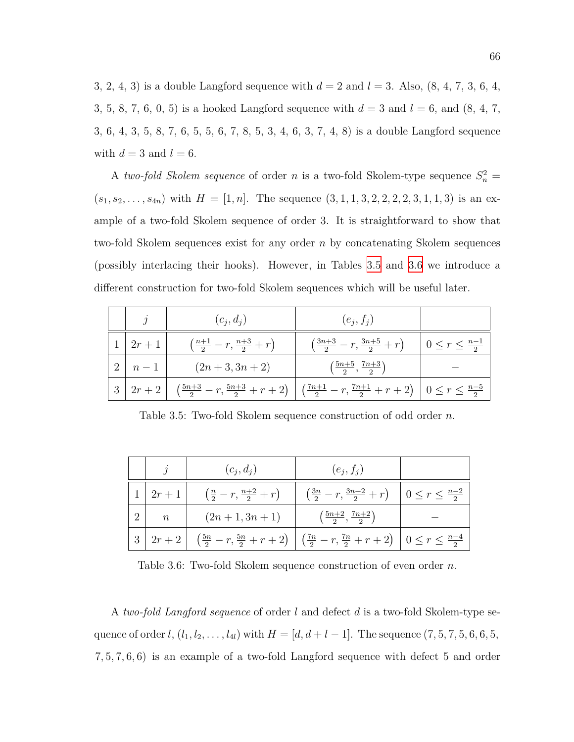3, 2, 4, 3) is a double Langford sequence with $d = 2$ and $l = 3$. Also, (8, 4, 7, 3, 6, 4, 3, 5, 8, 7, 6, 0, 5) is a hooked Langford sequence with $d = 3$ and $l = 6$, and (8, 4, 7, 3, 6, 4, 3, 5, 8, 7, 6, 5, 5, 6, 7, 8, 5, 3, 4, 6, 3, 7, 4, 8) is a double Langford sequence with $d = 3$ and $l = 6$.

A *two-fold Skolem sequence* of order $n$ is a two-fold Skolem-type sequence $S_n^2 = (s_1, s_2, \ldots, s_{4n})$ with $H = [1, n]$. The sequence $(3, 1, 1, 3, 2, 2, 2, 2, 3, 1, 1, 3)$ is an example of a two-fold Skolem sequence of order 3. It is straightforward to show that two-fold Skolem sequences exist for any order $n$ by concatenating Skolem sequences (possibly interlacing their hooks). However, in Tables 3.5 and 3.6 we introduce a different construction for two-fold Skolem sequences which will be useful later.

| | $j$ | $(c_j, d_j)$ | $(e_j, f_j)$ | |
|---|---|---|---|---|
| 1 | $2r+1$ | $\left(\frac{n+1}{2} - r, \frac{n+3}{2} + r\right)$ | $\left(\frac{3n+3}{2} - r, \frac{3n+5}{2} + r\right)$ | $0 \le r \le \frac{n-1}{2}$ |
| 2 | $n-1$ | $(2n+3, 3n+2)$ | $\left(\frac{5n+5}{2}, \frac{7n+3}{2}\right)$ | $-$ |
| 3 | $2r+2$ | $\left(\frac{5n+3}{2} - r, \frac{5n+3}{2} + r + 2\right)$ | $\left(\frac{7n+1}{2} - r, \frac{7n+1}{2} + r + 2\right)$ | $0 \le r \le \frac{n-5}{2}$ |

Table 3.5: Two-fold Skolem sequence construction of odd order $n$.

| | $j$ | $(c_j, d_j)$ | $(e_j, f_j)$ | |
|---|---|---|---|---|
| 1 | $2r+1$ | $\left(\frac{n}{2} - r, \frac{n+2}{2} + r\right)$ | $\left(\frac{3n}{2} - r, \frac{3n+2}{2} + r\right)$ | $0 \le r \le \frac{n-2}{2}$ |
| 2 | $n$ | $(2n+1, 3n+1)$ | $\left(\frac{5n+2}{2}, \frac{7n+2}{2}\right)$ | $-$ |
| 3 | $2r+2$ | $\left(\frac{5n}{2} - r, \frac{5n}{2} + r + 2\right)$ | $\left(\frac{7n}{2} - r, \frac{7n}{2} + r + 2\right)$ | $0 \le r \le \frac{n-4}{2}$ |

Table 3.6: Two-fold Skolem sequence construction of even order $n$.

A *two-fold Langford sequence* of order $l$ and defect $d$ is a two-fold Skolem-type sequence of order $l$, $(l_1, l_2, \ldots, l_{4l})$ with $H = [d, d + l - 1]$. The sequence $(7, 5, 7, 5, 6, 6, 5, 7, 5, 7, 6, 6)$ is an example of a two-fold Langford sequence with defect 5 and order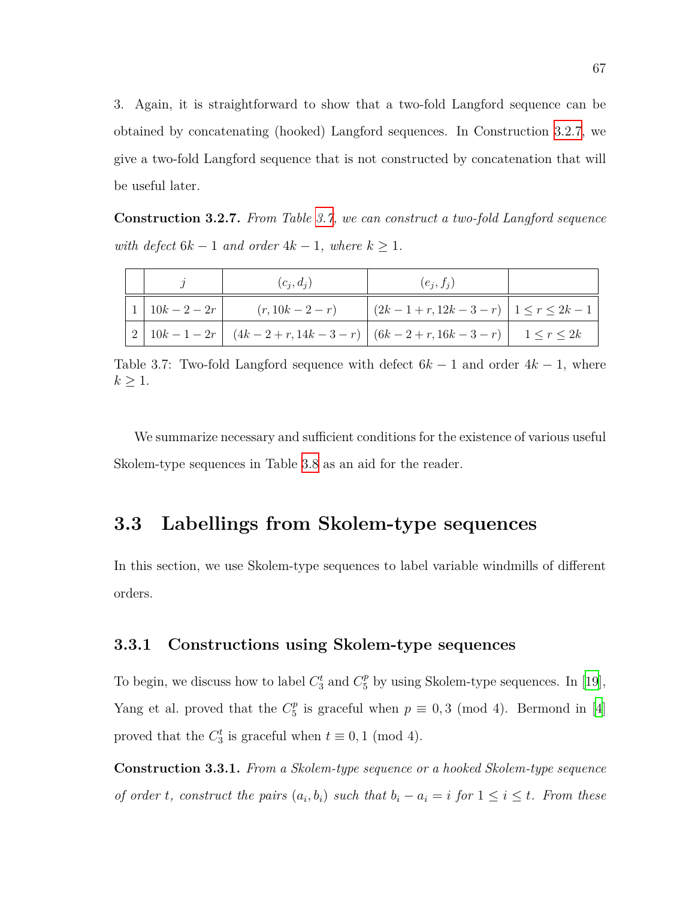3. Again, it is straightforward to show that a two-fold Langford sequence can be obtained by concatenating (hooked) Langford sequences. In Construction 3.2.7, we give a two-fold Langford sequence that is not constructed by concatenation that will be useful later.

**Construction 3.2.7.** *From Table 3.7, we can construct a two-fold Langford sequence with defect $6k-1$ and order $4k-1$, where $k \geq 1$.*

| | $j$ | $(c_j, d_j)$ | $(e_j, f_j)$ | |
|---|---|---|---|---|
| 1 | $10k-2-2r$ | $(r, 10k-2-r)$ | $(2k-1+r, 12k-3-r)$ | $1 \leq r \leq 2k-1$ |
| 2 | $10k-1-2r$ | $(4k-2+r, 14k-3-r)$ | $(6k-2+r, 16k-3-r)$ | $1 \leq r \leq 2k$ |

Table 3.7: Two-fold Langford sequence with defect $6k-1$ and order $4k-1$, where $k \geq 1$.

We summarize necessary and sufficient conditions for the existence of various useful Skolem-type sequences in Table 3.8 as an aid for the reader.

## 3.3 Labellings from Skolem-type sequences

In this section, we use Skolem-type sequences to label variable windmills of different orders.

### 3.3.1 Constructions using Skolem-type sequences

To begin, we discuss how to label $C_3^t$ and $C_5^p$ by using Skolem-type sequences. In [19], Yang et al. proved that the $C_5^p$ is graceful when $p \equiv 0, 3 \pmod 4$. Bermond in [4] proved that the $C_3^t$ is graceful when $t \equiv 0, 1 \pmod 4$.

**Construction 3.3.1.** *From a Skolem-type sequence or a hooked Skolem-type sequence of order $t$, construct the pairs $(a_i, b_i)$ such that $b_i - a_i = i$ for $1 \leq i \leq t$. From these*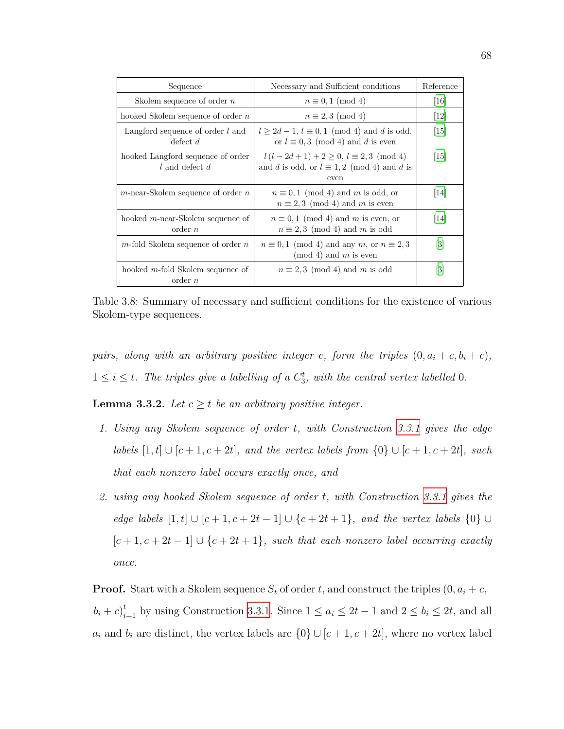| Sequence | Necessary and Sufficient conditions | Reference |
|---|---|---|
| Skolem sequence of order $n$ | $n \equiv 0, 1 \pmod 4$ | [16] |
| hooked Skolem sequence of order $n$ | $n \equiv 2, 3 \pmod 4$ | [12] |
| Langford sequence of order $l$ and defect $d$ | $l \geq 2d - 1$, $l \equiv 0, 1 \pmod 4$ and $d$ is odd, or $l \equiv 0, 3 \pmod 4$ and $d$ is even | [15] |
| hooked Langford sequence of order $l$ and defect $d$ | $l(l - 2d + 1) + 2 \geq 0$, $l \equiv 2, 3 \pmod 4$ and $d$ is odd, or $l \equiv 1, 2 \pmod 4$ and $d$ is even | [15] |
| $m$-near-Skolem sequence of order $n$ | $n \equiv 0, 1 \pmod 4$ and $m$ is odd, or $n \equiv 2, 3 \pmod 4$ and $m$ is even | [14] |
| hooked $m$-near-Skolem sequence of order $n$ | $n \equiv 0, 1 \pmod 4$ and $m$ is even, or $n \equiv 2, 3 \pmod 4$ and $m$ is odd | [14] |
| $m$-fold Skolem sequence of order $n$ | $n \equiv 0, 1 \pmod 4$ and any $m$, or $n \equiv 2, 3 \pmod 4$ and $m$ is even | [3] |
| hooked $m$-fold Skolem sequence of order $n$ | $n \equiv 2, 3 \pmod 4$ and $m$ is odd | [3] |

Table 3.8: Summary of necessary and sufficient conditions for the existence of various Skolem-type sequences.

*pairs, along with an arbitrary positive integer $c$, form the triples $(0, a_i + c, b_i + c)$, $1 \leq i \leq t$. The triples give a labelling of a $C_3^t$, with the central vertex labelled 0.*

**Lemma 3.3.2.** *Let $c \geq t$ be an arbitrary positive integer.*

1. *Using any Skolem sequence of order $t$, with Construction 3.3.1 gives the edge labels $[1, t] \cup [c + 1, c + 2t]$, and the vertex labels from $\{0\} \cup [c + 1, c + 2t]$, such that each nonzero label occurs exactly once, and*
2. *using any hooked Skolem sequence of order $t$, with Construction 3.3.1 gives the edge labels $[1, t] \cup [c + 1, c + 2t - 1] \cup \{c + 2t + 1\}$, and the vertex labels $\{0\} \cup [c + 1, c + 2t - 1] \cup \{c + 2t + 1\}$, such that each nonzero label occurring exactly once.*

**Proof.** Start with a Skolem sequence $S_t$ of order $t$, and construct the triples $(0, a_i + c, b_i + c)_{i=1}^{t}$ by using Construction 3.3.1. Since $1 \leq a_i \leq 2t - 1$ and $2 \leq b_i \leq 2t$, and all $a_i$ and $b_i$ are distinct, the vertex labels are $\{0\} \cup [c + 1, c + 2t]$, where no vertex label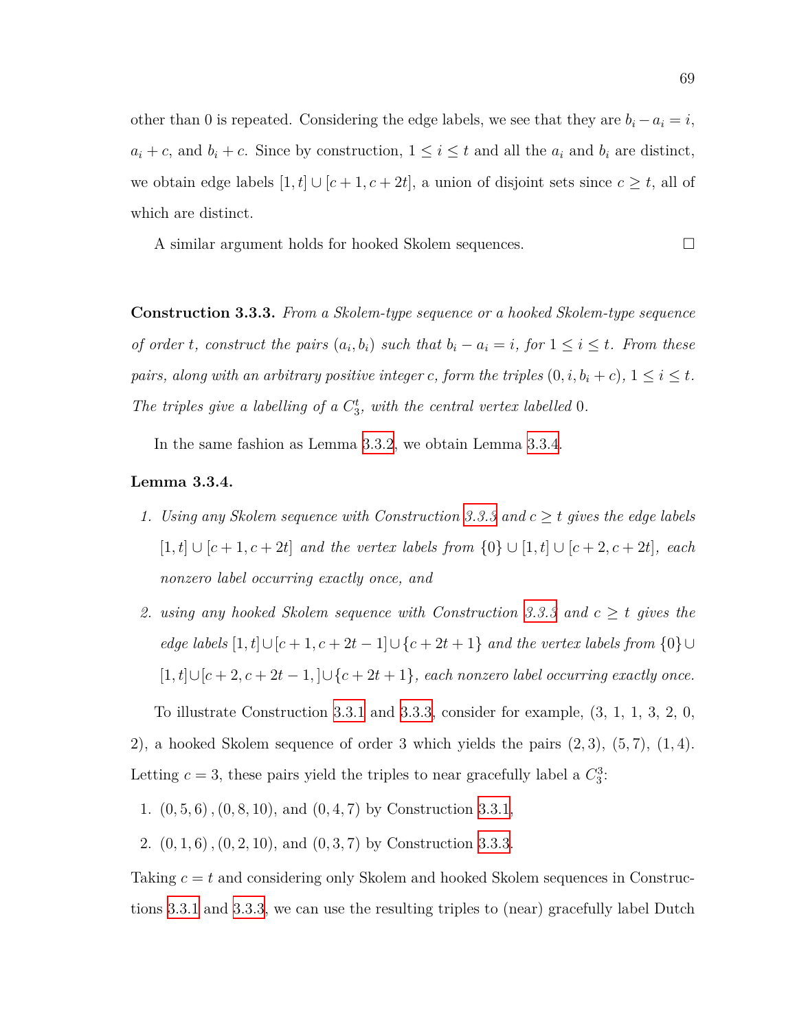other than 0 is repeated. Considering the edge labels, we see that they are $b_i - a_i = i$, $a_i + c$, and $b_i + c$. Since by construction, $1 \le i \le t$ and all the $a_i$ and $b_i$ are distinct, we obtain edge labels $[1, t] \cup [c + 1, c + 2t]$, a union of disjoint sets since $c \ge t$, all of which are distinct.

A similar argument holds for hooked Skolem sequences. □

**Construction 3.3.3.** *From a Skolem-type sequence or a hooked Skolem-type sequence of order $t$, construct the pairs $(a_i, b_i)$ such that $b_i - a_i = i$, for $1 \le i \le t$. From these pairs, along with an arbitrary positive integer $c$, form the triples $(0, i, b_i + c)$, $1 \le i \le t$. The triples give a labelling of a $C_3^t$, with the central vertex labelled 0.*

In the same fashion as Lemma 3.3.2, we obtain Lemma 3.3.4.

**Lemma 3.3.4.**

1. *Using any Skolem sequence with Construction 3.3.3 and $c \ge t$ gives the edge labels $[1, t] \cup [c + 1, c + 2t]$ and the vertex labels from $\{0\} \cup [1, t] \cup [c + 2, c + 2t]$, each nonzero label occurring exactly once, and*
2. *using any hooked Skolem sequence with Construction 3.3.3 and $c \ge t$ gives the edge labels $[1, t] \cup [c + 1, c + 2t - 1] \cup \{c + 2t + 1\}$ and the vertex labels from $\{0\} \cup [1, t] \cup [c + 2, c + 2t - 1, ] \cup \{c + 2t + 1\}$, each nonzero label occurring exactly once.*

To illustrate Construction 3.3.1 and 3.3.3, consider for example, (3, 1, 1, 3, 2, 0, 2), a hooked Skolem sequence of order 3 which yields the pairs $(2, 3)$, $(5, 7)$, $(1, 4)$. Letting $c = 3$, these pairs yield the triples to near gracefully label a $C_3^3$:

1. $(0, 5, 6)$, $(0, 8, 10)$, and $(0, 4, 7)$ by Construction 3.3.1,
2. $(0, 1, 6)$, $(0, 2, 10)$, and $(0, 3, 7)$ by Construction 3.3.3.

Taking $c = t$ and considering only Skolem and hooked Skolem sequences in Constructions 3.3.1 and 3.3.3, we can use the resulting triples to (near) gracefully label Dutch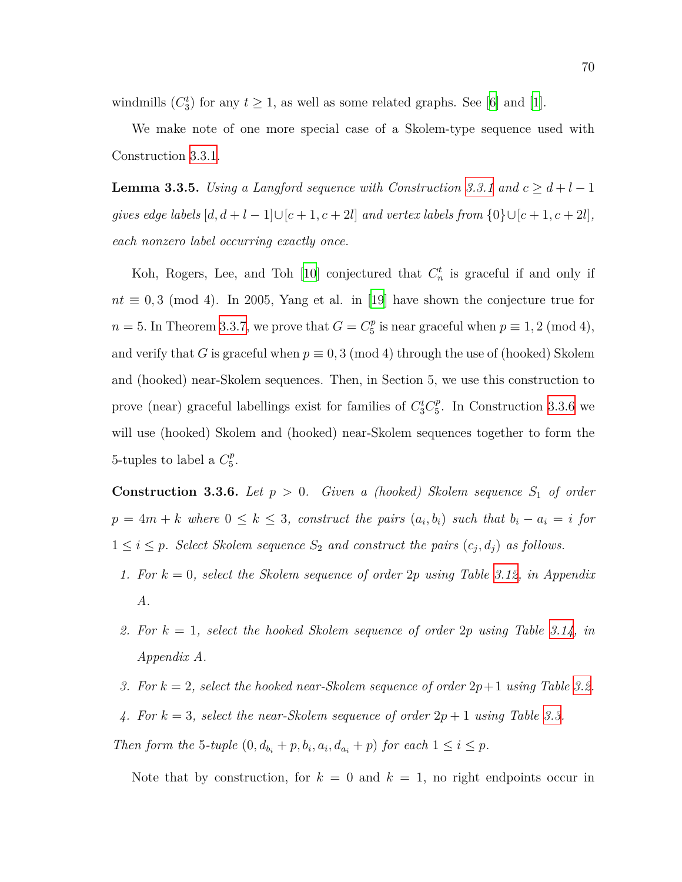windmills ($C_3^t$) for any $t \geq 1$, as well as some related graphs. See [6] and [1].

We make note of one more special case of a Skolem-type sequence used with Construction 3.3.1.

**Lemma 3.3.5.** *Using a Langford sequence with Construction 3.3.1 and $c \geq d + l - 1$ gives edge labels $[d, d + l - 1] \cup [c + 1, c + 2l]$ and vertex labels from $\{0\} \cup [c + 1, c + 2l]$, each nonzero label occurring exactly once.*

Koh, Rogers, Lee, and Toh [10] conjectured that $C_n^t$ is graceful if and only if $nt \equiv 0, 3 \pmod 4$. In 2005, Yang et al. in [19] have shown the conjecture true for $n = 5$. In Theorem 3.3.7, we prove that $G = C_5^p$ is near graceful when $p \equiv 1, 2 \pmod 4$, and verify that $G$ is graceful when $p \equiv 0, 3 \pmod 4$ through the use of (hooked) Skolem and (hooked) near-Skolem sequences. Then, in Section 5, we use this construction to prove (near) graceful labellings exist for families of $C_3^t C_5^p$. In Construction 3.3.6 we will use (hooked) Skolem and (hooked) near-Skolem sequences together to form the 5-tuples to label a $C_5^p$.

**Construction 3.3.6.** *Let $p > 0$. Given a (hooked) Skolem sequence $S_1$ of order $p = 4m + k$ where $0 \leq k \leq 3$, construct the pairs $(a_i, b_i)$ such that $b_i - a_i = i$ for $1 \leq i \leq p$. Select Skolem sequence $S_2$ and construct the pairs $(c_j, d_j)$ as follows.*

1. *For $k = 0$, select the Skolem sequence of order $2p$ using Table 3.12, in Appendix A.*
2. *For $k = 1$, select the hooked Skolem sequence of order $2p$ using Table 3.14, in Appendix A.*
3. *For $k = 2$, select the hooked near-Skolem sequence of order $2p+1$ using Table 3.2.*
4. *For $k = 3$, select the near-Skolem sequence of order $2p + 1$ using Table 3.3.*

*Then form the 5-tuple $(0, d_{b_i} + p, b_i, a_i, d_{a_i} + p)$ for each $1 \leq i \leq p$.*

Note that by construction, for $k = 0$ and $k = 1$, no right endpoints occur in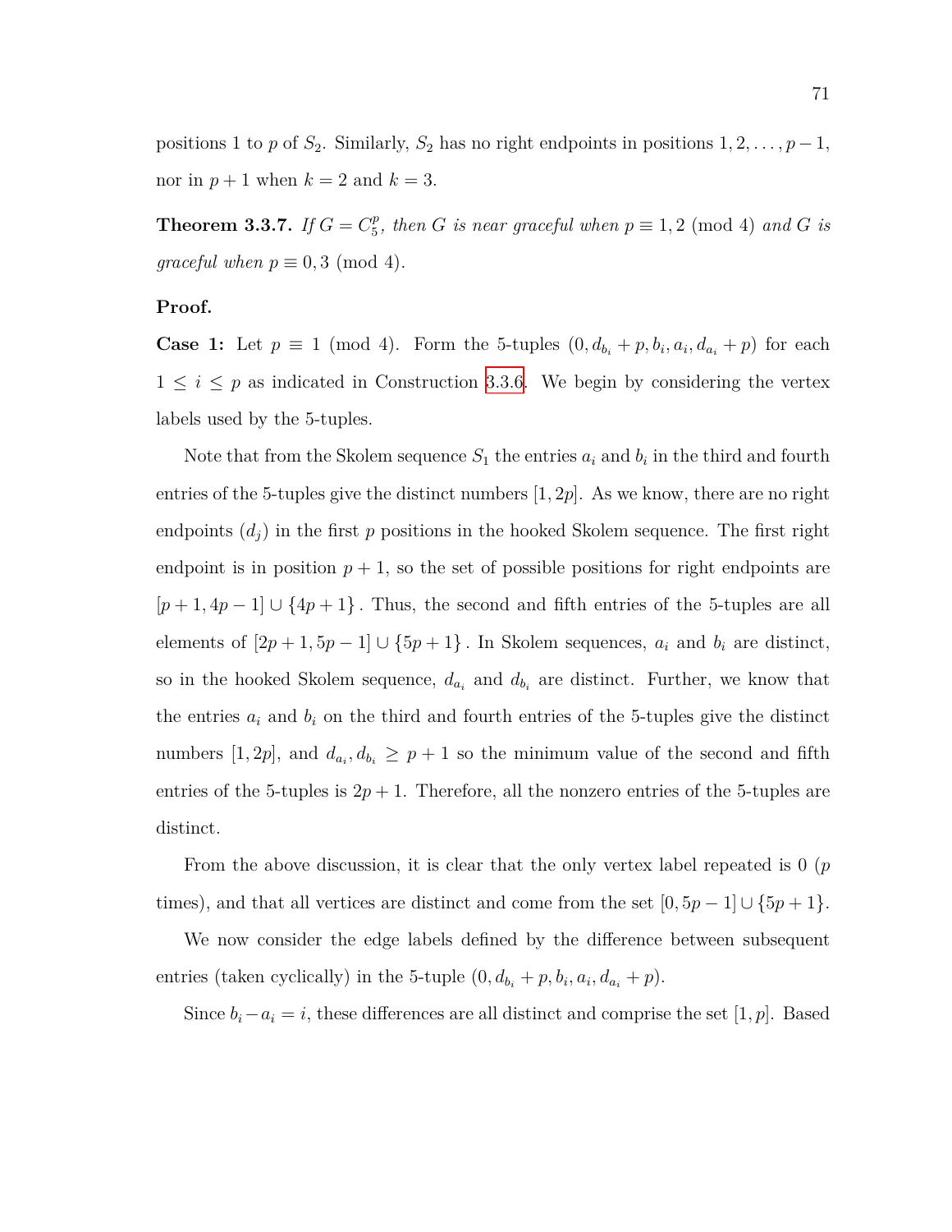positions 1 to $p$ of $S_2$. Similarly, $S_2$ has no right endpoints in positions $1, 2, \ldots, p-1$, nor in $p+1$ when $k = 2$ and $k = 3$.

**Theorem 3.3.7.** *If $G = C_5^p$, then $G$ is near graceful when $p \equiv 1, 2 \pmod 4$ and $G$ is graceful when $p \equiv 0, 3 \pmod 4$.*

**Proof.**

**Case 1:** Let $p \equiv 1 \pmod 4$. Form the 5-tuples $(0, d_{b_i} + p, b_i, a_i, d_{a_i} + p)$ for each $1 \leq i \leq p$ as indicated in Construction 3.3.6. We begin by considering the vertex labels used by the 5-tuples.

Note that from the Skolem sequence $S_1$ the entries $a_i$ and $b_i$ in the third and fourth entries of the 5-tuples give the distinct numbers $[1, 2p]$. As we know, there are no right endpoints ($d_j$) in the first $p$ positions in the hooked Skolem sequence. The first right endpoint is in position $p+1$, so the set of possible positions for right endpoints are $[p+1, 4p-1] \cup \{4p+1\}$. Thus, the second and fifth entries of the 5-tuples are all elements of $[2p+1, 5p-1] \cup \{5p+1\}$. In Skolem sequences, $a_i$ and $b_i$ are distinct, so in the hooked Skolem sequence, $d_{a_i}$ and $d_{b_i}$ are distinct. Further, we know that the entries $a_i$ and $b_i$ on the third and fourth entries of the 5-tuples give the distinct numbers $[1, 2p]$, and $d_{a_i}, d_{b_i} \geq p+1$ so the minimum value of the second and fifth entries of the 5-tuples is $2p+1$. Therefore, all the nonzero entries of the 5-tuples are distinct.

From the above discussion, it is clear that the only vertex label repeated is 0 ($p$ times), and that all vertices are distinct and come from the set $[0, 5p-1] \cup \{5p+1\}$.

We now consider the edge labels defined by the difference between subsequent entries (taken cyclically) in the 5-tuple $(0, d_{b_i} + p, b_i, a_i, d_{a_i} + p)$.

Since $b_i - a_i = i$, these differences are all distinct and comprise the set $[1, p]$. Based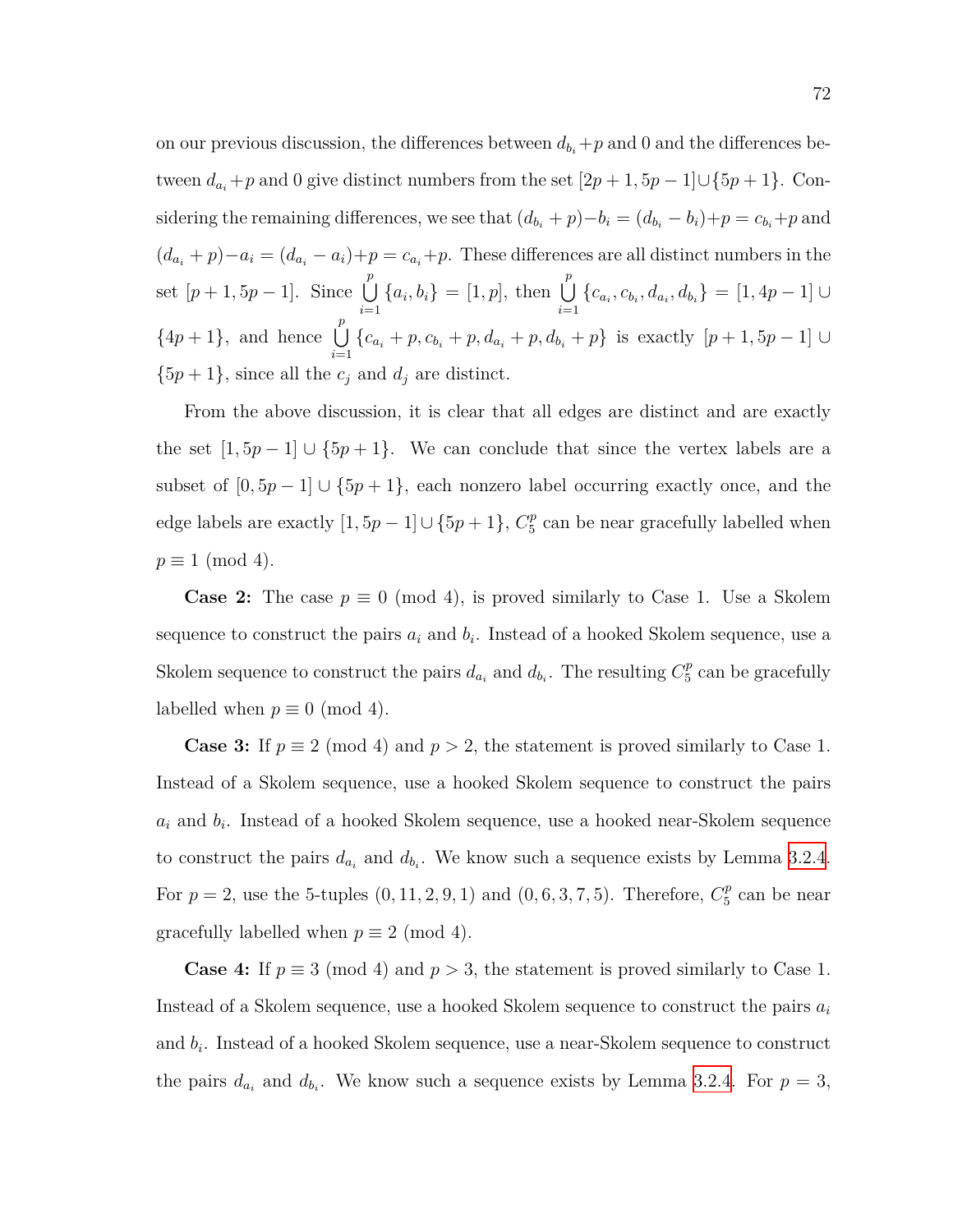on our previous discussion, the differences between $d_{b_i}+p$ and 0 and the differences between $d_{a_i}+p$ and 0 give distinct numbers from the set $[2p+1, 5p-1] \cup \{5p+1\}$. Considering the remaining differences, we see that $(d_{b_i}+p)-b_i = (d_{b_i}-b_i)+p = c_{b_i}+p$ and $(d_{a_i}+p)-a_i = (d_{a_i}-a_i)+p = c_{a_i}+p$. These differences are all distinct numbers in the set $[p+1, 5p-1]$. Since $\bigcup_{i=1}^{p} \{a_i, b_i\} = [1, p]$, then $\bigcup_{i=1}^{p} \{c_{a_i}, c_{b_i}, d_{a_i}, d_{b_i}\} = [1, 4p-1] \cup \{4p+1\}$, and hence $\bigcup_{i=1}^{p} \{c_{a_i}+p, c_{b_i}+p, d_{a_i}+p, d_{b_i}+p\}$ is exactly $[p+1, 5p-1] \cup \{5p+1\}$, since all the $c_j$ and $d_j$ are distinct.

From the above discussion, it is clear that all edges are distinct and are exactly the set $[1, 5p-1] \cup \{5p+1\}$. We can conclude that since the vertex labels are a subset of $[0, 5p-1] \cup \{5p+1\}$, each nonzero label occurring exactly once, and the edge labels are exactly $[1, 5p-1] \cup \{5p+1\}$, $C_5^p$ can be near gracefully labelled when $p \equiv 1 \pmod 4$.

**Case 2:** The case $p \equiv 0 \pmod 4$, is proved similarly to Case 1. Use a Skolem sequence to construct the pairs $a_i$ and $b_i$. Instead of a hooked Skolem sequence, use a Skolem sequence to construct the pairs $d_{a_i}$ and $d_{b_i}$. The resulting $C_5^p$ can be gracefully labelled when $p \equiv 0 \pmod 4$.

**Case 3:** If $p \equiv 2 \pmod 4$ and $p > 2$, the statement is proved similarly to Case 1. Instead of a Skolem sequence, use a hooked Skolem sequence to construct the pairs $a_i$ and $b_i$. Instead of a hooked Skolem sequence, use a hooked near-Skolem sequence to construct the pairs $d_{a_i}$ and $d_{b_i}$. We know such a sequence exists by Lemma 3.2.4. For $p = 2$, use the 5-tuples $(0, 11, 2, 9, 1)$ and $(0, 6, 3, 7, 5)$. Therefore, $C_5^p$ can be near gracefully labelled when $p \equiv 2 \pmod 4$.

**Case 4:** If $p \equiv 3 \pmod 4$ and $p > 3$, the statement is proved similarly to Case 1. Instead of a Skolem sequence, use a hooked Skolem sequence to construct the pairs $a_i$ and $b_i$. Instead of a hooked Skolem sequence, use a near-Skolem sequence to construct the pairs $d_{a_i}$ and $d_{b_i}$. We know such a sequence exists by Lemma 3.2.4. For $p = 3$,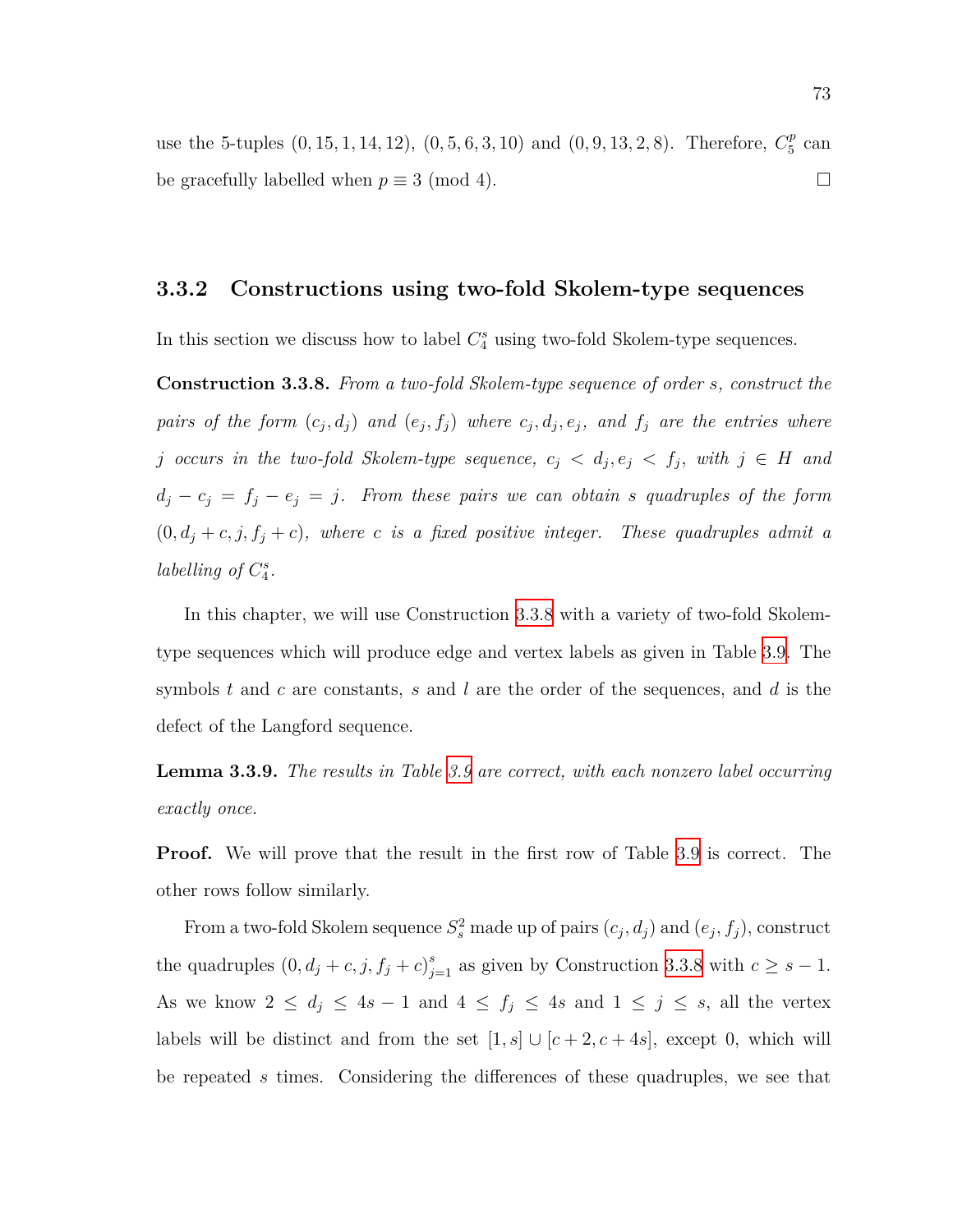use the 5-tuples $(0, 15, 1, 14, 12)$, $(0, 5, 6, 3, 10)$ and $(0, 9, 13, 2, 8)$. Therefore, $C_5^p$ can be gracefully labelled when $p \equiv 3 \pmod 4$. □

### 3.3.2 Constructions using two-fold Skolem-type sequences

In this section we discuss how to label $C_4^s$ using two-fold Skolem-type sequences.

**Construction 3.3.8.** *From a two-fold Skolem-type sequence of order $s$, construct the pairs of the form $(c_j, d_j)$ and $(e_j, f_j)$ where $c_j, d_j, e_j$, and $f_j$ are the entries where $j$ occurs in the two-fold Skolem-type sequence, $c_j < d_j, e_j < f_j$, with $j \in H$ and $d_j - c_j = f_j - e_j = j$. From these pairs we can obtain $s$ quadruples of the form $(0, d_j + c, j, f_j + c)$, where $c$ is a fixed positive integer. These quadruples admit a labelling of $C_4^s$.*

In this chapter, we will use Construction 3.3.8 with a variety of two-fold Skolem-type sequences which will produce edge and vertex labels as given in Table 3.9. The symbols $t$ and $c$ are constants, $s$ and $l$ are the order of the sequences, and $d$ is the defect of the Langford sequence.

**Lemma 3.3.9.** *The results in Table 3.9 are correct, with each nonzero label occurring exactly once.*

**Proof.** We will prove that the result in the first row of Table 3.9 is correct. The other rows follow similarly.

From a two-fold Skolem sequence $S_s^2$ made up of pairs $(c_j, d_j)$ and $(e_j, f_j)$, construct the quadruples $(0, d_j + c, j, f_j + c)_{j=1}^{s}$ as given by Construction 3.3.8 with $c \geq s - 1$. As we know $2 \leq d_j \leq 4s - 1$ and $4 \leq f_j \leq 4s$ and $1 \leq j \leq s$, all the vertex labels will be distinct and from the set $[1, s] \cup [c + 2, c + 4s]$, except 0, which will be repeated $s$ times. Considering the differences of these quadruples, we see that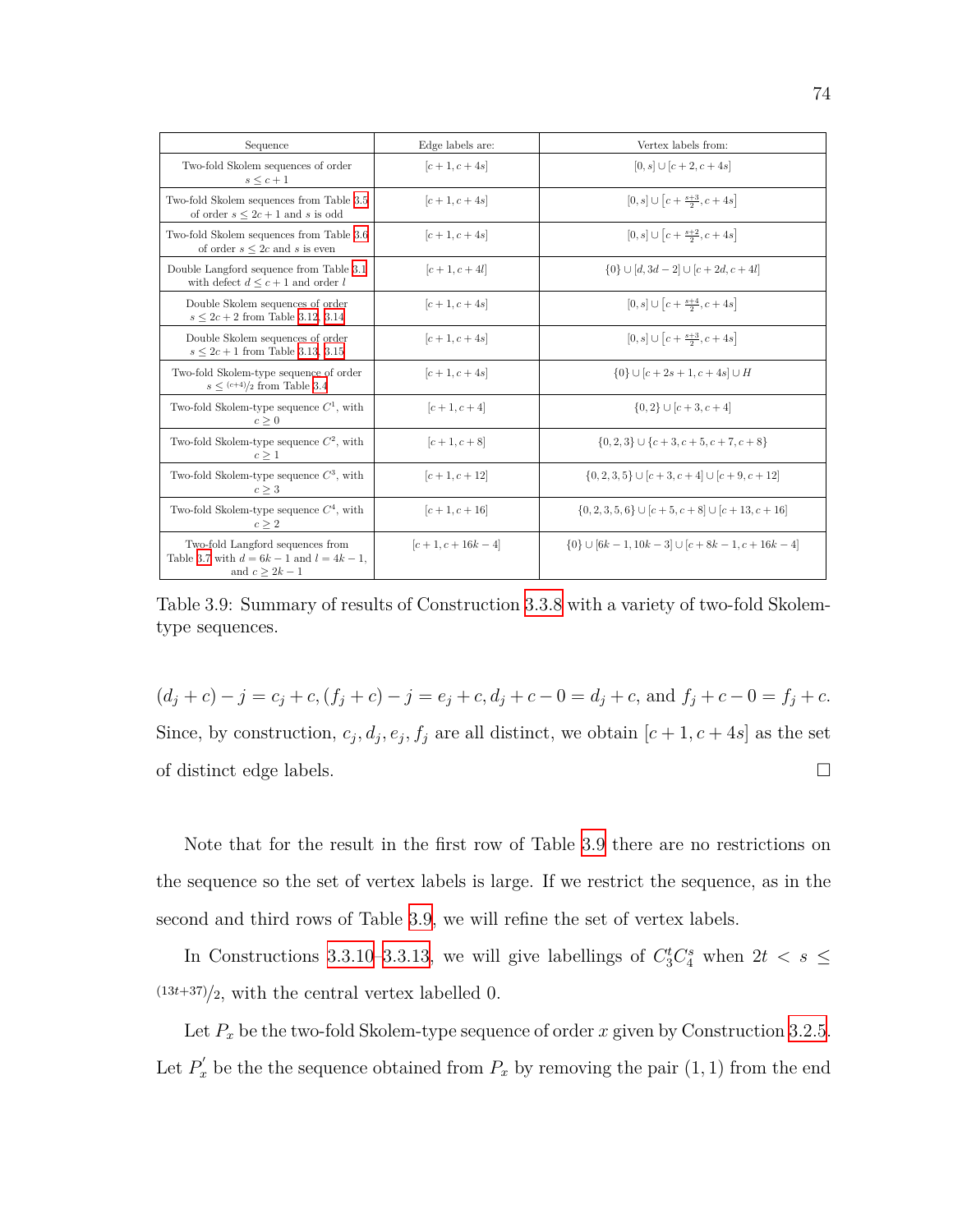| Sequence | Edge labels are: | Vertex labels from: |
|---|---|---|
| Two-fold Skolem sequences of order $s \le c+1$ | $[c+1, c+4s]$ | $[0, s] \cup [c+2, c+4s]$ |
| Two-fold Skolem sequences from Table 3.5 of order $s \le 2c+1$ and $s$ is odd | $[c+1, c+4s]$ | $[0, s] \cup \left[c + \frac{s+3}{2}, c+4s\right]$ |
| Two-fold Skolem sequences from Table 3.6 of order $s \le 2c$ and $s$ is even | $[c+1, c+4s]$ | $[0, s] \cup \left[c + \frac{s+2}{2}, c+4s\right]$ |
| Double Langford sequence from Table 3.1 with defect $d \le c+1$ and order $l$ | $[c+1, c+4l]$ | $\{0\} \cup [d, 3d-2] \cup [c+2d, c+4l]$ |
| Double Skolem sequences of order $s \le 2c+2$ from Table 3.12, 3.14 | $[c+1, c+4s]$ | $[0, s] \cup \left[c + \frac{s+4}{2}, c+4s\right]$ |
| Double Skolem sequences of order $s \le 2c+1$ from Table 3.13, 3.15 | $[c+1, c+4s]$ | $[0, s] \cup \left[c + \frac{s+3}{2}, c+4s\right]$ |
| Two-fold Skolem-type sequence of order $s \le {}^{(c+4)}/_2$ from Table 3.4 | $[c+1, c+4s]$ | $\{0\} \cup [c+2s+1, c+4s] \cup H$ |
| Two-fold Skolem-type sequence $C^1$, with $c \ge 0$ | $[c+1, c+4]$ | $\{0, 2\} \cup [c+3, c+4]$ |
| Two-fold Skolem-type sequence $C^2$, with $c \ge 1$ | $[c+1, c+8]$ | $\{0, 2, 3\} \cup \{c+3, c+5, c+7, c+8\}$ |
| Two-fold Skolem-type sequence $C^3$, with $c \ge 3$ | $[c+1, c+12]$ | $\{0, 2, 3, 5\} \cup [c+3, c+4] \cup [c+9, c+12]$ |
| Two-fold Skolem-type sequence $C^4$, with $c \ge 2$ | $[c+1, c+16]$ | $\{0, 2, 3, 5, 6\} \cup [c+5, c+8] \cup [c+13, c+16]$ |
| Two-fold Langford sequences from Table 3.7 with $d = 6k-1$ and $l = 4k-1$, and $c \ge 2k-1$ | $[c+1, c+16k-4]$ | $\{0\} \cup [6k-1, 10k-3] \cup [c+8k-1, c+16k-4]$ |

Table 3.9: Summary of results of Construction 3.3.8 with a variety of two-fold Skolem-type sequences.

$(d_j + c) - j = c_j + c, (f_j + c) - j = e_j + c, d_j + c - 0 = d_j + c$, and $f_j + c - 0 = f_j + c$. Since, by construction, $c_j, d_j, e_j, f_j$ are all distinct, we obtain $[c+1, c+4s]$ as the set of distinct edge labels. □

Note that for the result in the first row of Table 3.9 there are no restrictions on the sequence so the set of vertex labels is large. If we restrict the sequence, as in the second and third rows of Table 3.9, we will refine the set of vertex labels.

In Constructions 3.3.10–3.3.13, we will give labellings of $C_3^t C_4^s$ when $2t < s \le {}^{(13t+37)}/_2$, with the central vertex labelled 0.

Let $P_x$ be the two-fold Skolem-type sequence of order $x$ given by Construction 3.2.5. Let $P_x'$ be the the sequence obtained from $P_x$ by removing the pair $(1, 1)$ from the end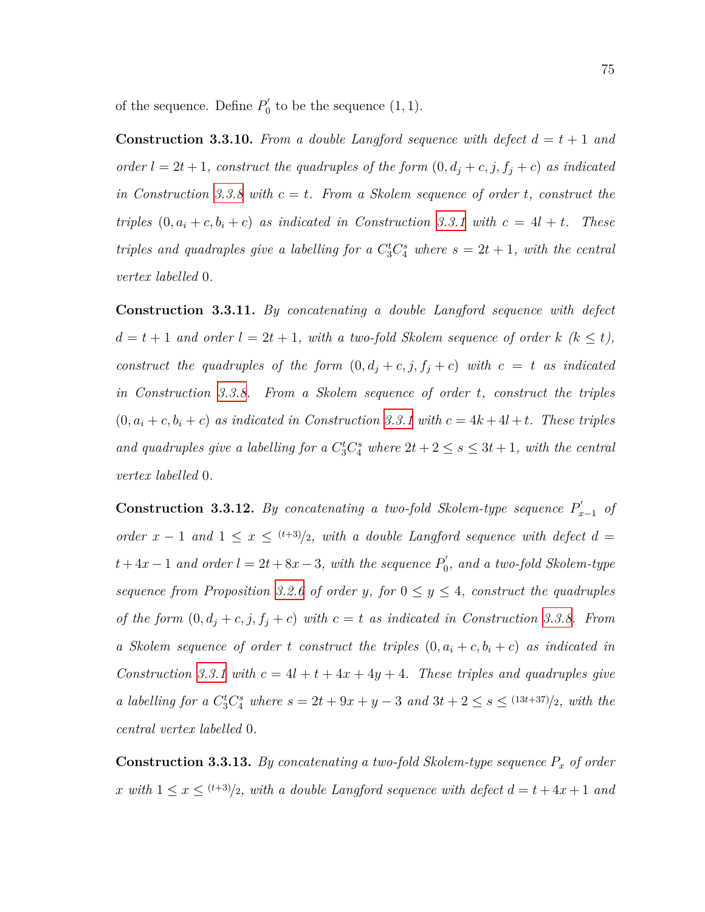of the sequence. Define $P_0^{'}$ to be the sequence $(1, 1)$.

**Construction 3.3.10.** *From a double Langford sequence with defect $d = t+1$ and order $l = 2t+1$, construct the quadruples of the form $(0, d_j + c, j, f_j + c)$ as indicated in Construction 3.3.8 with $c = t$. From a Skolem sequence of order $t$, construct the triples $(0, a_i + c, b_i + c)$ as indicated in Construction 3.3.1 with $c = 4l + t$. These triples and quadraples give a labelling for a $C_3^t C_4^s$ where $s = 2t+1$, with the central vertex labelled $0$.*

**Construction 3.3.11.** *By concatenating a double Langford sequence with defect $d = t+1$ and order $l = 2t+1$, with a two-fold Skolem sequence of order $k$ $(k \leq t)$, construct the quadruples of the form $(0, d_j + c, j, f_j + c)$ with $c = t$ as indicated in Construction 3.3.8. From a Skolem sequence of order $t$, construct the triples $(0, a_i + c, b_i + c)$ as indicated in Construction 3.3.1 with $c = 4k + 4l + t$. These triples and quadruples give a labelling for a $C_3^t C_4^s$ where $2t + 2 \leq s \leq 3t + 1$, with the central vertex labelled $0$.*

**Construction 3.3.12.** *By concatenating a two-fold Skolem-type sequence $P_{x-1}^{'}$ of order $x - 1$ and $1 \leq x \leq {}^{(t+3)}/_2$, with a double Langford sequence with defect $d = t + 4x - 1$ and order $l = 2t + 8x - 3$, with the sequence $P_0^{'}$, and a two-fold Skolem-type sequence from Proposition 3.2.6 of order $y$, for $0 \leq y \leq 4$, construct the quadruples of the form $(0, d_j + c, j, f_j + c)$ with $c = t$ as indicated in Construction 3.3.8. From a Skolem sequence of order $t$ construct the triples $(0, a_i + c, b_i + c)$ as indicated in Construction 3.3.1 with $c = 4l + t + 4x + 4y + 4$. These triples and quadruples give a labelling for a $C_3^t C_4^s$ where $s = 2t + 9x + y - 3$ and $3t + 2 \leq s \leq {}^{(13t+37)}/_2$, with the central vertex labelled $0$.*

**Construction 3.3.13.** *By concatenating a two-fold Skolem-type sequence $P_x$ of order $x$ with $1 \leq x \leq {}^{(t+3)}/_2$, with a double Langford sequence with defect $d = t + 4x + 1$ and*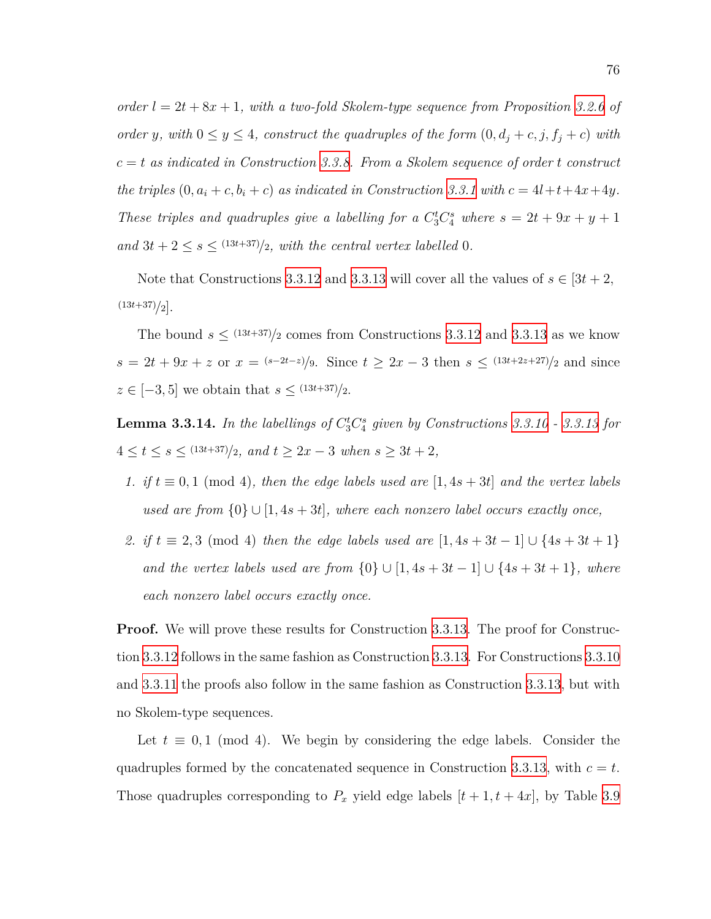*order $l = 2t + 8x + 1$, with a two-fold Skolem-type sequence from Proposition 3.2.6 of order $y$, with $0 \leq y \leq 4$, construct the quadruples of the form $(0, d_j + c, j, f_j + c)$ with $c = t$ as indicated in Construction 3.3.8. From a Skolem sequence of order $t$ construct the triples $(0, a_i + c, b_i + c)$ as indicated in Construction 3.3.1 with $c = 4l + t + 4x + 4y$. These triples and quadruples give a labelling for a $C_3^t C_4^s$ where $s = 2t + 9x + y + 1$ and $3t + 2 \leq s \leq {}^{(13t+37)}/_2$, with the central vertex labelled 0.*

Note that Constructions 3.3.12 and 3.3.13 will cover all the values of $s \in [3t + 2, {}^{(13t+37)}/_2]$.

The bound $s \leq {}^{(13t+37)}/_2$ comes from Constructions 3.3.12 and 3.3.13 as we know $s = 2t + 9x + z$ or $x = {}^{(s-2t-z)}/_9$. Since $t \geq 2x - 3$ then $s \leq {}^{(13t+2z+27)}/_2$ and since $z \in [-3, 5]$ we obtain that $s \leq {}^{(13t+37)}/_2$.

**Lemma 3.3.14.** *In the labellings of $C_3^t C_4^s$ given by Constructions 3.3.10 - 3.3.13 for $4 \leq t \leq s \leq {}^{(13t+37)}/_2$, and $t \geq 2x - 3$ when $s \geq 3t + 2$,*

1. *if $t \equiv 0, 1 \pmod 4$, then the edge labels used are $[1, 4s + 3t]$ and the vertex labels used are from $\{0\} \cup [1, 4s + 3t]$, where each nonzero label occurs exactly once,*
2. *if $t \equiv 2, 3 \pmod 4$ then the edge labels used are $[1, 4s + 3t - 1] \cup \{4s + 3t + 1\}$ and the vertex labels used are from $\{0\} \cup [1, 4s + 3t - 1] \cup \{4s + 3t + 1\}$, where each nonzero label occurs exactly once.*

**Proof.** We will prove these results for Construction 3.3.13. The proof for Construction 3.3.12 follows in the same fashion as Construction 3.3.13. For Constructions 3.3.10 and 3.3.11 the proofs also follow in the same fashion as Construction 3.3.13, but with no Skolem-type sequences.

Let $t \equiv 0, 1 \pmod 4$. We begin by considering the edge labels. Consider the quadruples formed by the concatenated sequence in Construction 3.3.13, with $c = t$. Those quadruples corresponding to $P_x$ yield edge labels $[t + 1, t + 4x]$, by Table 3.9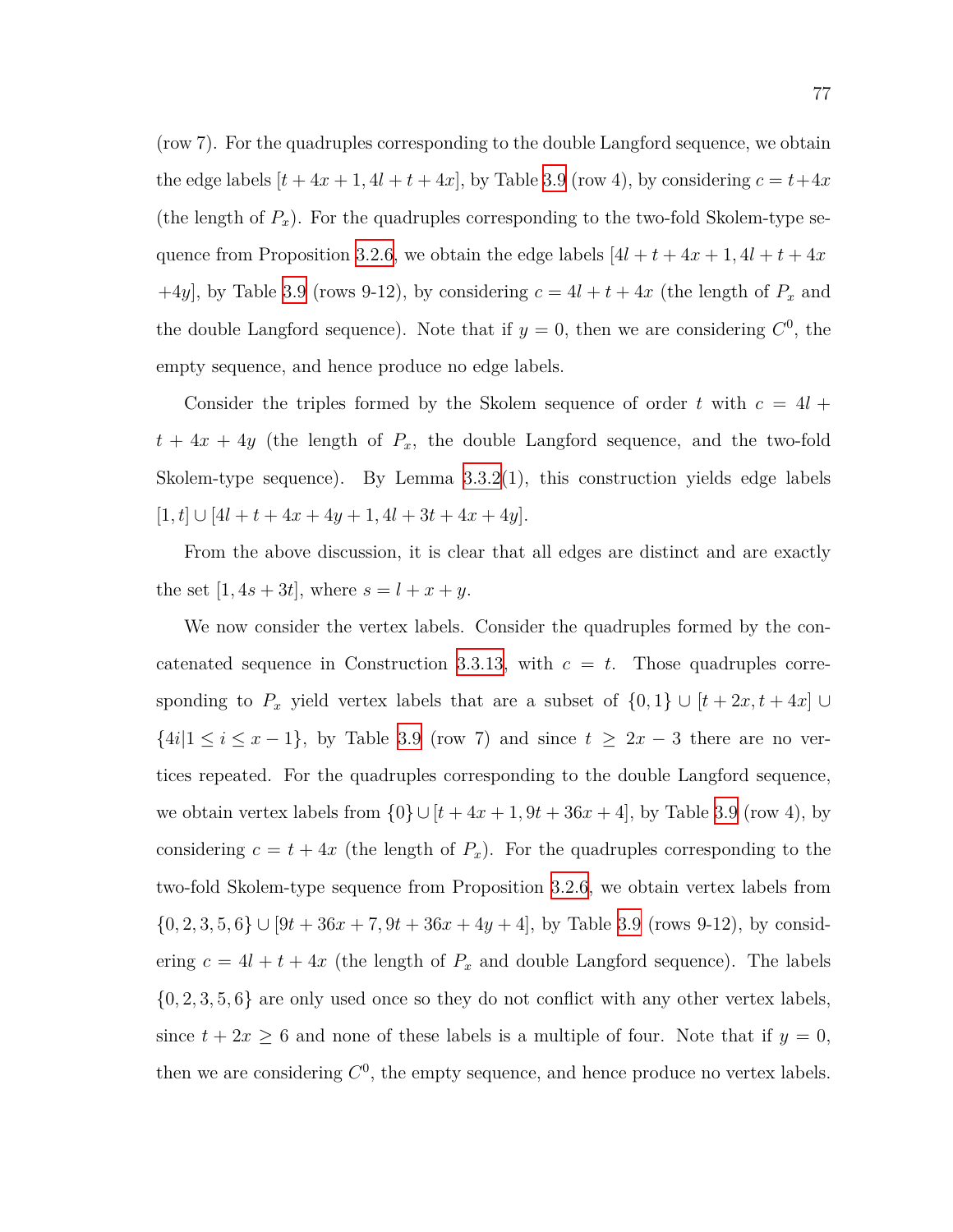(row 7). For the quadruples corresponding to the double Langford sequence, we obtain the edge labels $[t+4x+1, 4l+t+4x]$, by Table 3.9 (row 4), by considering $c = t+4x$ (the length of $P_x$). For the quadruples corresponding to the two-fold Skolem-type sequence from Proposition 3.2.6, we obtain the edge labels $[4l+t+4x+1, 4l+t+4x+4y]$, by Table 3.9 (rows 9-12), by considering $c = 4l+t+4x$ (the length of $P_x$ and the double Langford sequence). Note that if $y = 0$, then we are considering $C^0$, the empty sequence, and hence produce no edge labels.

Consider the triples formed by the Skolem sequence of order $t$ with $c = 4l+t+4x+4y$ (the length of $P_x$, the double Langford sequence, and the two-fold Skolem-type sequence). By Lemma 3.3.2(1), this construction yields edge labels $[1,t] \cup [4l+t+4x+4y+1, 4l+3t+4x+4y]$.

From the above discussion, it is clear that all edges are distinct and are exactly the set $[1, 4s+3t]$, where $s = l+x+y$.

We now consider the vertex labels. Consider the quadruples formed by the concatenated sequence in Construction 3.3.13, with $c = t$. Those quadruples corresponding to $P_x$ yield vertex labels that are a subset of $\{0,1\} \cup [t+2x, t+4x] \cup \{4i | 1 \leq i \leq x-1\}$, by Table 3.9 (row 7) and since $t \geq 2x-3$ there are no vertices repeated. For the quadruples corresponding to the double Langford sequence, we obtain vertex labels from $\{0\} \cup [t+4x+1, 9t+36x+4]$, by Table 3.9 (row 4), by considering $c = t+4x$ (the length of $P_x$). For the quadruples corresponding to the two-fold Skolem-type sequence from Proposition 3.2.6, we obtain vertex labels from $\{0,2,3,5,6\} \cup [9t+36x+7, 9t+36x+4y+4]$, by Table 3.9 (rows 9-12), by considering $c = 4l+t+4x$ (the length of $P_x$ and double Langford sequence). The labels $\{0,2,3,5,6\}$ are only used once so they do not conflict with any other vertex labels, since $t+2x \geq 6$ and none of these labels is a multiple of four. Note that if $y = 0$, then we are considering $C^0$, the empty sequence, and hence produce no vertex labels.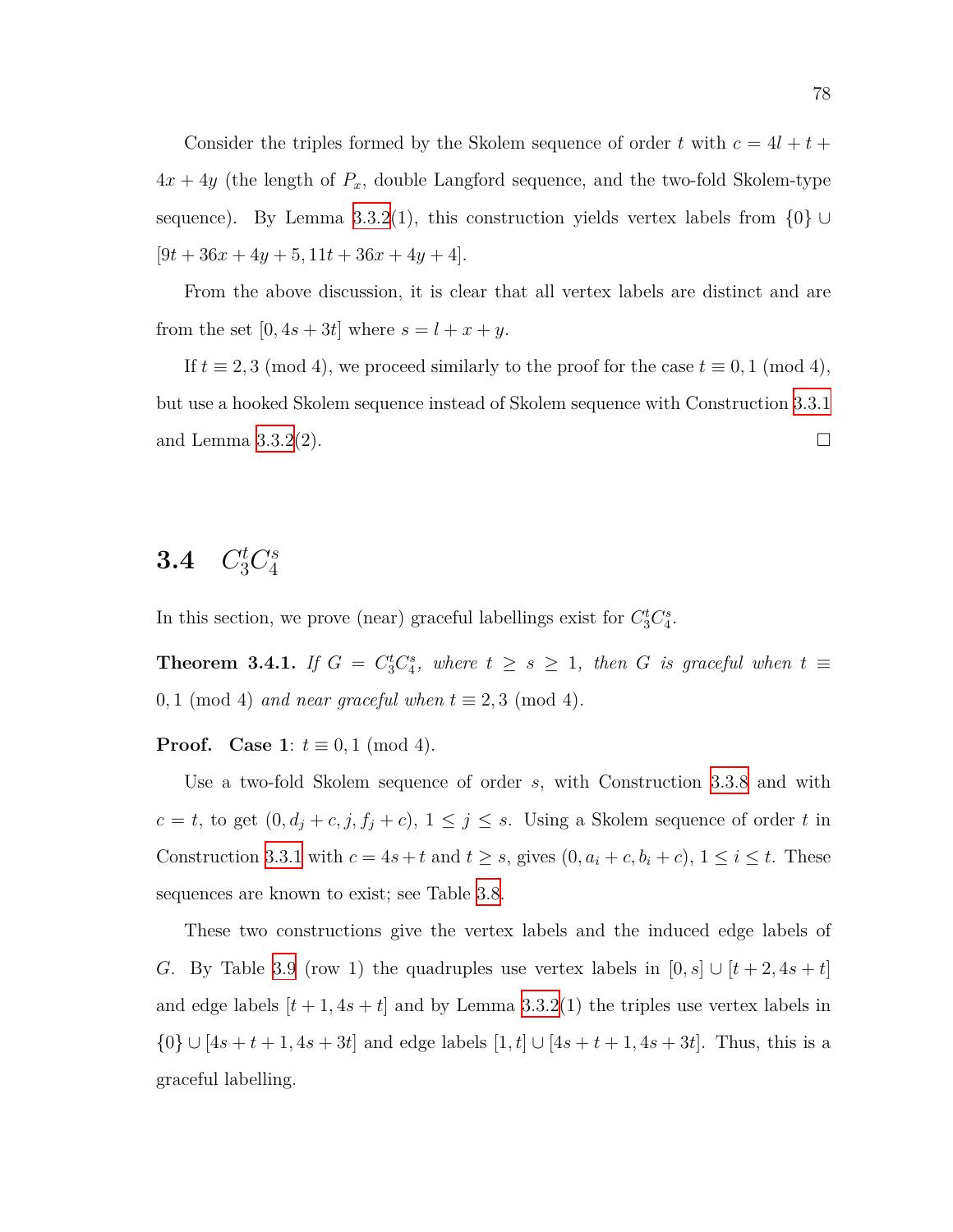Consider the triples formed by the Skolem sequence of order $t$ with $c = 4l + t + 4x + 4y$ (the length of $P_x$, double Langford sequence, and the two-fold Skolem-type sequence). By Lemma 3.3.2(1), this construction yields vertex labels from $\{0\} \cup [9t + 36x + 4y + 5, 11t + 36x + 4y + 4]$.

From the above discussion, it is clear that all vertex labels are distinct and are from the set $[0, 4s + 3t]$ where $s = l + x + y$.

If $t \equiv 2, 3 \pmod 4$, we proceed similarly to the proof for the case $t \equiv 0, 1 \pmod 4$, but use a hooked Skolem sequence instead of Skolem sequence with Construction 3.3.1 and Lemma 3.3.2(2). □

## 3.4 $C_3^t C_4^s$

In this section, we prove (near) graceful labellings exist for $C_3^t C_4^s$.

**Theorem 3.4.1.** *If $G = C_3^t C_4^s$, where $t \geq s \geq 1$, then $G$ is graceful when $t \equiv 0, 1 \pmod 4$ and near graceful when $t \equiv 2, 3 \pmod 4$.*

**Proof.** **Case 1**: $t \equiv 0, 1 \pmod 4$.

Use a two-fold Skolem sequence of order $s$, with Construction 3.3.8 and with $c = t$, to get $(0, d_j + c, j, f_j + c)$, $1 \leq j \leq s$. Using a Skolem sequence of order $t$ in Construction 3.3.1 with $c = 4s + t$ and $t \geq s$, gives $(0, a_i + c, b_i + c)$, $1 \leq i \leq t$. These sequences are known to exist; see Table 3.8.

These two constructions give the vertex labels and the induced edge labels of $G$. By Table 3.9 (row 1) the quadruples use vertex labels in $[0, s] \cup [t + 2, 4s + t]$ and edge labels $[t + 1, 4s + t]$ and by Lemma 3.3.2(1) the triples use vertex labels in $\{0\} \cup [4s + t + 1, 4s + 3t]$ and edge labels $[1, t] \cup [4s + t + 1, 4s + 3t]$. Thus, this is a graceful labelling.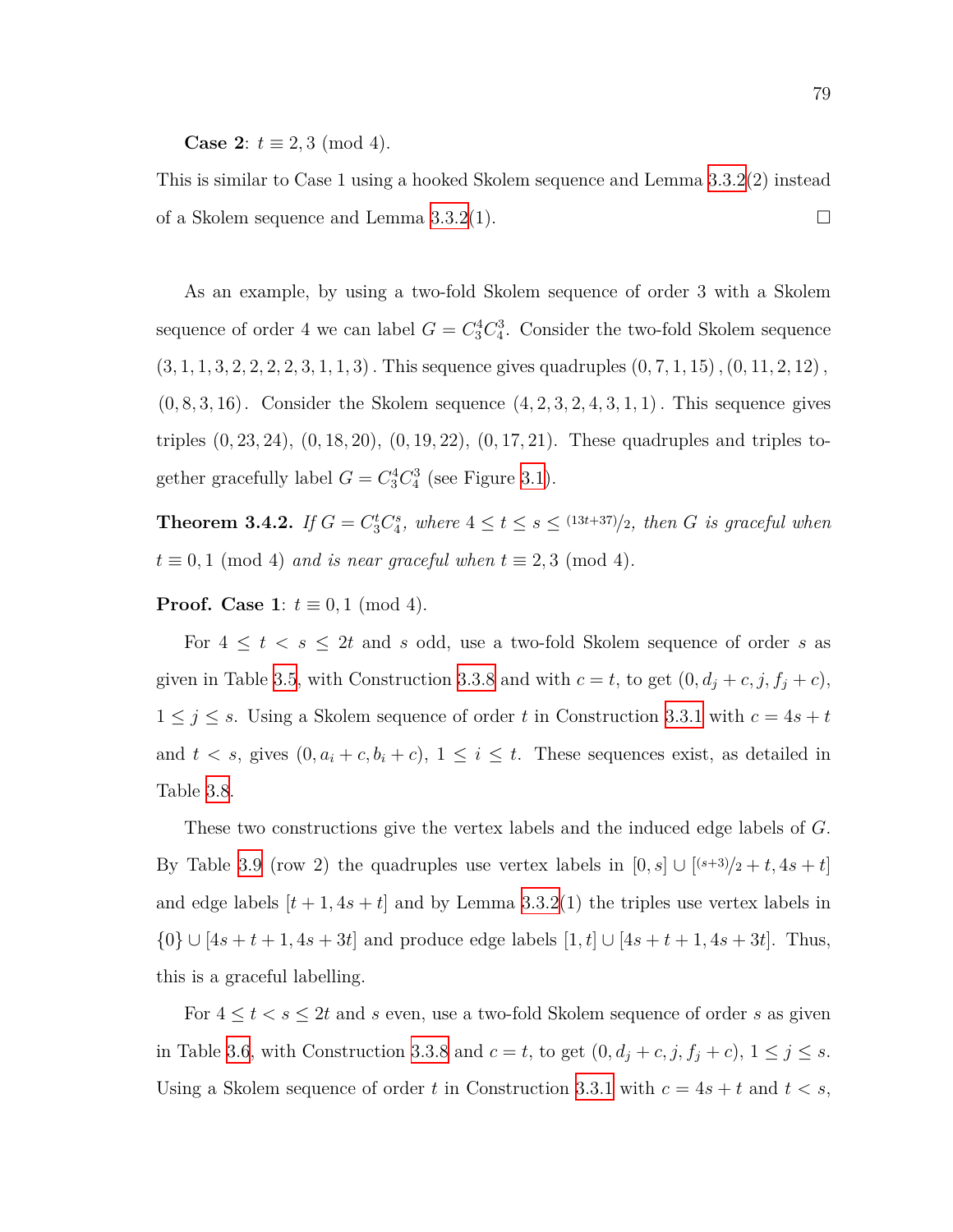**Case 2**: $t \equiv 2, 3 \pmod 4$.

This is similar to Case 1 using a hooked Skolem sequence and Lemma 3.3.2(2) instead of a Skolem sequence and Lemma 3.3.2(1). $\square$

As an example, by using a two-fold Skolem sequence of order 3 with a Skolem sequence of order 4 we can label $G = C_3^4 C_4^3$. Consider the two-fold Skolem sequence $(3, 1, 1, 3, 2, 2, 2, 2, 3, 1, 1, 3)$. This sequence gives quadruples $(0, 7, 1, 15)$, $(0, 11, 2, 12)$, $(0, 8, 3, 16)$. Consider the Skolem sequence $(4, 2, 3, 2, 4, 3, 1, 1)$. This sequence gives triples $(0, 23, 24)$, $(0, 18, 20)$, $(0, 19, 22)$, $(0, 17, 21)$. These quadruples and triples together gracefully label $G = C_3^4 C_4^3$ (see Figure 3.1).

**Theorem 3.4.2.** *If $G = C_3^t C_4^s$, where $4 \leq t \leq s \leq {}^{(13t+37)}/_2$, then $G$ is graceful when $t \equiv 0, 1 \pmod 4$ and is near graceful when $t \equiv 2, 3 \pmod 4$.*

**Proof.** **Case 1**: $t \equiv 0, 1 \pmod 4$.

For $4 \leq t < s \leq 2t$ and $s$ odd, use a two-fold Skolem sequence of order $s$ as given in Table 3.5, with Construction 3.3.8 and with $c = t$, to get $(0, d_j + c, j, f_j + c)$, $1 \leq j \leq s$. Using a Skolem sequence of order $t$ in Construction 3.3.1 with $c = 4s + t$ and $t < s$, gives $(0, a_i + c, b_i + c)$, $1 \leq i \leq t$. These sequences exist, as detailed in Table 3.8.

These two constructions give the vertex labels and the induced edge labels of $G$. By Table 3.9 (row 2) the quadruples use vertex labels in $[0, s] \cup [{}^{(s+3)}/_2 + t, 4s + t]$ and edge labels $[t + 1, 4s + t]$ and by Lemma 3.3.2(1) the triples use vertex labels in $\{0\} \cup [4s + t + 1, 4s + 3t]$ and produce edge labels $[1, t] \cup [4s + t + 1, 4s + 3t]$. Thus, this is a graceful labelling.

For $4 \leq t < s \leq 2t$ and $s$ even, use a two-fold Skolem sequence of order $s$ as given in Table 3.6, with Construction 3.3.8 and $c = t$, to get $(0, d_j + c, j, f_j + c)$, $1 \leq j \leq s$. Using a Skolem sequence of order $t$ in Construction 3.3.1 with $c = 4s + t$ and $t < s$,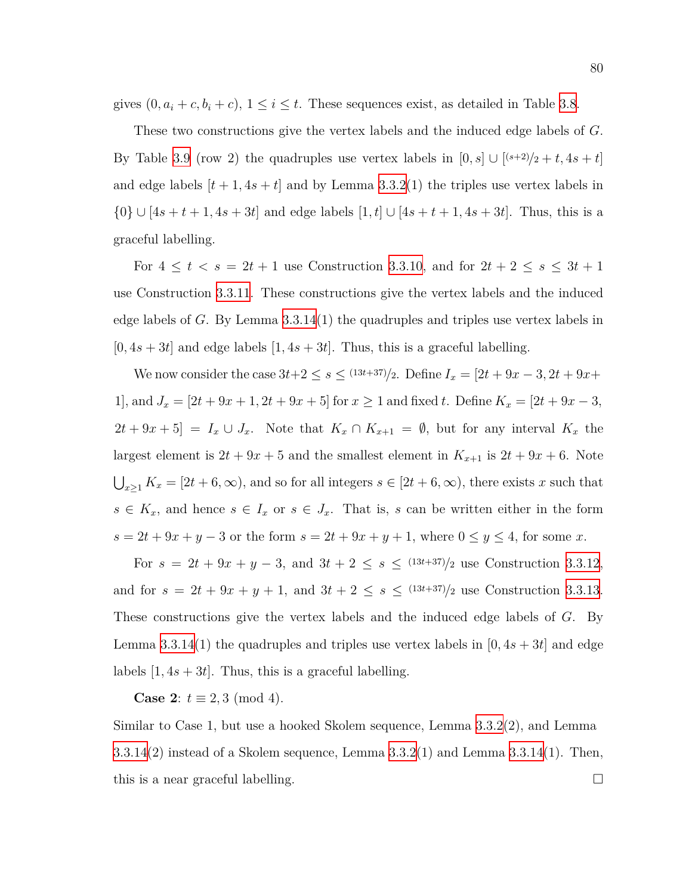gives $(0, a_i + c, b_i + c)$, $1 \leq i \leq t$. These sequences exist, as detailed in Table 3.8.

These two constructions give the vertex labels and the induced edge labels of $G$. By Table 3.9 (row 2) the quadruples use vertex labels in $[0, s] \cup [(s+2)/2 + t, 4s + t]$ and edge labels $[t+1, 4s+t]$ and by Lemma 3.3.2(1) the triples use vertex labels in $\{0\} \cup [4s+t+1, 4s+3t]$ and edge labels $[1, t] \cup [4s+t+1, 4s+3t]$. Thus, this is a graceful labelling.

For $4 \leq t < s = 2t+1$ use Construction 3.3.10, and for $2t+2 \leq s \leq 3t+1$ use Construction 3.3.11. These constructions give the vertex labels and the induced edge labels of $G$. By Lemma 3.3.14(1) the quadruples and triples use vertex labels in $[0, 4s+3t]$ and edge labels $[1, 4s+3t]$. Thus, this is a graceful labelling.

We now consider the case $3t+2 \leq s \leq (13t+37)/2$. Define $I_x = [2t+9x-3, 2t+9x+1]$, and $J_x = [2t+9x+1, 2t+9x+5]$ for $x \geq 1$ and fixed $t$. Define $K_x = [2t+9x-3, 2t+9x+5] = I_x \cup J_x$. Note that $K_x \cap K_{x+1} = \emptyset$, but for any interval $K_x$ the largest element is $2t+9x+5$ and the smallest element in $K_{x+1}$ is $2t+9x+6$. Note $\bigcup_{x \geq 1} K_x = [2t+6, \infty)$, and so for all integers $s \in [2t+6, \infty)$, there exists $x$ such that $s \in K_x$, and hence $s \in I_x$ or $s \in J_x$. That is, $s$ can be written either in the form $s = 2t+9x+y-3$ or the form $s = 2t+9x+y+1$, where $0 \leq y \leq 4$, for some $x$.

For $s = 2t+9x+y-3$, and $3t+2 \leq s \leq (13t+37)/2$ use Construction 3.3.12, and for $s = 2t+9x+y+1$, and $3t+2 \leq s \leq (13t+37)/2$ use Construction 3.3.13. These constructions give the vertex labels and the induced edge labels of $G$. By Lemma 3.3.14(1) the quadruples and triples use vertex labels in $[0, 4s+3t]$ and edge labels $[1, 4s+3t]$. Thus, this is a graceful labelling.

**Case 2**: $t \equiv 2, 3 \pmod 4$.

Similar to Case 1, but use a hooked Skolem sequence, Lemma 3.3.2(2), and Lemma 3.3.14(2) instead of a Skolem sequence, Lemma 3.3.2(1) and Lemma 3.3.14(1). Then, this is a near graceful labelling. □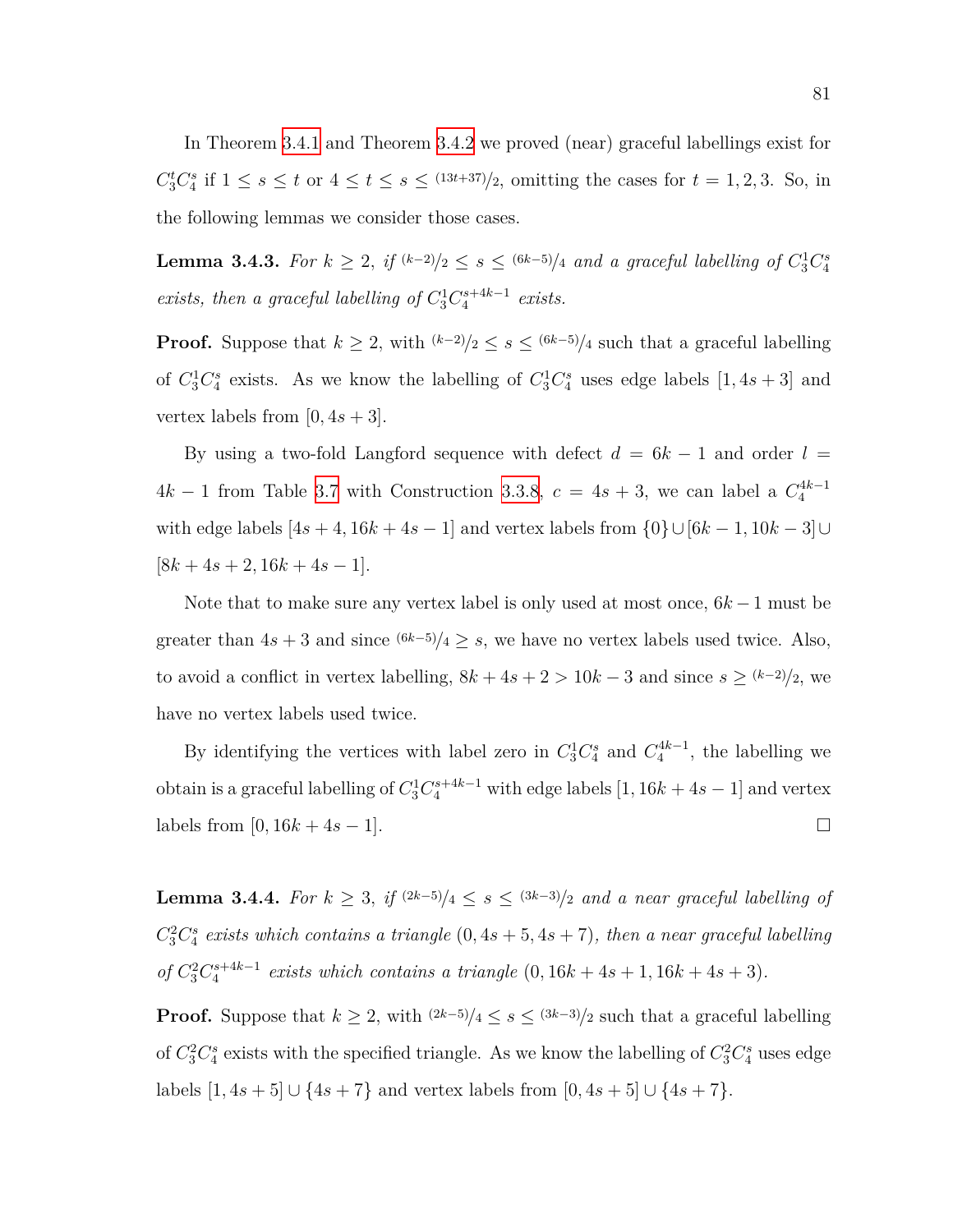In Theorem 3.4.1 and Theorem 3.4.2 we proved (near) graceful labellings exist for $C_3^t C_4^s$ if $1 \leq s \leq t$ or $4 \leq t \leq s \leq {}^{(13t+37)}/_{2}$, omitting the cases for $t = 1, 2, 3$. So, in the following lemmas we consider those cases.

**Lemma 3.4.3.** *For $k \geq 2$, if ${}^{(k-2)}/_{2} \leq s \leq {}^{(6k-5)}/_{4}$ and a graceful labelling of $C_3^1 C_4^s$ exists, then a graceful labelling of $C_3^1 C_4^{s+4k-1}$ exists.*

**Proof.** Suppose that $k \geq 2$, with ${}^{(k-2)}/_{2} \leq s \leq {}^{(6k-5)}/_{4}$ such that a graceful labelling of $C_3^1 C_4^s$ exists. As we know the labelling of $C_3^1 C_4^s$ uses edge labels $[1, 4s+3]$ and vertex labels from $[0, 4s+3]$.

By using a two-fold Langford sequence with defect $d = 6k-1$ and order $l = 4k-1$ from Table 3.7 with Construction 3.3.8, $c = 4s+3$, we can label a $C_4^{4k-1}$ with edge labels $[4s+4, 16k+4s-1]$ and vertex labels from $\{0\} \cup [6k-1, 10k-3] \cup [8k+4s+2, 16k+4s-1]$.

Note that to make sure any vertex label is only used at most once, $6k-1$ must be greater than $4s+3$ and since ${}^{(6k-5)}/_{4} \geq s$, we have no vertex labels used twice. Also, to avoid a conflict in vertex labelling, $8k+4s+2 > 10k-3$ and since $s \geq {}^{(k-2)}/_{2}$, we have no vertex labels used twice.

By identifying the vertices with label zero in $C_3^1 C_4^s$ and $C_4^{4k-1}$, the labelling we obtain is a graceful labelling of $C_3^1 C_4^{s+4k-1}$ with edge labels $[1, 16k+4s-1]$ and vertex labels from $[0, 16k+4s-1]$. □

**Lemma 3.4.4.** *For $k \geq 3$, if ${}^{(2k-5)}/_{4} \leq s \leq {}^{(3k-3)}/_{2}$ and a near graceful labelling of $C_3^2 C_4^s$ exists which contains a triangle $(0, 4s+5, 4s+7)$, then a near graceful labelling of $C_3^2 C_4^{s+4k-1}$ exists which contains a triangle $(0, 16k+4s+1, 16k+4s+3)$.*

**Proof.** Suppose that $k \geq 2$, with ${}^{(2k-5)}/_{4} \leq s \leq {}^{(3k-3)}/_{2}$ such that a graceful labelling of $C_3^2 C_4^s$ exists with the specified triangle. As we know the labelling of $C_3^2 C_4^s$ uses edge labels $[1, 4s+5] \cup \{4s+7\}$ and vertex labels from $[0, 4s+5] \cup \{4s+7\}$.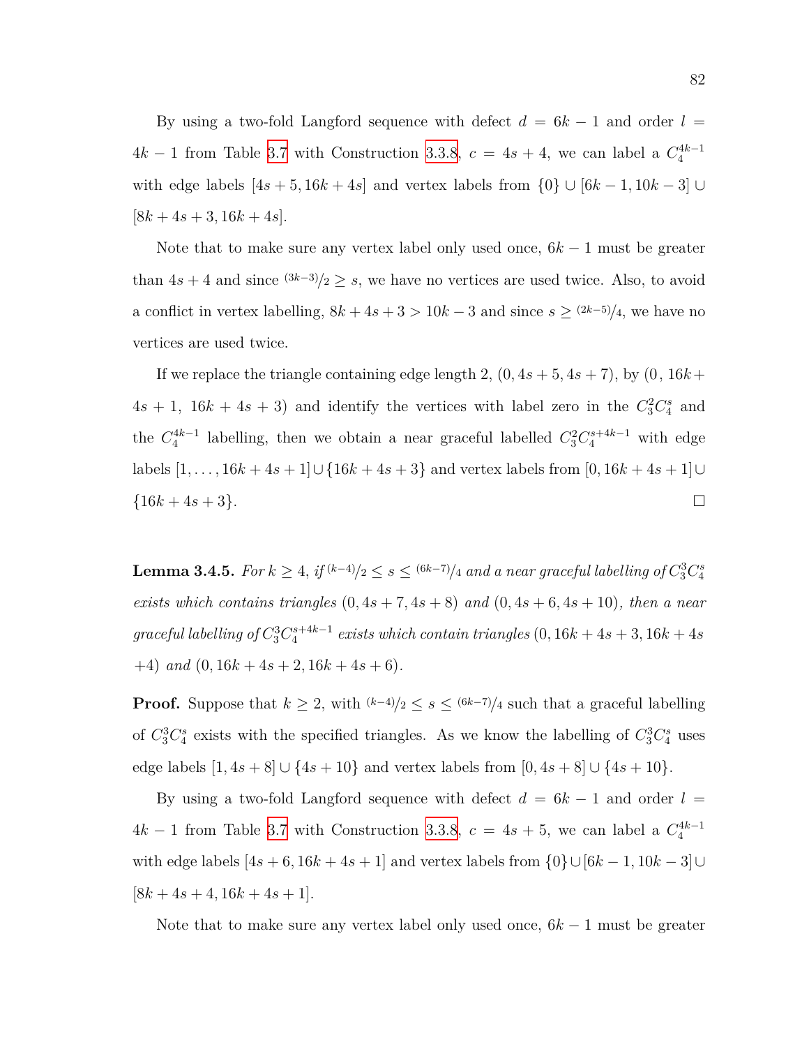By using a two-fold Langford sequence with defect $d = 6k - 1$ and order $l = 4k - 1$ from Table 3.7 with Construction 3.3.8, $c = 4s + 4$, we can label a $C_4^{4k-1}$ with edge labels $[4s + 5, 16k + 4s]$ and vertex labels from $\{0\} \cup [6k - 1, 10k - 3] \cup [8k + 4s + 3, 16k + 4s]$.

Note that to make sure any vertex label only used once, $6k - 1$ must be greater than $4s + 4$ and since $(3k-3)/2 \geq s$, we have no vertices are used twice. Also, to avoid a conflict in vertex labelling, $8k + 4s + 3 > 10k - 3$ and since $s \geq (2k-5)/4$, we have no vertices are used twice.

If we replace the triangle containing edge length 2, $(0, 4s + 5, 4s + 7)$, by $(0,\ 16k + 4s + 1,\ 16k + 4s + 3)$ and identify the vertices with label zero in the $C_3^2 C_4^s$ and the $C_4^{4k-1}$ labelling, then we obtain a near graceful labelled $C_3^2 C_4^{s+4k-1}$ with edge labels $[1, \ldots, 16k + 4s + 1] \cup \{16k + 4s + 3\}$ and vertex labels from $[0, 16k + 4s + 1] \cup \{16k + 4s + 3\}$. □

**Lemma 3.4.5.** *For $k \geq 4$, if $(k-4)/2 \leq s \leq (6k-7)/4$ and a near graceful labelling of $C_3^3 C_4^s$ exists which contains triangles $(0, 4s + 7, 4s + 8)$ and $(0, 4s + 6, 4s + 10)$, then a near graceful labelling of $C_3^3 C_4^{s+4k-1}$ exists which contain triangles $(0, 16k + 4s + 3, 16k + 4s + 4)$ and $(0, 16k + 4s + 2, 16k + 4s + 6)$.*

**Proof.** Suppose that $k \geq 2$, with $(k-4)/2 \leq s \leq (6k-7)/4$ such that a graceful labelling of $C_3^3 C_4^s$ exists with the specified triangles. As we know the labelling of $C_3^3 C_4^s$ uses edge labels $[1, 4s + 8] \cup \{4s + 10\}$ and vertex labels from $[0, 4s + 8] \cup \{4s + 10\}$.

By using a two-fold Langford sequence with defect $d = 6k - 1$ and order $l = 4k - 1$ from Table 3.7 with Construction 3.3.8, $c = 4s + 5$, we can label a $C_4^{4k-1}$ with edge labels $[4s + 6, 16k + 4s + 1]$ and vertex labels from $\{0\} \cup [6k - 1, 10k - 3] \cup [8k + 4s + 4, 16k + 4s + 1]$.

Note that to make sure any vertex label only used once, $6k - 1$ must be greater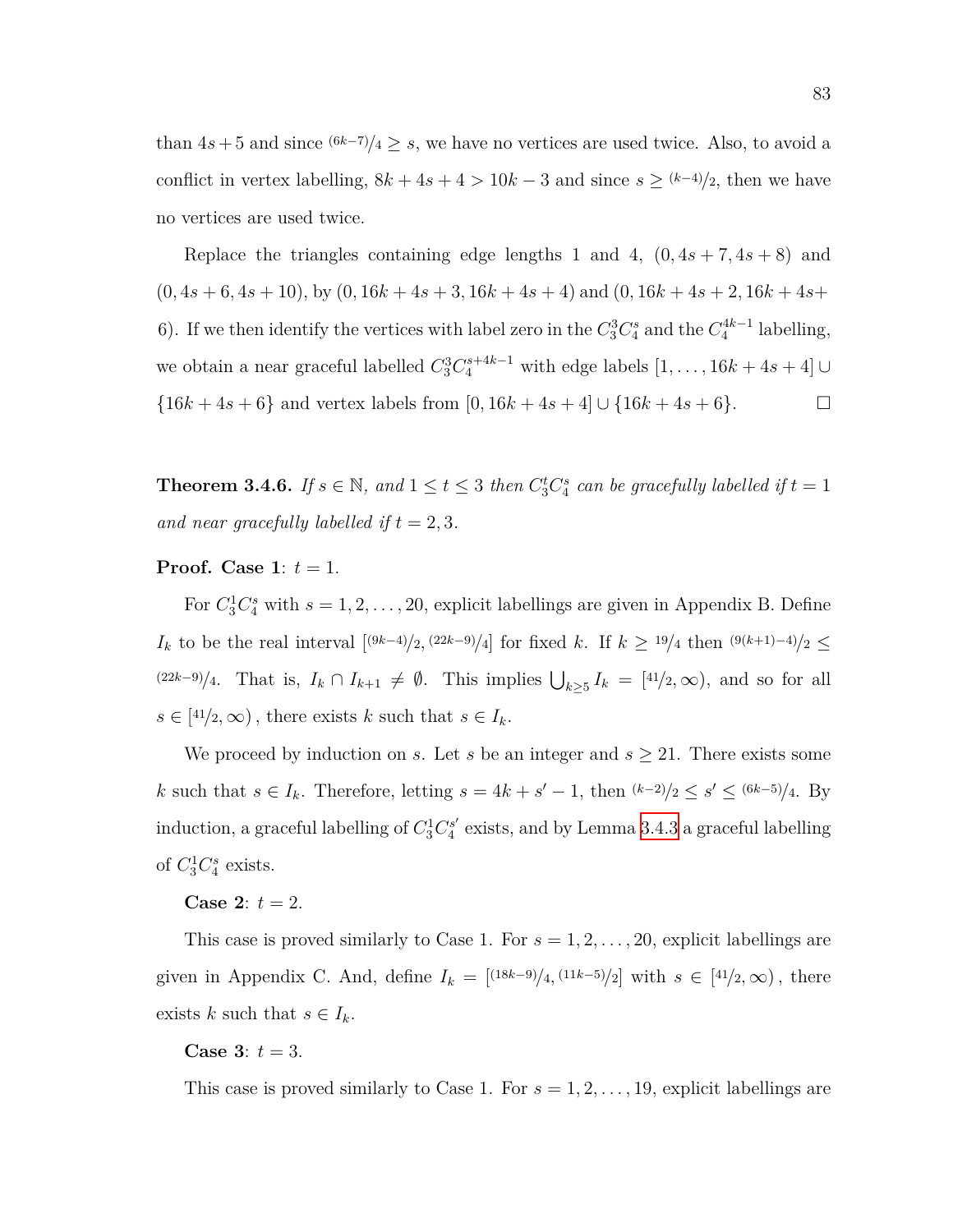than $4s+5$ and since $^{(6k-7)}/_{4} \geq s$, we have no vertices are used twice. Also, to avoid a conflict in vertex labelling, $8k+4s+4 > 10k-3$ and since $s \geq {}^{(k-4)}/_{2}$, then we have no vertices are used twice.

Replace the triangles containing edge lengths 1 and 4, $(0, 4s+7, 4s+8)$ and $(0, 4s+6, 4s+10)$, by $(0, 16k+4s+3, 16k+4s+4)$ and $(0, 16k+4s+2, 16k+4s+6)$. If we then identify the vertices with label zero in the $C_3^3C_4^s$ and the $C_4^{4k-1}$ labelling, we obtain a near graceful labelled $C_3^3C_4^{s+4k-1}$ with edge labels $[1,\ldots,16k+4s+4] \cup \{16k+4s+6\}$ and vertex labels from $[0, 16k+4s+4] \cup \{16k+4s+6\}$. $\square$

**Theorem 3.4.6.** *If $s \in \mathbb{N}$, and $1 \leq t \leq 3$ then $C_3^tC_4^s$ can be gracefully labelled if $t = 1$ and near gracefully labelled if $t = 2, 3$.*

**Proof. Case 1**: $t = 1$.

For $C_3^1C_4^s$ with $s = 1, 2, \ldots, 20$, explicit labellings are given in Appendix B. Define $I_k$ to be the real interval $[{}^{(9k-4)}/_{2}, {}^{(22k-9)}/_{4}]$ for fixed $k$. If $k \geq {}^{19}/_{4}$ then ${}^{(9(k+1)-4)}/_{2} \leq {}^{(22k-9)}/_{4}$. That is, $I_k \cap I_{k+1} \neq \emptyset$. This implies $\bigcup_{k\geq 5} I_k = [{}^{41}/_{2}, \infty)$, and so for all $s \in [{}^{41}/_{2}, \infty)$, there exists $k$ such that $s \in I_k$.

We proceed by induction on $s$. Let $s$ be an integer and $s \geq 21$. There exists some $k$ such that $s \in I_k$. Therefore, letting $s = 4k + s' - 1$, then ${}^{(k-2)}/_{2} \leq s' \leq {}^{(6k-5)}/_{4}$. By induction, a graceful labelling of $C_3^1C_4^{s'}$ exists, and by Lemma 3.4.3 a graceful labelling of $C_3^1C_4^s$ exists.

**Case 2**: $t = 2$.

This case is proved similarly to Case 1. For $s = 1, 2, \ldots, 20$, explicit labellings are given in Appendix C. And, define $I_k = [{}^{(18k-9)}/_{4}, {}^{(11k-5)}/_{2}]$ with $s \in [{}^{41}/_{2}, \infty)$, there exists $k$ such that $s \in I_k$.

**Case 3**: $t = 3$.

This case is proved similarly to Case 1. For $s = 1, 2, \ldots, 19$, explicit labellings are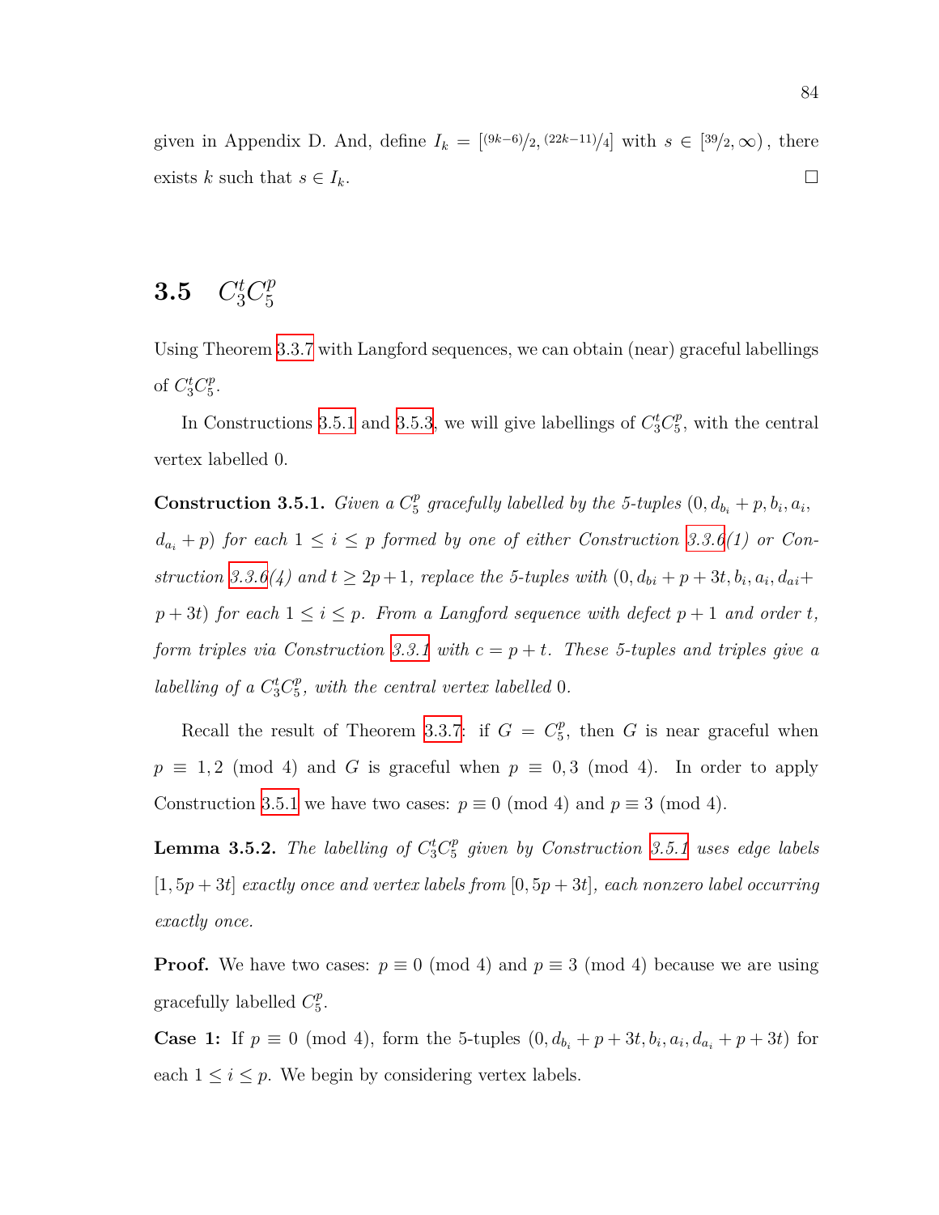given in Appendix D. And, define $I_k = [^{(9k-6)}/_{2}, ^{(22k-11)}/_{4}]$ with $s \in [^{39}/_{2}, \infty)$, there exists $k$ such that $s \in I_k$. $\square$

## 3.5 $C_3^t C_5^p$

Using Theorem 3.3.7 with Langford sequences, we can obtain (near) graceful labellings of $C_3^t C_5^p$.

In Constructions 3.5.1 and 3.5.3, we will give labellings of $C_3^t C_5^p$, with the central vertex labelled 0.

**Construction 3.5.1.** *Given a $C_5^p$ gracefully labelled by the 5-tuples $(0, d_{b_i} + p, b_i, a_i, d_{a_i} + p)$ for each $1 \leq i \leq p$ formed by one of either Construction 3.3.6(1) or Construction 3.3.6(4) and $t \geq 2p+1$, replace the 5-tuples with $(0, d_{bi} + p + 3t, b_i, a_i, d_{ai} + p + 3t)$ for each $1 \leq i \leq p$. From a Langford sequence with defect $p+1$ and order $t$, form triples via Construction 3.3.1 with $c = p + t$. These 5-tuples and triples give a labelling of a $C_3^t C_5^p$, with the central vertex labelled 0.*

Recall the result of Theorem 3.3.7: if $G = C_5^p$, then $G$ is near graceful when $p \equiv 1, 2 \pmod 4$ and $G$ is graceful when $p \equiv 0, 3 \pmod 4$. In order to apply Construction 3.5.1 we have two cases: $p \equiv 0 \pmod 4$ and $p \equiv 3 \pmod 4$.

**Lemma 3.5.2.** *The labelling of $C_3^t C_5^p$ given by Construction 3.5.1 uses edge labels $[1, 5p + 3t]$ exactly once and vertex labels from $[0, 5p + 3t]$, each nonzero label occurring exactly once.*

**Proof.** We have two cases: $p \equiv 0 \pmod 4$ and $p \equiv 3 \pmod 4$ because we are using gracefully labelled $C_5^p$.

**Case 1:** If $p \equiv 0 \pmod 4$, form the 5-tuples $(0, d_{b_i} + p + 3t, b_i, a_i, d_{a_i} + p + 3t)$ for each $1 \leq i \leq p$. We begin by considering vertex labels.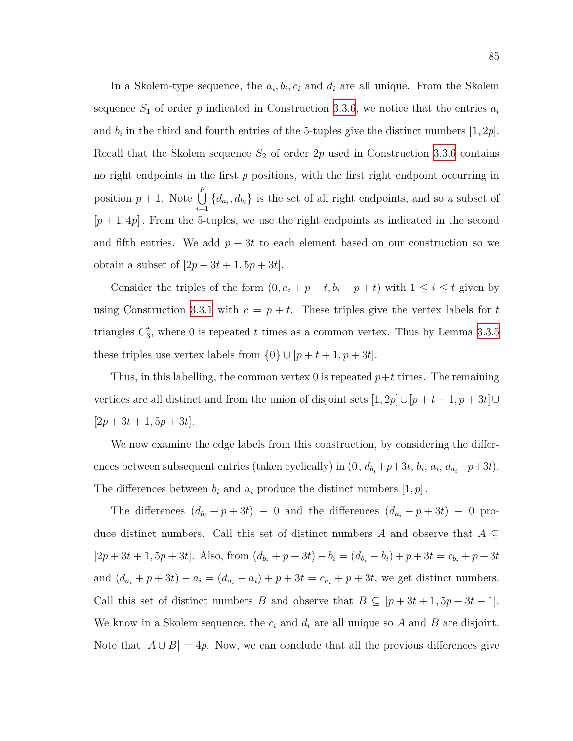In a Skolem-type sequence, the $a_i, b_i, c_i$ and $d_i$ are all unique. From the Skolem sequence $S_1$ of order $p$ indicated in Construction 3.3.6, we notice that the entries $a_i$ and $b_i$ in the third and fourth entries of the 5-tuples give the distinct numbers $[1, 2p]$. Recall that the Skolem sequence $S_2$ of order $2p$ used in Construction 3.3.6 contains no right endpoints in the first $p$ positions, with the first right endpoint occurring in position $p+1$. Note $\bigcup_{i=1}^{p} \{d_{a_i}, d_{b_i}\}$ is the set of all right endpoints, and so a subset of $[p+1, 4p]$. From the 5-tuples, we use the right endpoints as indicated in the second and fifth entries. We add $p+3t$ to each element based on our construction so we obtain a subset of $[2p+3t+1, 5p+3t]$.

Consider the triples of the form $(0, a_i+p+t, b_i+p+t)$ with $1 \leq i \leq t$ given by using Construction 3.3.1 with $c = p+t$. These triples give the vertex labels for $t$ triangles $C_3^t$, where 0 is repeated $t$ times as a common vertex. Thus by Lemma 3.3.5 these triples use vertex labels from $\{0\} \cup [p+t+1, p+3t]$.

Thus, in this labelling, the common vertex 0 is repeated $p+t$ times. The remaining vertices are all distinct and from the union of disjoint sets $[1, 2p] \cup [p+t+1, p+3t] \cup [2p+3t+1, 5p+3t]$.

We now examine the edge labels from this construction, by considering the differences between subsequent entries (taken cyclically) in $(0, d_{b_i}+p+3t, b_i, a_i, d_{a_i}+p+3t)$. The differences between $b_i$ and $a_i$ produce the distinct numbers $[1, p]$.

The differences $(d_{b_i}+p+3t) - 0$ and the differences $(d_{a_i}+p+3t) - 0$ produce distinct numbers. Call this set of distinct numbers $A$ and observe that $A \subseteq [2p+3t+1, 5p+3t]$. Also, from $(d_{b_i}+p+3t) - b_i = (d_{b_i} - b_i) + p + 3t = c_{b_i} + p + 3t$ and $(d_{a_i}+p+3t) - a_i = (d_{a_i} - a_i) + p + 3t = c_{a_i} + p + 3t$, we get distinct numbers. Call this set of distinct numbers $B$ and observe that $B \subseteq [p+3t+1, 5p+3t-1]$. We know in a Skolem sequence, the $c_i$ and $d_i$ are all unique so $A$ and $B$ are disjoint. Note that $|A \cup B| = 4p$. Now, we can conclude that all the previous differences give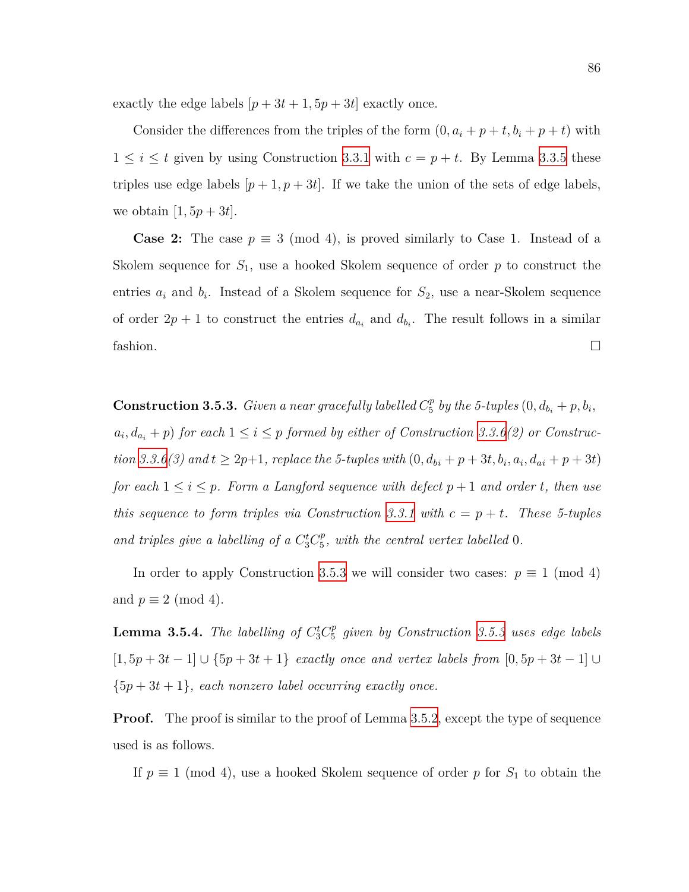exactly the edge labels $[p + 3t + 1, 5p + 3t]$ exactly once.

Consider the differences from the triples of the form $(0, a_i + p + t, b_i + p + t)$ with $1 \leq i \leq t$ given by using Construction 3.3.1 with $c = p + t$. By Lemma 3.3.5 these triples use edge labels $[p + 1, p + 3t]$. If we take the union of the sets of edge labels, we obtain $[1, 5p + 3t]$.

**Case 2:** The case $p \equiv 3 \pmod 4$, is proved similarly to Case 1. Instead of a Skolem sequence for $S_1$, use a hooked Skolem sequence of order $p$ to construct the entries $a_i$ and $b_i$. Instead of a Skolem sequence for $S_2$, use a near-Skolem sequence of order $2p + 1$ to construct the entries $d_{a_i}$ and $d_{b_i}$. The result follows in a similar fashion. □

**Construction 3.5.3.** *Given a near gracefully labelled $C_5^p$ by the 5-tuples $(0, d_{b_i} + p, b_i, a_i, d_{a_i} + p)$ for each $1 \leq i \leq p$ formed by either of Construction 3.3.6(2) or Construction 3.3.6(3) and $t \geq 2p+1$, replace the 5-tuples with $(0, d_{bi} + p + 3t, b_i, a_i, d_{ai} + p + 3t)$ for each $1 \leq i \leq p$. Form a Langford sequence with defect $p + 1$ and order $t$, then use this sequence to form triples via Construction 3.3.1 with $c = p + t$. These 5-tuples and triples give a labelling of a $C_3^t C_5^p$, with the central vertex labelled 0.*

In order to apply Construction 3.5.3 we will consider two cases: $p \equiv 1 \pmod 4$ and $p \equiv 2 \pmod 4$.

**Lemma 3.5.4.** *The labelling of $C_3^t C_5^p$ given by Construction 3.5.3 uses edge labels $[1, 5p + 3t - 1] \cup \{5p + 3t + 1\}$ exactly once and vertex labels from $[0, 5p + 3t - 1] \cup \{5p + 3t + 1\}$, each nonzero label occurring exactly once.*

**Proof.** The proof is similar to the proof of Lemma 3.5.2, except the type of sequence used is as follows.

If $p \equiv 1 \pmod 4$, use a hooked Skolem sequence of order $p$ for $S_1$ to obtain the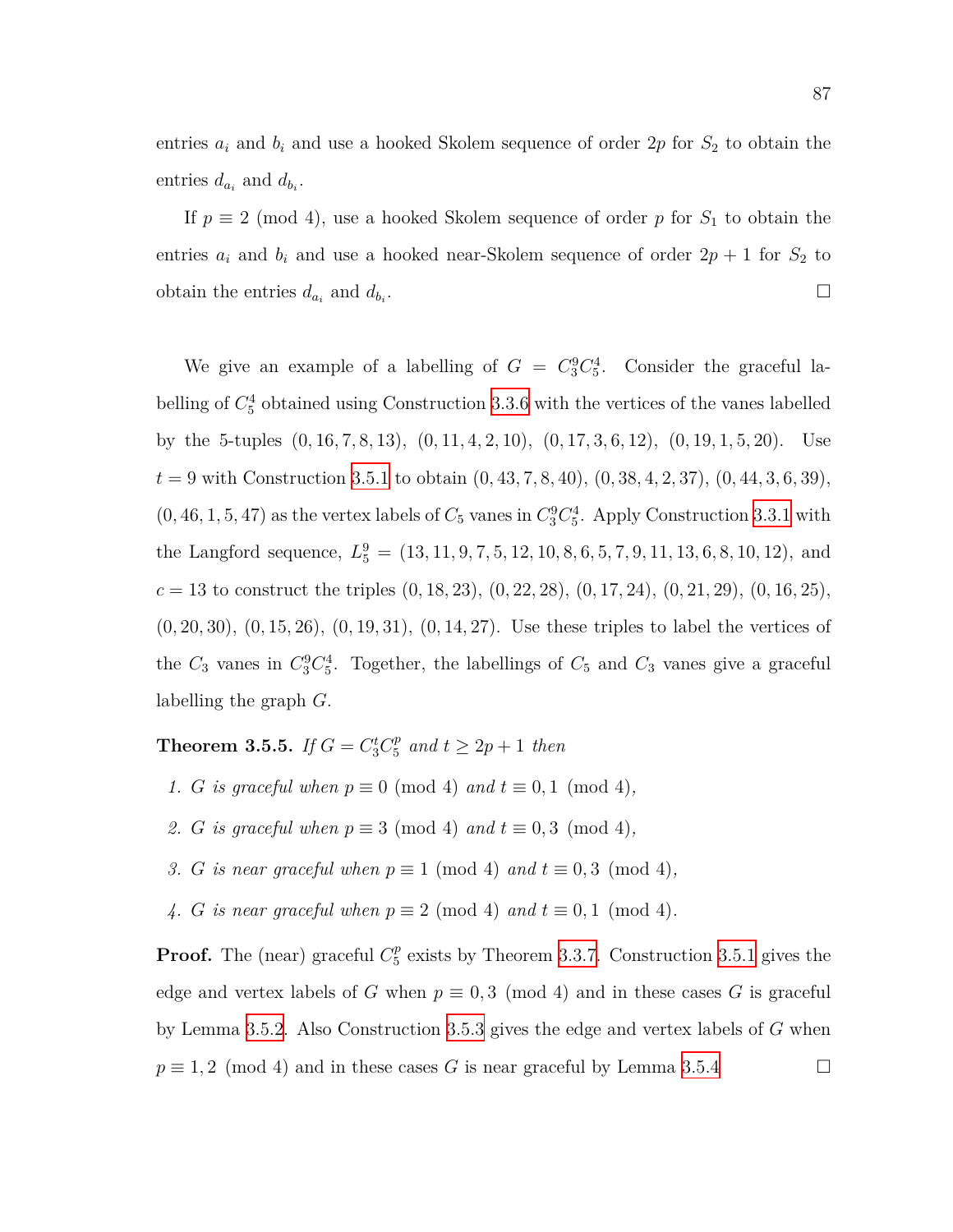entries $a_i$ and $b_i$ and use a hooked Skolem sequence of order $2p$ for $S_2$ to obtain the entries $d_{a_i}$ and $d_{b_i}$.

If $p \equiv 2 \pmod 4$, use a hooked Skolem sequence of order $p$ for $S_1$ to obtain the entries $a_i$ and $b_i$ and use a hooked near-Skolem sequence of order $2p+1$ for $S_2$ to obtain the entries $d_{a_i}$ and $d_{b_i}$. □

We give an example of a labelling of $G = C_3^9 C_5^4$. Consider the graceful labelling of $C_5^4$ obtained using Construction 3.3.6 with the vertices of the vanes labelled by the 5-tuples $(0, 16, 7, 8, 13)$, $(0, 11, 4, 2, 10)$, $(0, 17, 3, 6, 12)$, $(0, 19, 1, 5, 20)$. Use $t = 9$ with Construction 3.5.1 to obtain $(0, 43, 7, 8, 40)$, $(0, 38, 4, 2, 37)$, $(0, 44, 3, 6, 39)$, $(0, 46, 1, 5, 47)$ as the vertex labels of $C_5$ vanes in $C_3^9 C_5^4$. Apply Construction 3.3.1 with the Langford sequence, $L_5^9 = (13, 11, 9, 7, 5, 12, 10, 8, 6, 5, 7, 9, 11, 13, 6, 8, 10, 12)$, and $c = 13$ to construct the triples $(0, 18, 23)$, $(0, 22, 28)$, $(0, 17, 24)$, $(0, 21, 29)$, $(0, 16, 25)$, $(0, 20, 30)$, $(0, 15, 26)$, $(0, 19, 31)$, $(0, 14, 27)$. Use these triples to label the vertices of the $C_3$ vanes in $C_3^9 C_5^4$. Together, the labellings of $C_5$ and $C_3$ vanes give a graceful labelling the graph $G$.

**Theorem 3.5.5.** *If $G = C_3^t C_5^p$ and $t \geq 2p + 1$ then*

1. *$G$ is graceful when $p \equiv 0 \pmod 4$ and $t \equiv 0, 1 \pmod 4$,*
2. *$G$ is graceful when $p \equiv 3 \pmod 4$ and $t \equiv 0, 3 \pmod 4$,*
3. *$G$ is near graceful when $p \equiv 1 \pmod 4$ and $t \equiv 0, 3 \pmod 4$,*
4. *$G$ is near graceful when $p \equiv 2 \pmod 4$ and $t \equiv 0, 1 \pmod 4$.*

**Proof.** The (near) graceful $C_5^p$ exists by Theorem 3.3.7. Construction 3.5.1 gives the edge and vertex labels of $G$ when $p \equiv 0, 3 \pmod 4$ and in these cases $G$ is graceful by Lemma 3.5.2. Also Construction 3.5.3 gives the edge and vertex labels of $G$ when $p \equiv 1, 2 \pmod 4$ and in these cases $G$ is near graceful by Lemma 3.5.4 □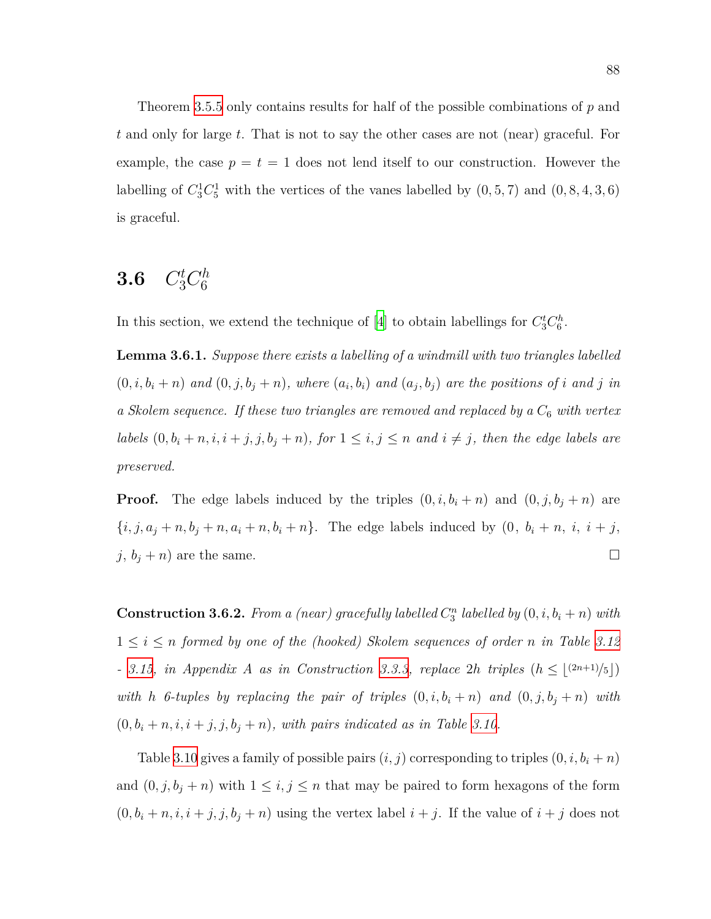Theorem 3.5.5 only contains results for half of the possible combinations of $p$ and $t$ and only for large $t$. That is not to say the other cases are not (near) graceful. For example, the case $p = t = 1$ does not lend itself to our construction. However the labelling of $C_3^1 C_5^1$ with the vertices of the vanes labelled by $(0, 5, 7)$ and $(0, 8, 4, 3, 6)$ is graceful.

## 3.6 $C_3^t C_6^h$

In this section, we extend the technique of [4] to obtain labellings for $C_3^t C_6^h$.

**Lemma 3.6.1.** *Suppose there exists a labelling of a windmill with two triangles labelled $(0, i, b_i + n)$ and $(0, j, b_j + n)$, where $(a_i, b_i)$ and $(a_j, b_j)$ are the positions of $i$ and $j$ in a Skolem sequence. If these two triangles are removed and replaced by a $C_6$ with vertex labels $(0, b_i + n, i, i + j, j, b_j + n)$, for $1 \leq i, j \leq n$ and $i \neq j$, then the edge labels are preserved.*

**Proof.** The edge labels induced by the triples $(0, i, b_i + n)$ and $(0, j, b_j + n)$ are $\{i, j, a_j + n, b_j + n, a_i + n, b_i + n\}$. The edge labels induced by $(0,\ b_i + n,\ i,\ i + j,\ j,\ b_j + n)$ are the same. □

**Construction 3.6.2.** *From a (near) gracefully labelled $C_3^n$ labelled by $(0, i, b_i + n)$ with $1 \leq i \leq n$ formed by one of the (hooked) Skolem sequences of order $n$ in Table 3.12 - 3.15, in Appendix A as in Construction 3.3.3, replace $2h$ triples ($h \leq \lfloor (2n+1)/5 \rfloor$) with $h$ 6-tuples by replacing the pair of triples $(0, i, b_i + n)$ and $(0, j, b_j + n)$ with $(0, b_i + n, i, i + j, j, b_j + n)$, with pairs indicated as in Table 3.10.*

Table 3.10 gives a family of possible pairs $(i, j)$ corresponding to triples $(0, i, b_i + n)$ and $(0, j, b_j + n)$ with $1 \leq i, j \leq n$ that may be paired to form hexagons of the form $(0, b_i + n, i, i + j, j, b_j + n)$ using the vertex label $i + j$. If the value of $i + j$ does not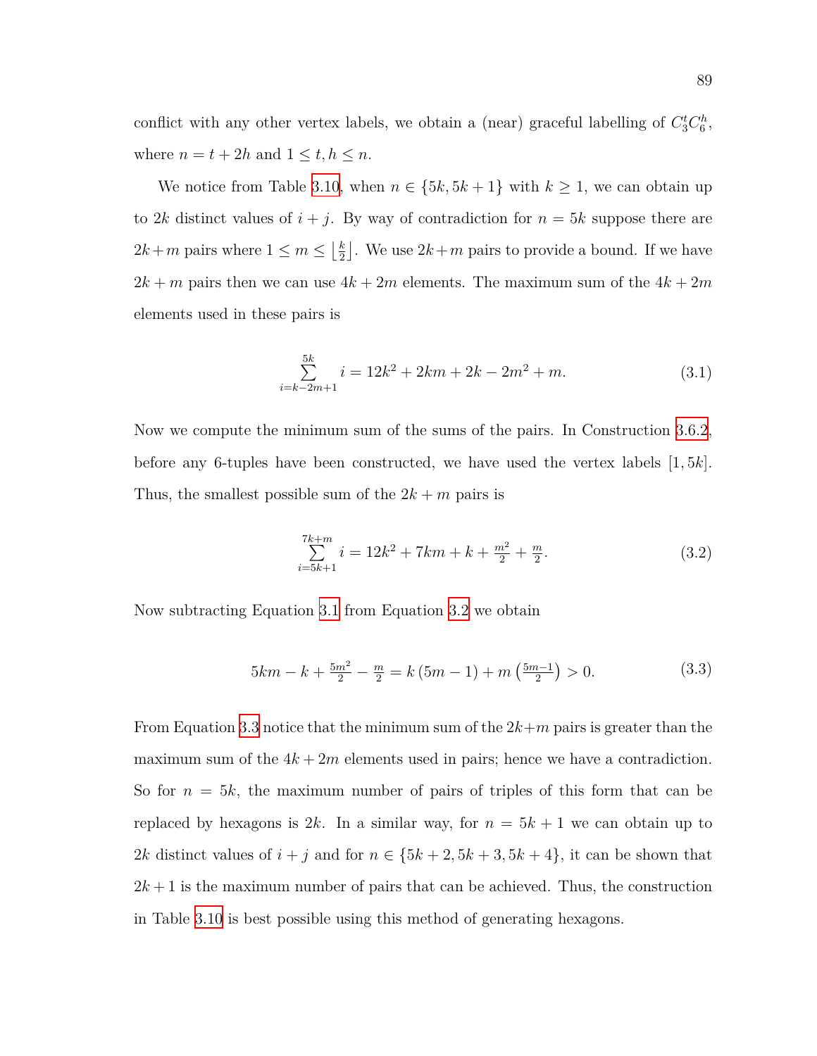conflict with any other vertex labels, we obtain a (near) graceful labelling of $C_3^t C_6^h$, where $n = t + 2h$ and $1 \leq t, h \leq n$.

We notice from Table 3.10, when $n \in \{5k, 5k+1\}$ with $k \geq 1$, we can obtain up to $2k$ distinct values of $i + j$. By way of contradiction for $n = 5k$ suppose there are $2k+m$ pairs where $1 \leq m \leq \left\lfloor \frac{k}{2} \right\rfloor$. We use $2k+m$ pairs to provide a bound. If we have $2k + m$ pairs then we can use $4k + 2m$ elements. The maximum sum of the $4k + 2m$ elements used in these pairs is

$$\sum_{i=k-2m+1}^{5k} i = 12k^2 + 2km + 2k - 2m^2 + m. \tag{3.1}$$

Now we compute the minimum sum of the sums of the pairs. In Construction 3.6.2, before any 6-tuples have been constructed, we have used the vertex labels $[1, 5k]$. Thus, the smallest possible sum of the $2k + m$ pairs is

$$\sum_{i=5k+1}^{7k+m} i = 12k^2 + 7km + k + \tfrac{m^2}{2} + \tfrac{m}{2}. \tag{3.2}$$

Now subtracting Equation 3.1 from Equation 3.2 we obtain

$$5km - k + \tfrac{5m^2}{2} - \tfrac{m}{2} = k\,(5m - 1) + m\left(\tfrac{5m-1}{2}\right) > 0. \tag{3.3}$$

From Equation 3.3 notice that the minimum sum of the $2k+m$ pairs is greater than the maximum sum of the $4k + 2m$ elements used in pairs; hence we have a contradiction. So for $n = 5k$, the maximum number of pairs of triples of this form that can be replaced by hexagons is $2k$. In a similar way, for $n = 5k + 1$ we can obtain up to $2k$ distinct values of $i + j$ and for $n \in \{5k + 2, 5k + 3, 5k + 4\}$, it can be shown that $2k + 1$ is the maximum number of pairs that can be achieved. Thus, the construction in Table 3.10 is best possible using this method of generating hexagons.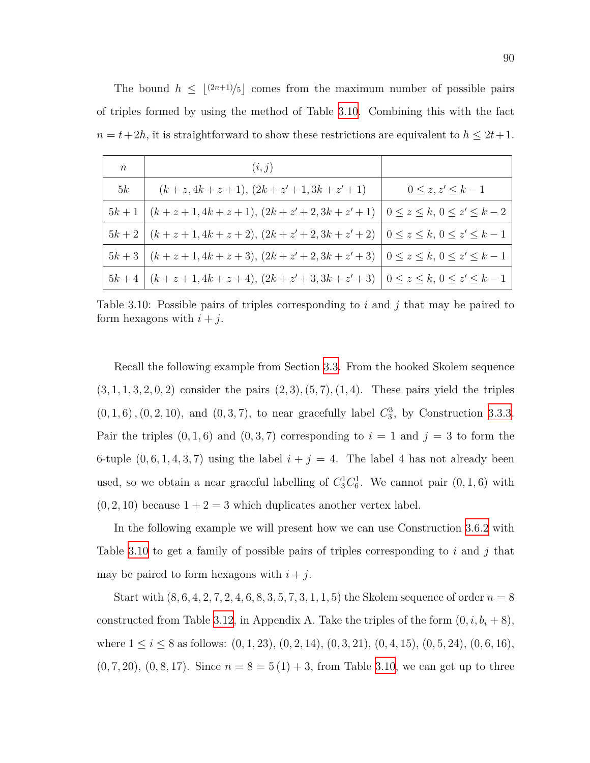The bound $h \leq \lfloor ^{(2n+1)}/_5 \rfloor$ comes from the maximum number of possible pairs of triples formed by using the method of Table 3.10. Combining this with the fact $n = t + 2h$, it is straightforward to show these restrictions are equivalent to $h \leq 2t+1$.

| $n$ | $(i,j)$ | |
|---|---|---|
| $5k$ | $(k+z, 4k+z+1)$, $(2k+z'+1, 3k+z'+1)$ | $0 \leq z, z' \leq k-1$ |
| $5k+1$ | $(k+z+1, 4k+z+1)$, $(2k+z'+2, 3k+z'+1)$ | $0 \leq z \leq k$, $0 \leq z' \leq k-2$ |
| $5k+2$ | $(k+z+1, 4k+z+2)$, $(2k+z'+2, 3k+z'+2)$ | $0 \leq z \leq k$, $0 \leq z' \leq k-1$ |
| $5k+3$ | $(k+z+1, 4k+z+3)$, $(2k+z'+2, 3k+z'+3)$ | $0 \leq z \leq k$, $0 \leq z' \leq k-1$ |
| $5k+4$ | $(k+z+1, 4k+z+4)$, $(2k+z'+3, 3k+z'+3)$ | $0 \leq z \leq k$, $0 \leq z' \leq k-1$ |

Table 3.10: Possible pairs of triples corresponding to $i$ and $j$ that may be paired to form hexagons with $i+j$.

Recall the following example from Section 3.3. From the hooked Skolem sequence $(3,1,1,3,2,0,2)$ consider the pairs $(2,3),(5,7),(1,4)$. These pairs yield the triples $(0,1,6),(0,2,10)$, and $(0,3,7)$, to near gracefully label $C_3^3$, by Construction 3.3.3. Pair the triples $(0,1,6)$ and $(0,3,7)$ corresponding to $i=1$ and $j=3$ to form the 6-tuple $(0,6,1,4,3,7)$ using the label $i+j=4$. The label 4 has not already been used, so we obtain a near graceful labelling of $C_3^1 C_6^1$. We cannot pair $(0,1,6)$ with $(0,2,10)$ because $1+2=3$ which duplicates another vertex label.

In the following example we will present how we can use Construction 3.6.2 with Table 3.10 to get a family of possible pairs of triples corresponding to $i$ and $j$ that may be paired to form hexagons with $i+j$.

Start with $(8,6,4,2,7,2,4,6,8,3,5,7,3,1,1,5)$ the Skolem sequence of order $n=8$ constructed from Table 3.12, in Appendix A. Take the triples of the form $(0,i,b_i+8)$, where $1 \leq i \leq 8$ as follows: $(0,1,23)$, $(0,2,14)$, $(0,3,21)$, $(0,4,15)$, $(0,5,24)$, $(0,6,16)$, $(0,7,20)$, $(0,8,17)$. Since $n = 8 = 5(1)+3$, from Table 3.10, we can get up to three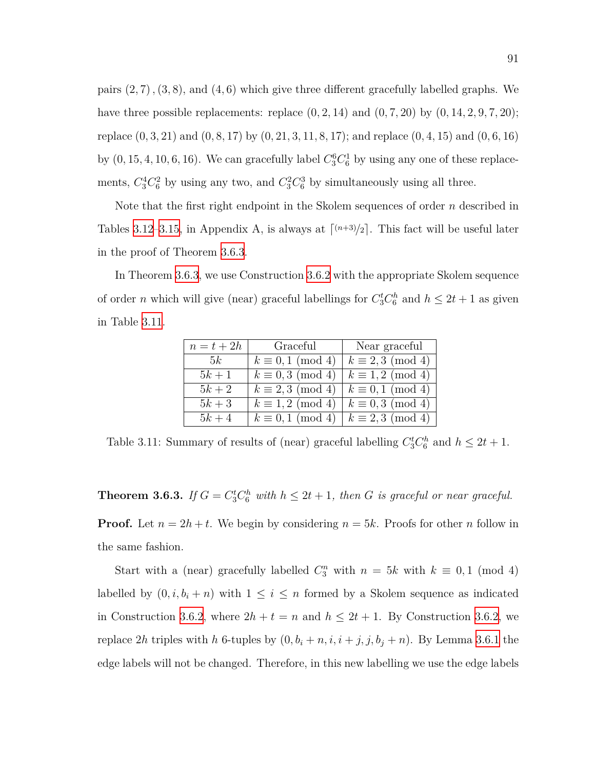pairs $(2,7)$, $(3,8)$, and $(4,6)$ which give three different gracefully labelled graphs. We have three possible replacements: replace $(0,2,14)$ and $(0,7,20)$ by $(0,14,2,9,7,20)$; replace $(0,3,21)$ and $(0,8,17)$ by $(0,21,3,11,8,17)$; and replace $(0,4,15)$ and $(0,6,16)$ by $(0,15,4,10,6,16)$. We can gracefully label $C_3^6C_6^1$ by using any one of these replacements, $C_3^4C_6^2$ by using any two, and $C_3^2C_6^3$ by simultaneously using all three.

Note that the first right endpoint in the Skolem sequences of order $n$ described in Tables 3.12–3.15, in Appendix A, is always at $\lceil {}^{(n+3)}/{}_{2} \rceil$. This fact will be useful later in the proof of Theorem 3.6.3.

In Theorem 3.6.3, we use Construction 3.6.2 with the appropriate Skolem sequence of order $n$ which will give (near) graceful labellings for $C_3^tC_6^h$ and $h \leq 2t+1$ as given in Table 3.11.

| $n = t + 2h$ | Graceful | Near graceful |
|---|---|---|
| $5k$ | $k \equiv 0, 1 \pmod 4$ | $k \equiv 2, 3 \pmod 4$ |
| $5k + 1$ | $k \equiv 0, 3 \pmod 4$ | $k \equiv 1, 2 \pmod 4$ |
| $5k + 2$ | $k \equiv 2, 3 \pmod 4$ | $k \equiv 0, 1 \pmod 4$ |
| $5k + 3$ | $k \equiv 1, 2 \pmod 4$ | $k \equiv 0, 3 \pmod 4$ |
| $5k + 4$ | $k \equiv 0, 1 \pmod 4$ | $k \equiv 2, 3 \pmod 4$ |

Table 3.11: Summary of results of (near) graceful labelling $C_3^tC_6^h$ and $h \leq 2t+1$.

**Theorem 3.6.3.** *If $G = C_3^tC_6^h$ with $h \leq 2t+1$, then $G$ is graceful or near graceful.*

**Proof.** Let $n = 2h + t$. We begin by considering $n = 5k$. Proofs for other $n$ follow in the same fashion.

Start with a (near) gracefully labelled $C_3^n$ with $n = 5k$ with $k \equiv 0, 1 \pmod 4$ labelled by $(0, i, b_i + n)$ with $1 \leq i \leq n$ formed by a Skolem sequence as indicated in Construction 3.6.2, where $2h + t = n$ and $h \leq 2t + 1$. By Construction 3.6.2, we replace $2h$ triples with $h$ 6-tuples by $(0, b_i + n, i, i + j, j, b_j + n)$. By Lemma 3.6.1 the edge labels will not be changed. Therefore, in this new labelling we use the edge labels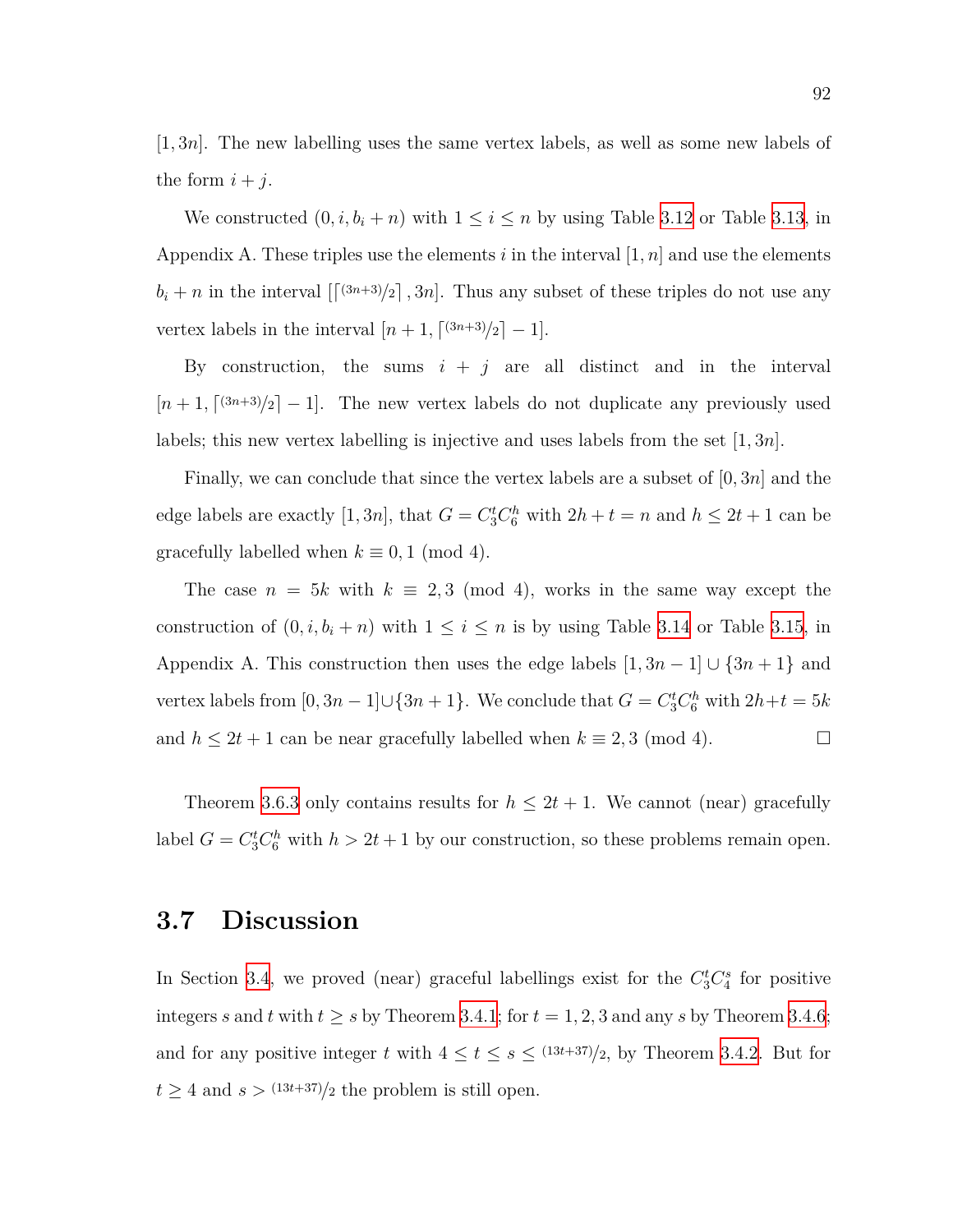$[1, 3n]$. The new labelling uses the same vertex labels, as well as some new labels of the form $i + j$.

We constructed $(0, i, b_i + n)$ with $1 \leq i \leq n$ by using Table 3.12 or Table 3.13, in Appendix A. These triples use the elements $i$ in the interval $[1, n]$ and use the elements $b_i + n$ in the interval $[\lceil (3n+3)/2 \rceil, 3n]$. Thus any subset of these triples do not use any vertex labels in the interval $[n + 1, \lceil (3n+3)/2 \rceil - 1]$.

By construction, the sums $i + j$ are all distinct and in the interval $[n + 1, \lceil (3n+3)/2 \rceil - 1]$. The new vertex labels do not duplicate any previously used labels; this new vertex labelling is injective and uses labels from the set $[1, 3n]$.

Finally, we can conclude that since the vertex labels are a subset of $[0, 3n]$ and the edge labels are exactly $[1, 3n]$, that $G = C_3^t C_6^h$ with $2h + t = n$ and $h \leq 2t + 1$ can be gracefully labelled when $k \equiv 0, 1 \pmod 4$.

The case $n = 5k$ with $k \equiv 2, 3 \pmod 4$, works in the same way except the construction of $(0, i, b_i + n)$ with $1 \leq i \leq n$ is by using Table 3.14 or Table 3.15, in Appendix A. This construction then uses the edge labels $[1, 3n - 1] \cup \{3n + 1\}$ and vertex labels from $[0, 3n - 1] \cup \{3n + 1\}$. We conclude that $G = C_3^t C_6^h$ with $2h + t = 5k$ and $h \leq 2t + 1$ can be near gracefully labelled when $k \equiv 2, 3 \pmod 4$. □

Theorem 3.6.3 only contains results for $h \leq 2t + 1$. We cannot (near) gracefully label $G = C_3^t C_6^h$ with $h > 2t + 1$ by our construction, so these problems remain open.

## 3.7 Discussion

In Section 3.4, we proved (near) graceful labellings exist for the $C_3^t C_4^s$ for positive integers $s$ and $t$ with $t \geq s$ by Theorem 3.4.1; for $t = 1, 2, 3$ and any $s$ by Theorem 3.4.6; and for any positive integer $t$ with $4 \leq t \leq s \leq (13t+37)/2$, by Theorem 3.4.2. But for $t \geq 4$ and $s > (13t+37)/2$ the problem is still open.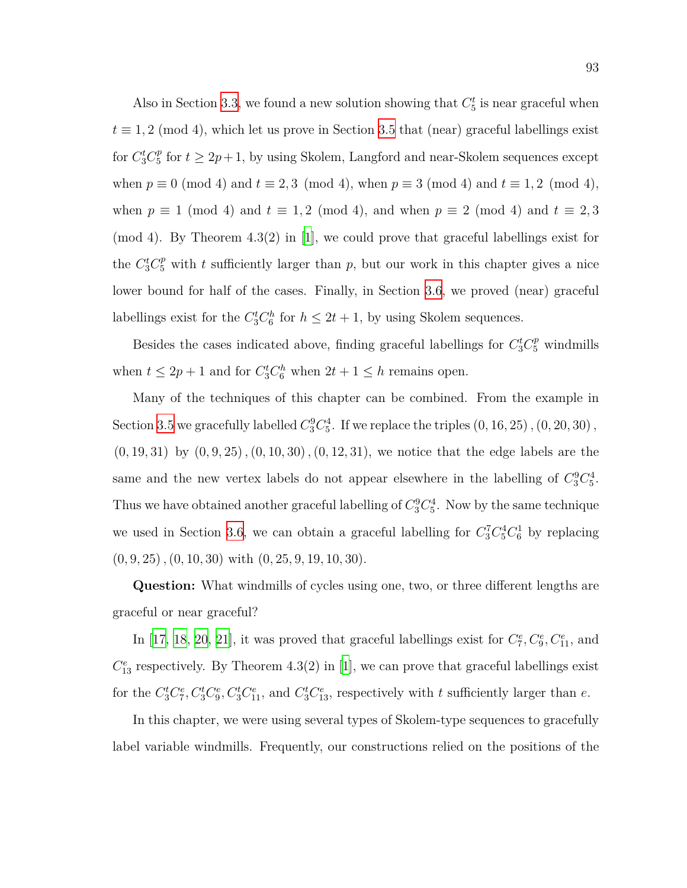Also in Section 3.3, we found a new solution showing that $C_5^t$ is near graceful when $t \equiv 1, 2 \pmod 4$, which let us prove in Section 3.5 that (near) graceful labellings exist for $C_3^t C_5^p$ for $t \geq 2p+1$, by using Skolem, Langford and near-Skolem sequences except when $p \equiv 0 \pmod 4$ and $t \equiv 2, 3 \pmod 4$, when $p \equiv 3 \pmod 4$ and $t \equiv 1, 2 \pmod 4$, when $p \equiv 1 \pmod 4$ and $t \equiv 1, 2 \pmod 4$, and when $p \equiv 2 \pmod 4$ and $t \equiv 2, 3 \pmod 4$. By Theorem 4.3(2) in [1], we could prove that graceful labellings exist for the $C_3^t C_5^p$ with $t$ sufficiently larger than $p$, but our work in this chapter gives a nice lower bound for half of the cases. Finally, in Section 3.6, we proved (near) graceful labellings exist for the $C_3^t C_6^h$ for $h \leq 2t+1$, by using Skolem sequences.

Besides the cases indicated above, finding graceful labellings for $C_3^t C_5^p$ windmills when $t \leq 2p+1$ and for $C_3^t C_6^h$ when $2t+1 \leq h$ remains open.

Many of the techniques of this chapter can be combined. From the example in Section 3.5 we gracefully labelled $C_3^9 C_5^4$. If we replace the triples $(0, 16, 25)$, $(0, 20, 30)$, $(0, 19, 31)$ by $(0, 9, 25)$, $(0, 10, 30)$, $(0, 12, 31)$, we notice that the edge labels are the same and the new vertex labels do not appear elsewhere in the labelling of $C_3^9 C_5^4$. Thus we have obtained another graceful labelling of $C_3^9 C_5^4$. Now by the same technique we used in Section 3.6, we can obtain a graceful labelling for $C_3^7 C_5^4 C_6^1$ by replacing $(0, 9, 25)$, $(0, 10, 30)$ with $(0, 25, 9, 19, 10, 30)$.

**Question:** What windmills of cycles using one, two, or three different lengths are graceful or near graceful?

In [17, 18, 20, 21], it was proved that graceful labellings exist for $C_7^e, C_9^e, C_{11}^e$, and $C_{13}^e$ respectively. By Theorem 4.3(2) in [1], we can prove that graceful labellings exist for the $C_3^t C_7^e, C_3^t C_9^e, C_3^t C_{11}^e$, and $C_3^t C_{13}^e$, respectively with $t$ sufficiently larger than $e$.

In this chapter, we were using several types of Skolem-type sequences to gracefully label variable windmills. Frequently, our constructions relied on the positions of the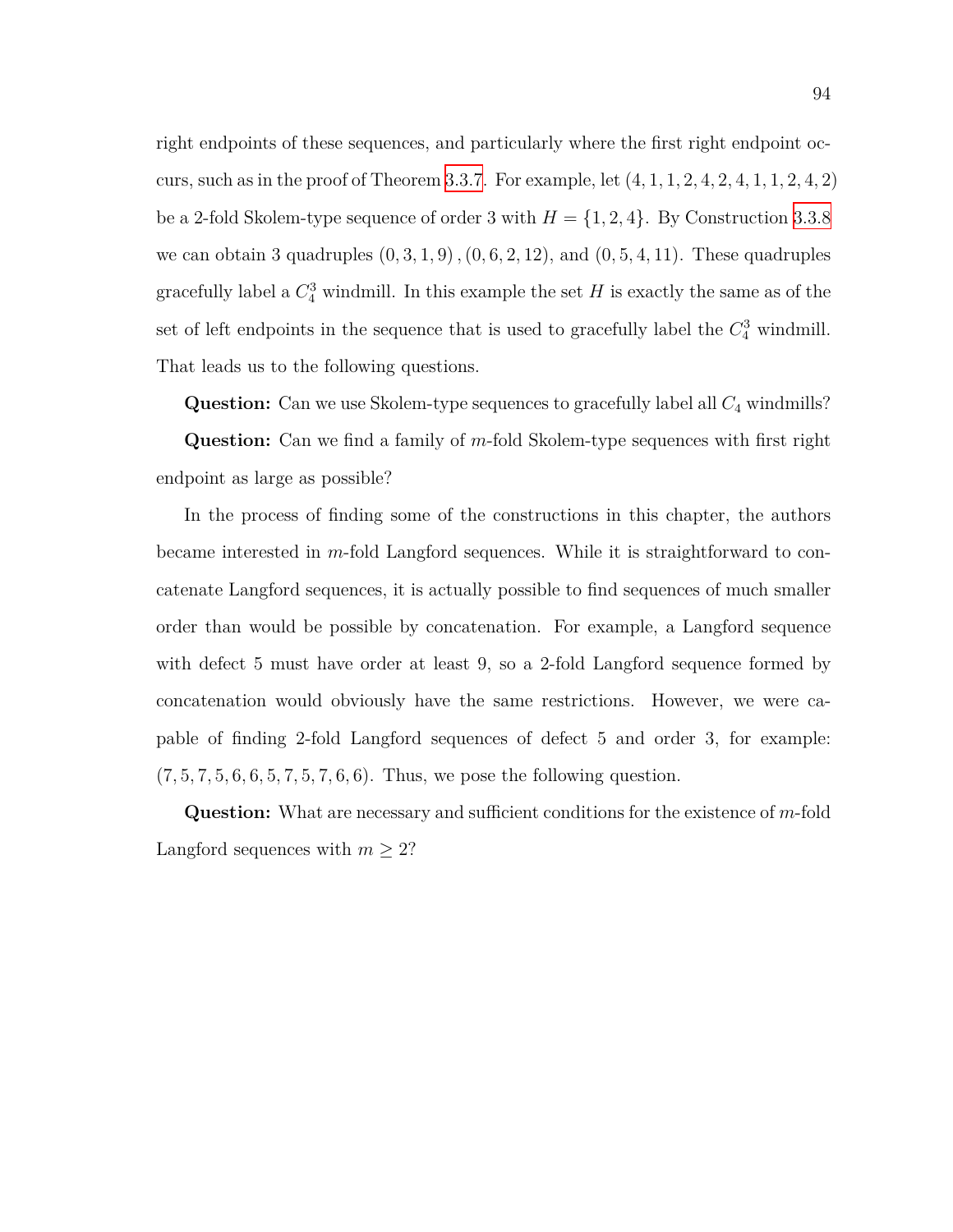right endpoints of these sequences, and particularly where the first right endpoint occurs, such as in the proof of Theorem 3.3.7. For example, let $(4, 1, 1, 2, 4, 2, 4, 1, 1, 2, 4, 2)$ be a 2-fold Skolem-type sequence of order 3 with $H = \{1, 2, 4\}$. By Construction 3.3.8 we can obtain 3 quadruples $(0, 3, 1, 9)$, $(0, 6, 2, 12)$, and $(0, 5, 4, 11)$. These quadruples gracefully label a $C_4^3$ windmill. In this example the set $H$ is exactly the same as of the set of left endpoints in the sequence that is used to gracefully label the $C_4^3$ windmill. That leads us to the following questions.

**Question:** Can we use Skolem-type sequences to gracefully label all $C_4$ windmills?

**Question:** Can we find a family of $m$-fold Skolem-type sequences with first right endpoint as large as possible?

In the process of finding some of the constructions in this chapter, the authors became interested in $m$-fold Langford sequences. While it is straightforward to concatenate Langford sequences, it is actually possible to find sequences of much smaller order than would be possible by concatenation. For example, a Langford sequence with defect 5 must have order at least 9, so a 2-fold Langford sequence formed by concatenation would obviously have the same restrictions. However, we were capable of finding 2-fold Langford sequences of defect 5 and order 3, for example: $(7, 5, 7, 5, 6, 6, 5, 7, 5, 7, 6, 6)$. Thus, we pose the following question.

**Question:** What are necessary and sufficient conditions for the existence of $m$-fold Langford sequences with $m \geq 2$?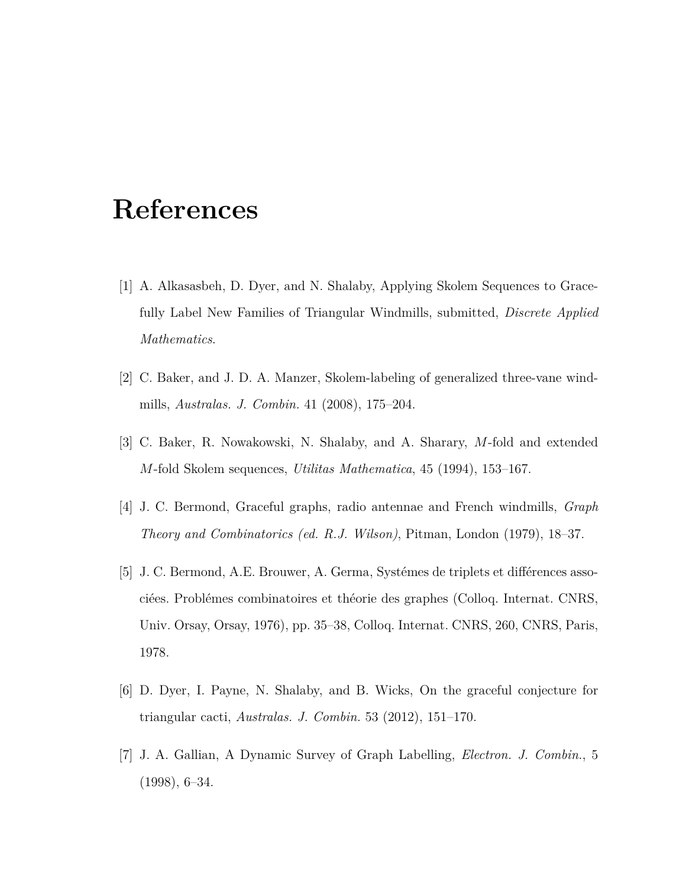# References

[1] A. Alkasasbeh, D. Dyer, and N. Shalaby, Applying Skolem Sequences to Gracefully Label New Families of Triangular Windmills, submitted, *Discrete Applied Mathematics*.

[2] C. Baker, and J. D. A. Manzer, Skolem-labeling of generalized three-vane windmills, *Australas. J. Combin.* 41 (2008), 175–204.

[3] C. Baker, R. Nowakowski, N. Shalaby, and A. Sharary, $M$-fold and extended $M$-fold Skolem sequences, *Utilitas Mathematica*, 45 (1994), 153–167.

[4] J. C. Bermond, Graceful graphs, radio antennae and French windmills, *Graph Theory and Combinatorics (ed. R.J. Wilson)*, Pitman, London (1979), 18–37.

[5] J. C. Bermond, A.E. Brouwer, A. Germa, Systémes de triplets et différences associées. Problémes combinatoires et théorie des graphes (Colloq. Internat. CNRS, Univ. Orsay, Orsay, 1976), pp. 35–38, Colloq. Internat. CNRS, 260, CNRS, Paris, 1978.

[6] D. Dyer, I. Payne, N. Shalaby, and B. Wicks, On the graceful conjecture for triangular cacti, *Australas. J. Combin.* 53 (2012), 151–170.

[7] J. A. Gallian, A Dynamic Survey of Graph Labelling, *Electron. J. Combin.*, 5 (1998), 6–34.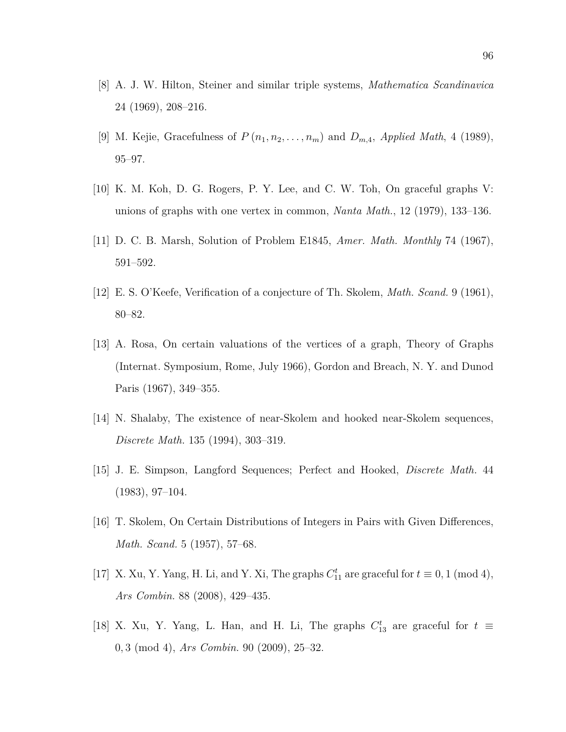[8] A. J. W. Hilton, Steiner and similar triple systems, *Mathematica Scandinavica* 24 (1969), 208–216.

[9] M. Kejie, Gracefulness of $P(n_1, n_2, \ldots, n_m)$ and $D_{m,4}$, *Applied Math*, 4 (1989), 95–97.

[10] K. M. Koh, D. G. Rogers, P. Y. Lee, and C. W. Toh, On graceful graphs V: unions of graphs with one vertex in common, *Nanta Math.*, 12 (1979), 133–136.

[11] D. C. B. Marsh, Solution of Problem E1845, *Amer. Math. Monthly* 74 (1967), 591–592.

[12] E. S. O'Keefe, Verification of a conjecture of Th. Skolem, *Math. Scand.* 9 (1961), 80–82.

[13] A. Rosa, On certain valuations of the vertices of a graph, Theory of Graphs (Internat. Symposium, Rome, July 1966), Gordon and Breach, N. Y. and Dunod Paris (1967), 349–355.

[14] N. Shalaby, The existence of near-Skolem and hooked near-Skolem sequences, *Discrete Math.* 135 (1994), 303–319.

[15] J. E. Simpson, Langford Sequences; Perfect and Hooked, *Discrete Math.* 44 (1983), 97–104.

[16] T. Skolem, On Certain Distributions of Integers in Pairs with Given Differences, *Math. Scand.* 5 (1957), 57–68.

[17] X. Xu, Y. Yang, H. Li, and Y. Xi, The graphs $C_{11}^t$ are graceful for $t \equiv 0, 1 \pmod 4$, *Ars Combin.* 88 (2008), 429–435.

[18] X. Xu, Y. Yang, L. Han, and H. Li, The graphs $C_{13}^t$ are graceful for $t \equiv 0, 3 \pmod 4$, *Ars Combin.* 90 (2009), 25–32.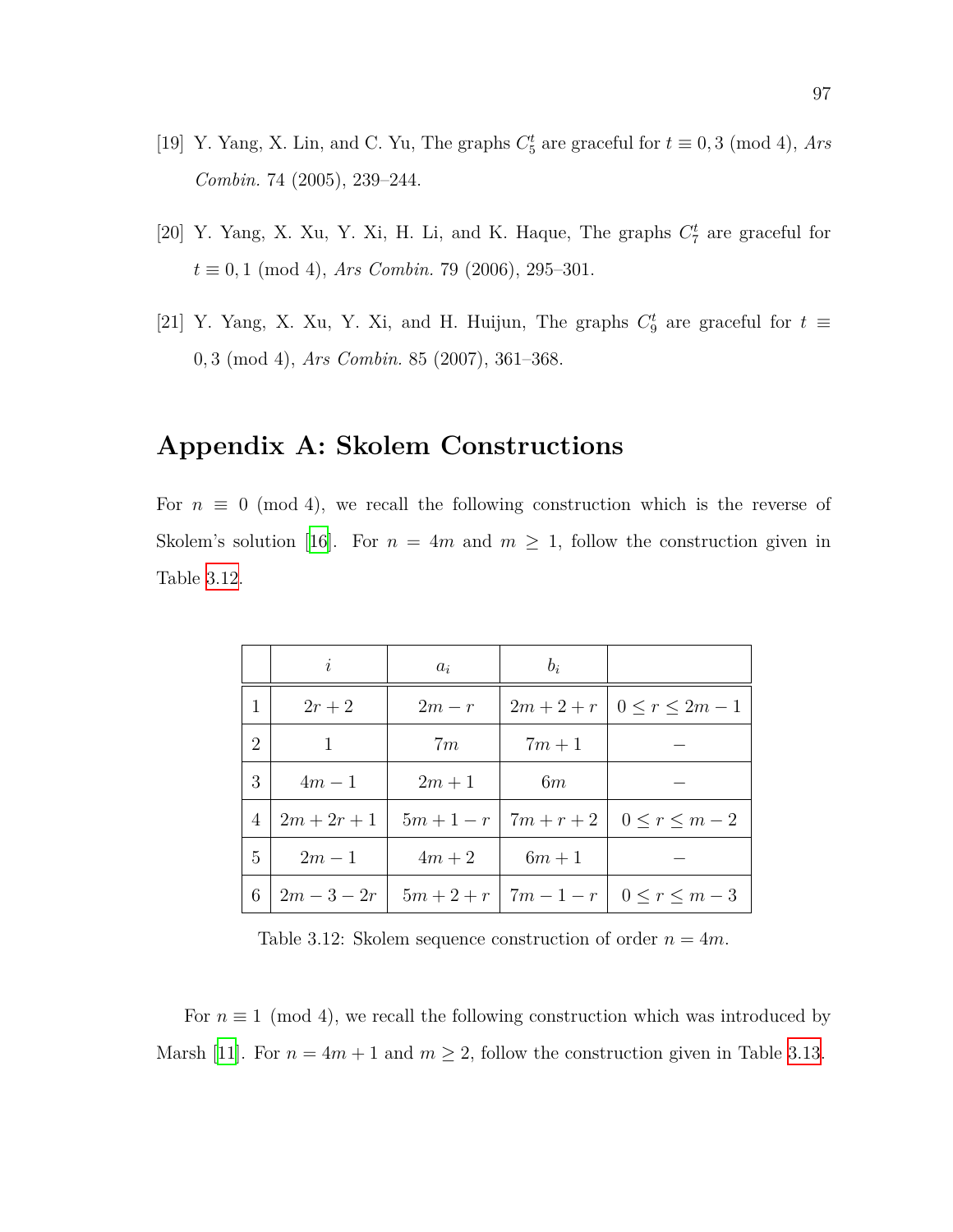[19] Y. Yang, X. Lin, and C. Yu, The graphs $C_5^t$ are graceful for $t \equiv 0, 3 \pmod 4$, *Ars Combin.* 74 (2005), 239–244.

[20] Y. Yang, X. Xu, Y. Xi, H. Li, and K. Haque, The graphs $C_7^t$ are graceful for $t \equiv 0, 1 \pmod 4$, *Ars Combin.* 79 (2006), 295–301.

[21] Y. Yang, X. Xu, Y. Xi, and H. Huijun, The graphs $C_9^t$ are graceful for $t \equiv 0, 3 \pmod 4$, *Ars Combin.* 85 (2007), 361–368.

# Appendix A: Skolem Constructions

For $n \equiv 0 \pmod 4$, we recall the following construction which is the reverse of Skolem's solution [16]. For $n = 4m$ and $m \geq 1$, follow the construction given in Table 3.12.

| | $i$ | $a_i$ | $b_i$ | |
|---|---|---|---|---|
| 1 | $2r+2$ | $2m-r$ | $2m+2+r$ | $0 \leq r \leq 2m-1$ |
| 2 | $1$ | $7m$ | $7m+1$ | $-$ |
| 3 | $4m-1$ | $2m+1$ | $6m$ | $-$ |
| 4 | $2m+2r+1$ | $5m+1-r$ | $7m+r+2$ | $0 \leq r \leq m-2$ |
| 5 | $2m-1$ | $4m+2$ | $6m+1$ | $-$ |
| 6 | $2m-3-2r$ | $5m+2+r$ | $7m-1-r$ | $0 \leq r \leq m-3$ |

Table 3.12: Skolem sequence construction of order $n = 4m$.

For $n \equiv 1 \pmod 4$, we recall the following construction which was introduced by Marsh [11]. For $n = 4m+1$ and $m \geq 2$, follow the construction given in Table 3.13.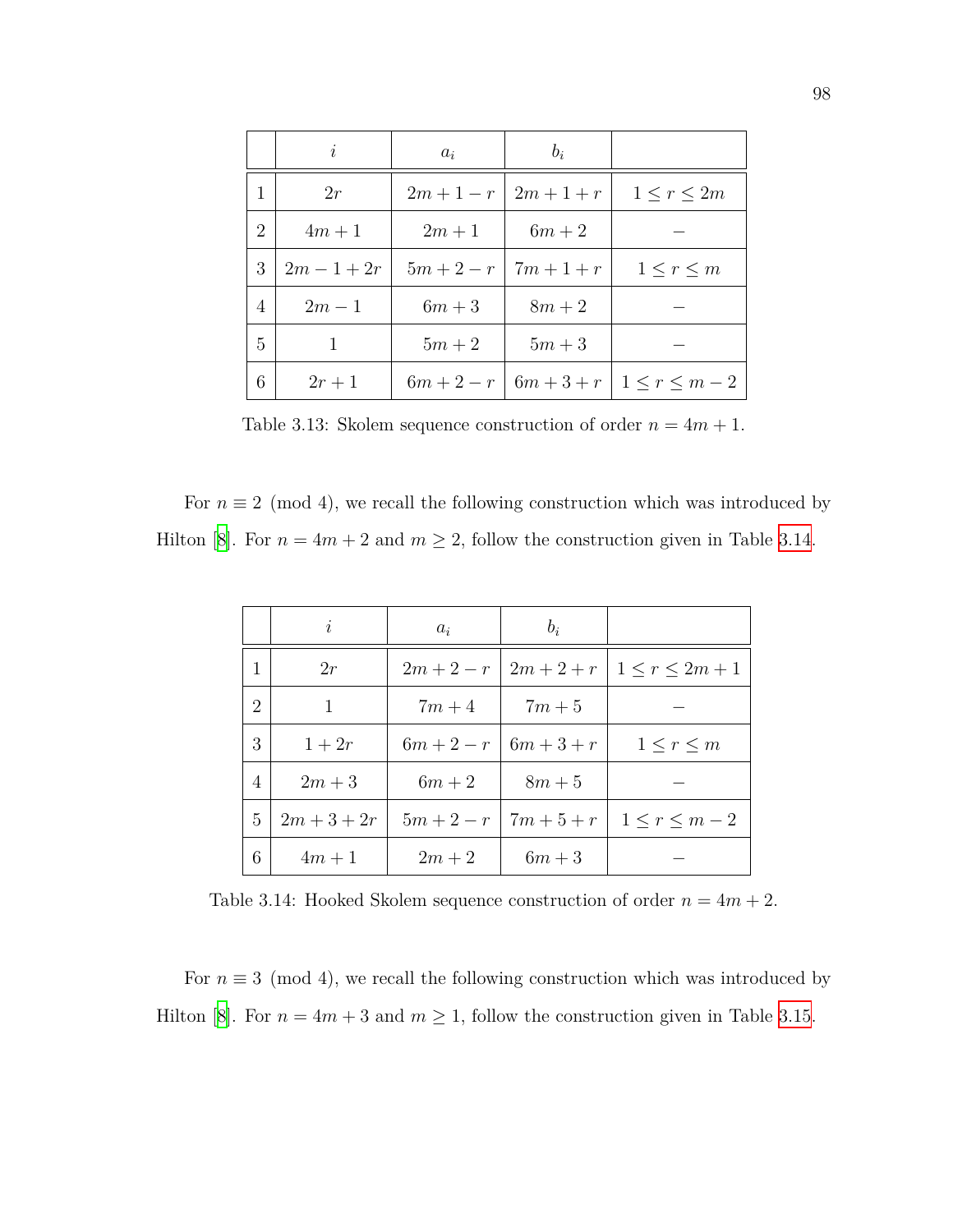| | $i$ | $a_i$ | $b_i$ | |
|---|---|---|---|---|
| 1 | $2r$ | $2m+1-r$ | $2m+1+r$ | $1 \leq r \leq 2m$ |
| 2 | $4m+1$ | $2m+1$ | $6m+2$ | $-$ |
| 3 | $2m-1+2r$ | $5m+2-r$ | $7m+1+r$ | $1 \leq r \leq m$ |
| 4 | $2m-1$ | $6m+3$ | $8m+2$ | $-$ |
| 5 | $1$ | $5m+2$ | $5m+3$ | $-$ |
| 6 | $2r+1$ | $6m+2-r$ | $6m+3+r$ | $1 \leq r \leq m-2$ |

Table 3.13: Skolem sequence construction of order $n = 4m+1$.

For $n \equiv 2 \pmod 4$, we recall the following construction which was introduced by Hilton [8]. For $n = 4m+2$ and $m \geq 2$, follow the construction given in Table 3.14.

| | $i$ | $a_i$ | $b_i$ | |
|---|---|---|---|---|
| 1 | $2r$ | $2m+2-r$ | $2m+2+r$ | $1 \leq r \leq 2m+1$ |
| 2 | $1$ | $7m+4$ | $7m+5$ | $-$ |
| 3 | $1+2r$ | $6m+2-r$ | $6m+3+r$ | $1 \leq r \leq m$ |
| 4 | $2m+3$ | $6m+2$ | $8m+5$ | $-$ |
| 5 | $2m+3+2r$ | $5m+2-r$ | $7m+5+r$ | $1 \leq r \leq m-2$ |
| 6 | $4m+1$ | $2m+2$ | $6m+3$ | $-$ |

Table 3.14: Hooked Skolem sequence construction of order $n = 4m+2$.

For $n \equiv 3 \pmod 4$, we recall the following construction which was introduced by Hilton [8]. For $n = 4m+3$ and $m \geq 1$, follow the construction given in Table 3.15.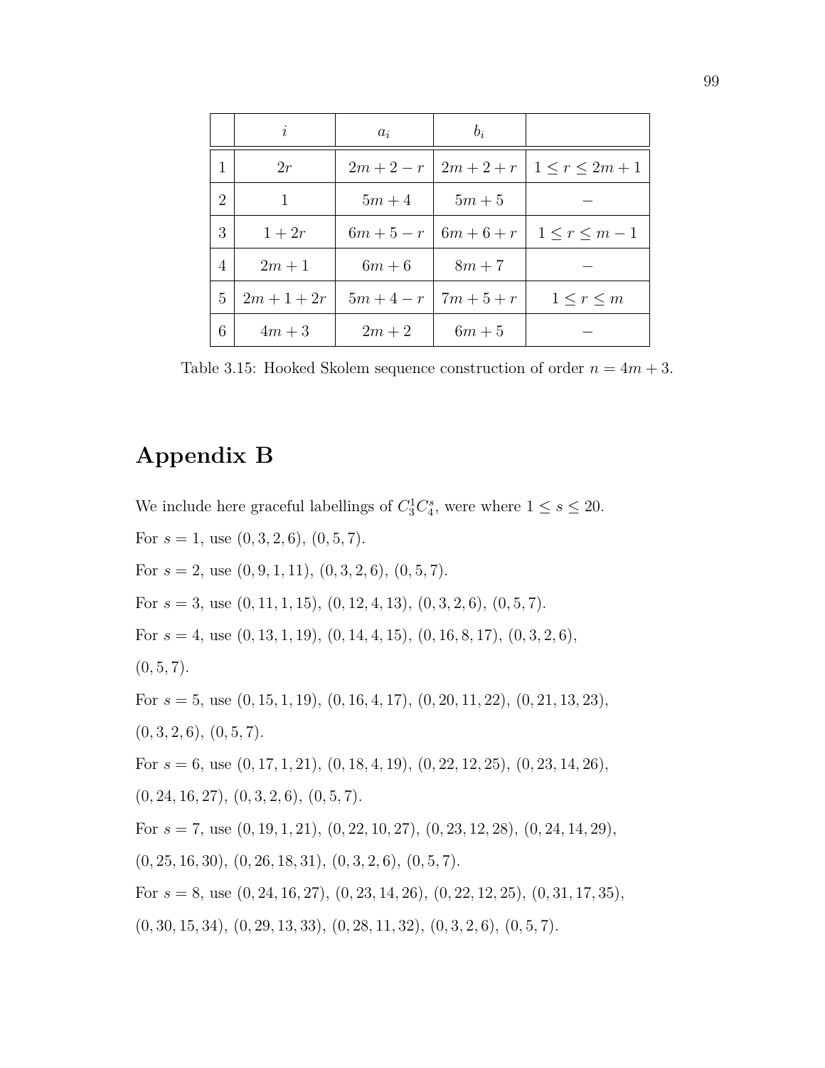| | $i$ | $a_i$ | $b_i$ | |
|---|---|---|---|---|
| 1 | $2r$ | $2m+2-r$ | $2m+2+r$ | $1 \leq r \leq 2m+1$ |
| 2 | $1$ | $5m+4$ | $5m+5$ | $-$ |
| 3 | $1+2r$ | $6m+5-r$ | $6m+6+r$ | $1 \leq r \leq m-1$ |
| 4 | $2m+1$ | $6m+6$ | $8m+7$ | $-$ |
| 5 | $2m+1+2r$ | $5m+4-r$ | $7m+5+r$ | $1 \leq r \leq m$ |
| 6 | $4m+3$ | $2m+2$ | $6m+5$ | $-$ |

Table 3.15: Hooked Skolem sequence construction of order $n = 4m + 3$.

# Appendix B

We include here graceful labellings of $C_3^1 C_4^s$, were where $1 \leq s \leq 20$.

For $s = 1$, use $(0, 3, 2, 6)$, $(0, 5, 7)$.

For $s = 2$, use $(0, 9, 1, 11)$, $(0, 3, 2, 6)$, $(0, 5, 7)$.

For $s = 3$, use $(0, 11, 1, 15)$, $(0, 12, 4, 13)$, $(0, 3, 2, 6)$, $(0, 5, 7)$.

For $s = 4$, use $(0, 13, 1, 19)$, $(0, 14, 4, 15)$, $(0, 16, 8, 17)$, $(0, 3, 2, 6)$, $(0, 5, 7)$.

For $s = 5$, use $(0, 15, 1, 19)$, $(0, 16, 4, 17)$, $(0, 20, 11, 22)$, $(0, 21, 13, 23)$, $(0, 3, 2, 6)$, $(0, 5, 7)$.

For $s = 6$, use $(0, 17, 1, 21)$, $(0, 18, 4, 19)$, $(0, 22, 12, 25)$, $(0, 23, 14, 26)$, $(0, 24, 16, 27)$, $(0, 3, 2, 6)$, $(0, 5, 7)$.

For $s = 7$, use $(0, 19, 1, 21)$, $(0, 22, 10, 27)$, $(0, 23, 12, 28)$, $(0, 24, 14, 29)$, $(0, 25, 16, 30)$, $(0, 26, 18, 31)$, $(0, 3, 2, 6)$, $(0, 5, 7)$.

For $s = 8$, use $(0, 24, 16, 27)$, $(0, 23, 14, 26)$, $(0, 22, 12, 25)$, $(0, 31, 17, 35)$, $(0, 30, 15, 34)$, $(0, 29, 13, 33)$, $(0, 28, 11, 32)$, $(0, 3, 2, 6)$, $(0, 5, 7)$.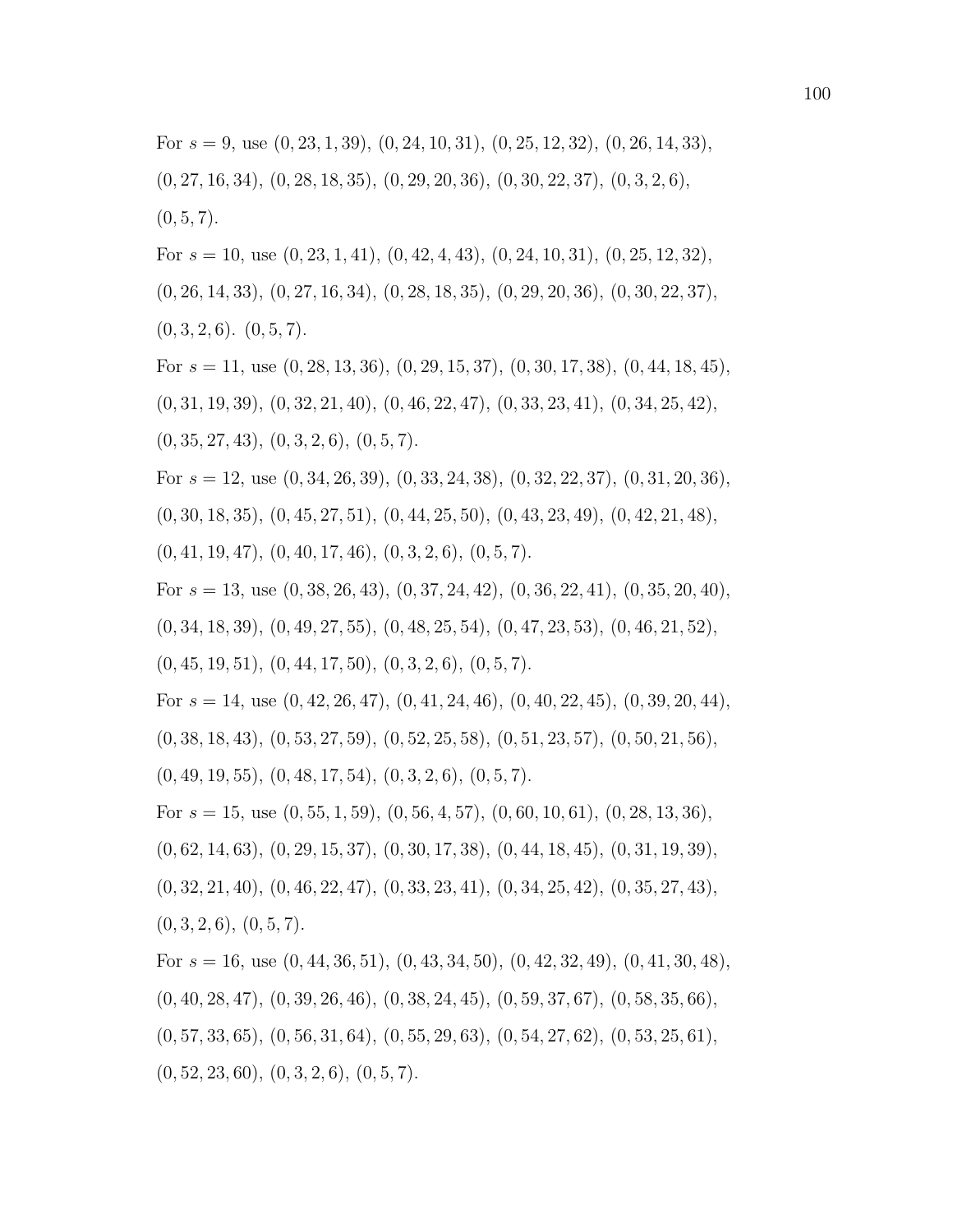For $s = 9$, use $(0, 23, 1, 39)$, $(0, 24, 10, 31)$, $(0, 25, 12, 32)$, $(0, 26, 14, 33)$, $(0, 27, 16, 34)$, $(0, 28, 18, 35)$, $(0, 29, 20, 36)$, $(0, 30, 22, 37)$, $(0, 3, 2, 6)$, $(0, 5, 7)$.

For $s = 10$, use $(0, 23, 1, 41)$, $(0, 42, 4, 43)$, $(0, 24, 10, 31)$, $(0, 25, 12, 32)$, $(0, 26, 14, 33)$, $(0, 27, 16, 34)$, $(0, 28, 18, 35)$, $(0, 29, 20, 36)$, $(0, 30, 22, 37)$, $(0, 3, 2, 6)$. $(0, 5, 7)$.

For $s = 11$, use $(0, 28, 13, 36)$, $(0, 29, 15, 37)$, $(0, 30, 17, 38)$, $(0, 44, 18, 45)$, $(0, 31, 19, 39)$, $(0, 32, 21, 40)$, $(0, 46, 22, 47)$, $(0, 33, 23, 41)$, $(0, 34, 25, 42)$, $(0, 35, 27, 43)$, $(0, 3, 2, 6)$, $(0, 5, 7)$.

For $s = 12$, use $(0, 34, 26, 39)$, $(0, 33, 24, 38)$, $(0, 32, 22, 37)$, $(0, 31, 20, 36)$, $(0, 30, 18, 35)$, $(0, 45, 27, 51)$, $(0, 44, 25, 50)$, $(0, 43, 23, 49)$, $(0, 42, 21, 48)$, $(0, 41, 19, 47)$, $(0, 40, 17, 46)$, $(0, 3, 2, 6)$, $(0, 5, 7)$.

For $s = 13$, use $(0, 38, 26, 43)$, $(0, 37, 24, 42)$, $(0, 36, 22, 41)$, $(0, 35, 20, 40)$, $(0, 34, 18, 39)$, $(0, 49, 27, 55)$, $(0, 48, 25, 54)$, $(0, 47, 23, 53)$, $(0, 46, 21, 52)$, $(0, 45, 19, 51)$, $(0, 44, 17, 50)$, $(0, 3, 2, 6)$, $(0, 5, 7)$.

For $s = 14$, use $(0, 42, 26, 47)$, $(0, 41, 24, 46)$, $(0, 40, 22, 45)$, $(0, 39, 20, 44)$, $(0, 38, 18, 43)$, $(0, 53, 27, 59)$, $(0, 52, 25, 58)$, $(0, 51, 23, 57)$, $(0, 50, 21, 56)$, $(0, 49, 19, 55)$, $(0, 48, 17, 54)$, $(0, 3, 2, 6)$, $(0, 5, 7)$.

For $s = 15$, use $(0, 55, 1, 59)$, $(0, 56, 4, 57)$, $(0, 60, 10, 61)$, $(0, 28, 13, 36)$, $(0, 62, 14, 63)$, $(0, 29, 15, 37)$, $(0, 30, 17, 38)$, $(0, 44, 18, 45)$, $(0, 31, 19, 39)$, $(0, 32, 21, 40)$, $(0, 46, 22, 47)$, $(0, 33, 23, 41)$, $(0, 34, 25, 42)$, $(0, 35, 27, 43)$, $(0, 3, 2, 6)$, $(0, 5, 7)$.

For $s = 16$, use $(0, 44, 36, 51)$, $(0, 43, 34, 50)$, $(0, 42, 32, 49)$, $(0, 41, 30, 48)$, $(0, 40, 28, 47)$, $(0, 39, 26, 46)$, $(0, 38, 24, 45)$, $(0, 59, 37, 67)$, $(0, 58, 35, 66)$, $(0, 57, 33, 65)$, $(0, 56, 31, 64)$, $(0, 55, 29, 63)$, $(0, 54, 27, 62)$, $(0, 53, 25, 61)$, $(0, 52, 23, 60)$, $(0, 3, 2, 6)$, $(0, 5, 7)$.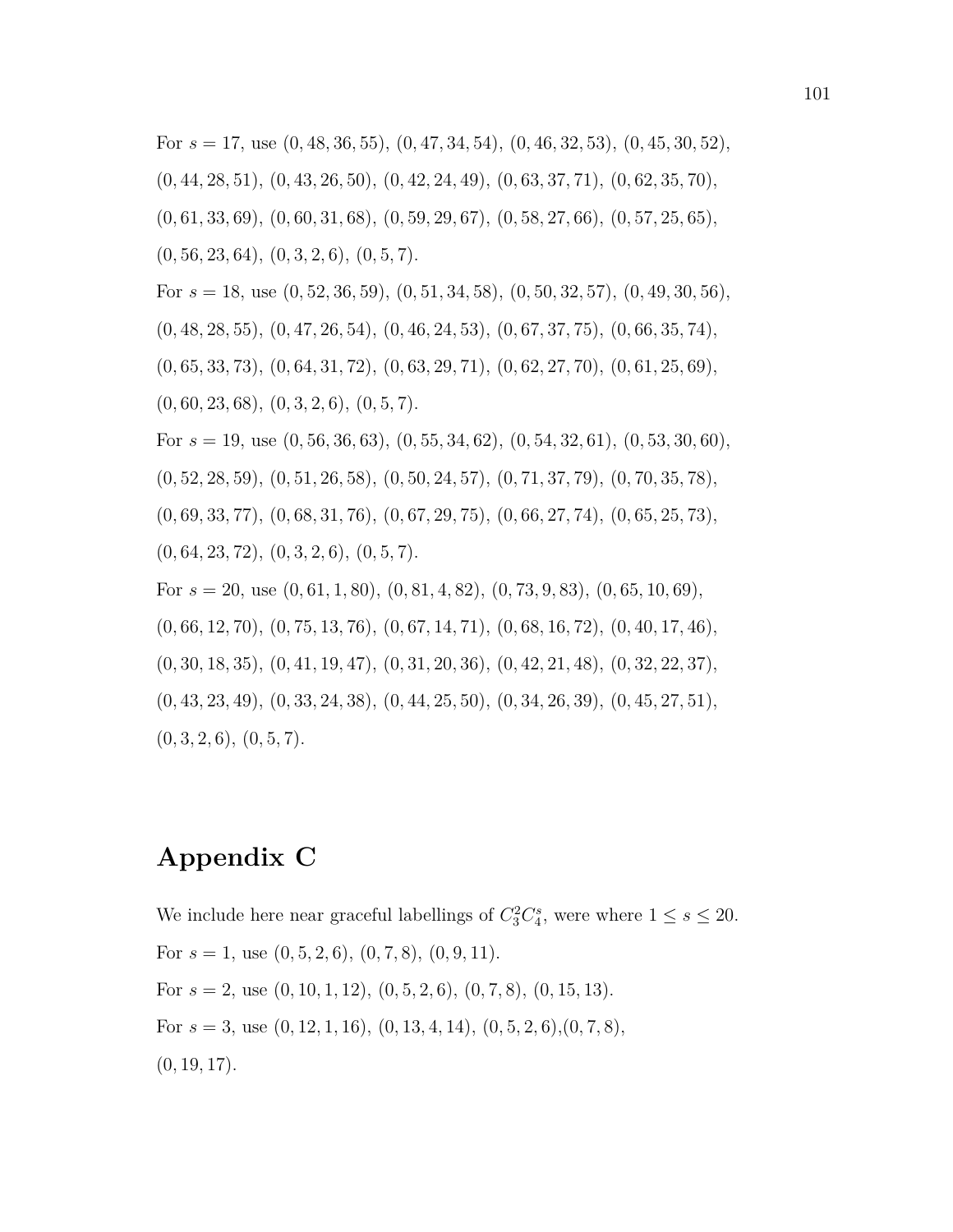For $s = 17$, use $(0, 48, 36, 55)$, $(0, 47, 34, 54)$, $(0, 46, 32, 53)$, $(0, 45, 30, 52)$, $(0, 44, 28, 51)$, $(0, 43, 26, 50)$, $(0, 42, 24, 49)$, $(0, 63, 37, 71)$, $(0, 62, 35, 70)$, $(0, 61, 33, 69)$, $(0, 60, 31, 68)$, $(0, 59, 29, 67)$, $(0, 58, 27, 66)$, $(0, 57, 25, 65)$, $(0, 56, 23, 64)$, $(0, 3, 2, 6)$, $(0, 5, 7)$.

For $s = 18$, use $(0, 52, 36, 59)$, $(0, 51, 34, 58)$, $(0, 50, 32, 57)$, $(0, 49, 30, 56)$, $(0, 48, 28, 55)$, $(0, 47, 26, 54)$, $(0, 46, 24, 53)$, $(0, 67, 37, 75)$, $(0, 66, 35, 74)$, $(0, 65, 33, 73)$, $(0, 64, 31, 72)$, $(0, 63, 29, 71)$, $(0, 62, 27, 70)$, $(0, 61, 25, 69)$, $(0, 60, 23, 68)$, $(0, 3, 2, 6)$, $(0, 5, 7)$.

For $s = 19$, use $(0, 56, 36, 63)$, $(0, 55, 34, 62)$, $(0, 54, 32, 61)$, $(0, 53, 30, 60)$, $(0, 52, 28, 59)$, $(0, 51, 26, 58)$, $(0, 50, 24, 57)$, $(0, 71, 37, 79)$, $(0, 70, 35, 78)$, $(0, 69, 33, 77)$, $(0, 68, 31, 76)$, $(0, 67, 29, 75)$, $(0, 66, 27, 74)$, $(0, 65, 25, 73)$, $(0, 64, 23, 72)$, $(0, 3, 2, 6)$, $(0, 5, 7)$.

For $s = 20$, use $(0, 61, 1, 80)$, $(0, 81, 4, 82)$, $(0, 73, 9, 83)$, $(0, 65, 10, 69)$, $(0, 66, 12, 70)$, $(0, 75, 13, 76)$, $(0, 67, 14, 71)$, $(0, 68, 16, 72)$, $(0, 40, 17, 46)$, $(0, 30, 18, 35)$, $(0, 41, 19, 47)$, $(0, 31, 20, 36)$, $(0, 42, 21, 48)$, $(0, 32, 22, 37)$, $(0, 43, 23, 49)$, $(0, 33, 24, 38)$, $(0, 44, 25, 50)$, $(0, 34, 26, 39)$, $(0, 45, 27, 51)$, $(0, 3, 2, 6)$, $(0, 5, 7)$.

# Appendix C

We include here near graceful labellings of $C_3^2 C_4^s$, were where $1 \leq s \leq 20$.

For $s = 1$, use $(0, 5, 2, 6)$, $(0, 7, 8)$, $(0, 9, 11)$.

For $s = 2$, use $(0, 10, 1, 12)$, $(0, 5, 2, 6)$, $(0, 7, 8)$, $(0, 15, 13)$.

For $s = 3$, use $(0, 12, 1, 16)$, $(0, 13, 4, 14)$, $(0, 5, 2, 6)$,$(0, 7, 8)$, $(0, 19, 17)$.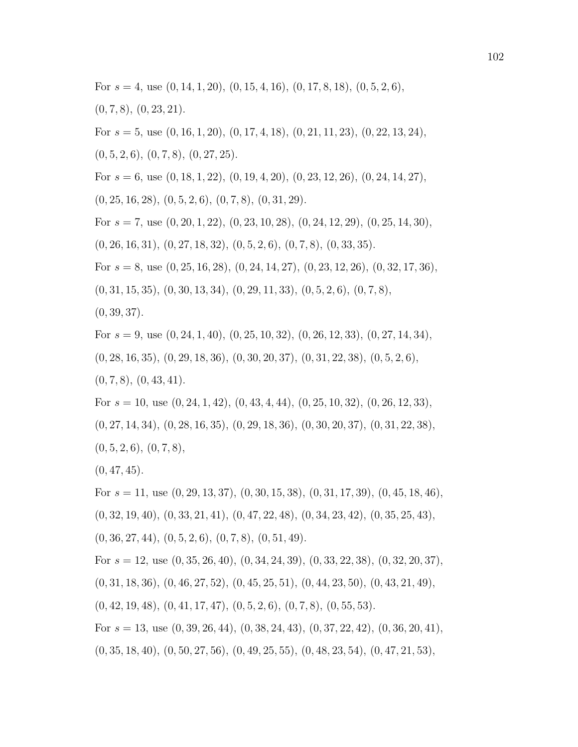For $s = 4$, use $(0, 14, 1, 20)$, $(0, 15, 4, 16)$, $(0, 17, 8, 18)$, $(0, 5, 2, 6)$, $(0, 7, 8)$, $(0, 23, 21)$.

For $s = 5$, use $(0, 16, 1, 20)$, $(0, 17, 4, 18)$, $(0, 21, 11, 23)$, $(0, 22, 13, 24)$, $(0, 5, 2, 6)$, $(0, 7, 8)$, $(0, 27, 25)$.

For $s = 6$, use $(0, 18, 1, 22)$, $(0, 19, 4, 20)$, $(0, 23, 12, 26)$, $(0, 24, 14, 27)$, $(0, 25, 16, 28)$, $(0, 5, 2, 6)$, $(0, 7, 8)$, $(0, 31, 29)$.

For $s = 7$, use $(0, 20, 1, 22)$, $(0, 23, 10, 28)$, $(0, 24, 12, 29)$, $(0, 25, 14, 30)$, $(0, 26, 16, 31)$, $(0, 27, 18, 32)$, $(0, 5, 2, 6)$, $(0, 7, 8)$, $(0, 33, 35)$.

For $s = 8$, use $(0, 25, 16, 28)$, $(0, 24, 14, 27)$, $(0, 23, 12, 26)$, $(0, 32, 17, 36)$, $(0, 31, 15, 35)$, $(0, 30, 13, 34)$, $(0, 29, 11, 33)$, $(0, 5, 2, 6)$, $(0, 7, 8)$, $(0, 39, 37)$.

For $s = 9$, use $(0, 24, 1, 40)$, $(0, 25, 10, 32)$, $(0, 26, 12, 33)$, $(0, 27, 14, 34)$, $(0, 28, 16, 35)$, $(0, 29, 18, 36)$, $(0, 30, 20, 37)$, $(0, 31, 22, 38)$, $(0, 5, 2, 6)$, $(0, 7, 8)$, $(0, 43, 41)$.

For $s = 10$, use $(0, 24, 1, 42)$, $(0, 43, 4, 44)$, $(0, 25, 10, 32)$, $(0, 26, 12, 33)$, $(0, 27, 14, 34)$, $(0, 28, 16, 35)$, $(0, 29, 18, 36)$, $(0, 30, 20, 37)$, $(0, 31, 22, 38)$, $(0, 5, 2, 6)$, $(0, 7, 8)$,
$(0, 47, 45)$.

For $s = 11$, use $(0, 29, 13, 37)$, $(0, 30, 15, 38)$, $(0, 31, 17, 39)$, $(0, 45, 18, 46)$, $(0, 32, 19, 40)$, $(0, 33, 21, 41)$, $(0, 47, 22, 48)$, $(0, 34, 23, 42)$, $(0, 35, 25, 43)$, $(0, 36, 27, 44)$, $(0, 5, 2, 6)$, $(0, 7, 8)$, $(0, 51, 49)$.

For $s = 12$, use $(0, 35, 26, 40)$, $(0, 34, 24, 39)$, $(0, 33, 22, 38)$, $(0, 32, 20, 37)$, $(0, 31, 18, 36)$, $(0, 46, 27, 52)$, $(0, 45, 25, 51)$, $(0, 44, 23, 50)$, $(0, 43, 21, 49)$, $(0, 42, 19, 48)$, $(0, 41, 17, 47)$, $(0, 5, 2, 6)$, $(0, 7, 8)$, $(0, 55, 53)$.

For $s = 13$, use $(0, 39, 26, 44)$, $(0, 38, 24, 43)$, $(0, 37, 22, 42)$, $(0, 36, 20, 41)$, $(0, 35, 18, 40)$, $(0, 50, 27, 56)$, $(0, 49, 25, 55)$, $(0, 48, 23, 54)$, $(0, 47, 21, 53)$,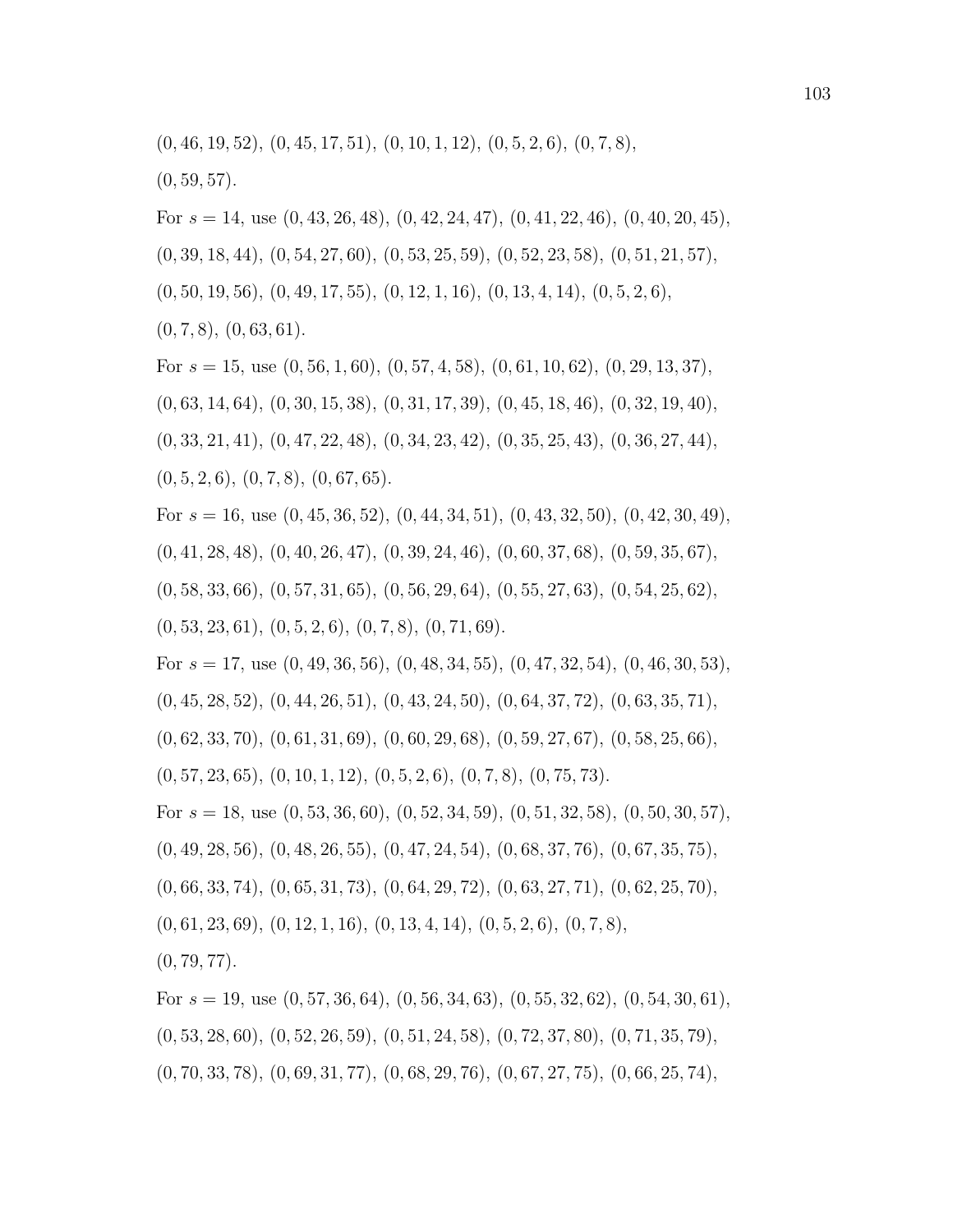$(0, 46, 19, 52)$, $(0, 45, 17, 51)$, $(0, 10, 1, 12)$, $(0, 5, 2, 6)$, $(0, 7, 8)$, $(0, 59, 57)$.

For $s = 14$, use $(0, 43, 26, 48)$, $(0, 42, 24, 47)$, $(0, 41, 22, 46)$, $(0, 40, 20, 45)$, $(0, 39, 18, 44)$, $(0, 54, 27, 60)$, $(0, 53, 25, 59)$, $(0, 52, 23, 58)$, $(0, 51, 21, 57)$, $(0, 50, 19, 56)$, $(0, 49, 17, 55)$, $(0, 12, 1, 16)$, $(0, 13, 4, 14)$, $(0, 5, 2, 6)$, $(0, 7, 8)$, $(0, 63, 61)$.

For $s = 15$, use $(0, 56, 1, 60)$, $(0, 57, 4, 58)$, $(0, 61, 10, 62)$, $(0, 29, 13, 37)$, $(0, 63, 14, 64)$, $(0, 30, 15, 38)$, $(0, 31, 17, 39)$, $(0, 45, 18, 46)$, $(0, 32, 19, 40)$, $(0, 33, 21, 41)$, $(0, 47, 22, 48)$, $(0, 34, 23, 42)$, $(0, 35, 25, 43)$, $(0, 36, 27, 44)$, $(0, 5, 2, 6)$, $(0, 7, 8)$, $(0, 67, 65)$.

For $s = 16$, use $(0, 45, 36, 52)$, $(0, 44, 34, 51)$, $(0, 43, 32, 50)$, $(0, 42, 30, 49)$, $(0, 41, 28, 48)$, $(0, 40, 26, 47)$, $(0, 39, 24, 46)$, $(0, 60, 37, 68)$, $(0, 59, 35, 67)$, $(0, 58, 33, 66)$, $(0, 57, 31, 65)$, $(0, 56, 29, 64)$, $(0, 55, 27, 63)$, $(0, 54, 25, 62)$, $(0, 53, 23, 61)$, $(0, 5, 2, 6)$, $(0, 7, 8)$, $(0, 71, 69)$.

For $s = 17$, use $(0, 49, 36, 56)$, $(0, 48, 34, 55)$, $(0, 47, 32, 54)$, $(0, 46, 30, 53)$, $(0, 45, 28, 52)$, $(0, 44, 26, 51)$, $(0, 43, 24, 50)$, $(0, 64, 37, 72)$, $(0, 63, 35, 71)$, $(0, 62, 33, 70)$, $(0, 61, 31, 69)$, $(0, 60, 29, 68)$, $(0, 59, 27, 67)$, $(0, 58, 25, 66)$, $(0, 57, 23, 65)$, $(0, 10, 1, 12)$, $(0, 5, 2, 6)$, $(0, 7, 8)$, $(0, 75, 73)$.

For $s = 18$, use $(0, 53, 36, 60)$, $(0, 52, 34, 59)$, $(0, 51, 32, 58)$, $(0, 50, 30, 57)$, $(0, 49, 28, 56)$, $(0, 48, 26, 55)$, $(0, 47, 24, 54)$, $(0, 68, 37, 76)$, $(0, 67, 35, 75)$, $(0, 66, 33, 74)$, $(0, 65, 31, 73)$, $(0, 64, 29, 72)$, $(0, 63, 27, 71)$, $(0, 62, 25, 70)$, $(0, 61, 23, 69)$, $(0, 12, 1, 16)$, $(0, 13, 4, 14)$, $(0, 5, 2, 6)$, $(0, 7, 8)$, $(0, 79, 77)$.

For $s = 19$, use $(0, 57, 36, 64)$, $(0, 56, 34, 63)$, $(0, 55, 32, 62)$, $(0, 54, 30, 61)$, $(0, 53, 28, 60)$, $(0, 52, 26, 59)$, $(0, 51, 24, 58)$, $(0, 72, 37, 80)$, $(0, 71, 35, 79)$, $(0, 70, 33, 78)$, $(0, 69, 31, 77)$, $(0, 68, 29, 76)$, $(0, 67, 27, 75)$, $(0, 66, 25, 74)$,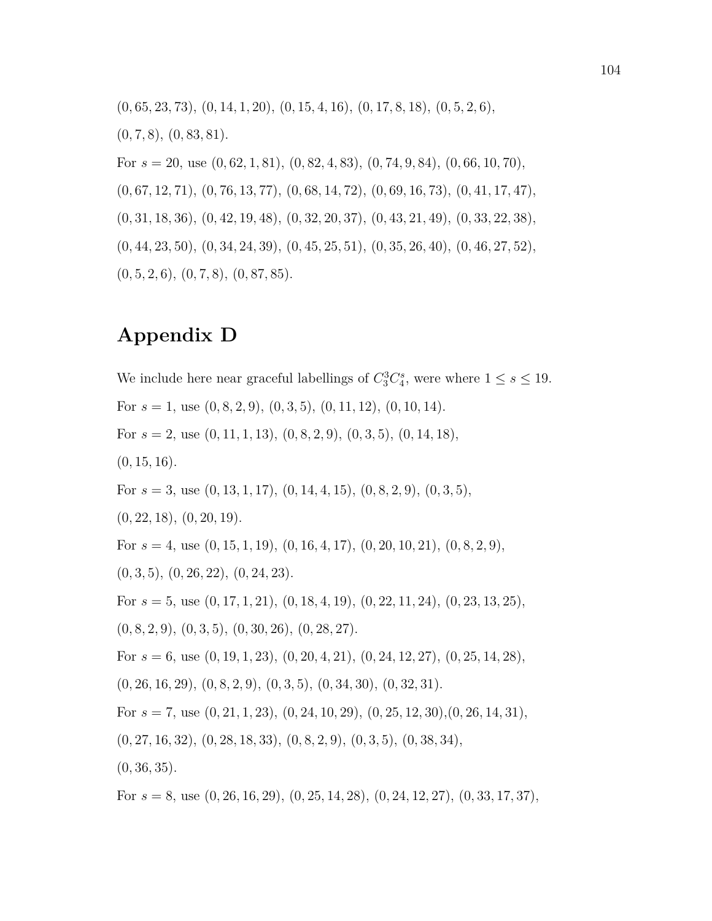$(0, 65, 23, 73)$, $(0, 14, 1, 20)$, $(0, 15, 4, 16)$, $(0, 17, 8, 18)$, $(0, 5, 2, 6)$, $(0, 7, 8)$, $(0, 83, 81)$.

For $s = 20$, use $(0, 62, 1, 81)$, $(0, 82, 4, 83)$, $(0, 74, 9, 84)$, $(0, 66, 10, 70)$, $(0, 67, 12, 71)$, $(0, 76, 13, 77)$, $(0, 68, 14, 72)$, $(0, 69, 16, 73)$, $(0, 41, 17, 47)$, $(0, 31, 18, 36)$, $(0, 42, 19, 48)$, $(0, 32, 20, 37)$, $(0, 43, 21, 49)$, $(0, 33, 22, 38)$, $(0, 44, 23, 50)$, $(0, 34, 24, 39)$, $(0, 45, 25, 51)$, $(0, 35, 26, 40)$, $(0, 46, 27, 52)$, $(0, 5, 2, 6)$, $(0, 7, 8)$, $(0, 87, 85)$.

# Appendix D

We include here near graceful labellings of $C_3^3 C_4^s$, were where $1 \leq s \leq 19$.

For $s = 1$, use $(0, 8, 2, 9)$, $(0, 3, 5)$, $(0, 11, 12)$, $(0, 10, 14)$.

For $s = 2$, use $(0, 11, 1, 13)$, $(0, 8, 2, 9)$, $(0, 3, 5)$, $(0, 14, 18)$, $(0, 15, 16)$.

For $s = 3$, use $(0, 13, 1, 17)$, $(0, 14, 4, 15)$, $(0, 8, 2, 9)$, $(0, 3, 5)$, $(0, 22, 18)$, $(0, 20, 19)$.

For $s = 4$, use $(0, 15, 1, 19)$, $(0, 16, 4, 17)$, $(0, 20, 10, 21)$, $(0, 8, 2, 9)$, $(0, 3, 5)$, $(0, 26, 22)$, $(0, 24, 23)$.

For $s = 5$, use $(0, 17, 1, 21)$, $(0, 18, 4, 19)$, $(0, 22, 11, 24)$, $(0, 23, 13, 25)$, $(0, 8, 2, 9)$, $(0, 3, 5)$, $(0, 30, 26)$, $(0, 28, 27)$.

For $s = 6$, use $(0, 19, 1, 23)$, $(0, 20, 4, 21)$, $(0, 24, 12, 27)$, $(0, 25, 14, 28)$, $(0, 26, 16, 29)$, $(0, 8, 2, 9)$, $(0, 3, 5)$, $(0, 34, 30)$, $(0, 32, 31)$.

For $s = 7$, use $(0, 21, 1, 23)$, $(0, 24, 10, 29)$, $(0, 25, 12, 30)$,$(0, 26, 14, 31)$, $(0, 27, 16, 32)$, $(0, 28, 18, 33)$, $(0, 8, 2, 9)$, $(0, 3, 5)$, $(0, 38, 34)$, $(0, 36, 35)$.

For $s = 8$, use $(0, 26, 16, 29)$, $(0, 25, 14, 28)$, $(0, 24, 12, 27)$, $(0, 33, 17, 37)$,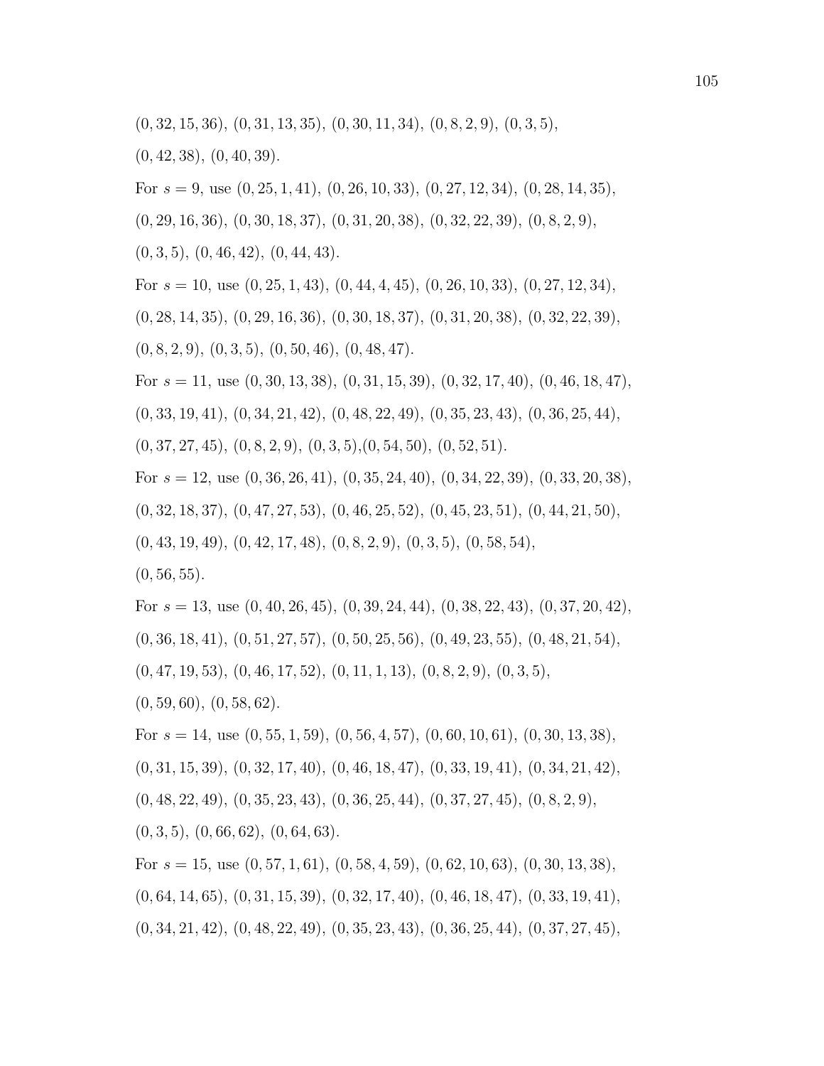$(0, 32, 15, 36)$, $(0, 31, 13, 35)$, $(0, 30, 11, 34)$, $(0, 8, 2, 9)$, $(0, 3, 5)$, $(0, 42, 38)$, $(0, 40, 39)$.

For $s = 9$, use $(0, 25, 1, 41)$, $(0, 26, 10, 33)$, $(0, 27, 12, 34)$, $(0, 28, 14, 35)$, $(0, 29, 16, 36)$, $(0, 30, 18, 37)$, $(0, 31, 20, 38)$, $(0, 32, 22, 39)$, $(0, 8, 2, 9)$, $(0, 3, 5)$, $(0, 46, 42)$, $(0, 44, 43)$.

For $s = 10$, use $(0, 25, 1, 43)$, $(0, 44, 4, 45)$, $(0, 26, 10, 33)$, $(0, 27, 12, 34)$, $(0, 28, 14, 35)$, $(0, 29, 16, 36)$, $(0, 30, 18, 37)$, $(0, 31, 20, 38)$, $(0, 32, 22, 39)$, $(0, 8, 2, 9)$, $(0, 3, 5)$, $(0, 50, 46)$, $(0, 48, 47)$.

For $s = 11$, use $(0, 30, 13, 38)$, $(0, 31, 15, 39)$, $(0, 32, 17, 40)$, $(0, 46, 18, 47)$, $(0, 33, 19, 41)$, $(0, 34, 21, 42)$, $(0, 48, 22, 49)$, $(0, 35, 23, 43)$, $(0, 36, 25, 44)$, $(0, 37, 27, 45)$, $(0, 8, 2, 9)$, $(0, 3, 5)$,$(0, 54, 50)$, $(0, 52, 51)$.

For $s = 12$, use $(0, 36, 26, 41)$, $(0, 35, 24, 40)$, $(0, 34, 22, 39)$, $(0, 33, 20, 38)$, $(0, 32, 18, 37)$, $(0, 47, 27, 53)$, $(0, 46, 25, 52)$, $(0, 45, 23, 51)$, $(0, 44, 21, 50)$, $(0, 43, 19, 49)$, $(0, 42, 17, 48)$, $(0, 8, 2, 9)$, $(0, 3, 5)$, $(0, 58, 54)$, $(0, 56, 55)$.

For $s = 13$, use $(0, 40, 26, 45)$, $(0, 39, 24, 44)$, $(0, 38, 22, 43)$, $(0, 37, 20, 42)$, $(0, 36, 18, 41)$, $(0, 51, 27, 57)$, $(0, 50, 25, 56)$, $(0, 49, 23, 55)$, $(0, 48, 21, 54)$, $(0, 47, 19, 53)$, $(0, 46, 17, 52)$, $(0, 11, 1, 13)$, $(0, 8, 2, 9)$, $(0, 3, 5)$, $(0, 59, 60)$, $(0, 58, 62)$.

For $s = 14$, use $(0, 55, 1, 59)$, $(0, 56, 4, 57)$, $(0, 60, 10, 61)$, $(0, 30, 13, 38)$, $(0, 31, 15, 39)$, $(0, 32, 17, 40)$, $(0, 46, 18, 47)$, $(0, 33, 19, 41)$, $(0, 34, 21, 42)$, $(0, 48, 22, 49)$, $(0, 35, 23, 43)$, $(0, 36, 25, 44)$, $(0, 37, 27, 45)$, $(0, 8, 2, 9)$, $(0, 3, 5)$, $(0, 66, 62)$, $(0, 64, 63)$.

For $s = 15$, use $(0, 57, 1, 61)$, $(0, 58, 4, 59)$, $(0, 62, 10, 63)$, $(0, 30, 13, 38)$, $(0, 64, 14, 65)$, $(0, 31, 15, 39)$, $(0, 32, 17, 40)$, $(0, 46, 18, 47)$, $(0, 33, 19, 41)$, $(0, 34, 21, 42)$, $(0, 48, 22, 49)$, $(0, 35, 23, 43)$, $(0, 36, 25, 44)$, $(0, 37, 27, 45)$,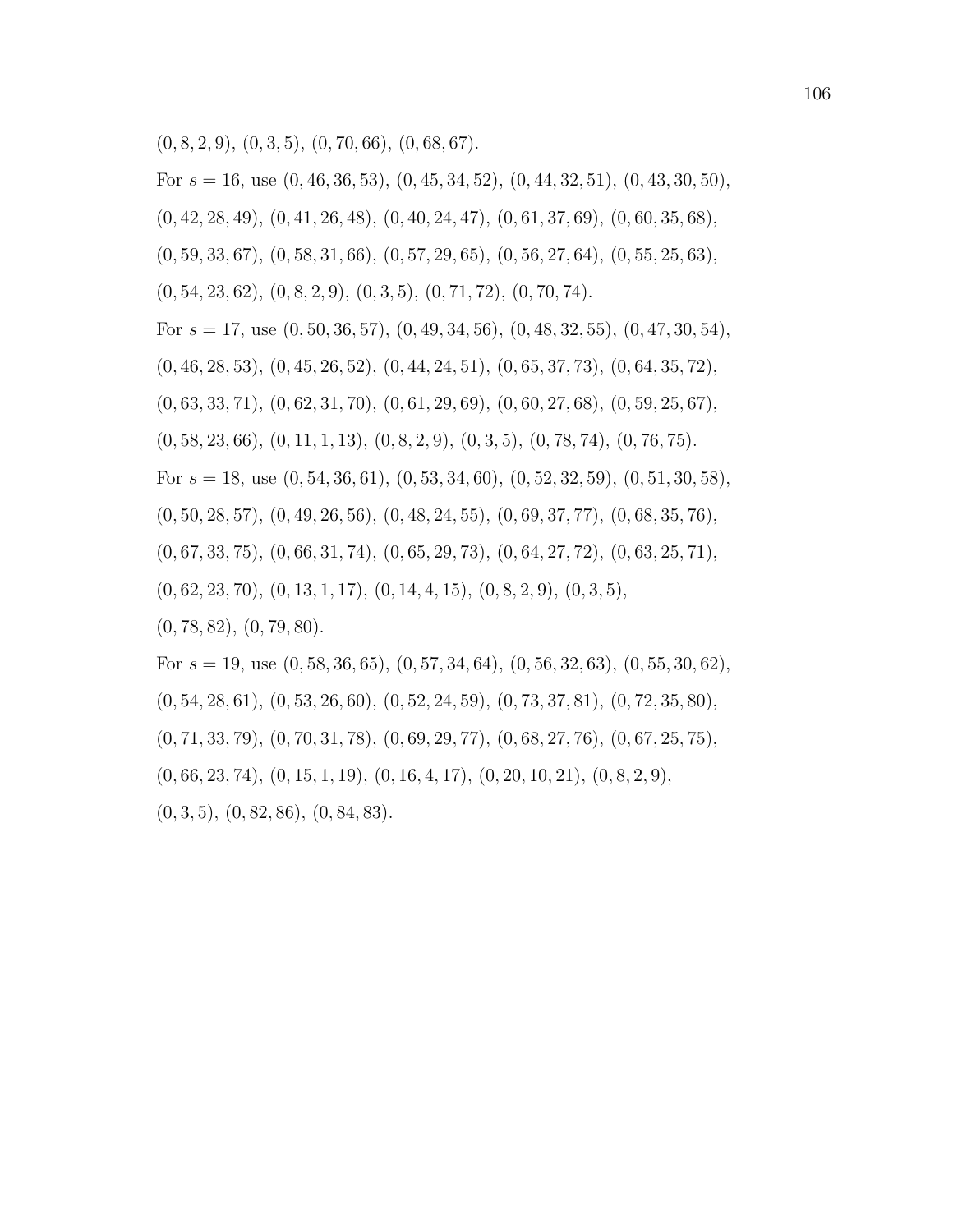$(0, 8, 2, 9)$, $(0, 3, 5)$, $(0, 70, 66)$, $(0, 68, 67)$.

For $s = 16$, use $(0, 46, 36, 53)$, $(0, 45, 34, 52)$, $(0, 44, 32, 51)$, $(0, 43, 30, 50)$, $(0, 42, 28, 49)$, $(0, 41, 26, 48)$, $(0, 40, 24, 47)$, $(0, 61, 37, 69)$, $(0, 60, 35, 68)$, $(0, 59, 33, 67)$, $(0, 58, 31, 66)$, $(0, 57, 29, 65)$, $(0, 56, 27, 64)$, $(0, 55, 25, 63)$, $(0, 54, 23, 62)$, $(0, 8, 2, 9)$, $(0, 3, 5)$, $(0, 71, 72)$, $(0, 70, 74)$.

For $s = 17$, use $(0, 50, 36, 57)$, $(0, 49, 34, 56)$, $(0, 48, 32, 55)$, $(0, 47, 30, 54)$, $(0, 46, 28, 53)$, $(0, 45, 26, 52)$, $(0, 44, 24, 51)$, $(0, 65, 37, 73)$, $(0, 64, 35, 72)$, $(0, 63, 33, 71)$, $(0, 62, 31, 70)$, $(0, 61, 29, 69)$, $(0, 60, 27, 68)$, $(0, 59, 25, 67)$, $(0, 58, 23, 66)$, $(0, 11, 1, 13)$, $(0, 8, 2, 9)$, $(0, 3, 5)$, $(0, 78, 74)$, $(0, 76, 75)$.

For $s = 18$, use $(0, 54, 36, 61)$, $(0, 53, 34, 60)$, $(0, 52, 32, 59)$, $(0, 51, 30, 58)$, $(0, 50, 28, 57)$, $(0, 49, 26, 56)$, $(0, 48, 24, 55)$, $(0, 69, 37, 77)$, $(0, 68, 35, 76)$, $(0, 67, 33, 75)$, $(0, 66, 31, 74)$, $(0, 65, 29, 73)$, $(0, 64, 27, 72)$, $(0, 63, 25, 71)$, $(0, 62, 23, 70)$, $(0, 13, 1, 17)$, $(0, 14, 4, 15)$, $(0, 8, 2, 9)$, $(0, 3, 5)$, $(0, 78, 82)$, $(0, 79, 80)$.

For $s = 19$, use $(0, 58, 36, 65)$, $(0, 57, 34, 64)$, $(0, 56, 32, 63)$, $(0, 55, 30, 62)$, $(0, 54, 28, 61)$, $(0, 53, 26, 60)$, $(0, 52, 24, 59)$, $(0, 73, 37, 81)$, $(0, 72, 35, 80)$, $(0, 71, 33, 79)$, $(0, 70, 31, 78)$, $(0, 69, 29, 77)$, $(0, 68, 27, 76)$, $(0, 67, 25, 75)$, $(0, 66, 23, 74)$, $(0, 15, 1, 19)$, $(0, 16, 4, 17)$, $(0, 20, 10, 21)$, $(0, 8, 2, 9)$, $(0, 3, 5)$, $(0, 82, 86)$, $(0, 84, 83)$.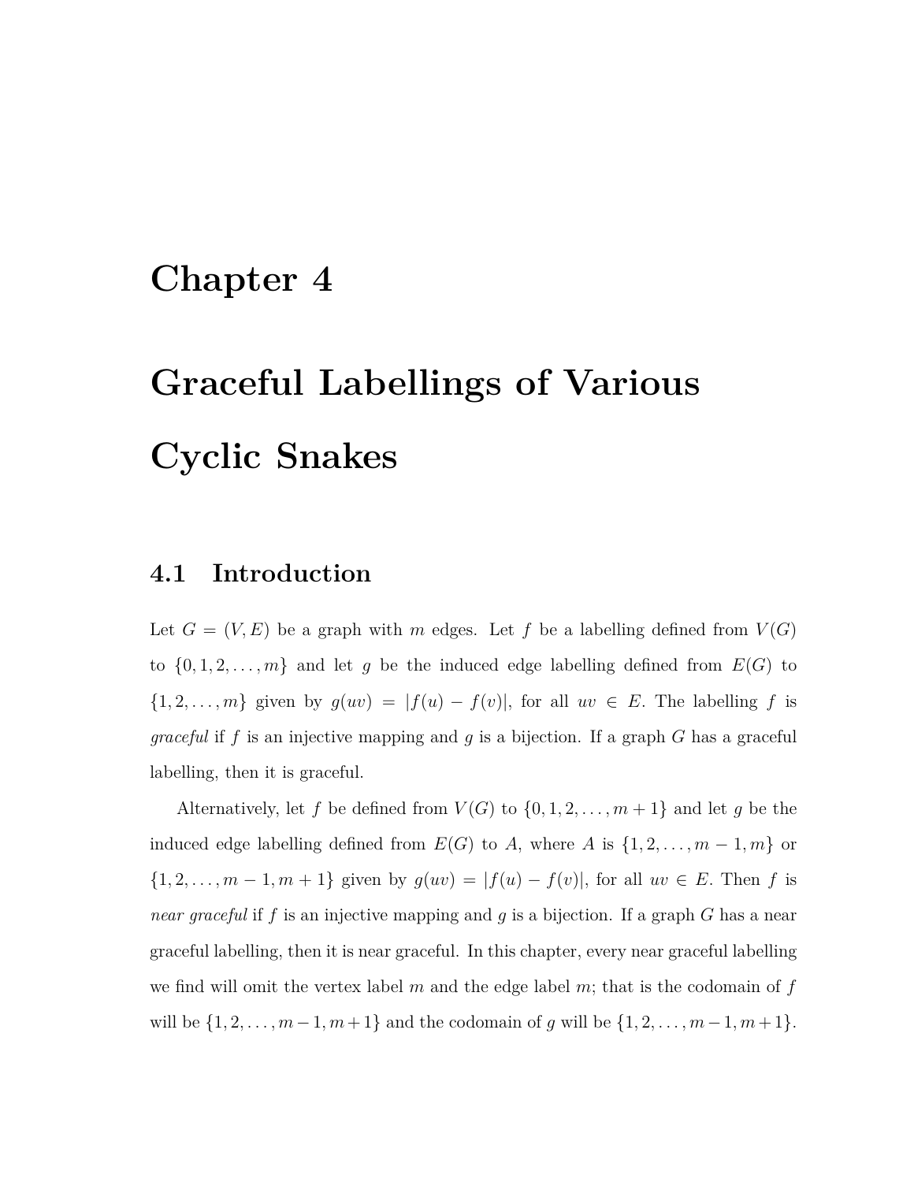# Chapter 4

# Graceful Labellings of Various Cyclic Snakes

## 4.1 Introduction

Let $G = (V, E)$ be a graph with $m$ edges. Let $f$ be a labelling defined from $V(G)$ to $\{0, 1, 2, \ldots, m\}$ and let $g$ be the induced edge labelling defined from $E(G)$ to $\{1, 2, \ldots, m\}$ given by $g(uv) = |f(u) - f(v)|$, for all $uv \in E$. The labelling $f$ is *graceful* if $f$ is an injective mapping and $g$ is a bijection. If a graph $G$ has a graceful labelling, then it is graceful.

Alternatively, let $f$ be defined from $V(G)$ to $\{0, 1, 2, \ldots, m+1\}$ and let $g$ be the induced edge labelling defined from $E(G)$ to $A$, where $A$ is $\{1, 2, \ldots, m-1, m\}$ or $\{1, 2, \ldots, m-1, m+1\}$ given by $g(uv) = |f(u) - f(v)|$, for all $uv \in E$. Then $f$ is *near graceful* if $f$ is an injective mapping and $g$ is a bijection. If a graph $G$ has a near graceful labelling, then it is near graceful. In this chapter, every near graceful labelling we find will omit the vertex label $m$ and the edge label $m$; that is the codomain of $f$ will be $\{1, 2, \ldots, m-1, m+1\}$ and the codomain of $g$ will be $\{1, 2, \ldots, m-1, m+1\}$.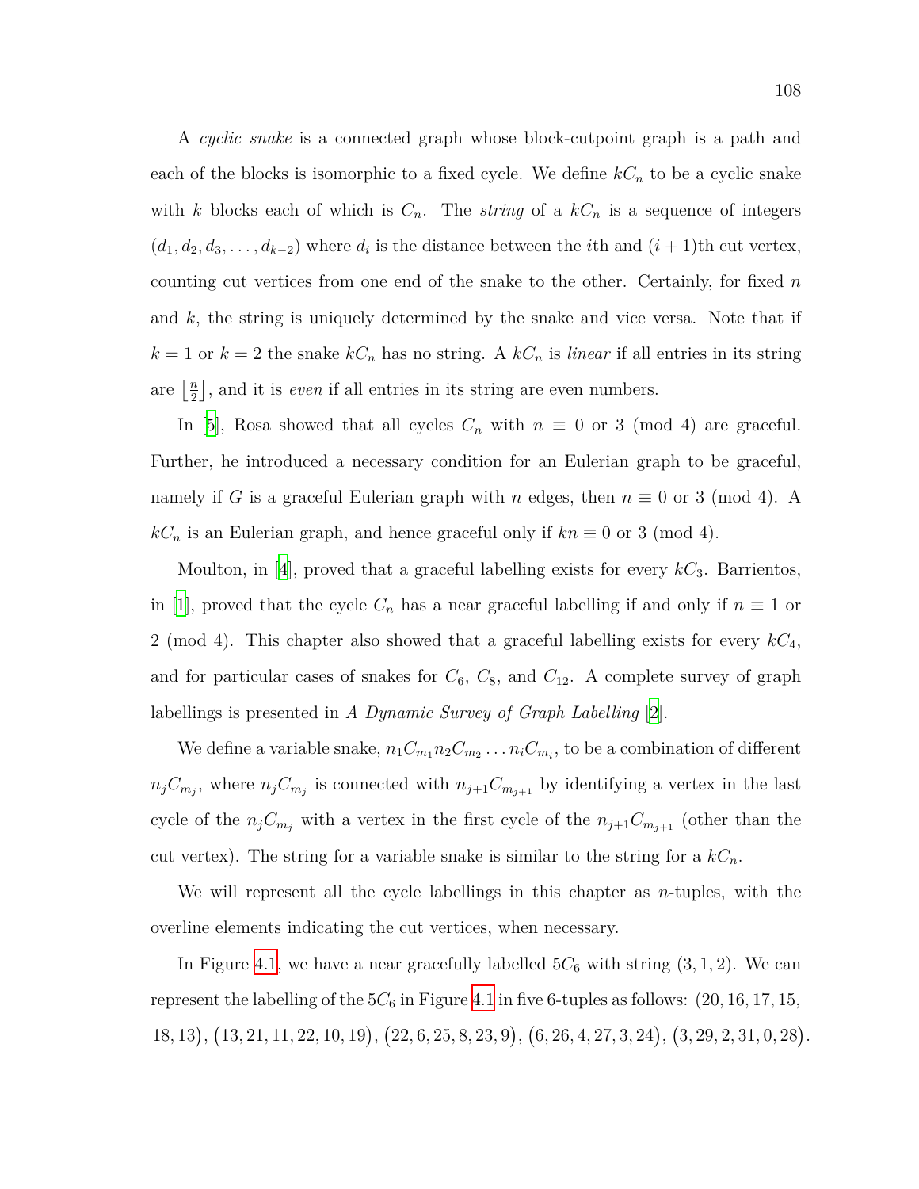A *cyclic snake* is a connected graph whose block-cutpoint graph is a path and each of the blocks is isomorphic to a fixed cycle. We define $kC_n$ to be a cyclic snake with $k$ blocks each of which is $C_n$. The *string* of a $kC_n$ is a sequence of integers $(d_1, d_2, d_3, \ldots, d_{k-2})$ where $d_i$ is the distance between the $i$th and $(i+1)$th cut vertex, counting cut vertices from one end of the snake to the other. Certainly, for fixed $n$ and $k$, the string is uniquely determined by the snake and vice versa. Note that if $k = 1$ or $k = 2$ the snake $kC_n$ has no string. A $kC_n$ is *linear* if all entries in its string are $\lfloor \frac{n}{2} \rfloor$, and it is *even* if all entries in its string are even numbers.

In [5], Rosa showed that all cycles $C_n$ with $n \equiv 0$ or $3 \pmod 4$ are graceful. Further, he introduced a necessary condition for an Eulerian graph to be graceful, namely if $G$ is a graceful Eulerian graph with $n$ edges, then $n \equiv 0$ or $3 \pmod 4$. A $kC_n$ is an Eulerian graph, and hence graceful only if $kn \equiv 0$ or $3 \pmod 4$.

Moulton, in [4], proved that a graceful labelling exists for every $kC_3$. Barrientos, in [1], proved that the cycle $C_n$ has a near graceful labelling if and only if $n \equiv 1$ or $2 \pmod 4$. This chapter also showed that a graceful labelling exists for every $kC_4$, and for particular cases of snakes for $C_6$, $C_8$, and $C_{12}$. A complete survey of graph labellings is presented in *A Dynamic Survey of Graph Labelling* [2].

We define a variable snake, $n_1C_{m_1}n_2C_{m_2} \ldots n_iC_{m_i}$, to be a combination of different $n_jC_{m_j}$, where $n_jC_{m_j}$ is connected with $n_{j+1}C_{m_{j+1}}$ by identifying a vertex in the last cycle of the $n_jC_{m_j}$ with a vertex in the first cycle of the $n_{j+1}C_{m_{j+1}}$ (other than the cut vertex). The string for a variable snake is similar to the string for a $kC_n$.

We will represent all the cycle labellings in this chapter as $n$-tuples, with the overline elements indicating the cut vertices, when necessary.

In Figure 4.1, we have a near gracefully labelled $5C_6$ with string $(3, 1, 2)$. We can represent the labelling of the $5C_6$ in Figure 4.1 in five 6-tuples as follows: $(20, 16, 17, 15, 18, \overline{13})$, $(\overline{13}, 21, 11, \overline{22}, 10, 19)$, $(\overline{22}, \overline{6}, 25, 8, 23, 9)$, $(\overline{6}, 26, 4, 27, \overline{3}, 24)$, $(\overline{3}, 29, 2, 31, 0, 28)$.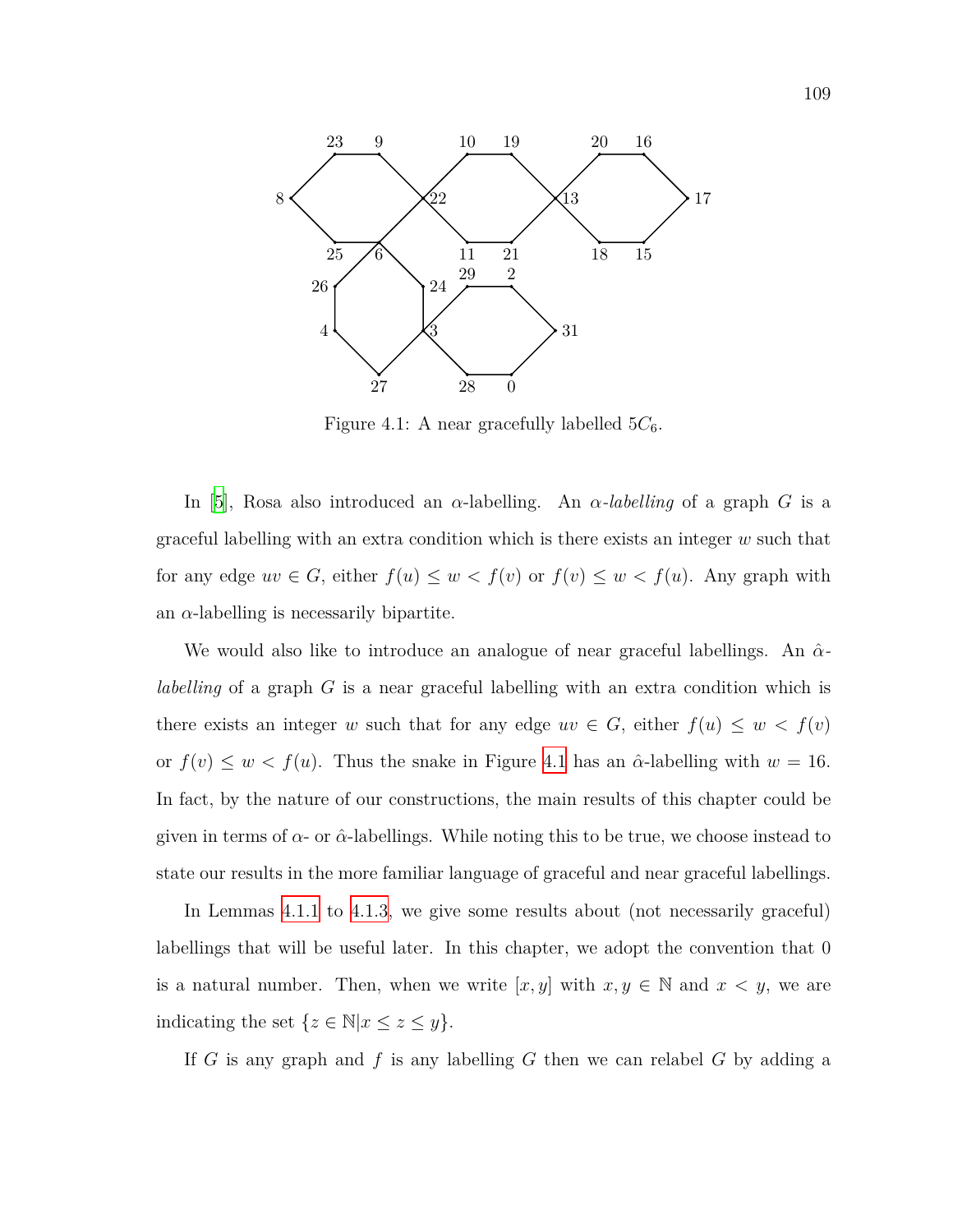23 9 10 19 20 16

8 22 13 17

25 6 11 21 18 15

26 24 29 2

4 3 31

27 28 0

Figure 4.1: A near gracefully labelled $5C_6$.

In [5], Rosa also introduced an $\alpha$-labelling. An *$\alpha$-labelling* of a graph $G$ is a graceful labelling with an extra condition which is there exists an integer $w$ such that for any edge $uv \in G$, either $f(u) \leq w < f(v)$ or $f(v) \leq w < f(u)$. Any graph with an $\alpha$-labelling is necessarily bipartite.

We would also like to introduce an analogue of near graceful labellings. An *$\hat{\alpha}$-labelling* of a graph $G$ is a near graceful labelling with an extra condition which is there exists an integer $w$ such that for any edge $uv \in G$, either $f(u) \leq w < f(v)$ or $f(v) \leq w < f(u)$. Thus the snake in Figure 4.1 has an $\hat{\alpha}$-labelling with $w = 16$. In fact, by the nature of our constructions, the main results of this chapter could be given in terms of $\alpha$- or $\hat{\alpha}$-labellings. While noting this to be true, we choose instead to state our results in the more familiar language of graceful and near graceful labellings.

In Lemmas 4.1.1 to 4.1.3, we give some results about (not necessarily graceful) labellings that will be useful later. In this chapter, we adopt the convention that 0 is a natural number. Then, when we write $[x, y]$ with $x, y \in \mathbb{N}$ and $x < y$, we are indicating the set $\{z \in \mathbb{N} | x \leq z \leq y\}$.

If $G$ is any graph and $f$ is any labelling $G$ then we can relabel $G$ by adding a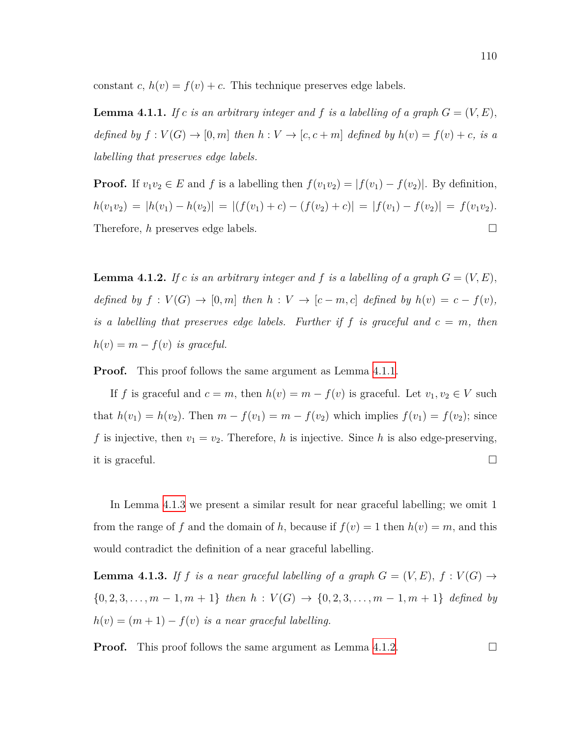constant $c$, $h(v) = f(v) + c$. This technique preserves edge labels.

**Lemma 4.1.1.** *If $c$ is an arbitrary integer and $f$ is a labelling of a graph $G = (V, E)$, defined by $f : V(G) \to [0, m]$ then $h : V \to [c, c + m]$ defined by $h(v) = f(v) + c$, is a labelling that preserves edge labels.*

**Proof.** If $v_1v_2 \in E$ and $f$ is a labelling then $f(v_1v_2) = |f(v_1) - f(v_2)|$. By definition, $h(v_1v_2) = |h(v_1) - h(v_2)| = |(f(v_1) + c) - (f(v_2) + c)| = |f(v_1) - f(v_2)| = f(v_1v_2)$. Therefore, $h$ preserves edge labels. □

**Lemma 4.1.2.** *If $c$ is an arbitrary integer and $f$ is a labelling of a graph $G = (V, E)$, defined by $f : V(G) \to [0, m]$ then $h : V \to [c - m, c]$ defined by $h(v) = c - f(v)$, is a labelling that preserves edge labels. Further if $f$ is graceful and $c = m$, then $h(v) = m - f(v)$ is graceful.*

**Proof.** This proof follows the same argument as Lemma 4.1.1.

If $f$ is graceful and $c = m$, then $h(v) = m - f(v)$ is graceful. Let $v_1, v_2 \in V$ such that $h(v_1) = h(v_2)$. Then $m - f(v_1) = m - f(v_2)$ which implies $f(v_1) = f(v_2)$; since $f$ is injective, then $v_1 = v_2$. Therefore, $h$ is injective. Since $h$ is also edge-preserving, it is graceful. □

In Lemma 4.1.3 we present a similar result for near graceful labelling; we omit 1 from the range of $f$ and the domain of $h$, because if $f(v) = 1$ then $h(v) = m$, and this would contradict the definition of a near graceful labelling.

**Lemma 4.1.3.** *If $f$ is a near graceful labelling of a graph $G = (V, E)$, $f : V(G) \to \{0, 2, 3, \ldots, m - 1, m + 1\}$ then $h : V(G) \to \{0, 2, 3, \ldots, m - 1, m + 1\}$ defined by $h(v) = (m + 1) - f(v)$ is a near graceful labelling.*

**Proof.** This proof follows the same argument as Lemma 4.1.2. □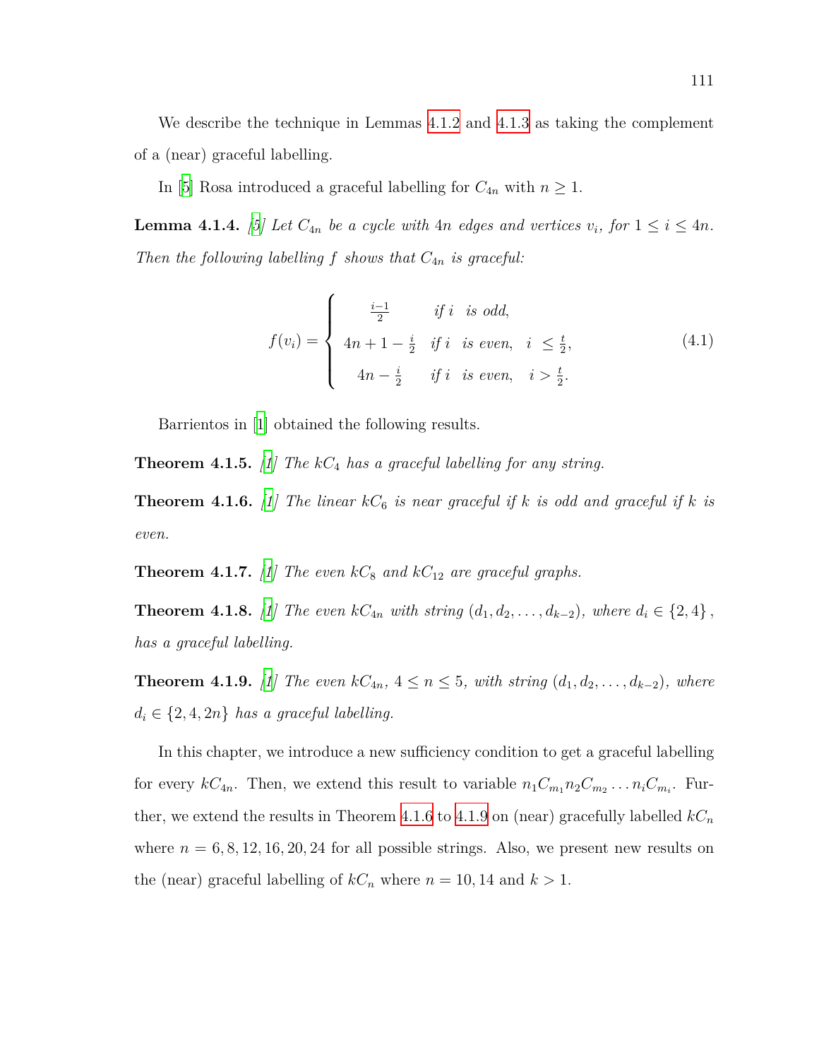We describe the technique in Lemmas 4.1.2 and 4.1.3 as taking the complement of a (near) graceful labelling.

In [5] Rosa introduced a graceful labelling for $C_{4n}$ with $n \geq 1$.

**Lemma 4.1.4.** *[5] Let $C_{4n}$ be a cycle with $4n$ edges and vertices $v_i$, for $1 \leq i \leq 4n$. Then the following labelling $f$ shows that $C_{4n}$ is graceful:*

$$f(v_i) = \begin{cases} \frac{i-1}{2} & \text{if } i \text{ is odd,} \\ 4n+1-\frac{i}{2} & \text{if } i \text{ is even, } i \leq \frac{t}{2}, \\ 4n-\frac{i}{2} & \text{if } i \text{ is even, } i > \frac{t}{2}. \end{cases} \tag{4.1}$$

Barrientos in [1] obtained the following results.

**Theorem 4.1.5.** *[1] The $kC_4$ has a graceful labelling for any string.*

**Theorem 4.1.6.** *[1] The linear $kC_6$ is near graceful if $k$ is odd and graceful if $k$ is even.*

**Theorem 4.1.7.** *[1] The even $kC_8$ and $kC_{12}$ are graceful graphs.*

**Theorem 4.1.8.** *[1] The even $kC_{4n}$ with string $(d_1, d_2, \ldots, d_{k-2})$, where $d_i \in \{2, 4\}$, has a graceful labelling.*

**Theorem 4.1.9.** *[1] The even $kC_{4n}$, $4 \leq n \leq 5$, with string $(d_1, d_2, \ldots, d_{k-2})$, where $d_i \in \{2, 4, 2n\}$ has a graceful labelling.*

In this chapter, we introduce a new sufficiency condition to get a graceful labelling for every $kC_{4n}$. Then, we extend this result to variable $n_1C_{m_1}n_2C_{m_2} \ldots n_iC_{m_i}$. Further, we extend the results in Theorem 4.1.6 to 4.1.9 on (near) gracefully labelled $kC_n$ where $n = 6, 8, 12, 16, 20, 24$ for all possible strings. Also, we present new results on the (near) graceful labelling of $kC_n$ where $n = 10, 14$ and $k > 1$.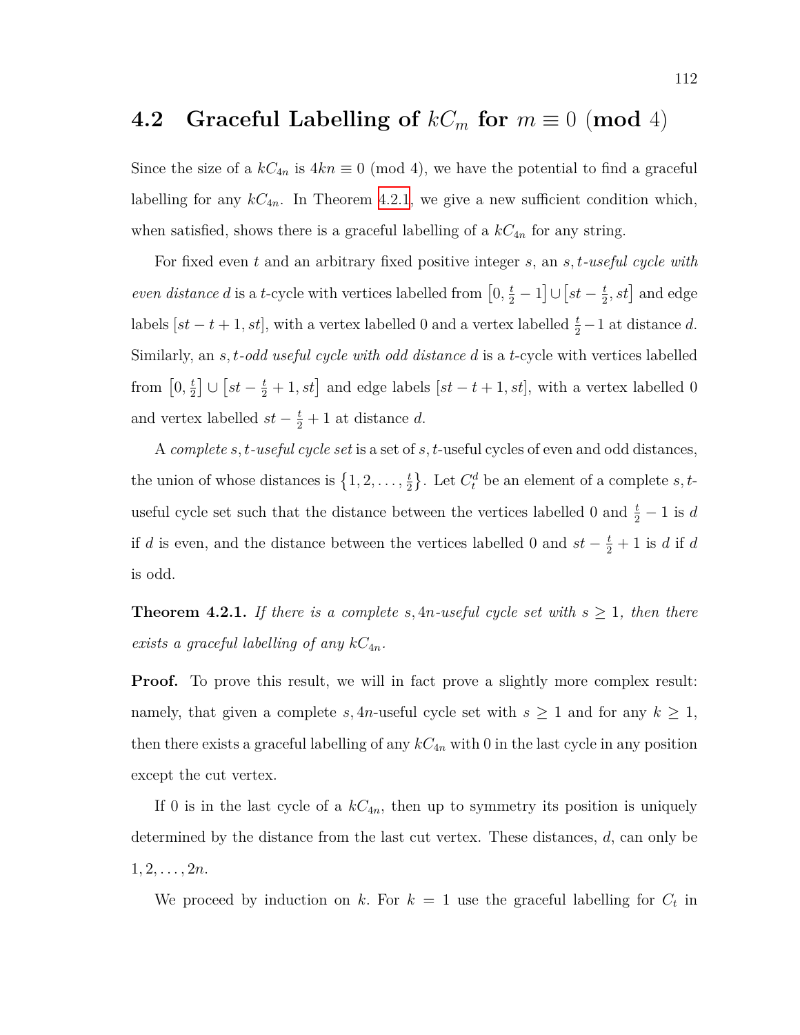## 4.2 Graceful Labelling of $kC_m$ for $m \equiv 0 \pmod 4$

Since the size of a $kC_{4n}$ is $4kn \equiv 0 \pmod 4$, we have the potential to find a graceful labelling for any $kC_{4n}$. In Theorem 4.2.1, we give a new sufficient condition which, when satisfied, shows there is a graceful labelling of a $kC_{4n}$ for any string.

For fixed even $t$ and an arbitrary fixed positive integer $s$, an *$s, t$-useful cycle with even distance $d$* is a $t$-cycle with vertices labelled from $\left[0, \frac{t}{2} - 1\right] \cup \left[st - \frac{t}{2}, st\right]$ and edge labels $[st - t + 1, st]$, with a vertex labelled 0 and a vertex labelled $\frac{t}{2} - 1$ at distance $d$. Similarly, an *$s, t$-odd useful cycle with odd distance $d$* is a $t$-cycle with vertices labelled from $\left[0, \frac{t}{2}\right] \cup \left[st - \frac{t}{2} + 1, st\right]$ and edge labels $[st - t + 1, st]$, with a vertex labelled 0 and vertex labelled $st - \frac{t}{2} + 1$ at distance $d$.

A *complete $s, t$-useful cycle set* is a set of $s, t$-useful cycles of even and odd distances, the union of whose distances is $\left\{1, 2, \ldots, \frac{t}{2}\right\}$. Let $C_t^d$ be an element of a complete $s, t$-useful cycle set such that the distance between the vertices labelled 0 and $\frac{t}{2} - 1$ is $d$ if $d$ is even, and the distance between the vertices labelled 0 and $st - \frac{t}{2} + 1$ is $d$ if $d$ is odd.

**Theorem 4.2.1.** *If there is a complete $s, 4n$-useful cycle set with $s \geq 1$, then there exists a graceful labelling of any $kC_{4n}$.*

**Proof.** To prove this result, we will in fact prove a slightly more complex result: namely, that given a complete $s, 4n$-useful cycle set with $s \geq 1$ and for any $k \geq 1$, then there exists a graceful labelling of any $kC_{4n}$ with 0 in the last cycle in any position except the cut vertex.

If 0 is in the last cycle of a $kC_{4n}$, then up to symmetry its position is uniquely determined by the distance from the last cut vertex. These distances, $d$, can only be $1, 2, \ldots, 2n$.

We proceed by induction on $k$. For $k = 1$ use the graceful labelling for $C_t$ in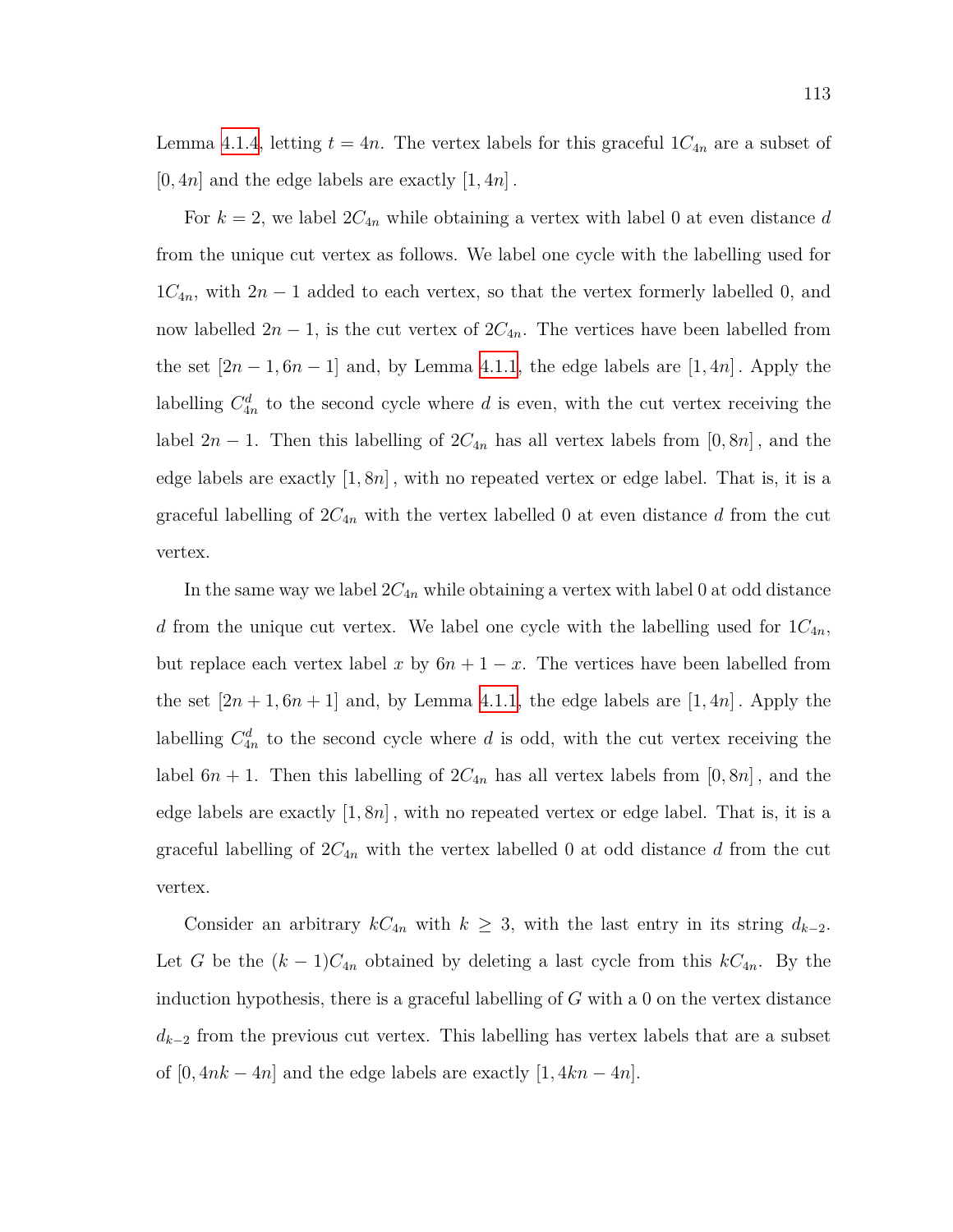Lemma 4.1.4, letting $t = 4n$. The vertex labels for this graceful $1C_{4n}$ are a subset of $[0, 4n]$ and the edge labels are exactly $[1, 4n]$.

For $k = 2$, we label $2C_{4n}$ while obtaining a vertex with label 0 at even distance $d$ from the unique cut vertex as follows. We label one cycle with the labelling used for $1C_{4n}$, with $2n - 1$ added to each vertex, so that the vertex formerly labelled 0, and now labelled $2n - 1$, is the cut vertex of $2C_{4n}$. The vertices have been labelled from the set $[2n - 1, 6n - 1]$ and, by Lemma 4.1.1, the edge labels are $[1, 4n]$. Apply the labelling $C_{4n}^d$ to the second cycle where $d$ is even, with the cut vertex receiving the label $2n - 1$. Then this labelling of $2C_{4n}$ has all vertex labels from $[0, 8n]$, and the edge labels are exactly $[1, 8n]$, with no repeated vertex or edge label. That is, it is a graceful labelling of $2C_{4n}$ with the vertex labelled 0 at even distance $d$ from the cut vertex.

In the same way we label $2C_{4n}$ while obtaining a vertex with label 0 at odd distance $d$ from the unique cut vertex. We label one cycle with the labelling used for $1C_{4n}$, but replace each vertex label $x$ by $6n + 1 - x$. The vertices have been labelled from the set $[2n + 1, 6n + 1]$ and, by Lemma 4.1.1, the edge labels are $[1, 4n]$. Apply the labelling $C_{4n}^d$ to the second cycle where $d$ is odd, with the cut vertex receiving the label $6n + 1$. Then this labelling of $2C_{4n}$ has all vertex labels from $[0, 8n]$, and the edge labels are exactly $[1, 8n]$, with no repeated vertex or edge label. That is, it is a graceful labelling of $2C_{4n}$ with the vertex labelled 0 at odd distance $d$ from the cut vertex.

Consider an arbitrary $kC_{4n}$ with $k \geq 3$, with the last entry in its string $d_{k-2}$. Let $G$ be the $(k-1)C_{4n}$ obtained by deleting a last cycle from this $kC_{4n}$. By the induction hypothesis, there is a graceful labelling of $G$ with a 0 on the vertex distance $d_{k-2}$ from the previous cut vertex. This labelling has vertex labels that are a subset of $[0, 4nk - 4n]$ and the edge labels are exactly $[1, 4kn - 4n]$.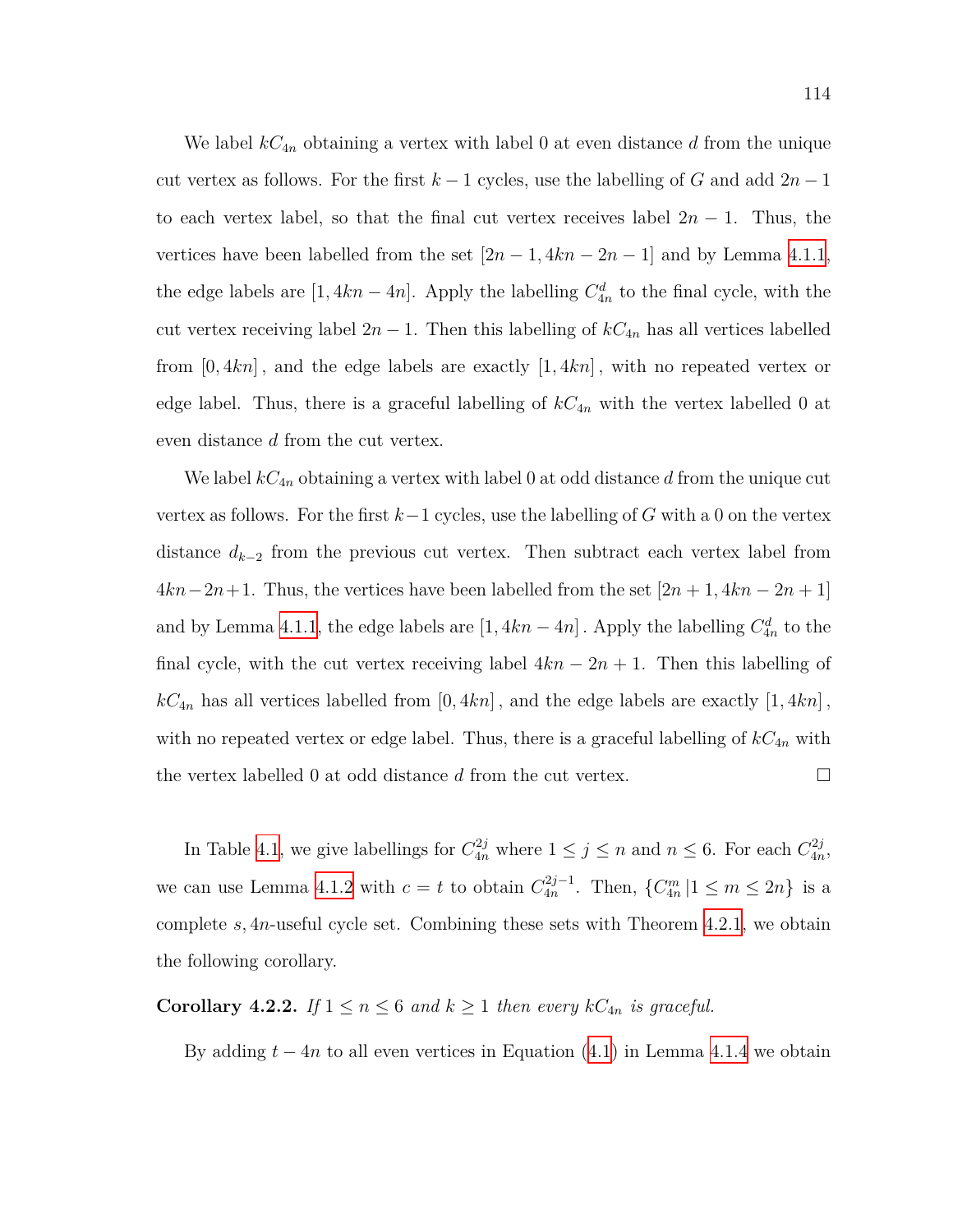We label $kC_{4n}$ obtaining a vertex with label 0 at even distance $d$ from the unique cut vertex as follows. For the first $k-1$ cycles, use the labelling of $G$ and add $2n-1$ to each vertex label, so that the final cut vertex receives label $2n-1$. Thus, the vertices have been labelled from the set $[2n-1, 4kn-2n-1]$ and by Lemma 4.1.1, the edge labels are $[1, 4kn-4n]$. Apply the labelling $C_{4n}^{d}$ to the final cycle, with the cut vertex receiving label $2n-1$. Then this labelling of $kC_{4n}$ has all vertices labelled from $[0, 4kn]$, and the edge labels are exactly $[1, 4kn]$, with no repeated vertex or edge label. Thus, there is a graceful labelling of $kC_{4n}$ with the vertex labelled 0 at even distance $d$ from the cut vertex.

We label $kC_{4n}$ obtaining a vertex with label 0 at odd distance $d$ from the unique cut vertex as follows. For the first $k-1$ cycles, use the labelling of $G$ with a 0 on the vertex distance $d_{k-2}$ from the previous cut vertex. Then subtract each vertex label from $4kn-2n+1$. Thus, the vertices have been labelled from the set $[2n+1, 4kn-2n+1]$ and by Lemma 4.1.1, the edge labels are $[1, 4kn-4n]$. Apply the labelling $C_{4n}^{d}$ to the final cycle, with the cut vertex receiving label $4kn-2n+1$. Then this labelling of $kC_{4n}$ has all vertices labelled from $[0, 4kn]$, and the edge labels are exactly $[1, 4kn]$, with no repeated vertex or edge label. Thus, there is a graceful labelling of $kC_{4n}$ with the vertex labelled 0 at odd distance $d$ from the cut vertex. □

In Table 4.1, we give labellings for $C_{4n}^{2j}$ where $1 \leq j \leq n$ and $n \leq 6$. For each $C_{4n}^{2j}$, we can use Lemma 4.1.2 with $c = t$ to obtain $C_{4n}^{2j-1}$. Then, $\{C_{4n}^{m} \,|1 \leq m \leq 2n\}$ is a complete $s, 4n$-useful cycle set. Combining these sets with Theorem 4.2.1, we obtain the following corollary.

**Corollary 4.2.2.** *If $1 \leq n \leq 6$ and $k \geq 1$ then every $kC_{4n}$ is graceful.*

By adding $t-4n$ to all even vertices in Equation (4.1) in Lemma 4.1.4 we obtain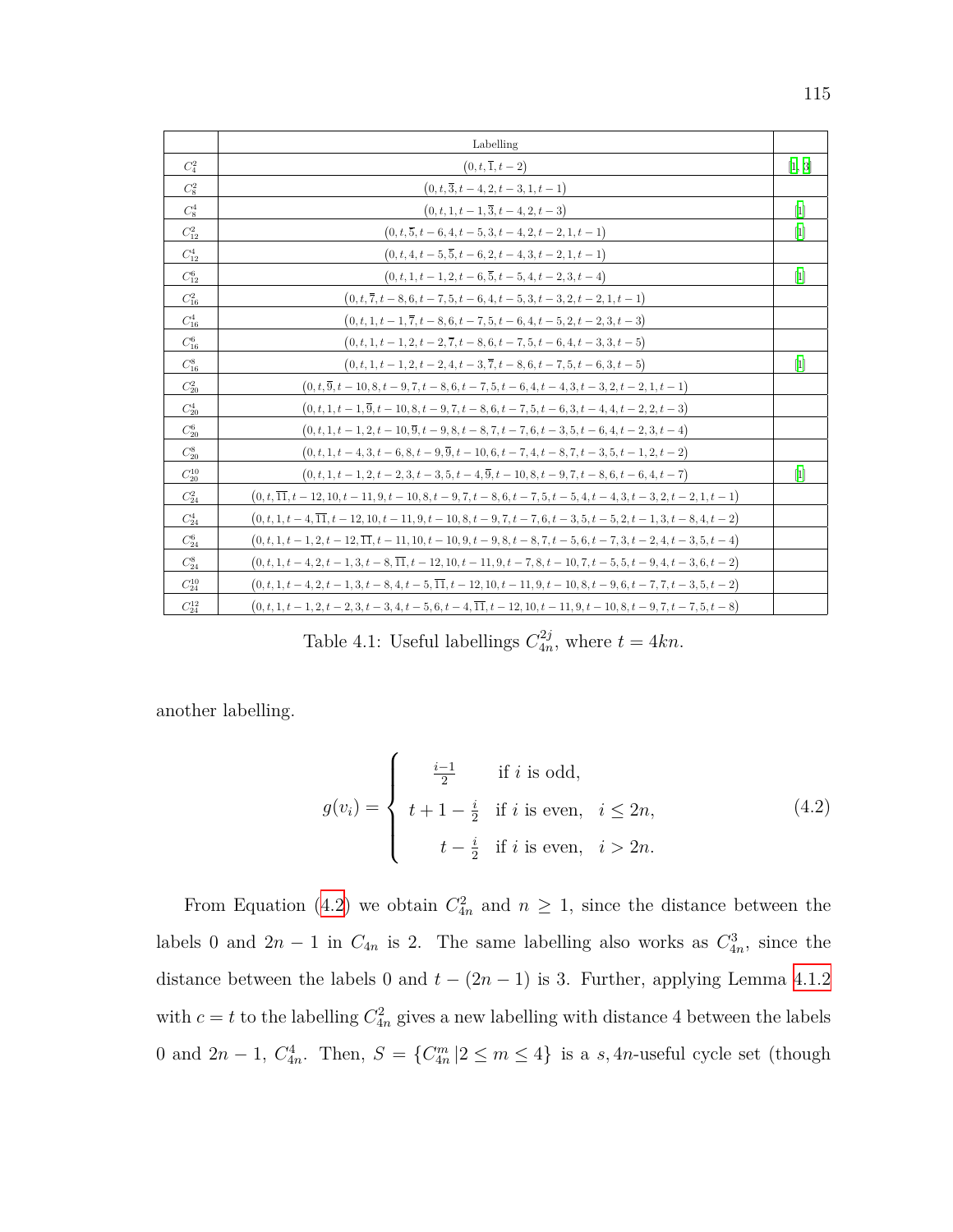| | Labelling | |
|---|---|---|
| $C_4^2$ | $(0, t, \overline{1}, t-2)$ | [1, 3] |
| $C_8^2$ | $(0, t, \overline{3}, t-4, 2, t-3, 1, t-1)$ | |
| $C_8^4$ | $(0, t, 1, t-1, \overline{3}, t-4, 2, t-3)$ | [1] |
| $C_{12}^2$ | $(0, t, \overline{5}, t-6, 4, t-5, 3, t-4, 2, t-2, 1, t-1)$ | [1] |
| $C_{12}^4$ | $(0, t, 4, t-5, \overline{5}, t-6, 2, t-4, 3, t-2, 1, t-1)$ | |
| $C_{12}^6$ | $(0, t, 1, t-1, 2, t-6, \overline{5}, t-5, 4, t-2, 3, t-4)$ | [1] |
| $C_{16}^2$ | $(0, t, \overline{7}, t-8, 6, t-7, 5, t-6, 4, t-5, 3, t-3, 2, t-2, 1, t-1)$ | |
| $C_{16}^4$ | $(0, t, 1, t-1, \overline{7}, t-8, 6, t-7, 5, t-6, 4, t-5, 2, t-2, 3, t-3)$ | |
| $C_{16}^6$ | $(0, t, 1, t-1, 2, t-2, \overline{7}, t-8, 6, t-7, 5, t-6, 4, t-3, 3, t-5)$ | |
| $C_{16}^8$ | $(0, t, 1, t-1, 2, t-2, 4, t-3, \overline{7}, t-8, 6, t-7, 5, t-6, 3, t-5)$ | [1] |
| $C_{20}^2$ | $(0, t, \overline{9}, t-10, 8, t-9, 7, t-8, 6, t-7, 5, t-6, 4, t-4, 3, t-3, 2, t-2, 1, t-1)$ | |
| $C_{20}^4$ | $(0, t, 1, t-1, \overline{9}, t-10, 8, t-9, 7, t-8, 6, t-7, 5, t-6, 3, t-4, 4, t-2, 2, t-3)$ | |
| $C_{20}^6$ | $(0, t, 1, t-1, 2, t-10, \overline{9}, t-9, 8, t-8, 7, t-7, 6, t-3, 5, t-6, 4, t-2, 3, t-4)$ | |
| $C_{20}^8$ | $(0, t, 1, t-4, 3, t-6, 8, t-9, \overline{9}, t-10, 6, t-7, 4, t-8, 7, t-3, 5, t-1, 2, t-2)$ | |
| $C_{20}^{10}$ | $(0, t, 1, t-1, 2, t-2, 3, t-3, 5, t-4, \overline{9}, t-10, 8, t-9, 7, t-8, 6, t-6, 4, t-7)$ | [1] |
| $C_{24}^2$ | $(0, t, \overline{11}, t-12, 10, t-11, 9, t-10, 8, t-9, 7, t-8, 6, t-7, 5, t-5, 4, t-4, 3, t-3, 2, t-2, 1, t-1)$ | |
| $C_{24}^4$ | $(0, t, 1, t-4, \overline{11}, t-12, 10, t-11, 9, t-10, 8, t-9, 7, t-7, 6, t-3, 5, t-5, 2, t-1, 3, t-8, 4, t-2)$ | |
| $C_{24}^6$ | $(0, t, 1, t-1, 2, t-12, \overline{11}, t-11, 10, t-10, 9, t-9, 8, t-8, 7, t-5, 6, t-7, 3, t-2, 4, t-3, 5, t-4)$ | |
| $C_{24}^8$ | $(0, t, 1, t-4, 2, t-1, 3, t-8, \overline{11}, t-12, 10, t-11, 9, t-7, 8, t-10, 7, t-5, 5, t-9, 4, t-3, 6, t-2)$ | |
| $C_{24}^{10}$ | $(0, t, 1, t-4, 2, t-1, 3, t-8, 4, t-5, \overline{11}, t-12, 10, t-11, 9, t-10, 8, t-9, 6, t-7, 7, t-3, 5, t-2)$ | |
| $C_{24}^{12}$ | $(0, t, 1, t-1, 2, t-2, 3, t-3, 4, t-5, 6, t-4, \overline{11}, t-12, 10, t-11, 9, t-10, 8, t-9, 7, t-7, 5, t-8)$ | |

Table 4.1: Useful labellings $C_{4n}^{2j}$, where $t = 4kn$.

another labelling.

$$g(v_i) = \begin{cases} \frac{i-1}{2} & \text{if } i \text{ is odd,} \\ t+1-\frac{i}{2} & \text{if } i \text{ is even,} \quad i \leq 2n, \\ t-\frac{i}{2} & \text{if } i \text{ is even,} \quad i > 2n. \end{cases} \tag{4.2}$$

From Equation (4.2) we obtain $C_{4n}^2$ and $n \geq 1$, since the distance between the labels 0 and $2n-1$ in $C_{4n}$ is 2. The same labelling also works as $C_{4n}^3$, since the distance between the labels 0 and $t-(2n-1)$ is 3. Further, applying Lemma 4.1.2 with $c = t$ to the labelling $C_{4n}^2$ gives a new labelling with distance 4 between the labels 0 and $2n-1$, $C_{4n}^4$. Then, $S = \{C_{4n}^m \,|\, 2 \leq m \leq 4\}$ is a $s, 4n$-useful cycle set (though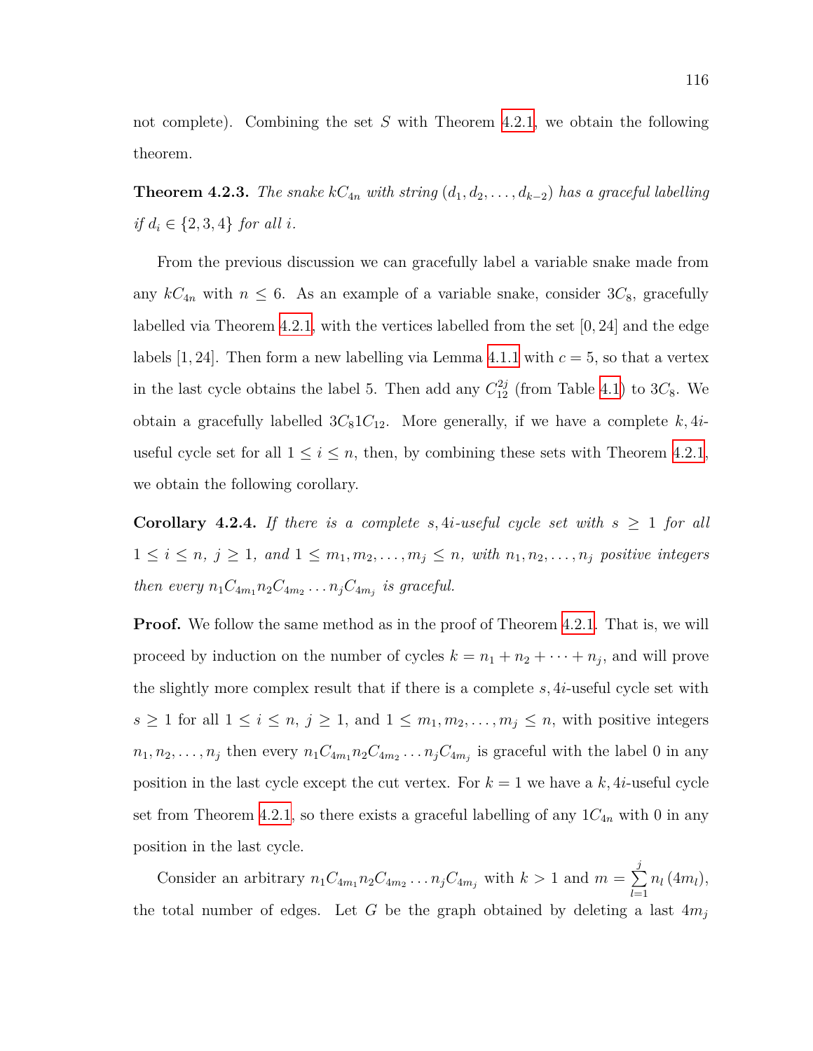not complete). Combining the set $S$ with Theorem 4.2.1, we obtain the following theorem.

**Theorem 4.2.3.** *The snake $kC_{4n}$ with string $(d_1, d_2, \ldots, d_{k-2})$ has a graceful labelling if $d_i \in \{2, 3, 4\}$ for all $i$.*

From the previous discussion we can gracefully label a variable snake made from any $kC_{4n}$ with $n \leq 6$. As an example of a variable snake, consider $3C_8$, gracefully labelled via Theorem 4.2.1, with the vertices labelled from the set $[0, 24]$ and the edge labels $[1, 24]$. Then form a new labelling via Lemma 4.1.1 with $c = 5$, so that a vertex in the last cycle obtains the label 5. Then add any $C_{12}^{2j}$ (from Table 4.1) to $3C_8$. We obtain a gracefully labelled $3C_8 1C_{12}$. More generally, if we have a complete $k, 4i$-useful cycle set for all $1 \leq i \leq n$, then, by combining these sets with Theorem 4.2.1, we obtain the following corollary.

**Corollary 4.2.4.** *If there is a complete $s, 4i$-useful cycle set with $s \geq 1$ for all $1 \leq i \leq n$, $j \geq 1$, and $1 \leq m_1, m_2, \ldots, m_j \leq n$, with $n_1, n_2, \ldots, n_j$ positive integers then every $n_1 C_{4m_1} n_2 C_{4m_2} \ldots n_j C_{4m_j}$ is graceful.*

**Proof.** We follow the same method as in the proof of Theorem 4.2.1. That is, we will proceed by induction on the number of cycles $k = n_1 + n_2 + \cdots + n_j$, and will prove the slightly more complex result that if there is a complete $s, 4i$-useful cycle set with $s \geq 1$ for all $1 \leq i \leq n$, $j \geq 1$, and $1 \leq m_1, m_2, \ldots, m_j \leq n$, with positive integers $n_1, n_2, \ldots, n_j$ then every $n_1 C_{4m_1} n_2 C_{4m_2} \ldots n_j C_{4m_j}$ is graceful with the label 0 in any position in the last cycle except the cut vertex. For $k = 1$ we have a $k, 4i$-useful cycle set from Theorem 4.2.1, so there exists a graceful labelling of any $1C_{4n}$ with 0 in any position in the last cycle.

Consider an arbitrary $n_1 C_{4m_1} n_2 C_{4m_2} \ldots n_j C_{4m_j}$ with $k > 1$ and $m = \sum_{l=1}^{j} n_l (4m_l)$, the total number of edges. Let $G$ be the graph obtained by deleting a last $4m_j$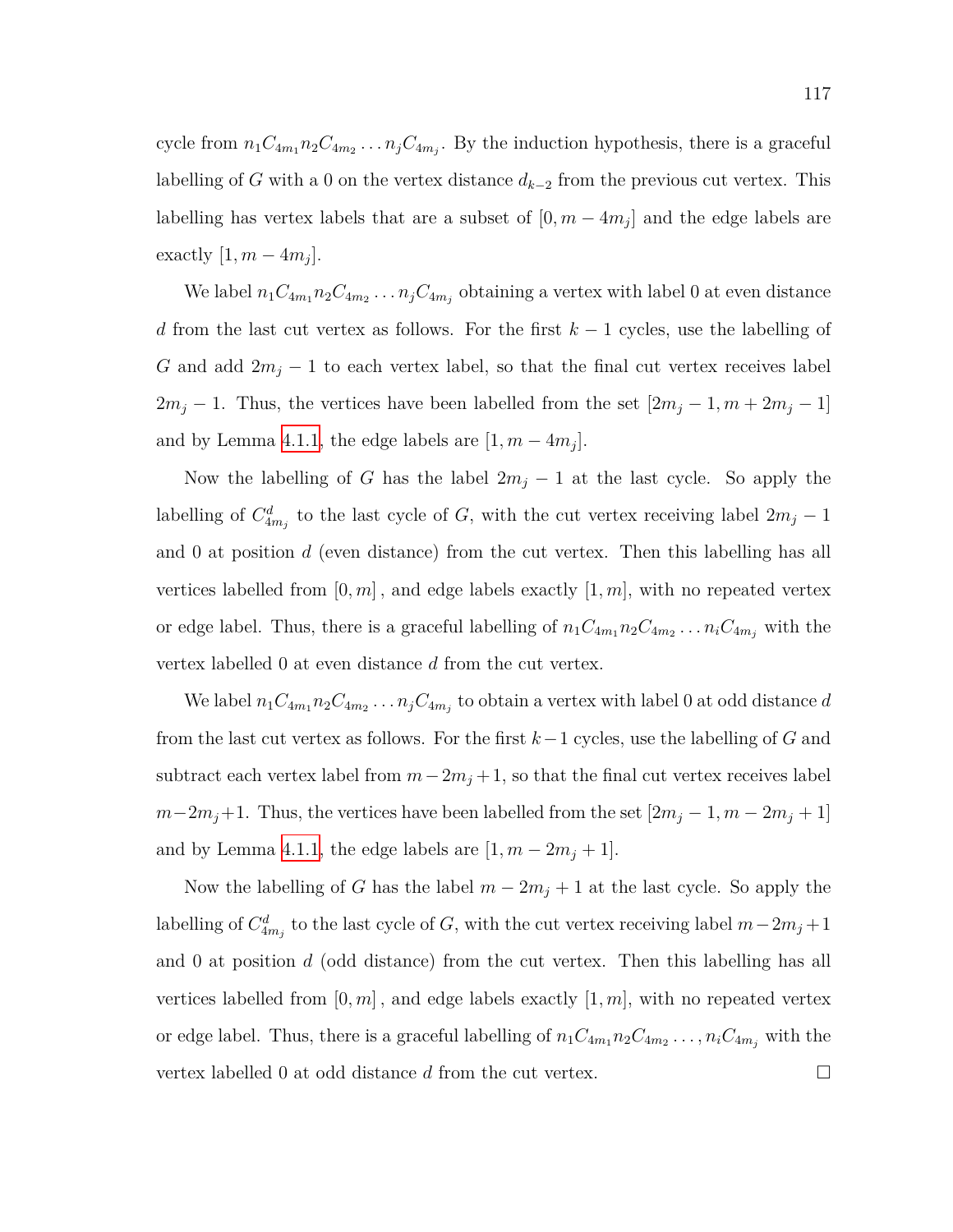cycle from $n_1C_{4m_1}n_2C_{4m_2}\dots n_jC_{4m_j}$. By the induction hypothesis, there is a graceful labelling of $G$ with a 0 on the vertex distance $d_{k-2}$ from the previous cut vertex. This labelling has vertex labels that are a subset of $[0, m-4m_j]$ and the edge labels are exactly $[1, m-4m_j]$.

We label $n_1C_{4m_1}n_2C_{4m_2}\dots n_jC_{4m_j}$ obtaining a vertex with label 0 at even distance $d$ from the last cut vertex as follows. For the first $k-1$ cycles, use the labelling of $G$ and add $2m_j - 1$ to each vertex label, so that the final cut vertex receives label $2m_j - 1$. Thus, the vertices have been labelled from the set $[2m_j - 1, m + 2m_j - 1]$ and by Lemma 4.1.1, the edge labels are $[1, m-4m_j]$.

Now the labelling of $G$ has the label $2m_j - 1$ at the last cycle. So apply the labelling of $C^d_{4m_j}$ to the last cycle of $G$, with the cut vertex receiving label $2m_j - 1$ and 0 at position $d$ (even distance) from the cut vertex. Then this labelling has all vertices labelled from $[0, m]$, and edge labels exactly $[1, m]$, with no repeated vertex or edge label. Thus, there is a graceful labelling of $n_1C_{4m_1}n_2C_{4m_2}\dots n_iC_{4m_j}$ with the vertex labelled 0 at even distance $d$ from the cut vertex.

We label $n_1C_{4m_1}n_2C_{4m_2}\dots n_jC_{4m_j}$ to obtain a vertex with label 0 at odd distance $d$ from the last cut vertex as follows. For the first $k-1$ cycles, use the labelling of $G$ and subtract each vertex label from $m-2m_j+1$, so that the final cut vertex receives label $m-2m_j+1$. Thus, the vertices have been labelled from the set $[2m_j - 1, m - 2m_j + 1]$ and by Lemma 4.1.1, the edge labels are $[1, m - 2m_j + 1]$.

Now the labelling of $G$ has the label $m - 2m_j + 1$ at the last cycle. So apply the labelling of $C^d_{4m_j}$ to the last cycle of $G$, with the cut vertex receiving label $m-2m_j+1$ and 0 at position $d$ (odd distance) from the cut vertex. Then this labelling has all vertices labelled from $[0, m]$, and edge labels exactly $[1, m]$, with no repeated vertex or edge label. Thus, there is a graceful labelling of $n_1C_{4m_1}n_2C_{4m_2}\dots, n_iC_{4m_j}$ with the vertex labelled 0 at odd distance $d$ from the cut vertex. □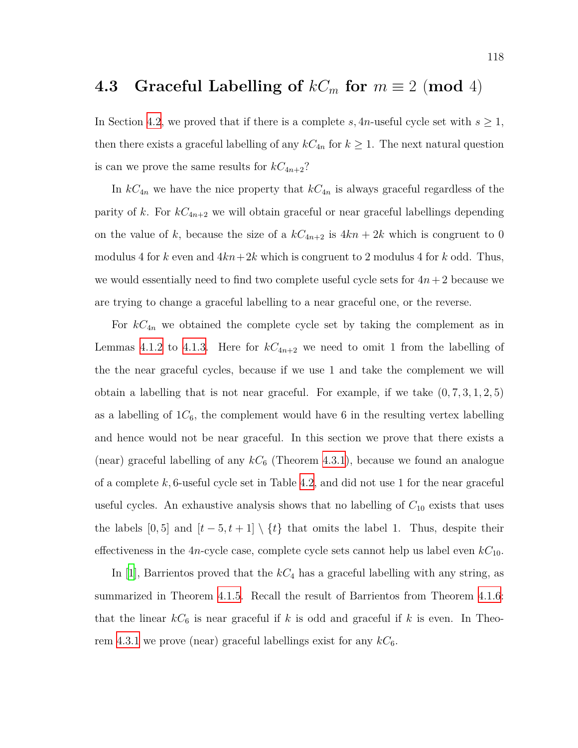## 4.3 Graceful Labelling of $kC_m$ for $m \equiv 2 \pmod 4$

In Section 4.2, we proved that if there is a complete $s, 4n$-useful cycle set with $s \geq 1$, then there exists a graceful labelling of any $kC_{4n}$ for $k \geq 1$. The next natural question is can we prove the same results for $kC_{4n+2}$?

In $kC_{4n}$ we have the nice property that $kC_{4n}$ is always graceful regardless of the parity of $k$. For $kC_{4n+2}$ we will obtain graceful or near graceful labellings depending on the value of $k$, because the size of a $kC_{4n+2}$ is $4kn + 2k$ which is congruent to 0 modulus 4 for $k$ even and $4kn+2k$ which is congruent to 2 modulus 4 for $k$ odd. Thus, we would essentially need to find two complete useful cycle sets for $4n+2$ because we are trying to change a graceful labelling to a near graceful one, or the reverse.

For $kC_{4n}$ we obtained the complete cycle set by taking the complement as in Lemmas 4.1.2 to 4.1.3. Here for $kC_{4n+2}$ we need to omit 1 from the labelling of the the near graceful cycles, because if we use 1 and take the complement we will obtain a labelling that is not near graceful. For example, if we take $(0, 7, 3, 1, 2, 5)$ as a labelling of $1C_6$, the complement would have 6 in the resulting vertex labelling and hence would not be near graceful. In this section we prove that there exists a (near) graceful labelling of any $kC_6$ (Theorem 4.3.1), because we found an analogue of a complete $k, 6$-useful cycle set in Table 4.2, and did not use 1 for the near graceful useful cycles. An exhaustive analysis shows that no labelling of $C_{10}$ exists that uses the labels $[0, 5]$ and $[t-5, t+1] \setminus \{t\}$ that omits the label 1. Thus, despite their effectiveness in the $4n$-cycle case, complete cycle sets cannot help us label even $kC_{10}$.

In [1], Barrientos proved that the $kC_4$ has a graceful labelling with any string, as summarized in Theorem 4.1.5. Recall the result of Barrientos from Theorem 4.1.6: that the linear $kC_6$ is near graceful if $k$ is odd and graceful if $k$ is even. In Theorem 4.3.1 we prove (near) graceful labellings exist for any $kC_6$.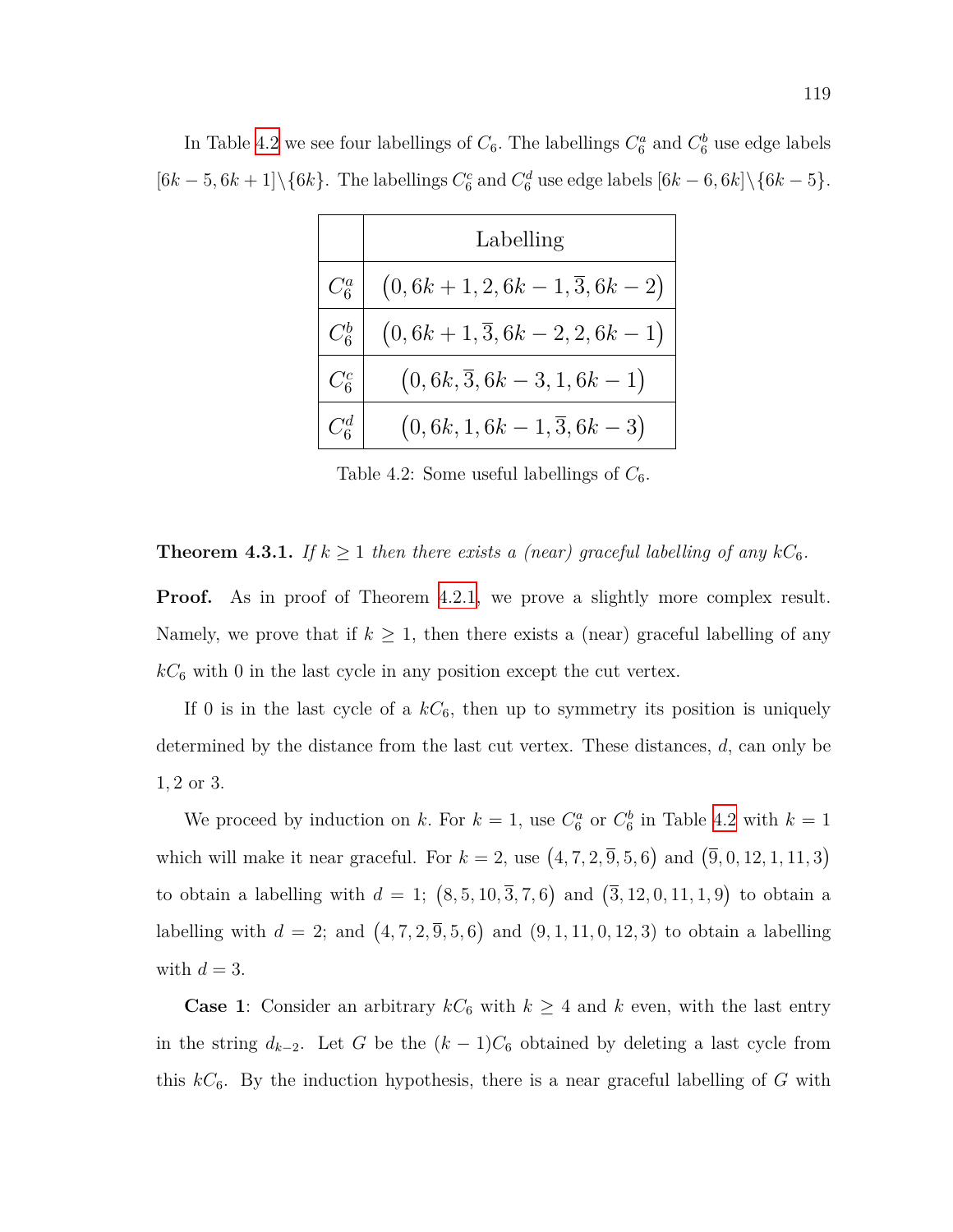In Table 4.2 we see four labellings of $C_6$. The labellings $C_6^a$ and $C_6^b$ use edge labels $[6k-5, 6k+1]\backslash\{6k\}$. The labellings $C_6^c$ and $C_6^d$ use edge labels $[6k-6, 6k]\backslash\{6k-5\}$.

| | Labelling |
|---|---|
| $C_6^a$ | $\big(0, 6k+1, 2, 6k-1, \overline{3}, 6k-2\big)$ |
| $C_6^b$ | $\big(0, 6k+1, \overline{3}, 6k-2, 2, 6k-1\big)$ |
| $C_6^c$ | $\big(0, 6k, \overline{3}, 6k-3, 1, 6k-1\big)$ |
| $C_6^d$ | $\big(0, 6k, 1, 6k-1, \overline{3}, 6k-3\big)$ |

Table 4.2: Some useful labellings of $C_6$.

**Theorem 4.3.1.** *If $k \geq 1$ then there exists a (near) graceful labelling of any $kC_6$.*

**Proof.** As in proof of Theorem 4.2.1, we prove a slightly more complex result. Namely, we prove that if $k \geq 1$, then there exists a (near) graceful labelling of any $kC_6$ with 0 in the last cycle in any position except the cut vertex.

If 0 is in the last cycle of a $kC_6$, then up to symmetry its position is uniquely determined by the distance from the last cut vertex. These distances, $d$, can only be $1, 2$ or $3$.

We proceed by induction on $k$. For $k = 1$, use $C_6^a$ or $C_6^b$ in Table 4.2 with $k = 1$ which will make it near graceful. For $k = 2$, use $\big(4, 7, 2, \overline{9}, 5, 6\big)$ and $\big(\overline{9}, 0, 12, 1, 11, 3\big)$ to obtain a labelling with $d = 1$; $\big(8, 5, 10, \overline{3}, 7, 6\big)$ and $\big(\overline{3}, 12, 0, 11, 1, 9\big)$ to obtain a labelling with $d = 2$; and $\big(4, 7, 2, \overline{9}, 5, 6\big)$ and $(9, 1, 11, 0, 12, 3)$ to obtain a labelling with $d = 3$.

**Case 1**: Consider an arbitrary $kC_6$ with $k \geq 4$ and $k$ even, with the last entry in the string $d_{k-2}$. Let $G$ be the $(k-1)C_6$ obtained by deleting a last cycle from this $kC_6$. By the induction hypothesis, there is a near graceful labelling of $G$ with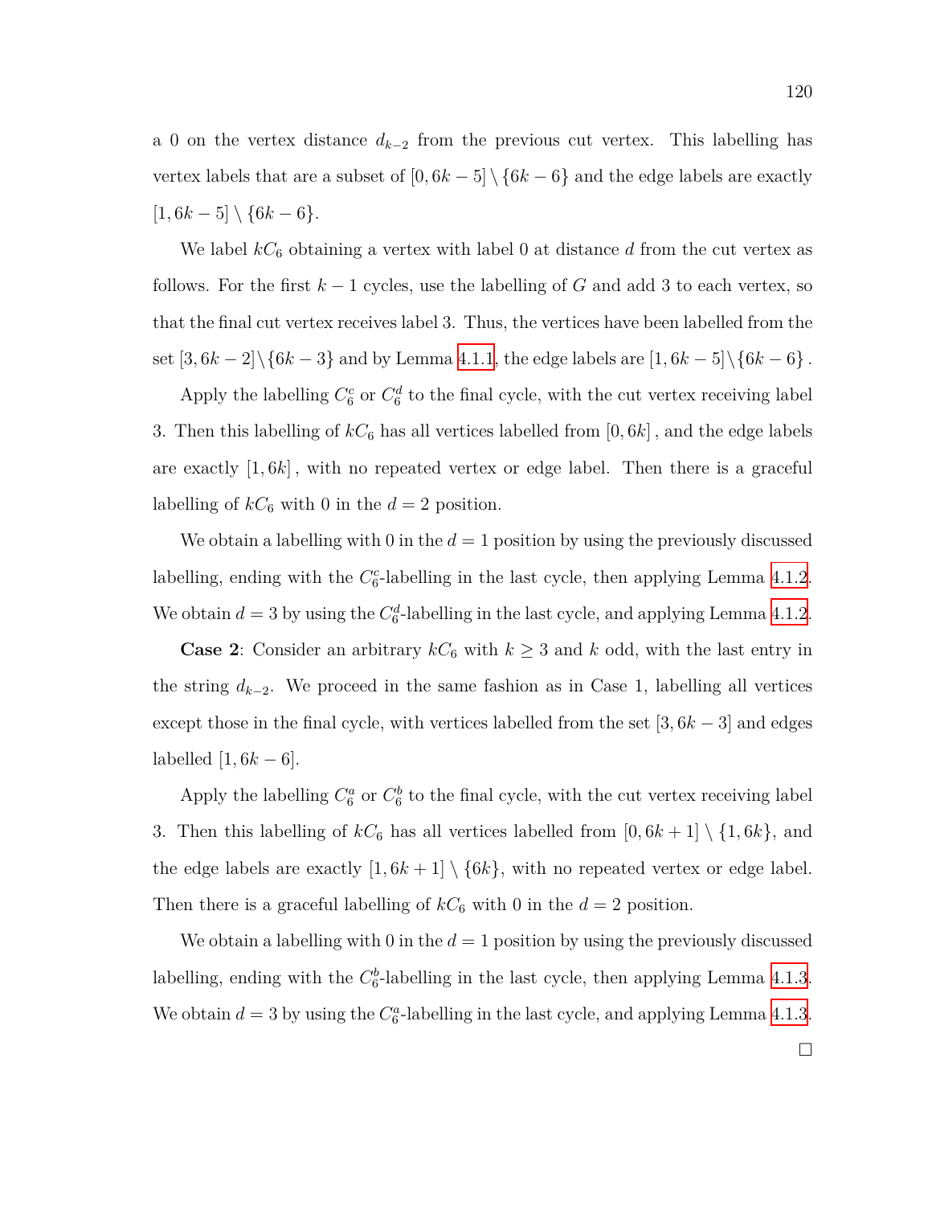a 0 on the vertex distance $d_{k-2}$ from the previous cut vertex. This labelling has vertex labels that are a subset of $[0, 6k-5] \setminus \{6k-6\}$ and the edge labels are exactly $[1, 6k-5] \setminus \{6k-6\}$.

We label $kC_6$ obtaining a vertex with label 0 at distance $d$ from the cut vertex as follows. For the first $k-1$ cycles, use the labelling of $G$ and add 3 to each vertex, so that the final cut vertex receives label 3. Thus, the vertices have been labelled from the set $[3, 6k-2] \setminus \{6k-3\}$ and by Lemma 4.1.1, the edge labels are $[1, 6k-5] \setminus \{6k-6\}$.

Apply the labelling $C_6^c$ or $C_6^d$ to the final cycle, with the cut vertex receiving label 3. Then this labelling of $kC_6$ has all vertices labelled from $[0, 6k]$, and the edge labels are exactly $[1, 6k]$, with no repeated vertex or edge label. Then there is a graceful labelling of $kC_6$ with 0 in the $d = 2$ position.

We obtain a labelling with 0 in the $d = 1$ position by using the previously discussed labelling, ending with the $C_6^c$-labelling in the last cycle, then applying Lemma 4.1.2. We obtain $d = 3$ by using the $C_6^d$-labelling in the last cycle, and applying Lemma 4.1.2.

**Case 2**: Consider an arbitrary $kC_6$ with $k \geq 3$ and $k$ odd, with the last entry in the string $d_{k-2}$. We proceed in the same fashion as in Case 1, labelling all vertices except those in the final cycle, with vertices labelled from the set $[3, 6k-3]$ and edges labelled $[1, 6k-6]$.

Apply the labelling $C_6^a$ or $C_6^b$ to the final cycle, with the cut vertex receiving label 3. Then this labelling of $kC_6$ has all vertices labelled from $[0, 6k+1] \setminus \{1, 6k\}$, and the edge labels are exactly $[1, 6k+1] \setminus \{6k\}$, with no repeated vertex or edge label. Then there is a graceful labelling of $kC_6$ with 0 in the $d = 2$ position.

We obtain a labelling with 0 in the $d = 1$ position by using the previously discussed labelling, ending with the $C_6^b$-labelling in the last cycle, then applying Lemma 4.1.3. We obtain $d = 3$ by using the $C_6^a$-labelling in the last cycle, and applying Lemma 4.1.3.

□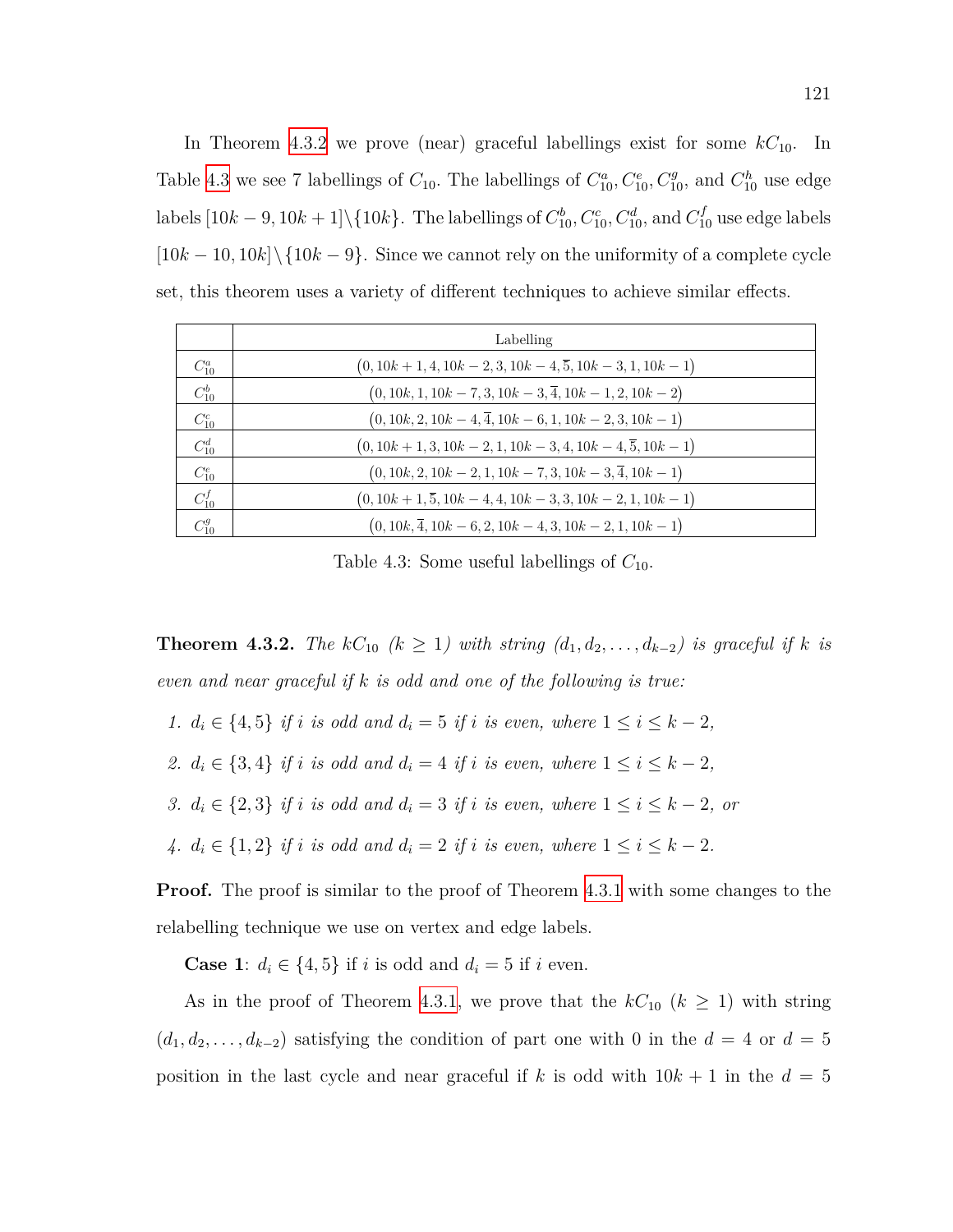In Theorem 4.3.2 we prove (near) graceful labellings exist for some $kC_{10}$. In Table 4.3 we see 7 labellings of $C_{10}$. The labellings of $C_{10}^a, C_{10}^e, C_{10}^g$, and $C_{10}^h$ use edge labels $[10k-9, 10k+1]\backslash\{10k\}$. The labellings of $C_{10}^b, C_{10}^c, C_{10}^d$, and $C_{10}^f$ use edge labels $[10k-10, 10k]\backslash\{10k-9\}$. Since we cannot rely on the uniformity of a complete cycle set, this theorem uses a variety of different techniques to achieve similar effects.

| | Labelling |
|---|---|
| $C_{10}^a$ | $(0, 10k+1, 4, 10k-2, 3, 10k-4, \overline{5}, 10k-3, 1, 10k-1)$ |
| $C_{10}^b$ | $(0, 10k, 1, 10k-7, 3, 10k-3, \overline{4}, 10k-1, 2, 10k-2)$ |
| $C_{10}^c$ | $(0, 10k, 2, 10k-4, \overline{4}, 10k-6, 1, 10k-2, 3, 10k-1)$ |
| $C_{10}^d$ | $(0, 10k+1, 3, 10k-2, 1, 10k-3, 4, 10k-4, \overline{5}, 10k-1)$ |
| $C_{10}^e$ | $(0, 10k, 2, 10k-2, 1, 10k-7, 3, 10k-3, \overline{4}, 10k-1)$ |
| $C_{10}^f$ | $(0, 10k+1, \overline{5}, 10k-4, 4, 10k-3, 3, 10k-2, 1, 10k-1)$ |
| $C_{10}^g$ | $(0, 10k, \overline{4}, 10k-6, 2, 10k-4, 3, 10k-2, 1, 10k-1)$ |

Table 4.3: Some useful labellings of $C_{10}$.

**Theorem 4.3.2.** *The $kC_{10}$ ($k \geq 1$) with string $(d_1, d_2, \ldots, d_{k-2})$ is graceful if $k$ is even and near graceful if $k$ is odd and one of the following is true:*

1. *$d_i \in \{4, 5\}$ if $i$ is odd and $d_i = 5$ if $i$ is even, where $1 \leq i \leq k-2$,*
2. *$d_i \in \{3, 4\}$ if $i$ is odd and $d_i = 4$ if $i$ is even, where $1 \leq i \leq k-2$,*
3. *$d_i \in \{2, 3\}$ if $i$ is odd and $d_i = 3$ if $i$ is even, where $1 \leq i \leq k-2$, or*
4. *$d_i \in \{1, 2\}$ if $i$ is odd and $d_i = 2$ if $i$ is even, where $1 \leq i \leq k-2$.*

**Proof.** The proof is similar to the proof of Theorem 4.3.1 with some changes to the relabelling technique we use on vertex and edge labels.

**Case 1**: $d_i \in \{4, 5\}$ if $i$ is odd and $d_i = 5$ if $i$ even.

As in the proof of Theorem 4.3.1, we prove that the $kC_{10}$ ($k \geq 1$) with string $(d_1, d_2, \ldots, d_{k-2})$ satisfying the condition of part one with 0 in the $d = 4$ or $d = 5$ position in the last cycle and near graceful if $k$ is odd with $10k + 1$ in the $d = 5$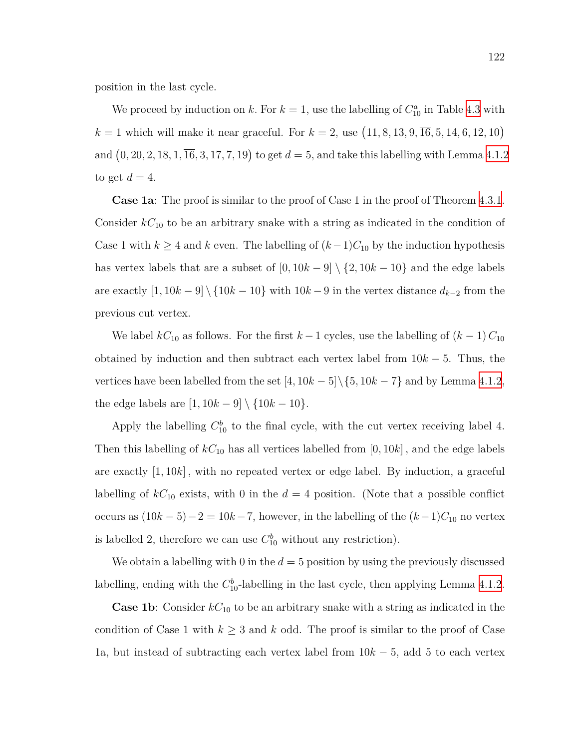position in the last cycle.

We proceed by induction on $k$. For $k = 1$, use the labelling of $C_{10}^a$ in Table 4.3 with $k = 1$ which will make it near graceful. For $k = 2$, use $\left(11, 8, 13, 9, \overline{16}, 5, 14, 6, 12, 10\right)$ and $\left(0, 20, 2, 18, 1, \overline{16}, 3, 17, 7, 19\right)$ to get $d = 5$, and take this labelling with Lemma 4.1.2 to get $d = 4$.

**Case 1a**: The proof is similar to the proof of Case 1 in the proof of Theorem 4.3.1. Consider $kC_{10}$ to be an arbitrary snake with a string as indicated in the condition of Case 1 with $k \geq 4$ and $k$ even. The labelling of $(k-1)C_{10}$ by the induction hypothesis has vertex labels that are a subset of $[0, 10k-9] \setminus \{2, 10k-10\}$ and the edge labels are exactly $[1, 10k-9] \setminus \{10k-10\}$ with $10k-9$ in the vertex distance $d_{k-2}$ from the previous cut vertex.

We label $kC_{10}$ as follows. For the first $k-1$ cycles, use the labelling of $(k-1)\,C_{10}$ obtained by induction and then subtract each vertex label from $10k-5$. Thus, the vertices have been labelled from the set $[4, 10k-5] \setminus \{5, 10k-7\}$ and by Lemma 4.1.2, the edge labels are $[1, 10k-9] \setminus \{10k-10\}$.

Apply the labelling $C_{10}^b$ to the final cycle, with the cut vertex receiving label 4. Then this labelling of $kC_{10}$ has all vertices labelled from $[0, 10k]$, and the edge labels are exactly $[1, 10k]$, with no repeated vertex or edge label. By induction, a graceful labelling of $kC_{10}$ exists, with 0 in the $d = 4$ position. (Note that a possible conflict occurs as $(10k-5)-2 = 10k-7$, however, in the labelling of the $(k-1)C_{10}$ no vertex is labelled 2, therefore we can use $C_{10}^b$ without any restriction).

We obtain a labelling with 0 in the $d = 5$ position by using the previously discussed labelling, ending with the $C_{10}^b$-labelling in the last cycle, then applying Lemma 4.1.2.

**Case 1b**: Consider $kC_{10}$ to be an arbitrary snake with a string as indicated in the condition of Case 1 with $k \geq 3$ and $k$ odd. The proof is similar to the proof of Case 1a, but instead of subtracting each vertex label from $10k-5$, add 5 to each vertex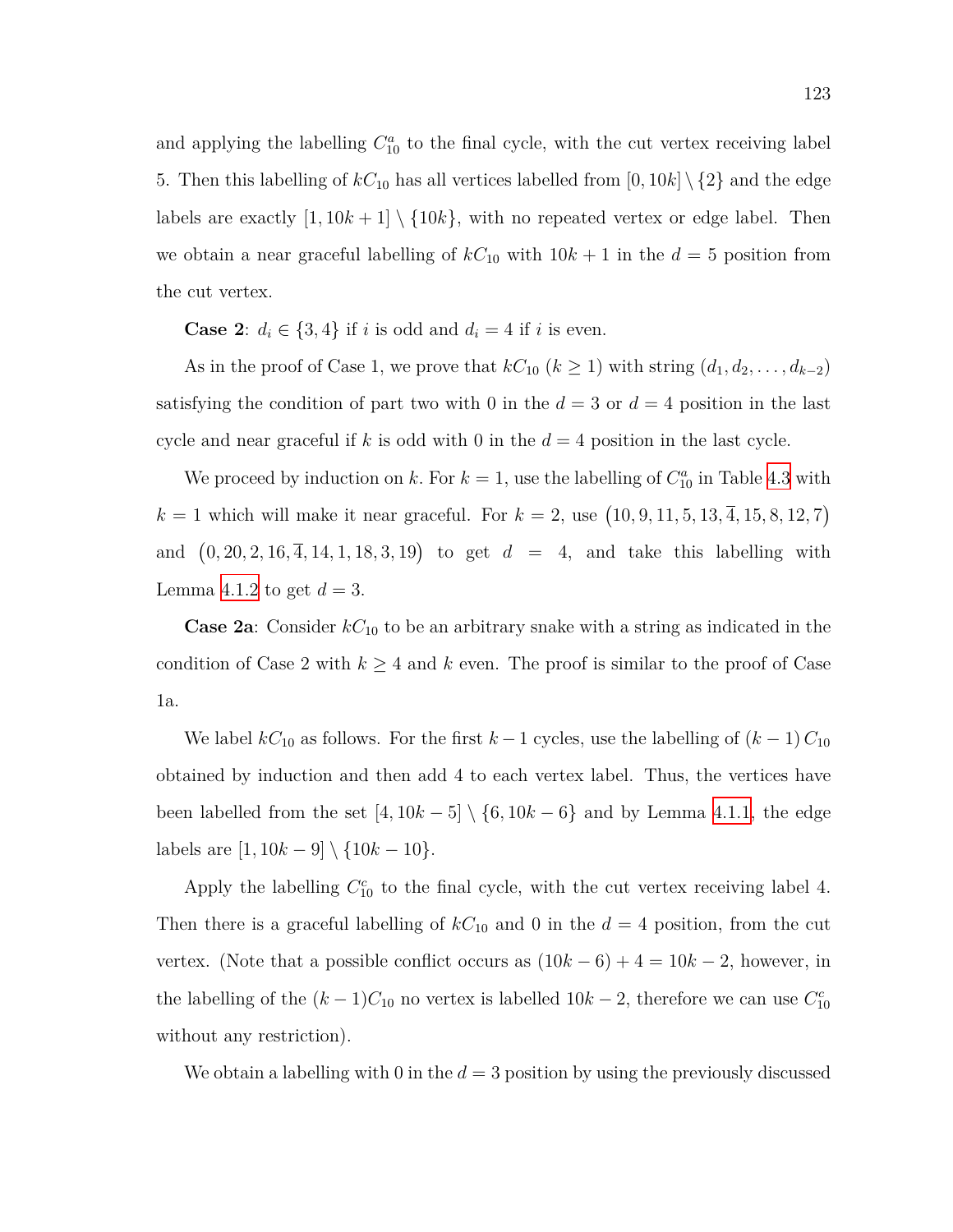and applying the labelling $C_{10}^a$ to the final cycle, with the cut vertex receiving label 5. Then this labelling of $kC_{10}$ has all vertices labelled from $[0, 10k] \setminus \{2\}$ and the edge labels are exactly $[1, 10k+1] \setminus \{10k\}$, with no repeated vertex or edge label. Then we obtain a near graceful labelling of $kC_{10}$ with $10k+1$ in the $d = 5$ position from the cut vertex.

**Case 2**: $d_i \in \{3, 4\}$ if $i$ is odd and $d_i = 4$ if $i$ is even.

As in the proof of Case 1, we prove that $kC_{10}$ $(k \geq 1)$ with string $(d_1, d_2, \ldots, d_{k-2})$ satisfying the condition of part two with 0 in the $d = 3$ or $d = 4$ position in the last cycle and near graceful if $k$ is odd with 0 in the $d = 4$ position in the last cycle.

We proceed by induction on $k$. For $k = 1$, use the labelling of $C_{10}^a$ in Table 4.3 with $k = 1$ which will make it near graceful. For $k = 2$, use $\left(10, 9, 11, 5, 13, \overline{4}, 15, 8, 12, 7\right)$ and $\left(0, 20, 2, 16, \overline{4}, 14, 1, 18, 3, 19\right)$ to get $d = 4$, and take this labelling with Lemma 4.1.2 to get $d = 3$.

**Case 2a**: Consider $kC_{10}$ to be an arbitrary snake with a string as indicated in the condition of Case 2 with $k \geq 4$ and $k$ even. The proof is similar to the proof of Case 1a.

We label $kC_{10}$ as follows. For the first $k-1$ cycles, use the labelling of $(k-1)\,C_{10}$ obtained by induction and then add 4 to each vertex label. Thus, the vertices have been labelled from the set $[4, 10k-5] \setminus \{6, 10k-6\}$ and by Lemma 4.1.1, the edge labels are $[1, 10k-9] \setminus \{10k-10\}$.

Apply the labelling $C_{10}^c$ to the final cycle, with the cut vertex receiving label 4. Then there is a graceful labelling of $kC_{10}$ and 0 in the $d = 4$ position, from the cut vertex. (Note that a possible conflict occurs as $(10k-6)+4 = 10k-2$, however, in the labelling of the $(k-1)C_{10}$ no vertex is labelled $10k-2$, therefore we can use $C_{10}^c$ without any restriction).

We obtain a labelling with 0 in the $d = 3$ position by using the previously discussed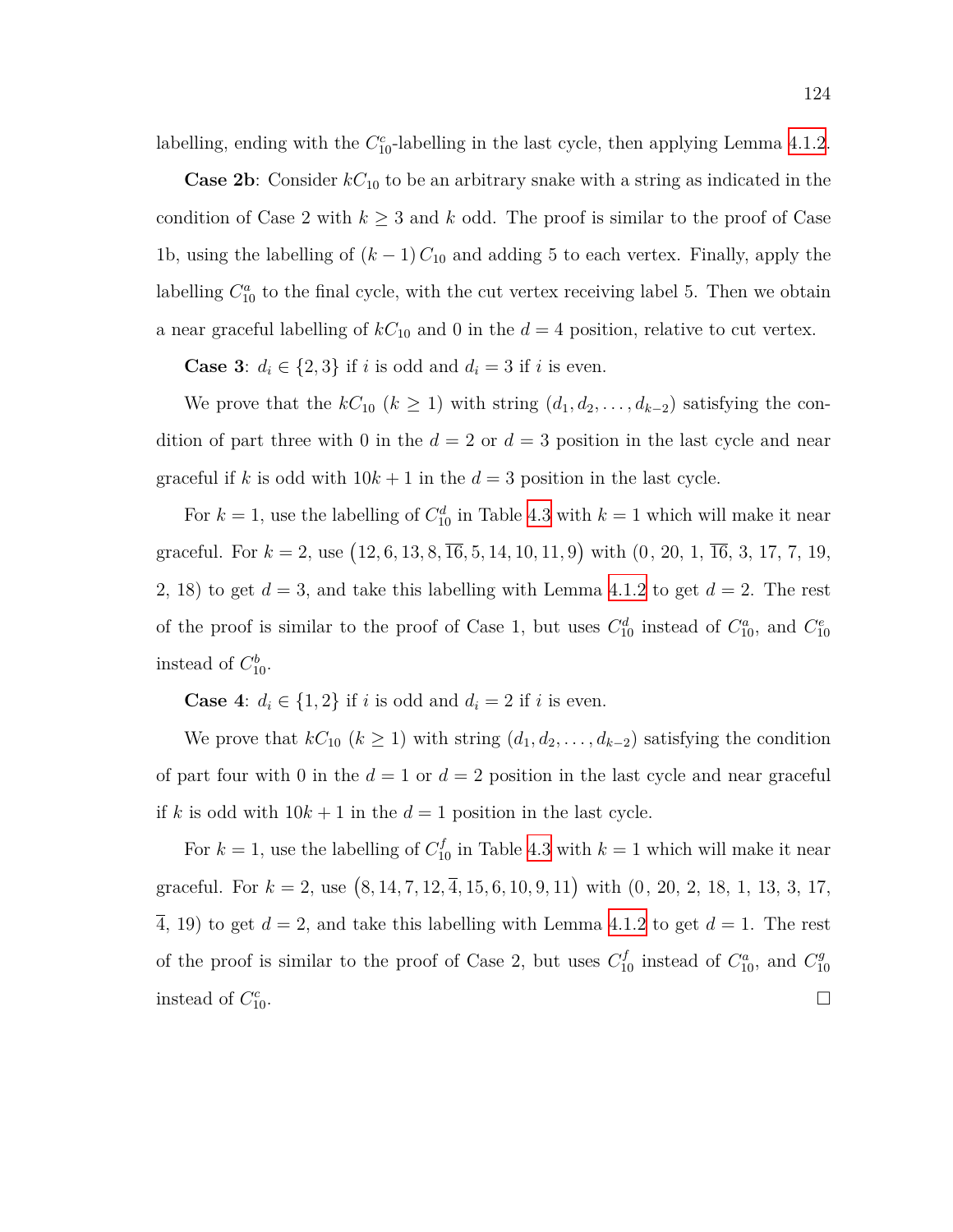labelling, ending with the $C_{10}^{c}$-labelling in the last cycle, then applying Lemma 4.1.2.

**Case 2b**: Consider $kC_{10}$ to be an arbitrary snake with a string as indicated in the condition of Case 2 with $k \geq 3$ and $k$ odd. The proof is similar to the proof of Case 1b, using the labelling of $(k-1)\,C_{10}$ and adding 5 to each vertex. Finally, apply the labelling $C_{10}^{a}$ to the final cycle, with the cut vertex receiving label 5. Then we obtain a near graceful labelling of $kC_{10}$ and 0 in the $d=4$ position, relative to cut vertex.

**Case 3**: $d_i \in \{2,3\}$ if $i$ is odd and $d_i = 3$ if $i$ is even.

We prove that the $kC_{10}$ $(k \geq 1)$ with string $(d_1, d_2, \ldots, d_{k-2})$ satisfying the condition of part three with 0 in the $d=2$ or $d=3$ position in the last cycle and near graceful if $k$ is odd with $10k+1$ in the $d=3$ position in the last cycle.

For $k=1$, use the labelling of $C_{10}^{d}$ in Table 4.3 with $k=1$ which will make it near graceful. For $k=2$, use $\big(12, 6, 13, 8, \overline{16}, 5, 14, 10, 11, 9\big)$ with $(0,\, 20,\, 1,\, \overline{16},\, 3,\, 17,\, 7,\, 19,\, 2,\, 18)$ to get $d=3$, and take this labelling with Lemma 4.1.2 to get $d=2$. The rest of the proof is similar to the proof of Case 1, but uses $C_{10}^{d}$ instead of $C_{10}^{a}$, and $C_{10}^{e}$ instead of $C_{10}^{b}$.

**Case 4**: $d_i \in \{1,2\}$ if $i$ is odd and $d_i = 2$ if $i$ is even.

We prove that $kC_{10}$ $(k \geq 1)$ with string $(d_1, d_2, \ldots, d_{k-2})$ satisfying the condition of part four with 0 in the $d=1$ or $d=2$ position in the last cycle and near graceful if $k$ is odd with $10k+1$ in the $d=1$ position in the last cycle.

For $k=1$, use the labelling of $C_{10}^{f}$ in Table 4.3 with $k=1$ which will make it near graceful. For $k=2$, use $\big(8, 14, 7, 12, \overline{4}, 15, 6, 10, 9, 11\big)$ with $(0,\, 20,\, 2,\, 18,\, 1,\, 13,\, 3,\, 17,\, \overline{4},\, 19)$ to get $d=2$, and take this labelling with Lemma 4.1.2 to get $d=1$. The rest of the proof is similar to the proof of Case 2, but uses $C_{10}^{f}$ instead of $C_{10}^{a}$, and $C_{10}^{g}$ instead of $C_{10}^{c}$. $\square$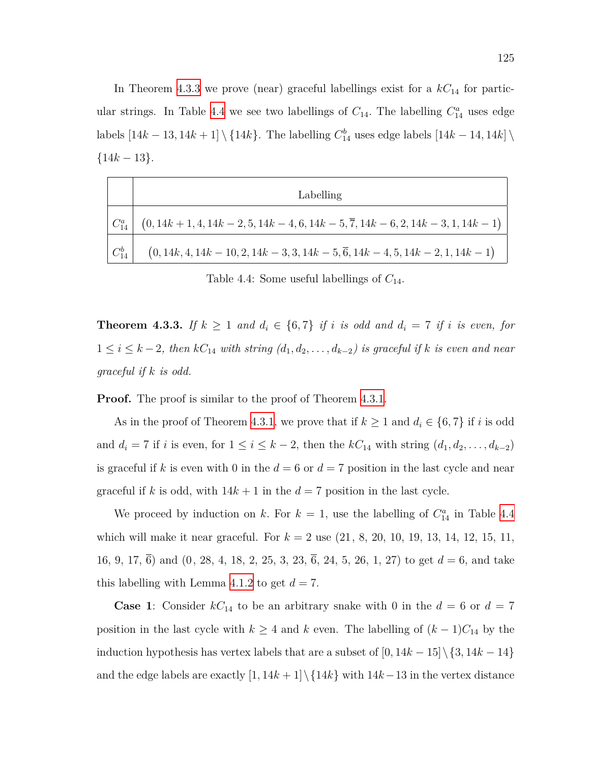In Theorem 4.3.3 we prove (near) graceful labellings exist for a $kC_{14}$ for particular strings. In Table 4.4 we see two labellings of $C_{14}$. The labelling $C_{14}^a$ uses edge labels $[14k-13, 14k+1] \setminus \{14k\}$. The labelling $C_{14}^b$ uses edge labels $[14k-14, 14k] \setminus \{14k-13\}$.

| | Labelling |
|---|---|
| $C_{14}^a$ | $(0, 14k+1, 4, 14k-2, 5, 14k-4, 6, 14k-5, \overline{7}, 14k-6, 2, 14k-3, 1, 14k-1)$ |
| $C_{14}^b$ | $(0, 14k, 4, 14k-10, 2, 14k-3, 3, 14k-5, \overline{6}, 14k-4, 5, 14k-2, 1, 14k-1)$ |

Table 4.4: Some useful labellings of $C_{14}$.

**Theorem 4.3.3.** *If $k \geq 1$ and $d_i \in \{6, 7\}$ if $i$ is odd and $d_i = 7$ if $i$ is even, for $1 \leq i \leq k-2$, then $kC_{14}$ with string $(d_1, d_2, \ldots, d_{k-2})$ is graceful if $k$ is even and near graceful if $k$ is odd.*

**Proof.** The proof is similar to the proof of Theorem 4.3.1.

As in the proof of Theorem 4.3.1, we prove that if $k \geq 1$ and $d_i \in \{6, 7\}$ if $i$ is odd and $d_i = 7$ if $i$ is even, for $1 \leq i \leq k-2$, then the $kC_{14}$ with string $(d_1, d_2, \ldots, d_{k-2})$ is graceful if $k$ is even with 0 in the $d = 6$ or $d = 7$ position in the last cycle and near graceful if $k$ is odd, with $14k+1$ in the $d = 7$ position in the last cycle.

We proceed by induction on $k$. For $k = 1$, use the labelling of $C_{14}^a$ in Table 4.4 which will make it near graceful. For $k = 2$ use (21, 8, 20, 10, 19, 13, 14, 12, 15, 11, 16, 9, 17, $\overline{6}$) and (0, 28, 4, 18, 2, 25, 3, 23, $\overline{6}$, 24, 5, 26, 1, 27) to get $d = 6$, and take this labelling with Lemma 4.1.2 to get $d = 7$.

**Case 1**: Consider $kC_{14}$ to be an arbitrary snake with 0 in the $d = 6$ or $d = 7$ position in the last cycle with $k \geq 4$ and $k$ even. The labelling of $(k-1)C_{14}$ by the induction hypothesis has vertex labels that are a subset of $[0, 14k-15] \setminus \{3, 14k-14\}$ and the edge labels are exactly $[1, 14k+1] \setminus \{14k\}$ with $14k-13$ in the vertex distance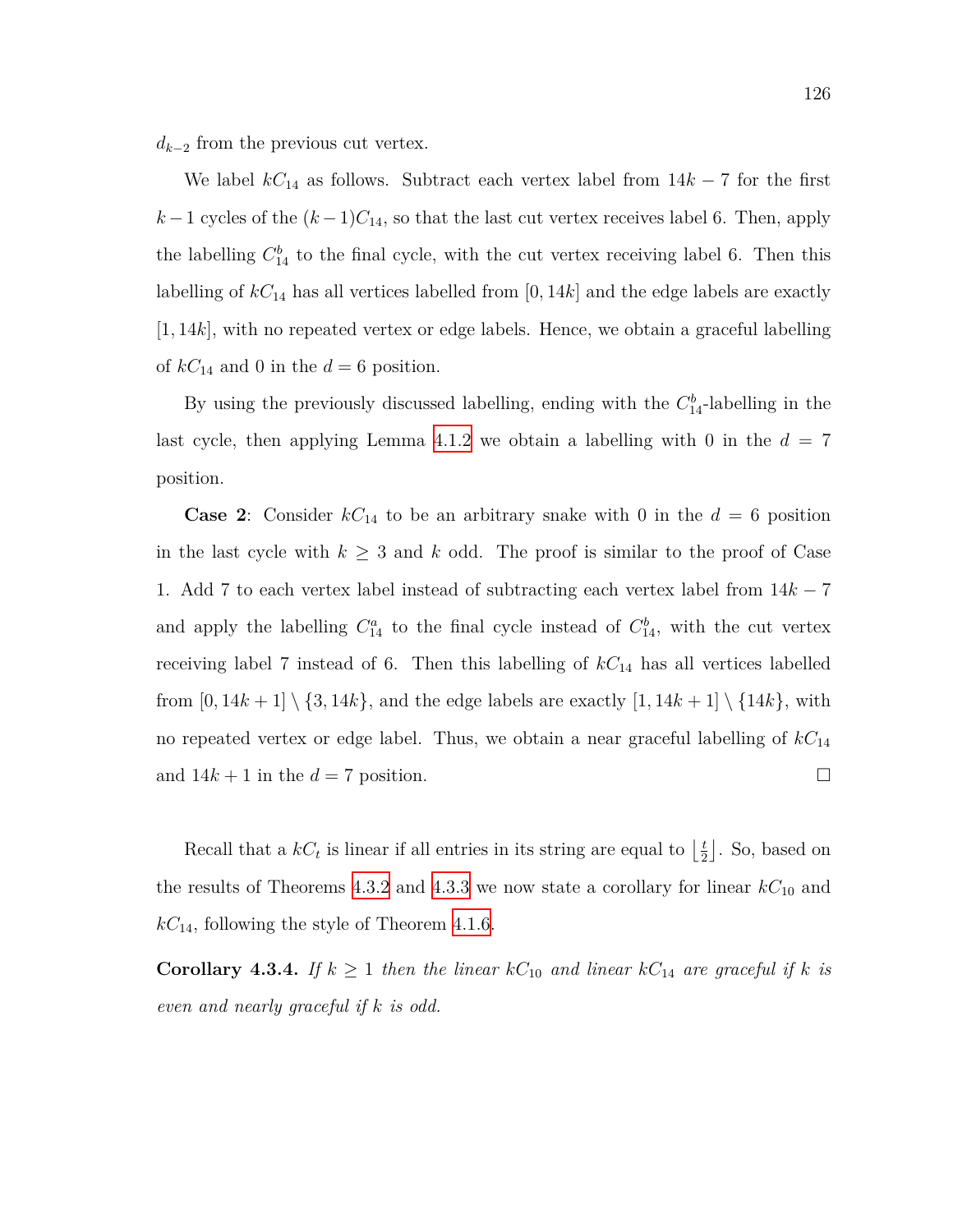$d_{k-2}$ from the previous cut vertex.

We label $kC_{14}$ as follows. Subtract each vertex label from $14k - 7$ for the first $k-1$ cycles of the $(k-1)C_{14}$, so that the last cut vertex receives label 6. Then, apply the labelling $C_{14}^b$ to the final cycle, with the cut vertex receiving label 6. Then this labelling of $kC_{14}$ has all vertices labelled from $[0, 14k]$ and the edge labels are exactly $[1, 14k]$, with no repeated vertex or edge labels. Hence, we obtain a graceful labelling of $kC_{14}$ and 0 in the $d = 6$ position.

By using the previously discussed labelling, ending with the $C_{14}^b$-labelling in the last cycle, then applying Lemma 4.1.2 we obtain a labelling with 0 in the $d = 7$ position.

**Case 2**: Consider $kC_{14}$ to be an arbitrary snake with 0 in the $d = 6$ position in the last cycle with $k \geq 3$ and $k$ odd. The proof is similar to the proof of Case 1. Add 7 to each vertex label instead of subtracting each vertex label from $14k - 7$ and apply the labelling $C_{14}^a$ to the final cycle instead of $C_{14}^b$, with the cut vertex receiving label 7 instead of 6. Then this labelling of $kC_{14}$ has all vertices labelled from $[0, 14k+1] \setminus \{3, 14k\}$, and the edge labels are exactly $[1, 14k+1] \setminus \{14k\}$, with no repeated vertex or edge label. Thus, we obtain a near graceful labelling of $kC_{14}$ and $14k + 1$ in the $d = 7$ position. □

Recall that a $kC_t$ is linear if all entries in its string are equal to $\lfloor \frac{t}{2} \rfloor$. So, based on the results of Theorems 4.3.2 and 4.3.3 we now state a corollary for linear $kC_{10}$ and $kC_{14}$, following the style of Theorem 4.1.6.

**Corollary 4.3.4.** *If $k \geq 1$ then the linear $kC_{10}$ and linear $kC_{14}$ are graceful if $k$ is even and nearly graceful if $k$ is odd.*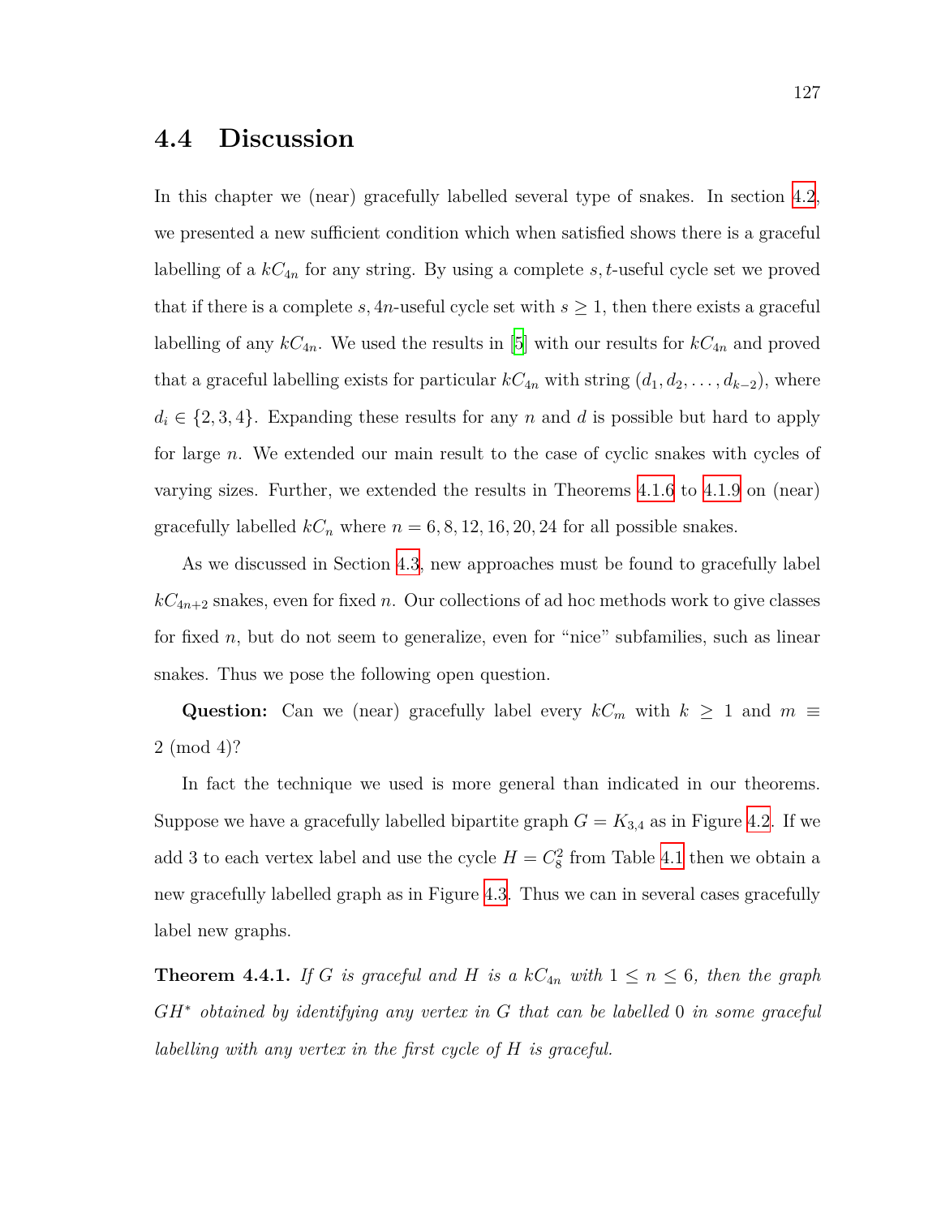## 4.4 Discussion

In this chapter we (near) gracefully labelled several type of snakes. In section 4.2, we presented a new sufficient condition which when satisfied shows there is a graceful labelling of a $kC_{4n}$ for any string. By using a complete $s,t$-useful cycle set we proved that if there is a complete $s, 4n$-useful cycle set with $s \geq 1$, then there exists a graceful labelling of any $kC_{4n}$. We used the results in [5] with our results for $kC_{4n}$ and proved that a graceful labelling exists for particular $kC_{4n}$ with string $(d_1, d_2, \ldots, d_{k-2})$, where $d_i \in \{2, 3, 4\}$. Expanding these results for any $n$ and $d$ is possible but hard to apply for large $n$. We extended our main result to the case of cyclic snakes with cycles of varying sizes. Further, we extended the results in Theorems 4.1.6 to 4.1.9 on (near) gracefully labelled $kC_n$ where $n = 6, 8, 12, 16, 20, 24$ for all possible snakes.

As we discussed in Section 4.3, new approaches must be found to gracefully label $kC_{4n+2}$ snakes, even for fixed $n$. Our collections of ad hoc methods work to give classes for fixed $n$, but do not seem to generalize, even for "nice" subfamilies, such as linear snakes. Thus we pose the following open question.

**Question:** Can we (near) gracefully label every $kC_m$ with $k \geq 1$ and $m \equiv 2 \pmod 4$?

In fact the technique we used is more general than indicated in our theorems. Suppose we have a gracefully labelled bipartite graph $G = K_{3,4}$ as in Figure 4.2. If we add 3 to each vertex label and use the cycle $H = C_8^2$ from Table 4.1 then we obtain a new gracefully labelled graph as in Figure 4.3. Thus we can in several cases gracefully label new graphs.

**Theorem 4.4.1.** *If $G$ is graceful and $H$ is a $kC_{4n}$ with $1 \leq n \leq 6$, then the graph $GH^*$ obtained by identifying any vertex in $G$ that can be labelled 0 in some graceful labelling with any vertex in the first cycle of $H$ is graceful.*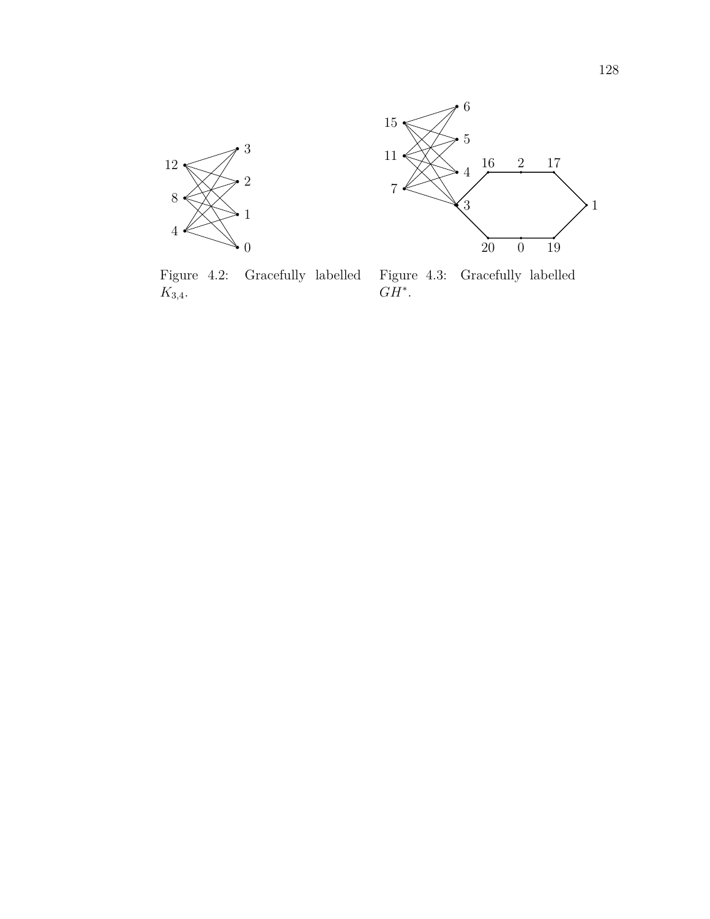12
8
4
3
2
1
0

Figure 4.2: Gracefully labelled $K_{3,4}$.

15
11
7
6
5
4
3
16
2
17
1
20
0
19

Figure 4.3: Gracefully labelled $GH^*$.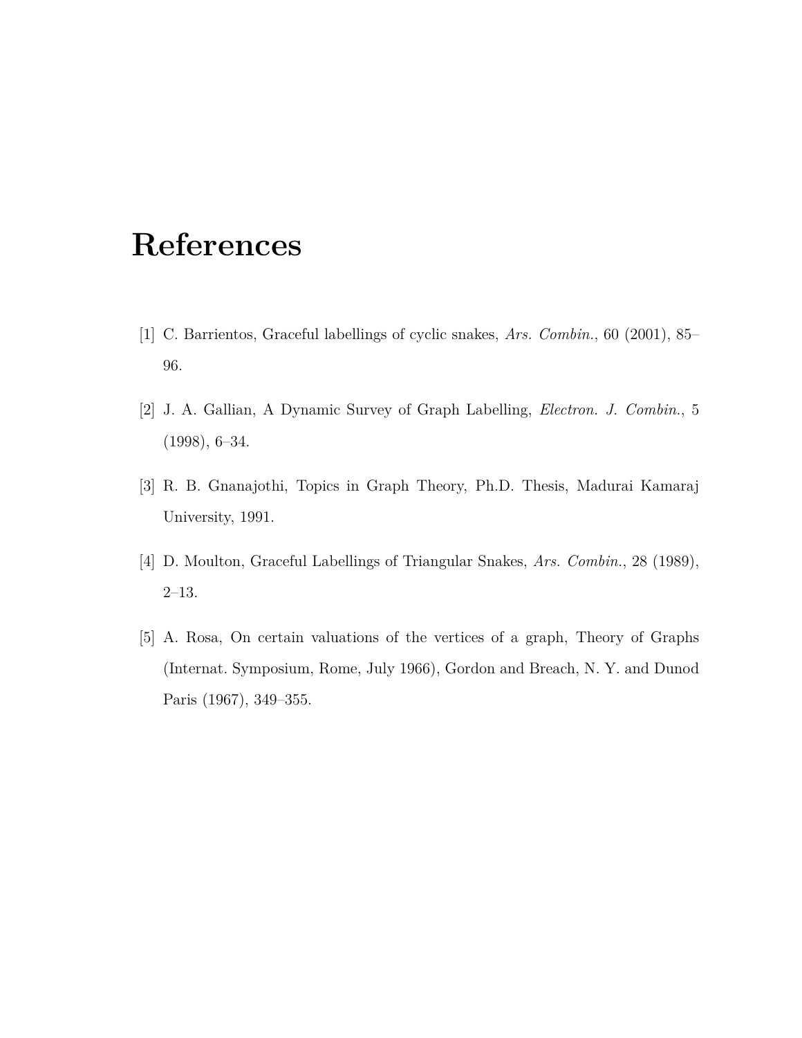# References

[1] C. Barrientos, Graceful labellings of cyclic snakes, *Ars. Combin.*, 60 (2001), 85–96.

[2] J. A. Gallian, A Dynamic Survey of Graph Labelling, *Electron. J. Combin.*, 5 (1998), 6–34.

[3] R. B. Gnanajothi, Topics in Graph Theory, Ph.D. Thesis, Madurai Kamaraj University, 1991.

[4] D. Moulton, Graceful Labellings of Triangular Snakes, *Ars. Combin.*, 28 (1989), 2–13.

[5] A. Rosa, On certain valuations of the vertices of a graph, Theory of Graphs (Internat. Symposium, Rome, July 1966), Gordon and Breach, N. Y. and Dunod Paris (1967), 349–355.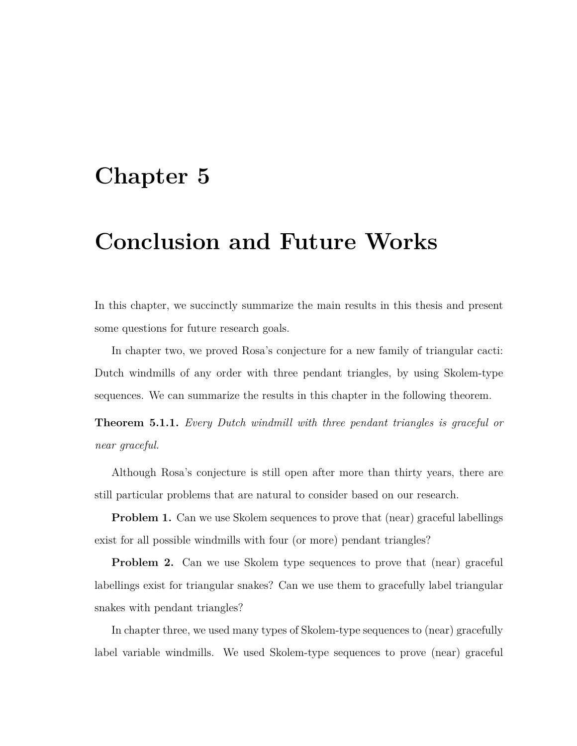# Chapter 5

# Conclusion and Future Works

In this chapter, we succinctly summarize the main results in this thesis and present some questions for future research goals.

In chapter two, we proved Rosa's conjecture for a new family of triangular cacti: Dutch windmills of any order with three pendant triangles, by using Skolem-type sequences. We can summarize the results in this chapter in the following theorem.

**Theorem 5.1.1.** *Every Dutch windmill with three pendant triangles is graceful or near graceful.*

Although Rosa's conjecture is still open after more than thirty years, there are still particular problems that are natural to consider based on our research.

**Problem 1.** Can we use Skolem sequences to prove that (near) graceful labellings exist for all possible windmills with four (or more) pendant triangles?

**Problem 2.** Can we use Skolem type sequences to prove that (near) graceful labellings exist for triangular snakes? Can we use them to gracefully label triangular snakes with pendant triangles?

In chapter three, we used many types of Skolem-type sequences to (near) gracefully label variable windmills. We used Skolem-type sequences to prove (near) graceful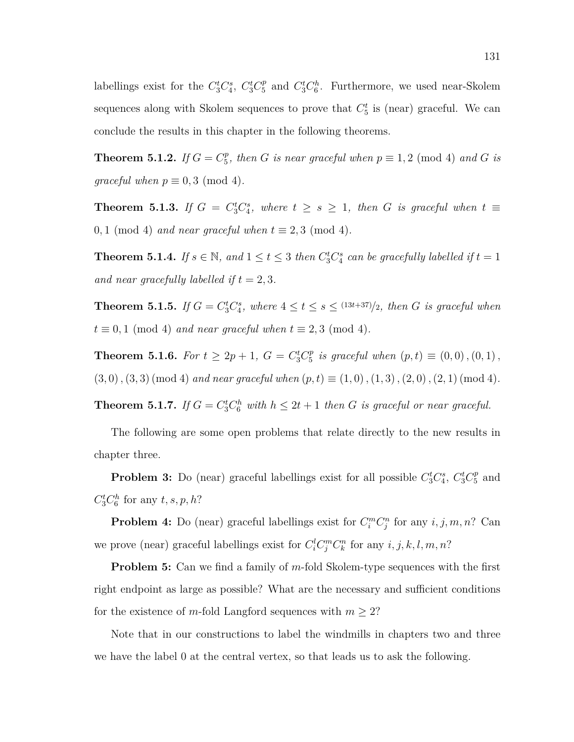labellings exist for the $C_3^tC_4^s$, $C_3^tC_5^p$ and $C_3^tC_6^h$. Furthermore, we used near-Skolem sequences along with Skolem sequences to prove that $C_5^t$ is (near) graceful. We can conclude the results in this chapter in the following theorems.

**Theorem 5.1.2.** *If $G = C_5^p$, then $G$ is near graceful when $p \equiv 1, 2 \pmod 4$ and $G$ is graceful when $p \equiv 0, 3 \pmod 4$.*

**Theorem 5.1.3.** *If $G = C_3^tC_4^s$, where $t \geq s \geq 1$, then $G$ is graceful when $t \equiv 0, 1 \pmod 4$ and near graceful when $t \equiv 2, 3 \pmod 4$.*

**Theorem 5.1.4.** *If $s \in \mathbb{N}$, and $1 \leq t \leq 3$ then $C_3^tC_4^s$ can be gracefully labelled if $t = 1$ and near gracefully labelled if $t = 2, 3$.*

**Theorem 5.1.5.** *If $G = C_3^tC_4^s$, where $4 \leq t \leq s \leq (13t+37)/2$, then $G$ is graceful when $t \equiv 0, 1 \pmod 4$ and near graceful when $t \equiv 2, 3 \pmod 4$.*

**Theorem 5.1.6.** *For $t \geq 2p + 1$, $G = C_3^tC_5^p$ is graceful when $(p, t) \equiv (0, 0), (0, 1), (3, 0), (3, 3) \pmod 4$ and near graceful when $(p, t) \equiv (1, 0), (1, 3), (2, 0), (2, 1) \pmod 4$.*

**Theorem 5.1.7.** *If $G = C_3^tC_6^h$ with $h \leq 2t + 1$ then $G$ is graceful or near graceful.*

The following are some open problems that relate directly to the new results in chapter three.

**Problem 3:** Do (near) graceful labellings exist for all possible $C_3^tC_4^s$, $C_3^tC_5^p$ and $C_3^tC_6^h$ for any $t, s, p, h$?

**Problem 4:** Do (near) graceful labellings exist for $C_i^mC_j^n$ for any $i, j, m, n$? Can we prove (near) graceful labellings exist for $C_i^lC_j^mC_k^n$ for any $i, j, k, l, m, n$?

**Problem 5:** Can we find a family of $m$-fold Skolem-type sequences with the first right endpoint as large as possible? What are the necessary and sufficient conditions for the existence of $m$-fold Langford sequences with $m \geq 2$?

Note that in our constructions to label the windmills in chapters two and three we have the label 0 at the central vertex, so that leads us to ask the following.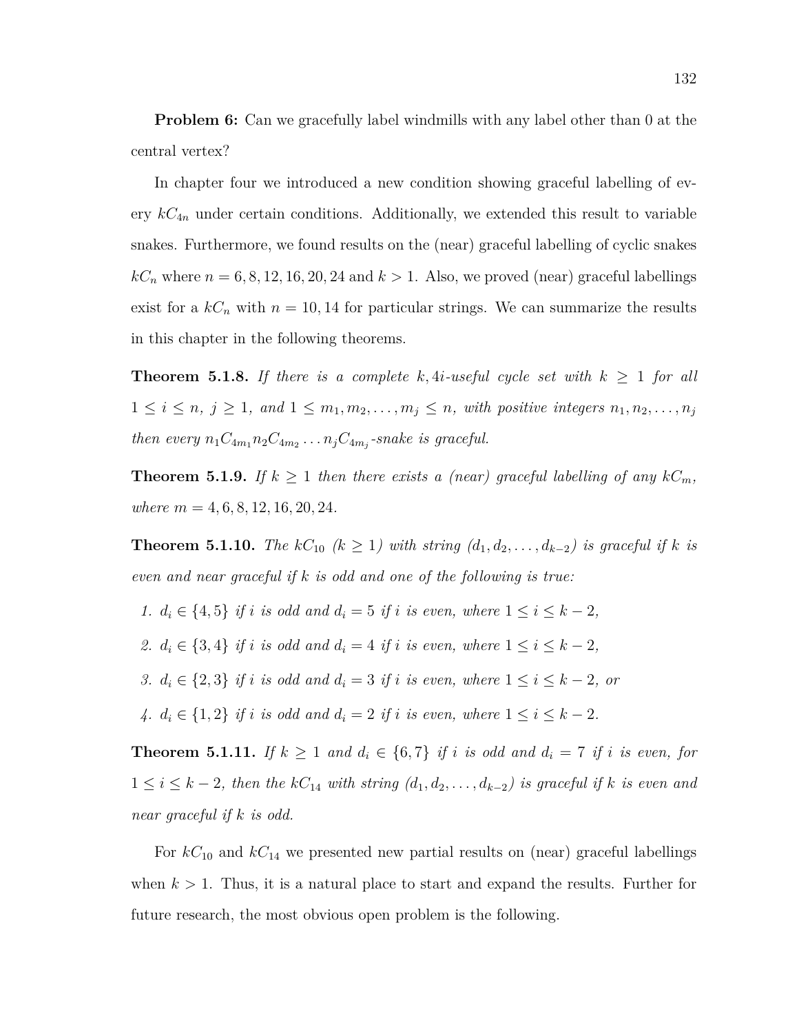**Problem 6:** Can we gracefully label windmills with any label other than 0 at the central vertex?

In chapter four we introduced a new condition showing graceful labelling of every $kC_{4n}$ under certain conditions. Additionally, we extended this result to variable snakes. Furthermore, we found results on the (near) graceful labelling of cyclic snakes $kC_n$ where $n = 6, 8, 12, 16, 20, 24$ and $k > 1$. Also, we proved (near) graceful labellings exist for a $kC_n$ with $n = 10, 14$ for particular strings. We can summarize the results in this chapter in the following theorems.

**Theorem 5.1.8.** *If there is a complete $k, 4i$-useful cycle set with $k \geq 1$ for all $1 \leq i \leq n$, $j \geq 1$, and $1 \leq m_1, m_2, \ldots, m_j \leq n$, with positive integers $n_1, n_2, \ldots, n_j$ then every $n_1C_{4m_1}n_2C_{4m_2}\ldots n_jC_{4m_j}$-snake is graceful.*

**Theorem 5.1.9.** *If $k \geq 1$ then there exists a (near) graceful labelling of any $kC_m$, where $m = 4, 6, 8, 12, 16, 20, 24$.*

**Theorem 5.1.10.** *The $kC_{10}$ ($k \geq 1$) with string $(d_1, d_2, \ldots, d_{k-2})$ is graceful if $k$ is even and near graceful if $k$ is odd and one of the following is true:*

1. *$d_i \in \{4, 5\}$ if $i$ is odd and $d_i = 5$ if $i$ is even, where $1 \leq i \leq k-2$,*
2. *$d_i \in \{3, 4\}$ if $i$ is odd and $d_i = 4$ if $i$ is even, where $1 \leq i \leq k-2$,*
3. *$d_i \in \{2, 3\}$ if $i$ is odd and $d_i = 3$ if $i$ is even, where $1 \leq i \leq k-2$, or*
4. *$d_i \in \{1, 2\}$ if $i$ is odd and $d_i = 2$ if $i$ is even, where $1 \leq i \leq k-2$.*

**Theorem 5.1.11.** *If $k \geq 1$ and $d_i \in \{6, 7\}$ if $i$ is odd and $d_i = 7$ if $i$ is even, for $1 \leq i \leq k-2$, then the $kC_{14}$ with string $(d_1, d_2, \ldots, d_{k-2})$ is graceful if $k$ is even and near graceful if $k$ is odd.*

For $kC_{10}$ and $kC_{14}$ we presented new partial results on (near) graceful labellings when $k > 1$. Thus, it is a natural place to start and expand the results. Further for future research, the most obvious open problem is the following.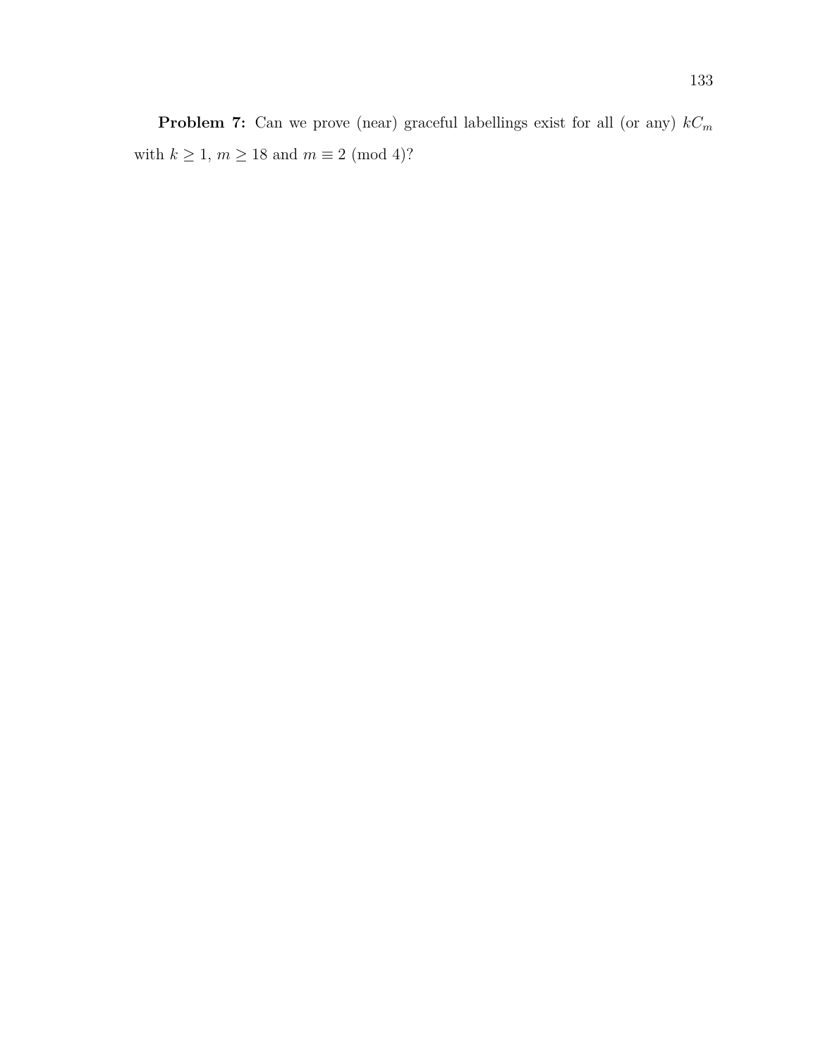**Problem 7:** Can we prove (near) graceful labellings exist for all (or any) $kC_m$ with $k \geq 1$, $m \geq 18$ and $m \equiv 2 \pmod 4$?